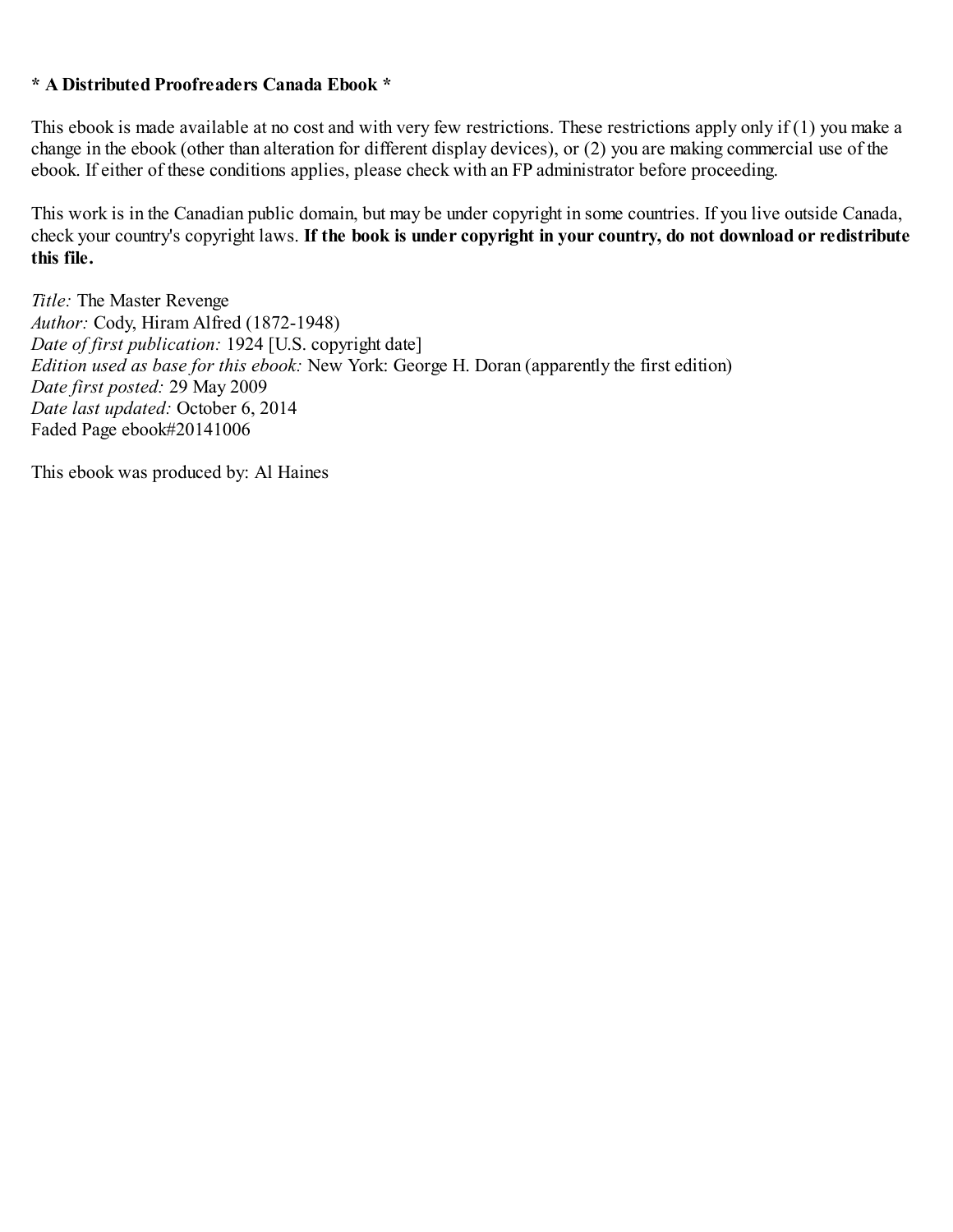**\* A Distributed Proofreaders Canada Ebook \***

This ebook is made available at no cost and with very few restrictions. These restrictions apply only if (1) you make a change in the ebook (other than alteration for different display devices), or (2) you are making commercial use of the ebook. If either of these conditions applies, please check with an FP administrator before proceeding.

This work is in the Canadian public domain, but may be under copyright in some countries. If you live outside Canada, check your country's copyright laws. **If the book is under copyright in your country, do not download or redistribute this file.**

*Title:* The Master Revenge
*Author:* Cody, Hiram Alfred (1872-1948)
*Date of first publication:* 1924 [U.S. copyright date]
*Edition used as base for this ebook:* New York: George H. Doran (apparently the first edition)
*Date first posted:* 29 May 2009
*Date last updated:* October 6, 2014
Faded Page ebook#20141006

This ebook was produced by: Al Haines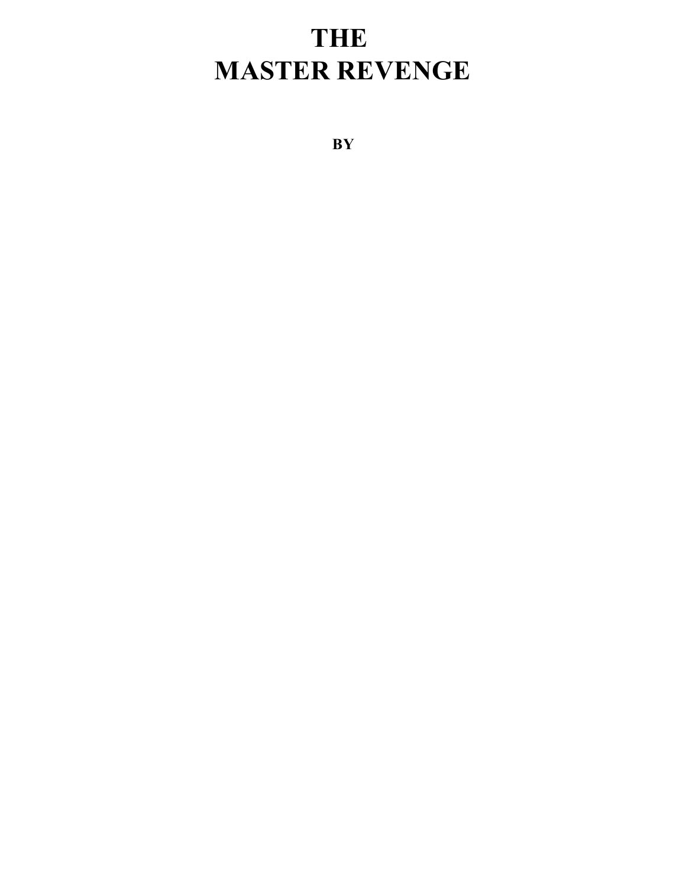# THE MASTER REVENGE

**BY**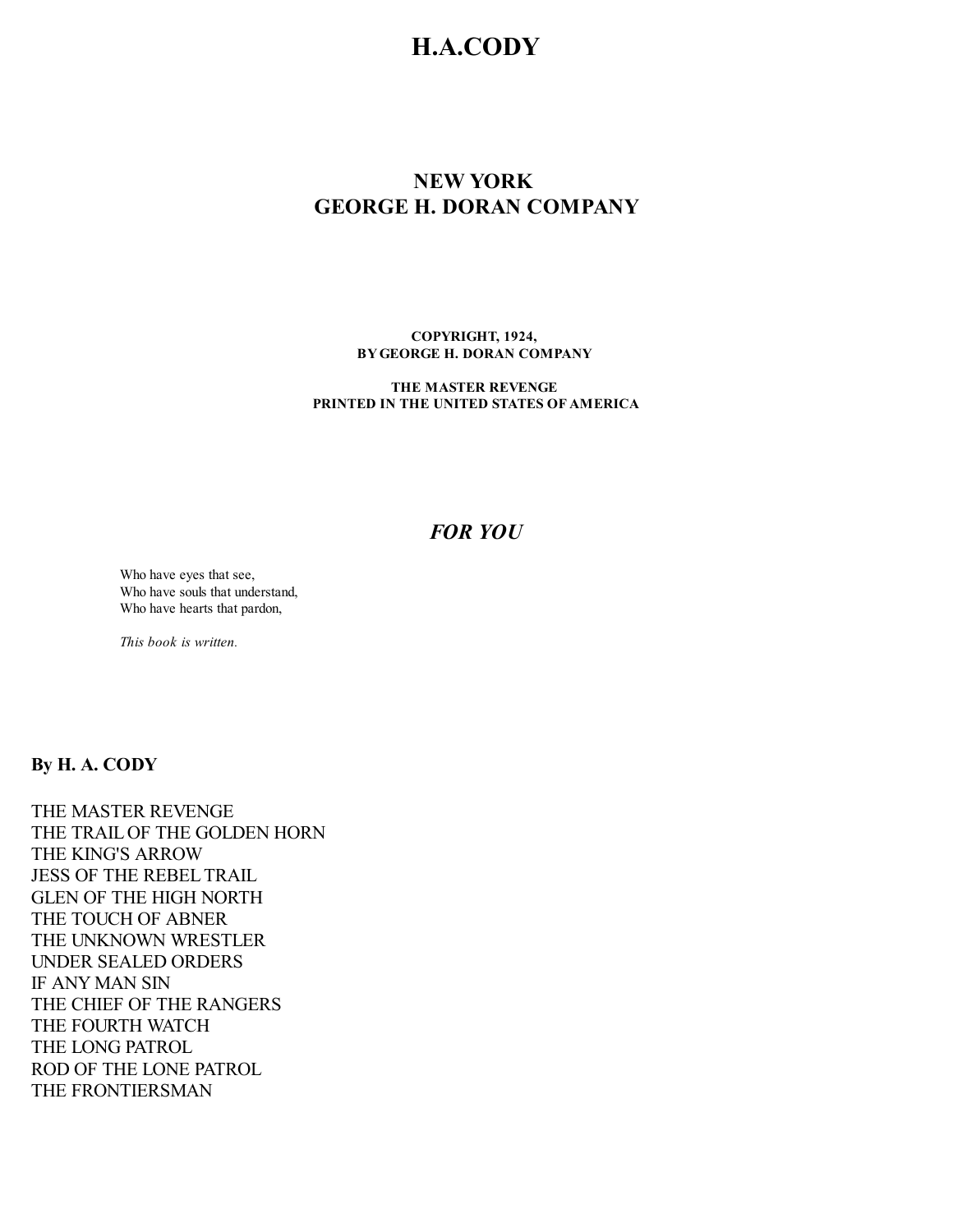# H.A.CODY

## NEW YORK
## GEORGE H. DORAN COMPANY

**COPYRIGHT, 1924,**
**BY GEORGE H. DORAN COMPANY**

**THE MASTER REVENGE**
**PRINTED IN THE UNITED STATES OF AMERICA**

## *FOR YOU*

Who have eyes that see,
Who have souls that understand,
Who have hearts that pardon,

*This book is written.*

**By H. A. CODY**

THE MASTER REVENGE
THE TRAIL OF THE GOLDEN HORN
THE KING'S ARROW
JESS OF THE REBEL TRAIL
GLEN OF THE HIGH NORTH
THE TOUCH OF ABNER
THE UNKNOWN WRESTLER
UNDER SEALED ORDERS
IF ANY MAN SIN
THE CHIEF OF THE RANGERS
THE FOURTH WATCH
THE LONG PATROL
ROD OF THE LONE PATROL
THE FRONTIERSMAN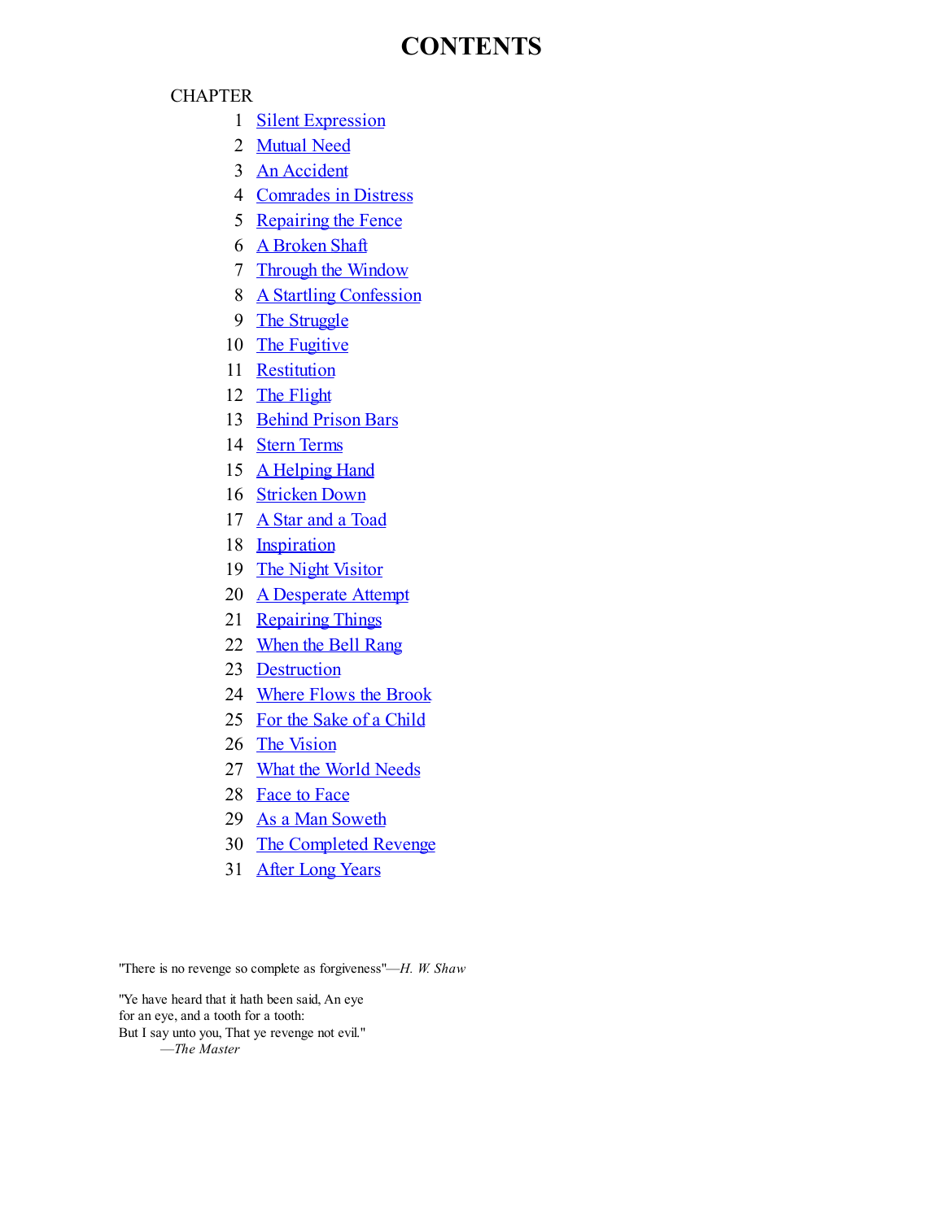# CONTENTS

CHAPTER

1. Silent Expression
2. Mutual Need
3. An Accident
4. Comrades in Distress
5. Repairing the Fence
6. A Broken Shaft
7. Through the Window
8. A Startling Confession
9. The Struggle
10. The Fugitive
11. Restitution
12. The Flight
13. Behind Prison Bars
14. Stern Terms
15. A Helping Hand
16. Stricken Down
17. A Star and a Toad
18. Inspiration
19. The Night Visitor
20. A Desperate Attempt
21. Repairing Things
22. When the Bell Rang
23. Destruction
24. Where Flows the Brook
25. For the Sake of a Child
26. The Vision
27. What the World Needs
28. Face to Face
29. As a Man Soweth
30. The Completed Revenge
31. After Long Years

"There is no revenge so complete as forgiveness"—*H. W. Shaw*

"Ye have heard that it hath been said, An eye
for an eye, and a tooth for a tooth:
But I say unto you, That ye revenge not evil."
—*The Master*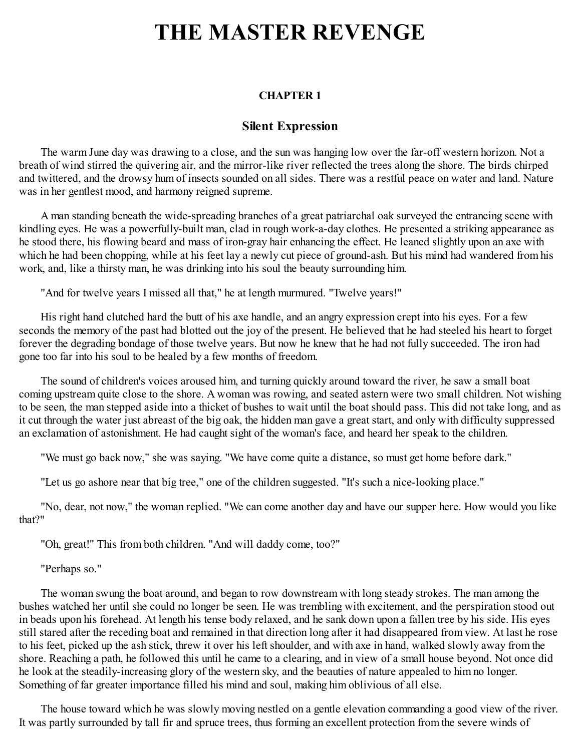# THE MASTER REVENGE

### CHAPTER 1

## Silent Expression

The warm June day was drawing to a close, and the sun was hanging low over the far-off western horizon. Not a breath of wind stirred the quivering air, and the mirror-like river reflected the trees along the shore. The birds chirped and twittered, and the drowsy hum of insects sounded on all sides. There was a restful peace on water and land. Nature was in her gentlest mood, and harmony reigned supreme.

A man standing beneath the wide-spreading branches of a great patriarchal oak surveyed the entrancing scene with kindling eyes. He was a powerfully-built man, clad in rough work-a-day clothes. He presented a striking appearance as he stood there, his flowing beard and mass of iron-gray hair enhancing the effect. He leaned slightly upon an axe with which he had been chopping, while at his feet lay a newly cut piece of ground-ash. But his mind had wandered from his work, and, like a thirsty man, he was drinking into his soul the beauty surrounding him.

"And for twelve years I missed all that," he at length murmured. "Twelve years!"

His right hand clutched hard the butt of his axe handle, and an angry expression crept into his eyes. For a few seconds the memory of the past had blotted out the joy of the present. He believed that he had steeled his heart to forget forever the degrading bondage of those twelve years. But now he knew that he had not fully succeeded. The iron had gone too far into his soul to be healed by a few months of freedom.

The sound of children's voices aroused him, and turning quickly around toward the river, he saw a small boat coming upstream quite close to the shore. A woman was rowing, and seated astern were two small children. Not wishing to be seen, the man stepped aside into a thicket of bushes to wait until the boat should pass. This did not take long, and as it cut through the water just abreast of the big oak, the hidden man gave a great start, and only with difficulty suppressed an exclamation of astonishment. He had caught sight of the woman's face, and heard her speak to the children.

"We must go back now," she was saying. "We have come quite a distance, so must get home before dark."

"Let us go ashore near that big tree," one of the children suggested. "It's such a nice-looking place."

"No, dear, not now," the woman replied. "We can come another day and have our supper here. How would you like that?"

"Oh, great!" This from both children. "And will daddy come, too?"

"Perhaps so."

The woman swung the boat around, and began to row downstream with long steady strokes. The man among the bushes watched her until she could no longer be seen. He was trembling with excitement, and the perspiration stood out in beads upon his forehead. At length his tense body relaxed, and he sank down upon a fallen tree by his side. His eyes still stared after the receding boat and remained in that direction long after it had disappeared from view. At last he rose to his feet, picked up the ash stick, threw it over his left shoulder, and with axe in hand, walked slowly away from the shore. Reaching a path, he followed this until he came to a clearing, and in view of a small house beyond. Not once did he look at the steadily-increasing glory of the western sky, and the beauties of nature appealed to him no longer. Something of far greater importance filled his mind and soul, making him oblivious of all else.

The house toward which he was slowly moving nestled on a gentle elevation commanding a good view of the river. It was partly surrounded by tall fir and spruce trees, thus forming an excellent protection from the severe winds of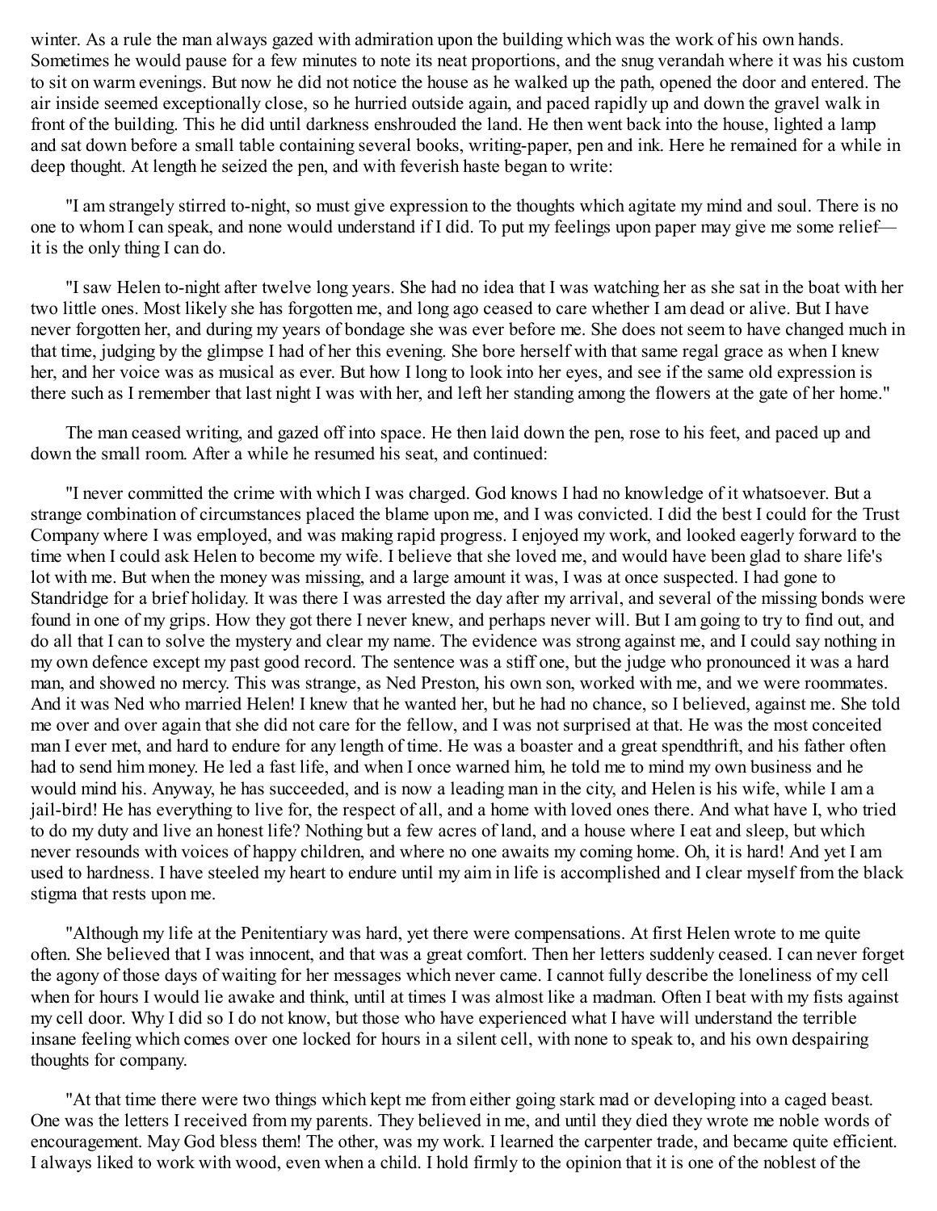winter. As a rule the man always gazed with admiration upon the building which was the work of his own hands. Sometimes he would pause for a few minutes to note its neat proportions, and the snug verandah where it was his custom to sit on warm evenings. But now he did not notice the house as he walked up the path, opened the door and entered. The air inside seemed exceptionally close, so he hurried outside again, and paced rapidly up and down the gravel walk in front of the building. This he did until darkness enshrouded the land. He then went back into the house, lighted a lamp and sat down before a small table containing several books, writing-paper, pen and ink. Here he remained for a while in deep thought. At length he seized the pen, and with feverish haste began to write:

"I am strangely stirred to-night, so must give expression to the thoughts which agitate my mind and soul. There is no one to whom I can speak, and none would understand if I did. To put my feelings upon paper may give me some relief—it is the only thing I can do.

"I saw Helen to-night after twelve long years. She had no idea that I was watching her as she sat in the boat with her two little ones. Most likely she has forgotten me, and long ago ceased to care whether I am dead or alive. But I have never forgotten her, and during my years of bondage she was ever before me. She does not seem to have changed much in that time, judging by the glimpse I had of her this evening. She bore herself with that same regal grace as when I knew her, and her voice was as musical as ever. But how I long to look into her eyes, and see if the same old expression is there such as I remember that last night I was with her, and left her standing among the flowers at the gate of her home."

The man ceased writing, and gazed off into space. He then laid down the pen, rose to his feet, and paced up and down the small room. After a while he resumed his seat, and continued:

"I never committed the crime with which I was charged. God knows I had no knowledge of it whatsoever. But a strange combination of circumstances placed the blame upon me, and I was convicted. I did the best I could for the Trust Company where I was employed, and was making rapid progress. I enjoyed my work, and looked eagerly forward to the time when I could ask Helen to become my wife. I believe that she loved me, and would have been glad to share life's lot with me. But when the money was missing, and a large amount it was, I was at once suspected. I had gone to Standridge for a brief holiday. It was there I was arrested the day after my arrival, and several of the missing bonds were found in one of my grips. How they got there I never knew, and perhaps never will. But I am going to try to find out, and do all that I can to solve the mystery and clear my name. The evidence was strong against me, and I could say nothing in my own defence except my past good record. The sentence was a stiff one, but the judge who pronounced it was a hard man, and showed no mercy. This was strange, as Ned Preston, his own son, worked with me, and we were roommates. And it was Ned who married Helen! I knew that he wanted her, but he had no chance, so I believed, against me. She told me over and over again that she did not care for the fellow, and I was not surprised at that. He was the most conceited man I ever met, and hard to endure for any length of time. He was a boaster and a great spendthrift, and his father often had to send him money. He led a fast life, and when I once warned him, he told me to mind my own business and he would mind his. Anyway, he has succeeded, and is now a leading man in the city, and Helen is his wife, while I am a jail-bird! He has everything to live for, the respect of all, and a home with loved ones there. And what have I, who tried to do my duty and live an honest life? Nothing but a few acres of land, and a house where I eat and sleep, but which never resounds with voices of happy children, and where no one awaits my coming home. Oh, it is hard! And yet I am used to hardness. I have steeled my heart to endure until my aim in life is accomplished and I clear myself from the black stigma that rests upon me.

"Although my life at the Penitentiary was hard, yet there were compensations. At first Helen wrote to me quite often. She believed that I was innocent, and that was a great comfort. Then her letters suddenly ceased. I can never forget the agony of those days of waiting for her messages which never came. I cannot fully describe the loneliness of my cell when for hours I would lie awake and think, until at times I was almost like a madman. Often I beat with my fists against my cell door. Why I did so I do not know, but those who have experienced what I have will understand the terrible insane feeling which comes over one locked for hours in a silent cell, with none to speak to, and his own despairing thoughts for company.

"At that time there were two things which kept me from either going stark mad or developing into a caged beast. One was the letters I received from my parents. They believed in me, and until they died they wrote me noble words of encouragement. May God bless them! The other, was my work. I learned the carpenter trade, and became quite efficient. I always liked to work with wood, even when a child. I hold firmly to the opinion that it is one of the noblest of the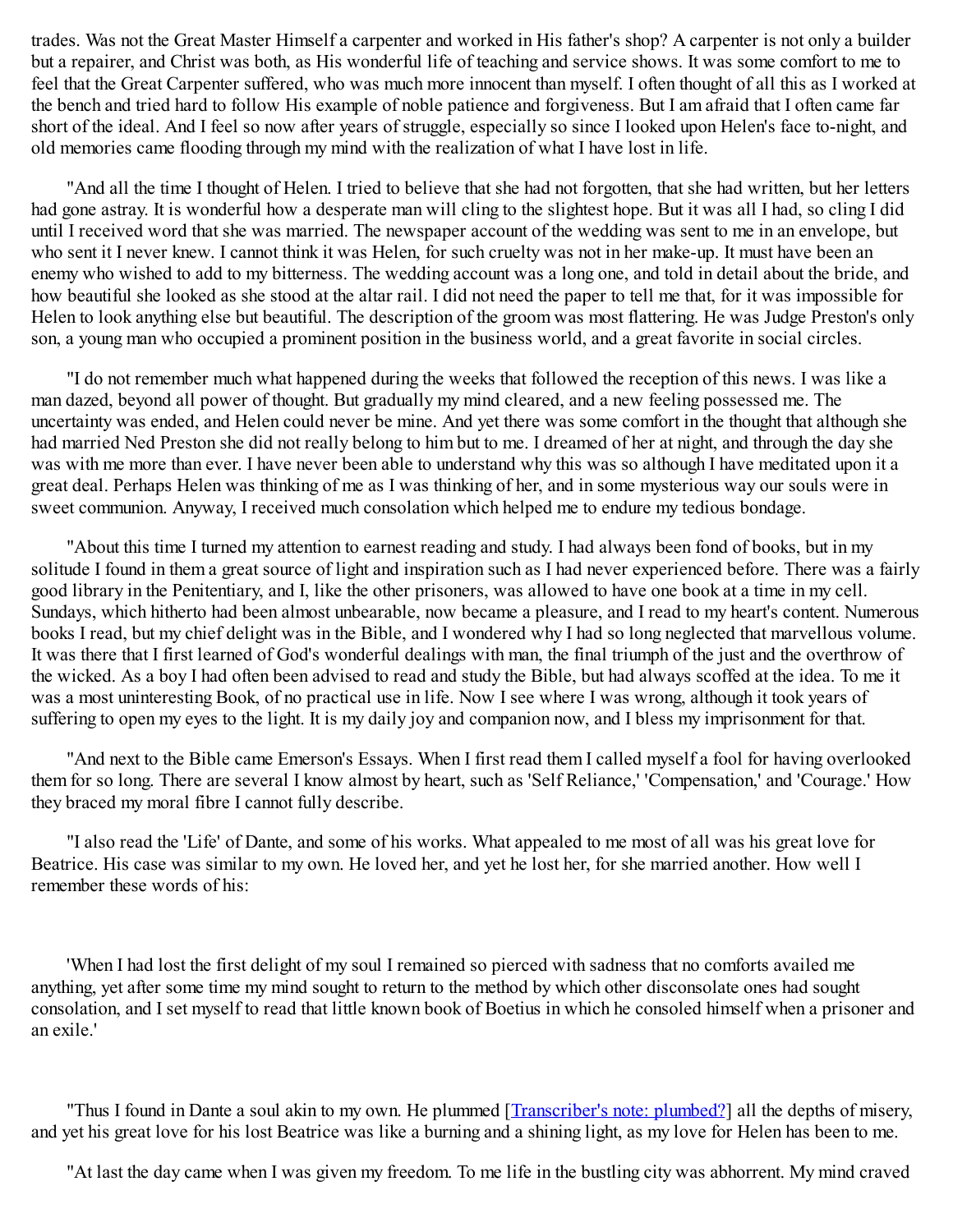trades. Was not the Great Master Himself a carpenter and worked in His father's shop? A carpenter is not only a builder but a repairer, and Christ was both, as His wonderful life of teaching and service shows. It was some comfort to me to feel that the Great Carpenter suffered, who was much more innocent than myself. I often thought of all this as I worked at the bench and tried hard to follow His example of noble patience and forgiveness. But I am afraid that I often came far short of the ideal. And I feel so now after years of struggle, especially so since I looked upon Helen's face to-night, and old memories came flooding through my mind with the realization of what I have lost in life.

"And all the time I thought of Helen. I tried to believe that she had not forgotten, that she had written, but her letters had gone astray. It is wonderful how a desperate man will cling to the slightest hope. But it was all I had, so cling I did until I received word that she was married. The newspaper account of the wedding was sent to me in an envelope, but who sent it I never knew. I cannot think it was Helen, for such cruelty was not in her make-up. It must have been an enemy who wished to add to my bitterness. The wedding account was a long one, and told in detail about the bride, and how beautiful she looked as she stood at the altar rail. I did not need the paper to tell me that, for it was impossible for Helen to look anything else but beautiful. The description of the groom was most flattering. He was Judge Preston's only son, a young man who occupied a prominent position in the business world, and a great favorite in social circles.

"I do not remember much what happened during the weeks that followed the reception of this news. I was like a man dazed, beyond all power of thought. But gradually my mind cleared, and a new feeling possessed me. The uncertainty was ended, and Helen could never be mine. And yet there was some comfort in the thought that although she had married Ned Preston she did not really belong to him but to me. I dreamed of her at night, and through the day she was with me more than ever. I have never been able to understand why this was so although I have meditated upon it a great deal. Perhaps Helen was thinking of me as I was thinking of her, and in some mysterious way our souls were in sweet communion. Anyway, I received much consolation which helped me to endure my tedious bondage.

"About this time I turned my attention to earnest reading and study. I had always been fond of books, but in my solitude I found in them a great source of light and inspiration such as I had never experienced before. There was a fairly good library in the Penitentiary, and I, like the other prisoners, was allowed to have one book at a time in my cell. Sundays, which hitherto had been almost unbearable, now became a pleasure, and I read to my heart's content. Numerous books I read, but my chief delight was in the Bible, and I wondered why I had so long neglected that marvellous volume. It was there that I first learned of God's wonderful dealings with man, the final triumph of the just and the overthrow of the wicked. As a boy I had often been advised to read and study the Bible, but had always scoffed at the idea. To me it was a most uninteresting Book, of no practical use in life. Now I see where I was wrong, although it took years of suffering to open my eyes to the light. It is my daily joy and companion now, and I bless my imprisonment for that.

"And next to the Bible came Emerson's Essays. When I first read them I called myself a fool for having overlooked them for so long. There are several I know almost by heart, such as 'Self Reliance,' 'Compensation,' and 'Courage.' How they braced my moral fibre I cannot fully describe.

"I also read the 'Life' of Dante, and some of his works. What appealed to me most of all was his great love for Beatrice. His case was similar to my own. He loved her, and yet he lost her, for she married another. How well I remember these words of his:

'When I had lost the first delight of my soul I remained so pierced with sadness that no comforts availed me anything, yet after some time my mind sought to return to the method by which other disconsolate ones had sought consolation, and I set myself to read that little known book of Boetius in which he consoled himself when a prisoner and an exile.'

"Thus I found in Dante a soul akin to my own. He plummed [Transcriber's note: plumbed?] all the depths of misery, and yet his great love for his lost Beatrice was like a burning and a shining light, as my love for Helen has been to me.

"At last the day came when I was given my freedom. To me life in the bustling city was abhorrent. My mind craved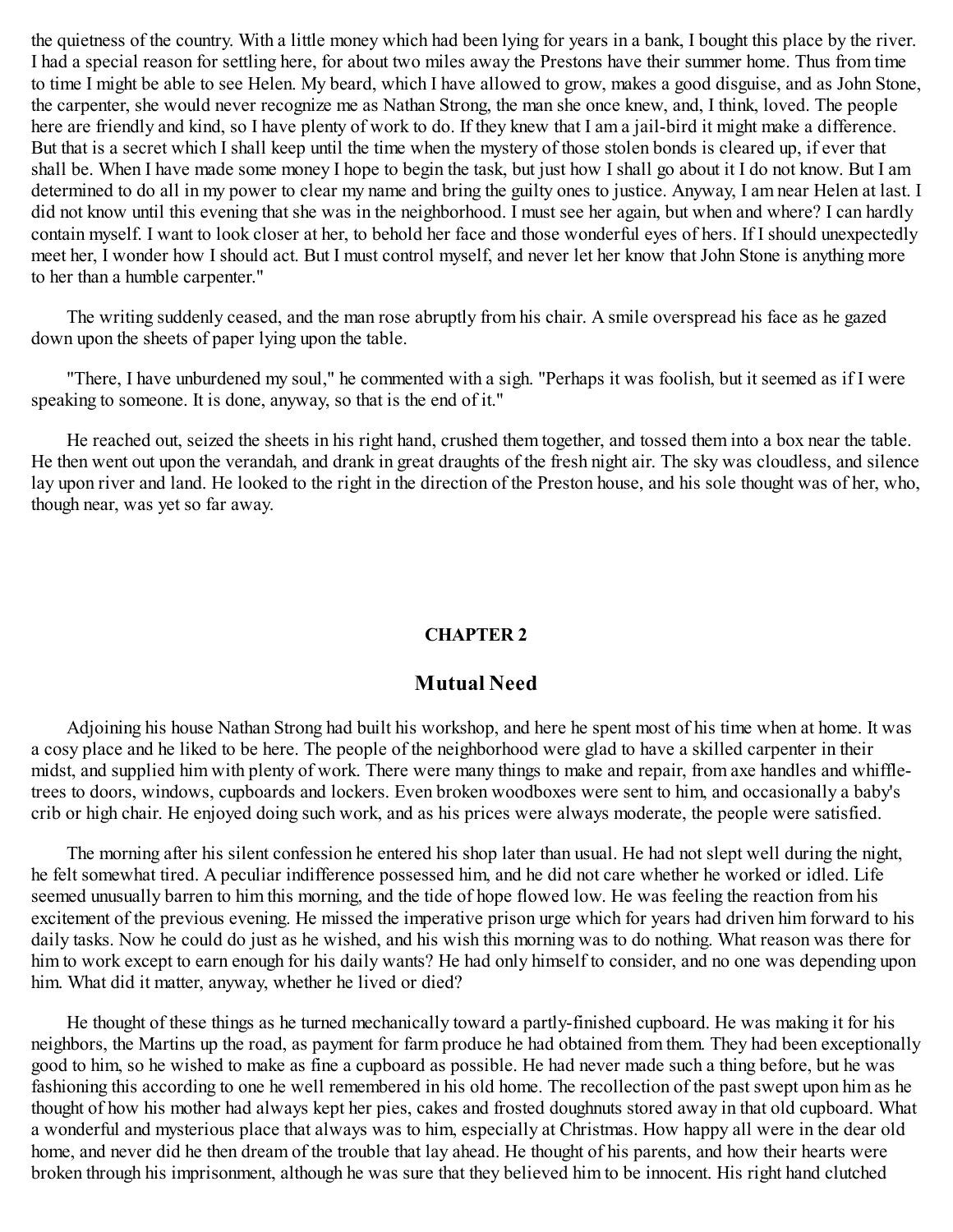the quietness of the country. With a little money which had been lying for years in a bank, I bought this place by the river. I had a special reason for settling here, for about two miles away the Prestons have their summer home. Thus from time to time I might be able to see Helen. My beard, which I have allowed to grow, makes a good disguise, and as John Stone, the carpenter, she would never recognize me as Nathan Strong, the man she once knew, and, I think, loved. The people here are friendly and kind, so I have plenty of work to do. If they knew that I am a jail-bird it might make a difference. But that is a secret which I shall keep until the time when the mystery of those stolen bonds is cleared up, if ever that shall be. When I have made some money I hope to begin the task, but just how I shall go about it I do not know. But I am determined to do all in my power to clear my name and bring the guilty ones to justice. Anyway, I am near Helen at last. I did not know until this evening that she was in the neighborhood. I must see her again, but when and where? I can hardly contain myself. I want to look closer at her, to behold her face and those wonderful eyes of hers. If I should unexpectedly meet her, I wonder how I should act. But I must control myself, and never let her know that John Stone is anything more to her than a humble carpenter."

The writing suddenly ceased, and the man rose abruptly from his chair. A smile overspread his face as he gazed down upon the sheets of paper lying upon the table.

"There, I have unburdened my soul," he commented with a sigh. "Perhaps it was foolish, but it seemed as if I were speaking to someone. It is done, anyway, so that is the end of it."

He reached out, seized the sheets in his right hand, crushed them together, and tossed them into a box near the table. He then went out upon the verandah, and drank in great draughts of the fresh night air. The sky was cloudless, and silence lay upon river and land. He looked to the right in the direction of the Preston house, and his sole thought was of her, who, though near, was yet so far away.

## CHAPTER 2

## Mutual Need

Adjoining his house Nathan Strong had built his workshop, and here he spent most of his time when at home. It was a cosy place and he liked to be here. The people of the neighborhood were glad to have a skilled carpenter in their midst, and supplied him with plenty of work. There were many things to make and repair, from axe handles and whiffle-trees to doors, windows, cupboards and lockers. Even broken woodboxes were sent to him, and occasionally a baby's crib or high chair. He enjoyed doing such work, and as his prices were always moderate, the people were satisfied.

The morning after his silent confession he entered his shop later than usual. He had not slept well during the night, he felt somewhat tired. A peculiar indifference possessed him, and he did not care whether he worked or idled. Life seemed unusually barren to him this morning, and the tide of hope flowed low. He was feeling the reaction from his excitement of the previous evening. He missed the imperative prison urge which for years had driven him forward to his daily tasks. Now he could do just as he wished, and his wish this morning was to do nothing. What reason was there for him to work except to earn enough for his daily wants? He had only himself to consider, and no one was depending upon him. What did it matter, anyway, whether he lived or died?

He thought of these things as he turned mechanically toward a partly-finished cupboard. He was making it for his neighbors, the Martins up the road, as payment for farm produce he had obtained from them. They had been exceptionally good to him, so he wished to make as fine a cupboard as possible. He had never made such a thing before, but he was fashioning this according to one he well remembered in his old home. The recollection of the past swept upon him as he thought of how his mother had always kept her pies, cakes and frosted doughnuts stored away in that old cupboard. What a wonderful and mysterious place that always was to him, especially at Christmas. How happy all were in the dear old home, and never did he then dream of the trouble that lay ahead. He thought of his parents, and how their hearts were broken through his imprisonment, although he was sure that they believed him to be innocent. His right hand clutched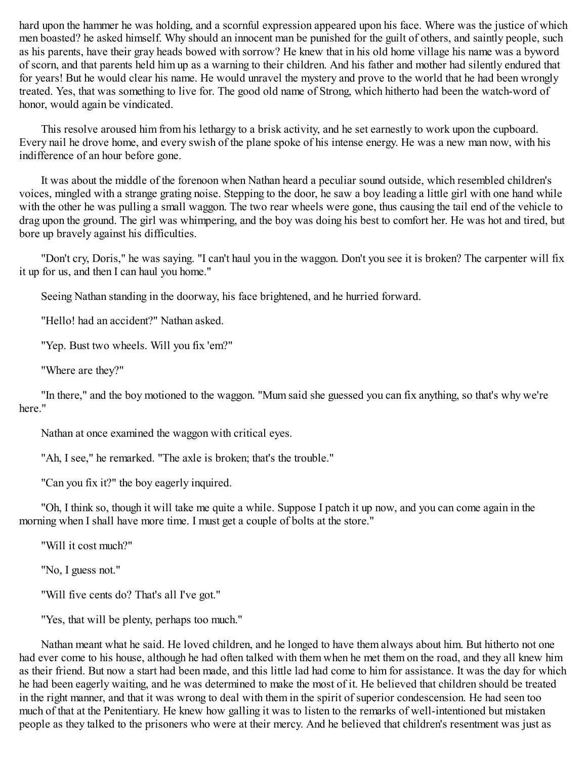hard upon the hammer he was holding, and a scornful expression appeared upon his face. Where was the justice of which men boasted? he asked himself. Why should an innocent man be punished for the guilt of others, and saintly people, such as his parents, have their gray heads bowed with sorrow? He knew that in his old home village his name was a byword of scorn, and that parents held him up as a warning to their children. And his father and mother had silently endured that for years! But he would clear his name. He would unravel the mystery and prove to the world that he had been wrongly treated. Yes, that was something to live for. The good old name of Strong, which hitherto had been the watch-word of honor, would again be vindicated.

This resolve aroused him from his lethargy to a brisk activity, and he set earnestly to work upon the cupboard. Every nail he drove home, and every swish of the plane spoke of his intense energy. He was a new man now, with his indifference of an hour before gone.

It was about the middle of the forenoon when Nathan heard a peculiar sound outside, which resembled children's voices, mingled with a strange grating noise. Stepping to the door, he saw a boy leading a little girl with one hand while with the other he was pulling a small waggon. The two rear wheels were gone, thus causing the tail end of the vehicle to drag upon the ground. The girl was whimpering, and the boy was doing his best to comfort her. He was hot and tired, but bore up bravely against his difficulties.

"Don't cry, Doris," he was saying. "I can't haul you in the waggon. Don't you see it is broken? The carpenter will fix it up for us, and then I can haul you home."

Seeing Nathan standing in the doorway, his face brightened, and he hurried forward.

"Hello! had an accident?" Nathan asked.

"Yep. Bust two wheels. Will you fix 'em?"

"Where are they?"

"In there," and the boy motioned to the waggon. "Mum said she guessed you can fix anything, so that's why we're here."

Nathan at once examined the waggon with critical eyes.

"Ah, I see," he remarked. "The axle is broken; that's the trouble."

"Can you fix it?" the boy eagerly inquired.

"Oh, I think so, though it will take me quite a while. Suppose I patch it up now, and you can come again in the morning when I shall have more time. I must get a couple of bolts at the store."

"Will it cost much?"

"No, I guess not."

"Will five cents do? That's all I've got."

"Yes, that will be plenty, perhaps too much."

Nathan meant what he said. He loved children, and he longed to have them always about him. But hitherto not one had ever come to his house, although he had often talked with them when he met them on the road, and they all knew him as their friend. But now a start had been made, and this little lad had come to him for assistance. It was the day for which he had been eagerly waiting, and he was determined to make the most of it. He believed that children should be treated in the right manner, and that it was wrong to deal with them in the spirit of superior condescension. He had seen too much of that at the Penitentiary. He knew how galling it was to listen to the remarks of well-intentioned but mistaken people as they talked to the prisoners who were at their mercy. And he believed that children's resentment was just as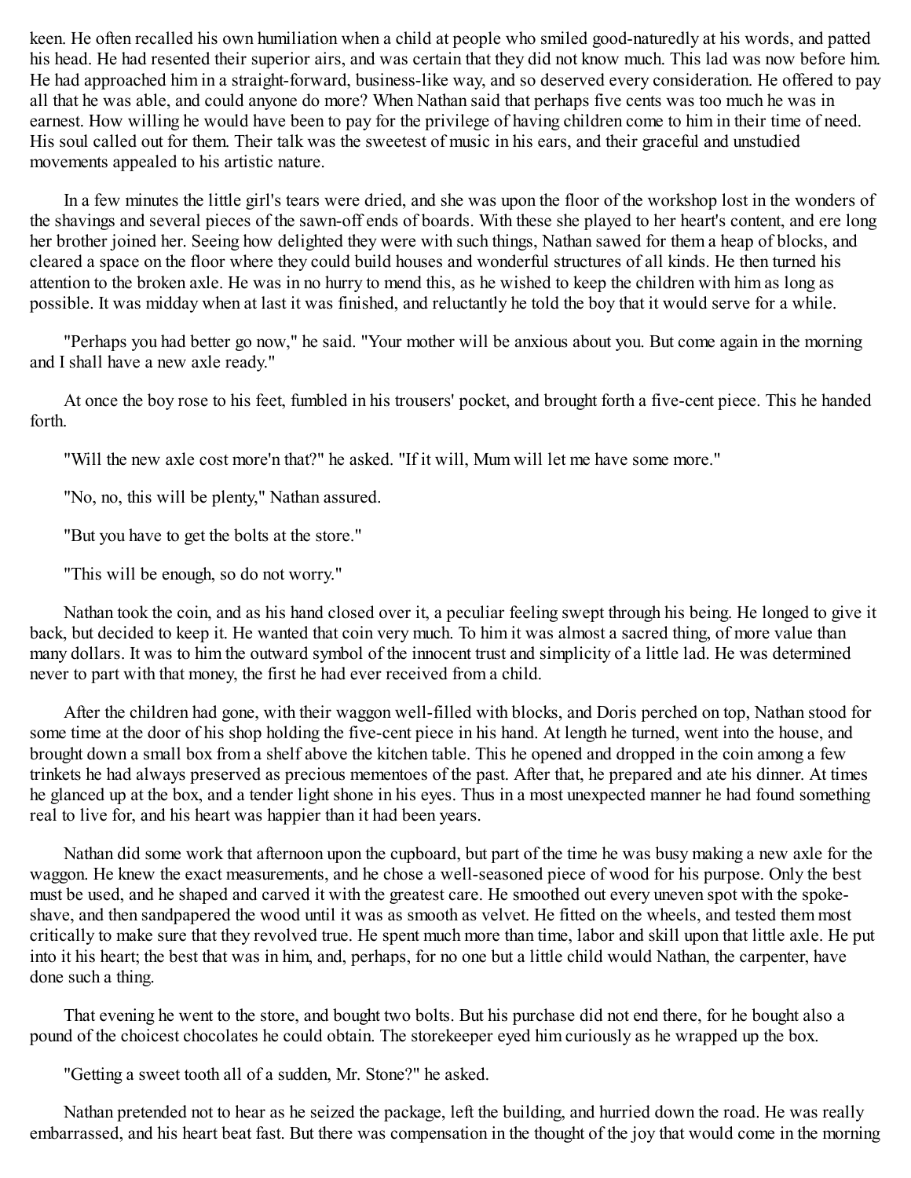keen. He often recalled his own humiliation when a child at people who smiled good-naturedly at his words, and patted his head. He had resented their superior airs, and was certain that they did not know much. This lad was now before him. He had approached him in a straight-forward, business-like way, and so deserved every consideration. He offered to pay all that he was able, and could anyone do more? When Nathan said that perhaps five cents was too much he was in earnest. How willing he would have been to pay for the privilege of having children come to him in their time of need. His soul called out for them. Their talk was the sweetest of music in his ears, and their graceful and unstudied movements appealed to his artistic nature.

In a few minutes the little girl's tears were dried, and she was upon the floor of the workshop lost in the wonders of the shavings and several pieces of the sawn-off ends of boards. With these she played to her heart's content, and ere long her brother joined her. Seeing how delighted they were with such things, Nathan sawed for them a heap of blocks, and cleared a space on the floor where they could build houses and wonderful structures of all kinds. He then turned his attention to the broken axle. He was in no hurry to mend this, as he wished to keep the children with him as long as possible. It was midday when at last it was finished, and reluctantly he told the boy that it would serve for a while.

"Perhaps you had better go now," he said. "Your mother will be anxious about you. But come again in the morning and I shall have a new axle ready."

At once the boy rose to his feet, fumbled in his trousers' pocket, and brought forth a five-cent piece. This he handed forth.

"Will the new axle cost more'n that?" he asked. "If it will, Mum will let me have some more."

"No, no, this will be plenty," Nathan assured.

"But you have to get the bolts at the store."

"This will be enough, so do not worry."

Nathan took the coin, and as his hand closed over it, a peculiar feeling swept through his being. He longed to give it back, but decided to keep it. He wanted that coin very much. To him it was almost a sacred thing, of more value than many dollars. It was to him the outward symbol of the innocent trust and simplicity of a little lad. He was determined never to part with that money, the first he had ever received from a child.

After the children had gone, with their waggon well-filled with blocks, and Doris perched on top, Nathan stood for some time at the door of his shop holding the five-cent piece in his hand. At length he turned, went into the house, and brought down a small box from a shelf above the kitchen table. This he opened and dropped in the coin among a few trinkets he had always preserved as precious mementoes of the past. After that, he prepared and ate his dinner. At times he glanced up at the box, and a tender light shone in his eyes. Thus in a most unexpected manner he had found something real to live for, and his heart was happier than it had been years.

Nathan did some work that afternoon upon the cupboard, but part of the time he was busy making a new axle for the waggon. He knew the exact measurements, and he chose a well-seasoned piece of wood for his purpose. Only the best must be used, and he shaped and carved it with the greatest care. He smoothed out every uneven spot with the spoke-shave, and then sandpapered the wood until it was as smooth as velvet. He fitted on the wheels, and tested them most critically to make sure that they revolved true. He spent much more than time, labor and skill upon that little axle. He put into it his heart; the best that was in him, and, perhaps, for no one but a little child would Nathan, the carpenter, have done such a thing.

That evening he went to the store, and bought two bolts. But his purchase did not end there, for he bought also a pound of the choicest chocolates he could obtain. The storekeeper eyed him curiously as he wrapped up the box.

"Getting a sweet tooth all of a sudden, Mr. Stone?" he asked.

Nathan pretended not to hear as he seized the package, left the building, and hurried down the road. He was really embarrassed, and his heart beat fast. But there was compensation in the thought of the joy that would come in the morning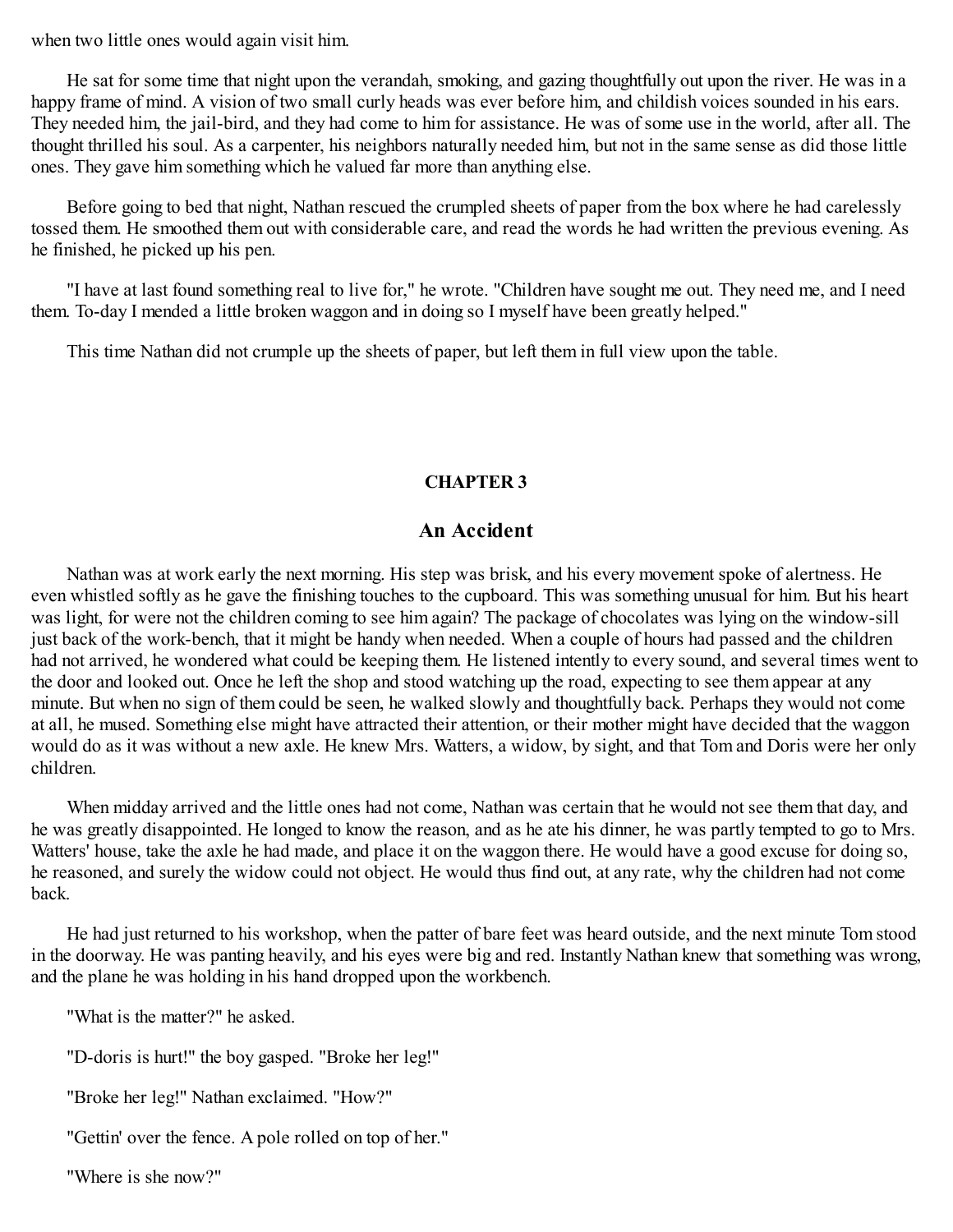when two little ones would again visit him.

He sat for some time that night upon the verandah, smoking, and gazing thoughtfully out upon the river. He was in a happy frame of mind. A vision of two small curly heads was ever before him, and childish voices sounded in his ears. They needed him, the jail-bird, and they had come to him for assistance. He was of some use in the world, after all. The thought thrilled his soul. As a carpenter, his neighbors naturally needed him, but not in the same sense as did those little ones. They gave him something which he valued far more than anything else.

Before going to bed that night, Nathan rescued the crumpled sheets of paper from the box where he had carelessly tossed them. He smoothed them out with considerable care, and read the words he had written the previous evening. As he finished, he picked up his pen.

"I have at last found something real to live for," he wrote. "Children have sought me out. They need me, and I need them. To-day I mended a little broken waggon and in doing so I myself have been greatly helped."

This time Nathan did not crumple up the sheets of paper, but left them in full view upon the table.

## CHAPTER 3

## An Accident

Nathan was at work early the next morning. His step was brisk, and his every movement spoke of alertness. He even whistled softly as he gave the finishing touches to the cupboard. This was something unusual for him. But his heart was light, for were not the children coming to see him again? The package of chocolates was lying on the window-sill just back of the work-bench, that it might be handy when needed. When a couple of hours had passed and the children had not arrived, he wondered what could be keeping them. He listened intently to every sound, and several times went to the door and looked out. Once he left the shop and stood watching up the road, expecting to see them appear at any minute. But when no sign of them could be seen, he walked slowly and thoughtfully back. Perhaps they would not come at all, he mused. Something else might have attracted their attention, or their mother might have decided that the waggon would do as it was without a new axle. He knew Mrs. Watters, a widow, by sight, and that Tom and Doris were her only children.

When midday arrived and the little ones had not come, Nathan was certain that he would not see them that day, and he was greatly disappointed. He longed to know the reason, and as he ate his dinner, he was partly tempted to go to Mrs. Watters' house, take the axle he had made, and place it on the waggon there. He would have a good excuse for doing so, he reasoned, and surely the widow could not object. He would thus find out, at any rate, why the children had not come back.

He had just returned to his workshop, when the patter of bare feet was heard outside, and the next minute Tom stood in the doorway. He was panting heavily, and his eyes were big and red. Instantly Nathan knew that something was wrong, and the plane he was holding in his hand dropped upon the workbench.

"What is the matter?" he asked.

"D-doris is hurt!" the boy gasped. "Broke her leg!"

"Broke her leg!" Nathan exclaimed. "How?"

"Gettin' over the fence. A pole rolled on top of her."

"Where is she now?"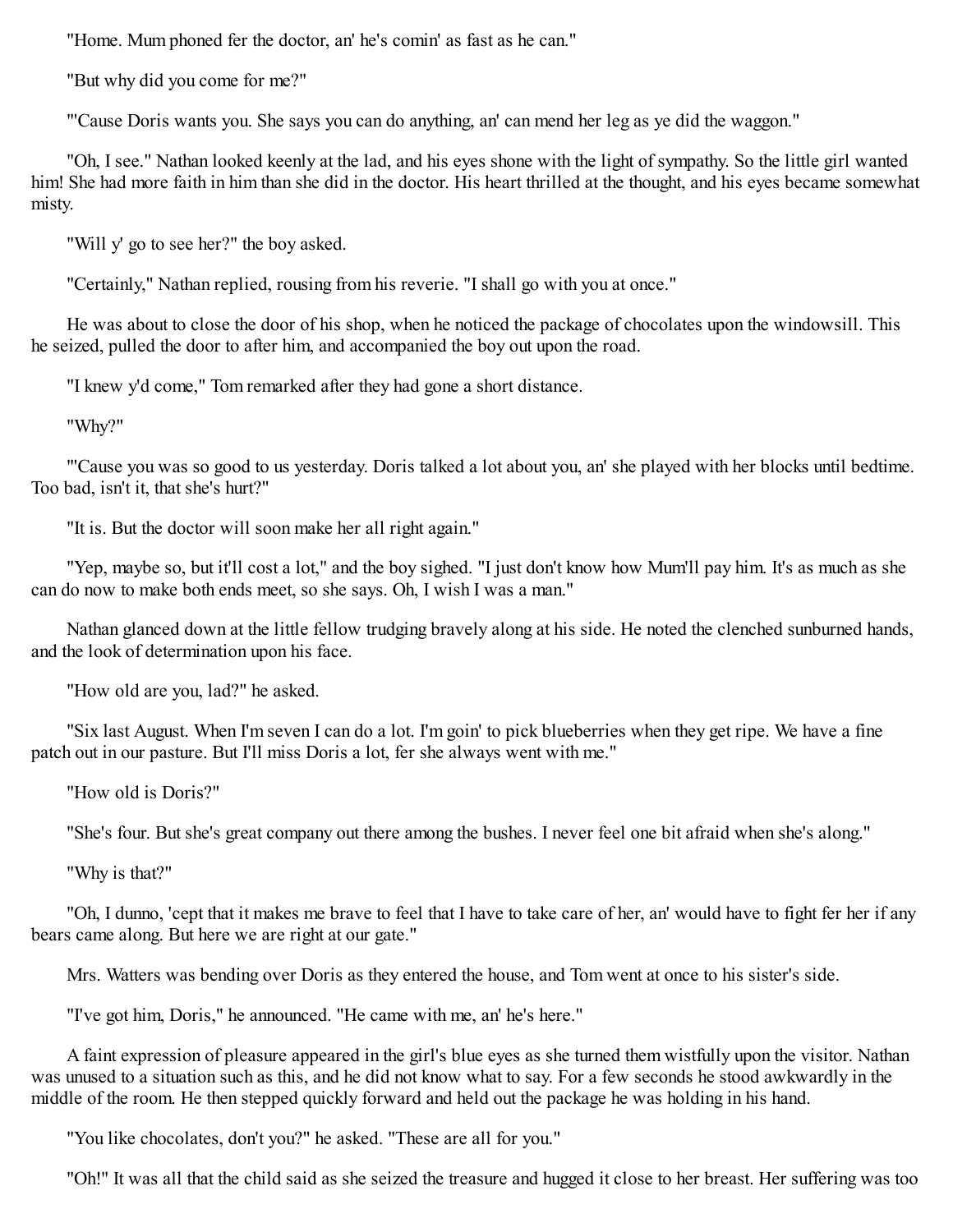"Home. Mum phoned fer the doctor, an' he's comin' as fast as he can."

"But why did you come for me?"

"'Cause Doris wants you. She says you can do anything, an' can mend her leg as ye did the waggon."

"Oh, I see." Nathan looked keenly at the lad, and his eyes shone with the light of sympathy. So the little girl wanted him! She had more faith in him than she did in the doctor. His heart thrilled at the thought, and his eyes became somewhat misty.

"Will y' go to see her?" the boy asked.

"Certainly," Nathan replied, rousing from his reverie. "I shall go with you at once."

He was about to close the door of his shop, when he noticed the package of chocolates upon the windowsill. This he seized, pulled the door to after him, and accompanied the boy out upon the road.

"I knew y'd come," Tom remarked after they had gone a short distance.

"Why?"

"'Cause you was so good to us yesterday. Doris talked a lot about you, an' she played with her blocks until bedtime. Too bad, isn't it, that she's hurt?"

"It is. But the doctor will soon make her all right again."

"Yep, maybe so, but it'll cost a lot," and the boy sighed. "I just don't know how Mum'll pay him. It's as much as she can do now to make both ends meet, so she says. Oh, I wish I was a man."

Nathan glanced down at the little fellow trudging bravely along at his side. He noted the clenched sunburned hands, and the look of determination upon his face.

"How old are you, lad?" he asked.

"Six last August. When I'm seven I can do a lot. I'm goin' to pick blueberries when they get ripe. We have a fine patch out in our pasture. But I'll miss Doris a lot, fer she always went with me."

"How old is Doris?"

"She's four. But she's great company out there among the bushes. I never feel one bit afraid when she's along."

"Why is that?"

"Oh, I dunno, 'cept that it makes me brave to feel that I have to take care of her, an' would have to fight fer her if any bears came along. But here we are right at our gate."

Mrs. Watters was bending over Doris as they entered the house, and Tom went at once to his sister's side.

"I've got him, Doris," he announced. "He came with me, an' he's here."

A faint expression of pleasure appeared in the girl's blue eyes as she turned them wistfully upon the visitor. Nathan was unused to a situation such as this, and he did not know what to say. For a few seconds he stood awkwardly in the middle of the room. He then stepped quickly forward and held out the package he was holding in his hand.

"You like chocolates, don't you?" he asked. "These are all for you."

"Oh!" It was all that the child said as she seized the treasure and hugged it close to her breast. Her suffering was too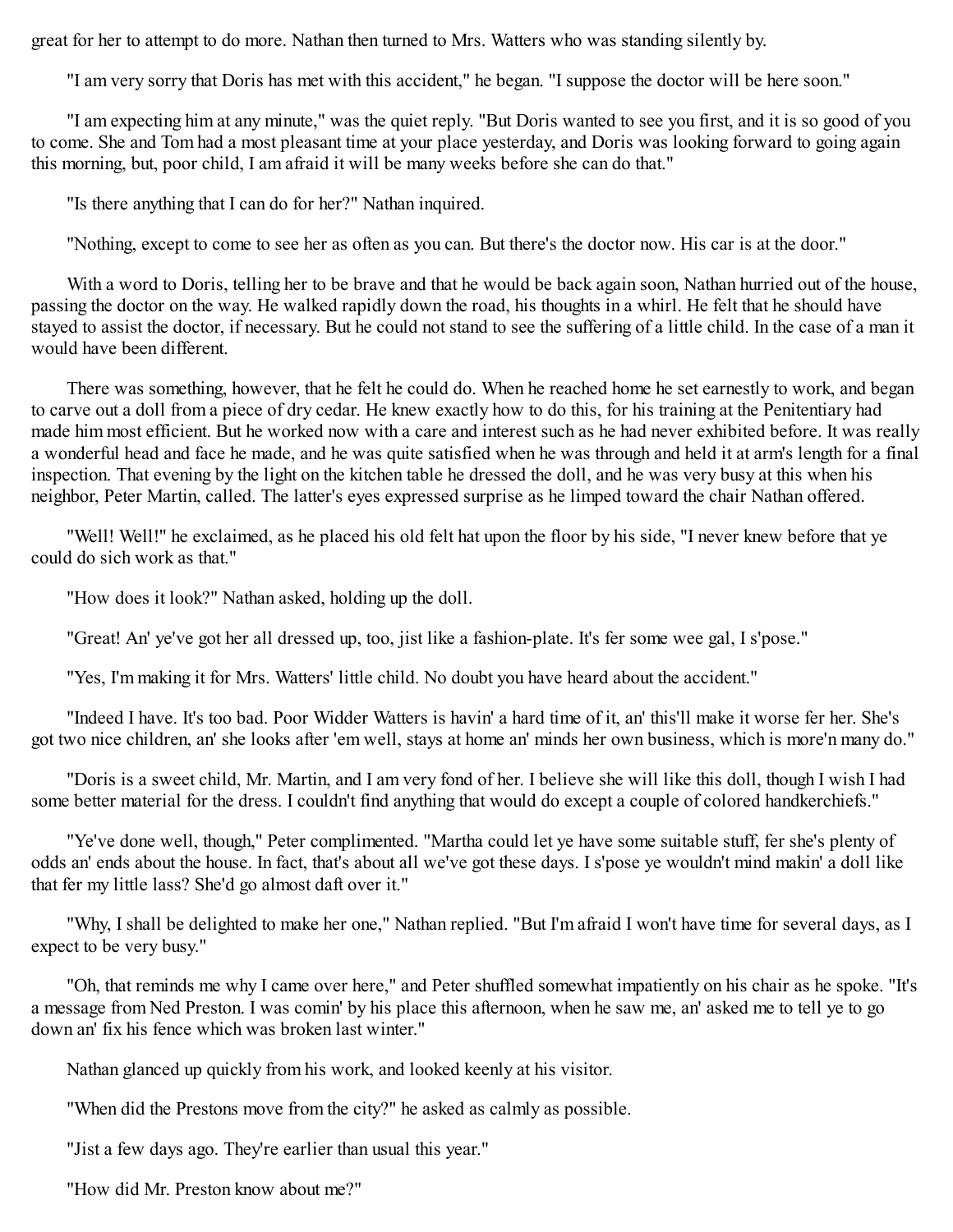great for her to attempt to do more. Nathan then turned to Mrs. Watters who was standing silently by.

"I am very sorry that Doris has met with this accident," he began. "I suppose the doctor will be here soon."

"I am expecting him at any minute," was the quiet reply. "But Doris wanted to see you first, and it is so good of you to come. She and Tom had a most pleasant time at your place yesterday, and Doris was looking forward to going again this morning, but, poor child, I am afraid it will be many weeks before she can do that."

"Is there anything that I can do for her?" Nathan inquired.

"Nothing, except to come to see her as often as you can. But there's the doctor now. His car is at the door."

With a word to Doris, telling her to be brave and that he would be back again soon, Nathan hurried out of the house, passing the doctor on the way. He walked rapidly down the road, his thoughts in a whirl. He felt that he should have stayed to assist the doctor, if necessary. But he could not stand to see the suffering of a little child. In the case of a man it would have been different.

There was something, however, that he felt he could do. When he reached home he set earnestly to work, and began to carve out a doll from a piece of dry cedar. He knew exactly how to do this, for his training at the Penitentiary had made him most efficient. But he worked now with a care and interest such as he had never exhibited before. It was really a wonderful head and face he made, and he was quite satisfied when he was through and held it at arm's length for a final inspection. That evening by the light on the kitchen table he dressed the doll, and he was very busy at this when his neighbor, Peter Martin, called. The latter's eyes expressed surprise as he limped toward the chair Nathan offered.

"Well! Well!" he exclaimed, as he placed his old felt hat upon the floor by his side, "I never knew before that ye could do sich work as that."

"How does it look?" Nathan asked, holding up the doll.

"Great! An' ye've got her all dressed up, too, jist like a fashion-plate. It's fer some wee gal, I s'pose."

"Yes, I'm making it for Mrs. Watters' little child. No doubt you have heard about the accident."

"Indeed I have. It's too bad. Poor Widder Watters is havin' a hard time of it, an' this'll make it worse fer her. She's got two nice children, an' she looks after 'em well, stays at home an' minds her own business, which is more'n many do."

"Doris is a sweet child, Mr. Martin, and I am very fond of her. I believe she will like this doll, though I wish I had some better material for the dress. I couldn't find anything that would do except a couple of colored handkerchiefs."

"Ye've done well, though," Peter complimented. "Martha could let ye have some suitable stuff, fer she's plenty of odds an' ends about the house. In fact, that's about all we've got these days. I s'pose ye wouldn't mind makin' a doll like that fer my little lass? She'd go almost daft over it."

"Why, I shall be delighted to make her one," Nathan replied. "But I'm afraid I won't have time for several days, as I expect to be very busy."

"Oh, that reminds me why I came over here," and Peter shuffled somewhat impatiently on his chair as he spoke. "It's a message from Ned Preston. I was comin' by his place this afternoon, when he saw me, an' asked me to tell ye to go down an' fix his fence which was broken last winter."

Nathan glanced up quickly from his work, and looked keenly at his visitor.

"When did the Prestons move from the city?" he asked as calmly as possible.

"Jist a few days ago. They're earlier than usual this year."

"How did Mr. Preston know about me?"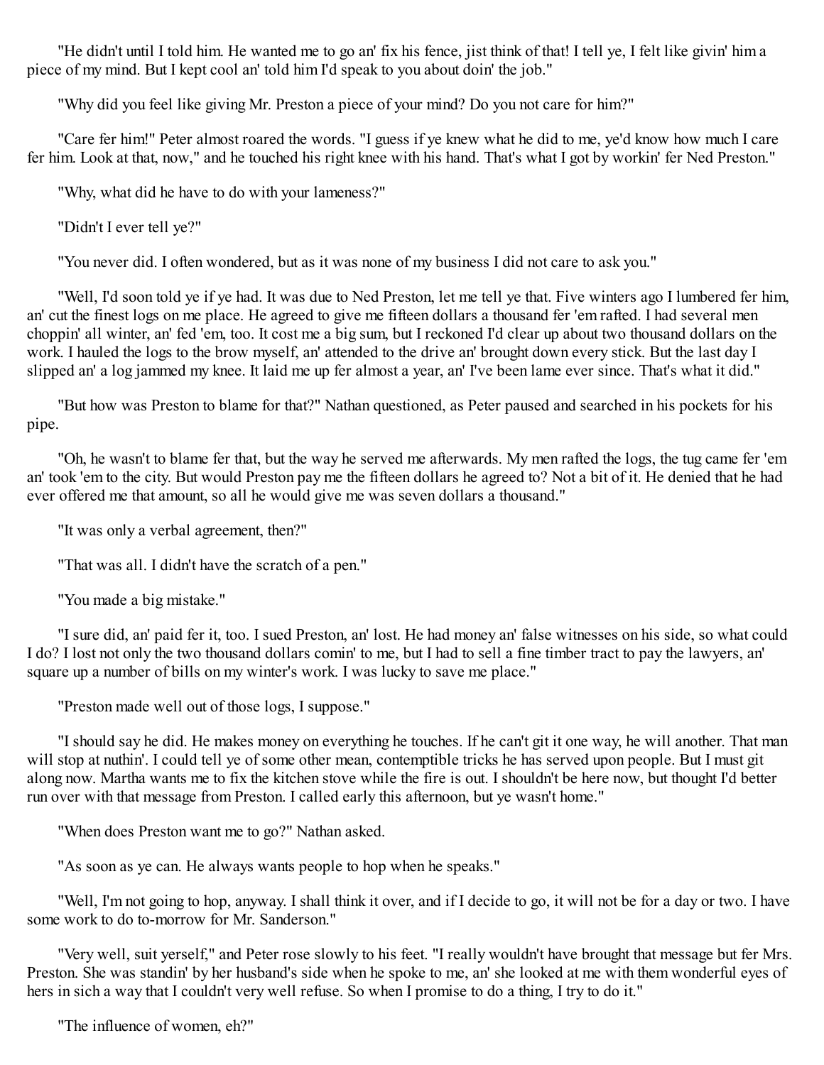"He didn't until I told him. He wanted me to go an' fix his fence, jist think of that! I tell ye, I felt like givin' him a piece of my mind. But I kept cool an' told him I'd speak to you about doin' the job."

"Why did you feel like giving Mr. Preston a piece of your mind? Do you not care for him?"

"Care fer him!" Peter almost roared the words. "I guess if ye knew what he did to me, ye'd know how much I care fer him. Look at that, now," and he touched his right knee with his hand. That's what I got by workin' fer Ned Preston."

"Why, what did he have to do with your lameness?"

"Didn't I ever tell ye?"

"You never did. I often wondered, but as it was none of my business I did not care to ask you."

"Well, I'd soon told ye if ye had. It was due to Ned Preston, let me tell ye that. Five winters ago I lumbered fer him, an' cut the finest logs on me place. He agreed to give me fifteen dollars a thousand fer 'em rafted. I had several men choppin' all winter, an' fed 'em, too. It cost me a big sum, but I reckoned I'd clear up about two thousand dollars on the work. I hauled the logs to the brow myself, an' attended to the drive an' brought down every stick. But the last day I slipped an' a log jammed my knee. It laid me up fer almost a year, an' I've been lame ever since. That's what it did."

"But how was Preston to blame for that?" Nathan questioned, as Peter paused and searched in his pockets for his pipe.

"Oh, he wasn't to blame fer that, but the way he served me afterwards. My men rafted the logs, the tug came fer 'em an' took 'em to the city. But would Preston pay me the fifteen dollars he agreed to? Not a bit of it. He denied that he had ever offered me that amount, so all he would give me was seven dollars a thousand."

"It was only a verbal agreement, then?"

"That was all. I didn't have the scratch of a pen."

"You made a big mistake."

"I sure did, an' paid fer it, too. I sued Preston, an' lost. He had money an' false witnesses on his side, so what could I do? I lost not only the two thousand dollars comin' to me, but I had to sell a fine timber tract to pay the lawyers, an' square up a number of bills on my winter's work. I was lucky to save me place."

"Preston made well out of those logs, I suppose."

"I should say he did. He makes money on everything he touches. If he can't git it one way, he will another. That man will stop at nuthin'. I could tell ye of some other mean, contemptible tricks he has served upon people. But I must git along now. Martha wants me to fix the kitchen stove while the fire is out. I shouldn't be here now, but thought I'd better run over with that message from Preston. I called early this afternoon, but ye wasn't home."

"When does Preston want me to go?" Nathan asked.

"As soon as ye can. He always wants people to hop when he speaks."

"Well, I'm not going to hop, anyway. I shall think it over, and if I decide to go, it will not be for a day or two. I have some work to do to-morrow for Mr. Sanderson."

"Very well, suit yerself," and Peter rose slowly to his feet. "I really wouldn't have brought that message but fer Mrs. Preston. She was standin' by her husband's side when he spoke to me, an' she looked at me with them wonderful eyes of hers in sich a way that I couldn't very well refuse. So when I promise to do a thing, I try to do it."

"The influence of women, eh?"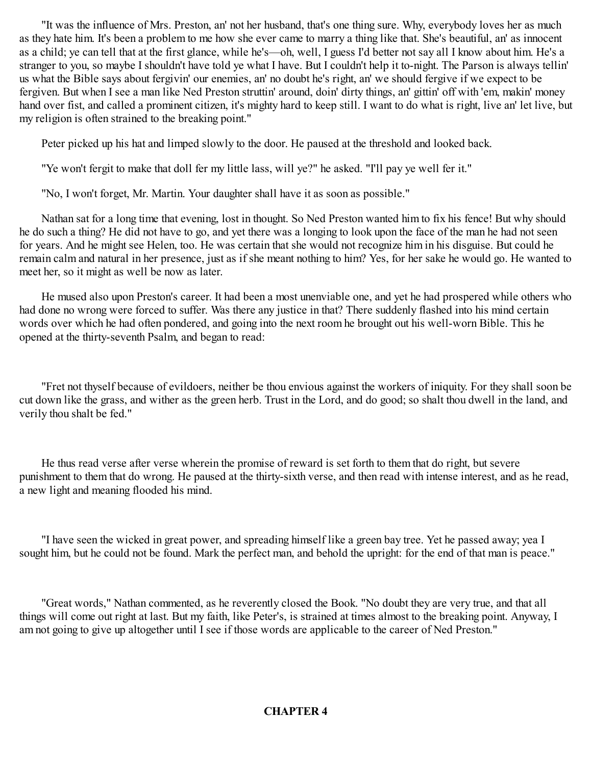"It was the influence of Mrs. Preston, an' not her husband, that's one thing sure. Why, everybody loves her as much as they hate him. It's been a problem to me how she ever came to marry a thing like that. She's beautiful, an' as innocent as a child; ye can tell that at the first glance, while he's—oh, well, I guess I'd better not say all I know about him. He's a stranger to you, so maybe I shouldn't have told ye what I have. But I couldn't help it to-night. The Parson is always tellin' us what the Bible says about fergivin' our enemies, an' no doubt he's right, an' we should fergive if we expect to be fergiven. But when I see a man like Ned Preston struttin' around, doin' dirty things, an' gittin' off with 'em, makin' money hand over fist, and called a prominent citizen, it's mighty hard to keep still. I want to do what is right, live an' let live, but my religion is often strained to the breaking point."

Peter picked up his hat and limped slowly to the door. He paused at the threshold and looked back.

"Ye won't fergit to make that doll fer my little lass, will ye?" he asked. "I'll pay ye well fer it."

"No, I won't forget, Mr. Martin. Your daughter shall have it as soon as possible."

Nathan sat for a long time that evening, lost in thought. So Ned Preston wanted him to fix his fence! But why should he do such a thing? He did not have to go, and yet there was a longing to look upon the face of the man he had not seen for years. And he might see Helen, too. He was certain that she would not recognize him in his disguise. But could he remain calm and natural in her presence, just as if she meant nothing to him? Yes, for her sake he would go. He wanted to meet her, so it might as well be now as later.

He mused also upon Preston's career. It had been a most unenviable one, and yet he had prospered while others who had done no wrong were forced to suffer. Was there any justice in that? There suddenly flashed into his mind certain words over which he had often pondered, and going into the next room he brought out his well-worn Bible. This he opened at the thirty-seventh Psalm, and began to read:

"Fret not thyself because of evildoers, neither be thou envious against the workers of iniquity. For they shall soon be cut down like the grass, and wither as the green herb. Trust in the Lord, and do good; so shalt thou dwell in the land, and verily thou shalt be fed."

He thus read verse after verse wherein the promise of reward is set forth to them that do right, but severe punishment to them that do wrong. He paused at the thirty-sixth verse, and then read with intense interest, and as he read, a new light and meaning flooded his mind.

"I have seen the wicked in great power, and spreading himself like a green bay tree. Yet he passed away; yea I sought him, but he could not be found. Mark the perfect man, and behold the upright: for the end of that man is peace."

"Great words," Nathan commented, as he reverently closed the Book. "No doubt they are very true, and that all things will come out right at last. But my faith, like Peter's, is strained at times almost to the breaking point. Anyway, I am not going to give up altogether until I see if those words are applicable to the career of Ned Preston."

## CHAPTER 4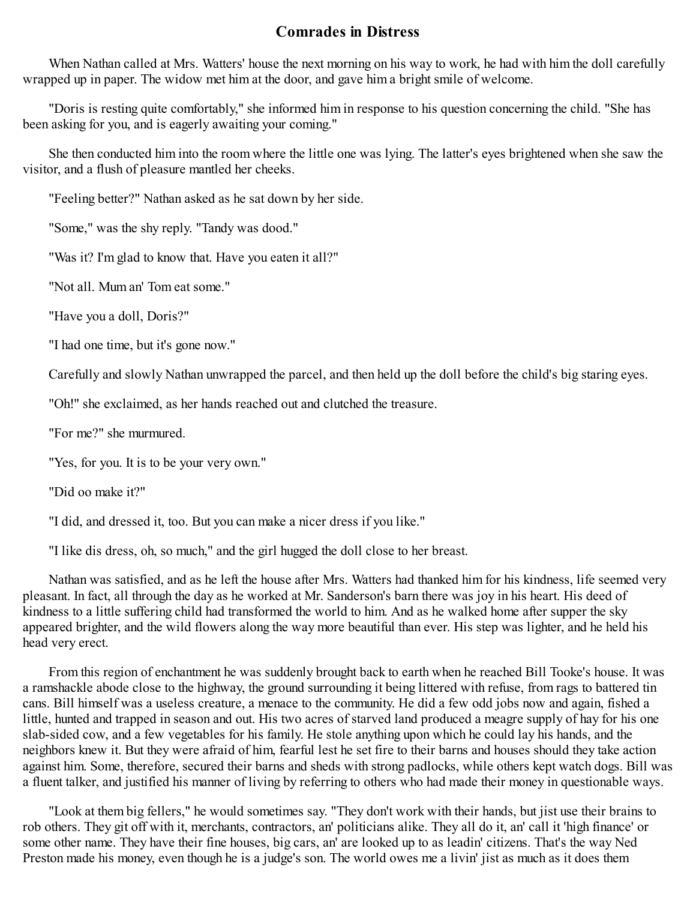## Comrades in Distress

When Nathan called at Mrs. Watters' house the next morning on his way to work, he had with him the doll carefully wrapped up in paper. The widow met him at the door, and gave him a bright smile of welcome.

"Doris is resting quite comfortably," she informed him in response to his question concerning the child. "She has been asking for you, and is eagerly awaiting your coming."

She then conducted him into the room where the little one was lying. The latter's eyes brightened when she saw the visitor, and a flush of pleasure mantled her cheeks.

"Feeling better?" Nathan asked as he sat down by her side.

"Some," was the shy reply. "Tandy was dood."

"Was it? I'm glad to know that. Have you eaten it all?"

"Not all. Mum an' Tom eat some."

"Have you a doll, Doris?"

"I had one time, but it's gone now."

Carefully and slowly Nathan unwrapped the parcel, and then held up the doll before the child's big staring eyes.

"Oh!" she exclaimed, as her hands reached out and clutched the treasure.

"For me?" she murmured.

"Yes, for you. It is to be your very own."

"Did oo make it?"

"I did, and dressed it, too. But you can make a nicer dress if you like."

"I like dis dress, oh, so much," and the girl hugged the doll close to her breast.

Nathan was satisfied, and as he left the house after Mrs. Watters had thanked him for his kindness, life seemed very pleasant. In fact, all through the day as he worked at Mr. Sanderson's barn there was joy in his heart. His deed of kindness to a little suffering child had transformed the world to him. And as he walked home after supper the sky appeared brighter, and the wild flowers along the way more beautiful than ever. His step was lighter, and he held his head very erect.

From this region of enchantment he was suddenly brought back to earth when he reached Bill Tooke's house. It was a ramshackle abode close to the highway, the ground surrounding it being littered with refuse, from rags to battered tin cans. Bill himself was a useless creature, a menace to the community. He did a few odd jobs now and again, fished a little, hunted and trapped in season and out. His two acres of starved land produced a meagre supply of hay for his one slab-sided cow, and a few vegetables for his family. He stole anything upon which he could lay his hands, and the neighbors knew it. But they were afraid of him, fearful lest he set fire to their barns and houses should they take action against him. Some, therefore, secured their barns and sheds with strong padlocks, while others kept watch dogs. Bill was a fluent talker, and justified his manner of living by referring to others who had made their money in questionable ways.

"Look at them big fellers," he would sometimes say. "They don't work with their hands, but jist use their brains to rob others. They git off with it, merchants, contractors, an' politicians alike. They all do it, an' call it 'high finance' or some other name. They have their fine houses, big cars, an' are looked up to as leadin' citizens. That's the way Ned Preston made his money, even though he is a judge's son. The world owes me a livin' jist as much as it does them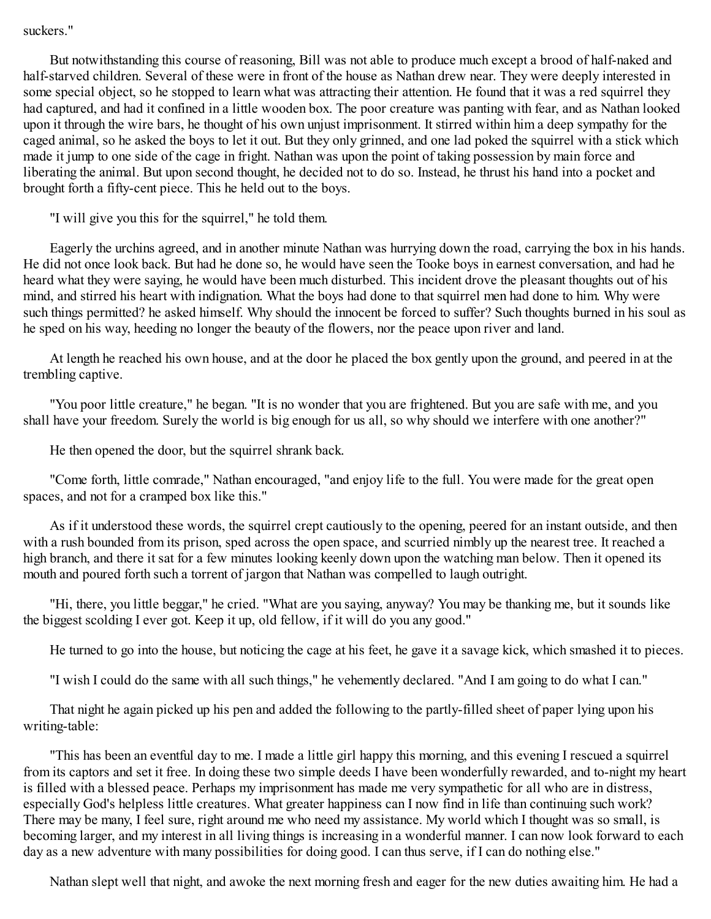suckers."

But notwithstanding this course of reasoning, Bill was not able to produce much except a brood of half-naked and half-starved children. Several of these were in front of the house as Nathan drew near. They were deeply interested in some special object, so he stopped to learn what was attracting their attention. He found that it was a red squirrel they had captured, and had it confined in a little wooden box. The poor creature was panting with fear, and as Nathan looked upon it through the wire bars, he thought of his own unjust imprisonment. It stirred within him a deep sympathy for the caged animal, so he asked the boys to let it out. But they only grinned, and one lad poked the squirrel with a stick which made it jump to one side of the cage in fright. Nathan was upon the point of taking possession by main force and liberating the animal. But upon second thought, he decided not to do so. Instead, he thrust his hand into a pocket and brought forth a fifty-cent piece. This he held out to the boys.

"I will give you this for the squirrel," he told them.

Eagerly the urchins agreed, and in another minute Nathan was hurrying down the road, carrying the box in his hands. He did not once look back. But had he done so, he would have seen the Tooke boys in earnest conversation, and had he heard what they were saying, he would have been much disturbed. This incident drove the pleasant thoughts out of his mind, and stirred his heart with indignation. What the boys had done to that squirrel men had done to him. Why were such things permitted? he asked himself. Why should the innocent be forced to suffer? Such thoughts burned in his soul as he sped on his way, heeding no longer the beauty of the flowers, nor the peace upon river and land.

At length he reached his own house, and at the door he placed the box gently upon the ground, and peered in at the trembling captive.

"You poor little creature," he began. "It is no wonder that you are frightened. But you are safe with me, and you shall have your freedom. Surely the world is big enough for us all, so why should we interfere with one another?"

He then opened the door, but the squirrel shrank back.

"Come forth, little comrade," Nathan encouraged, "and enjoy life to the full. You were made for the great open spaces, and not for a cramped box like this."

As if it understood these words, the squirrel crept cautiously to the opening, peered for an instant outside, and then with a rush bounded from its prison, sped across the open space, and scurried nimbly up the nearest tree. It reached a high branch, and there it sat for a few minutes looking keenly down upon the watching man below. Then it opened its mouth and poured forth such a torrent of jargon that Nathan was compelled to laugh outright.

"Hi, there, you little beggar," he cried. "What are you saying, anyway? You may be thanking me, but it sounds like the biggest scolding I ever got. Keep it up, old fellow, if it will do you any good."

He turned to go into the house, but noticing the cage at his feet, he gave it a savage kick, which smashed it to pieces.

"I wish I could do the same with all such things," he vehemently declared. "And I am going to do what I can."

That night he again picked up his pen and added the following to the partly-filled sheet of paper lying upon his writing-table:

"This has been an eventful day to me. I made a little girl happy this morning, and this evening I rescued a squirrel from its captors and set it free. In doing these two simple deeds I have been wonderfully rewarded, and to-night my heart is filled with a blessed peace. Perhaps my imprisonment has made me very sympathetic for all who are in distress, especially God's helpless little creatures. What greater happiness can I now find in life than continuing such work? There may be many, I feel sure, right around me who need my assistance. My world which I thought was so small, is becoming larger, and my interest in all living things is increasing in a wonderful manner. I can now look forward to each day as a new adventure with many possibilities for doing good. I can thus serve, if I can do nothing else."

Nathan slept well that night, and awoke the next morning fresh and eager for the new duties awaiting him. He had a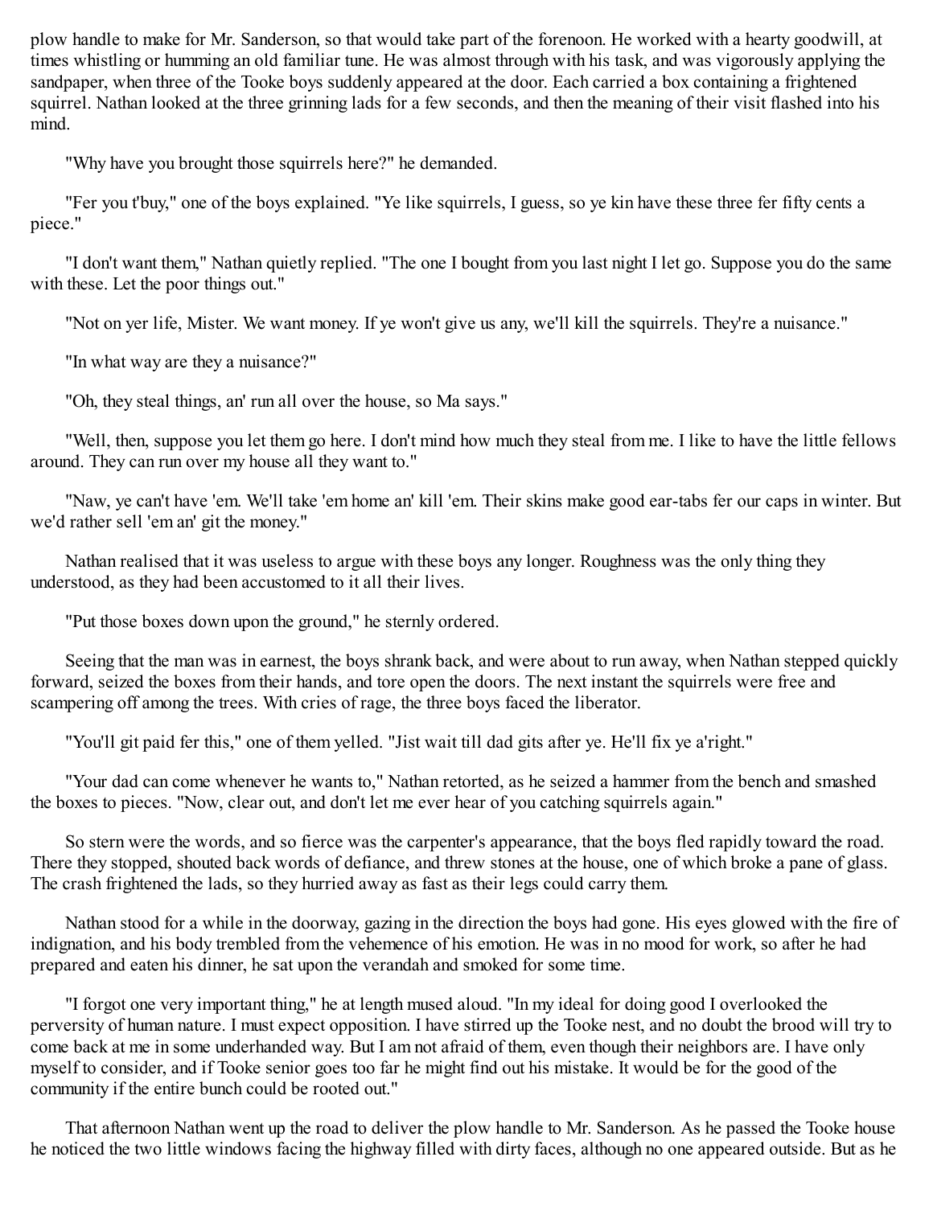plow handle to make for Mr. Sanderson, so that would take part of the forenoon. He worked with a hearty goodwill, at times whistling or humming an old familiar tune. He was almost through with his task, and was vigorously applying the sandpaper, when three of the Tooke boys suddenly appeared at the door. Each carried a box containing a frightened squirrel. Nathan looked at the three grinning lads for a few seconds, and then the meaning of their visit flashed into his mind.

"Why have you brought those squirrels here?" he demanded.

"Fer you t'buy," one of the boys explained. "Ye like squirrels, I guess, so ye kin have these three fer fifty cents a piece."

"I don't want them," Nathan quietly replied. "The one I bought from you last night I let go. Suppose you do the same with these. Let the poor things out."

"Not on yer life, Mister. We want money. If ye won't give us any, we'll kill the squirrels. They're a nuisance."

"In what way are they a nuisance?"

"Oh, they steal things, an' run all over the house, so Ma says."

"Well, then, suppose you let them go here. I don't mind how much they steal from me. I like to have the little fellows around. They can run over my house all they want to."

"Naw, ye can't have 'em. We'll take 'em home an' kill 'em. Their skins make good ear-tabs fer our caps in winter. But we'd rather sell 'em an' git the money."

Nathan realised that it was useless to argue with these boys any longer. Roughness was the only thing they understood, as they had been accustomed to it all their lives.

"Put those boxes down upon the ground," he sternly ordered.

Seeing that the man was in earnest, the boys shrank back, and were about to run away, when Nathan stepped quickly forward, seized the boxes from their hands, and tore open the doors. The next instant the squirrels were free and scampering off among the trees. With cries of rage, the three boys faced the liberator.

"You'll git paid fer this," one of them yelled. "Jist wait till dad gits after ye. He'll fix ye a'right."

"Your dad can come whenever he wants to," Nathan retorted, as he seized a hammer from the bench and smashed the boxes to pieces. "Now, clear out, and don't let me ever hear of you catching squirrels again."

So stern were the words, and so fierce was the carpenter's appearance, that the boys fled rapidly toward the road. There they stopped, shouted back words of defiance, and threw stones at the house, one of which broke a pane of glass. The crash frightened the lads, so they hurried away as fast as their legs could carry them.

Nathan stood for a while in the doorway, gazing in the direction the boys had gone. His eyes glowed with the fire of indignation, and his body trembled from the vehemence of his emotion. He was in no mood for work, so after he had prepared and eaten his dinner, he sat upon the verandah and smoked for some time.

"I forgot one very important thing," he at length mused aloud. "In my ideal for doing good I overlooked the perversity of human nature. I must expect opposition. I have stirred up the Tooke nest, and no doubt the brood will try to come back at me in some underhanded way. But I am not afraid of them, even though their neighbors are. I have only myself to consider, and if Tooke senior goes too far he might find out his mistake. It would be for the good of the community if the entire bunch could be rooted out."

That afternoon Nathan went up the road to deliver the plow handle to Mr. Sanderson. As he passed the Tooke house he noticed the two little windows facing the highway filled with dirty faces, although no one appeared outside. But as he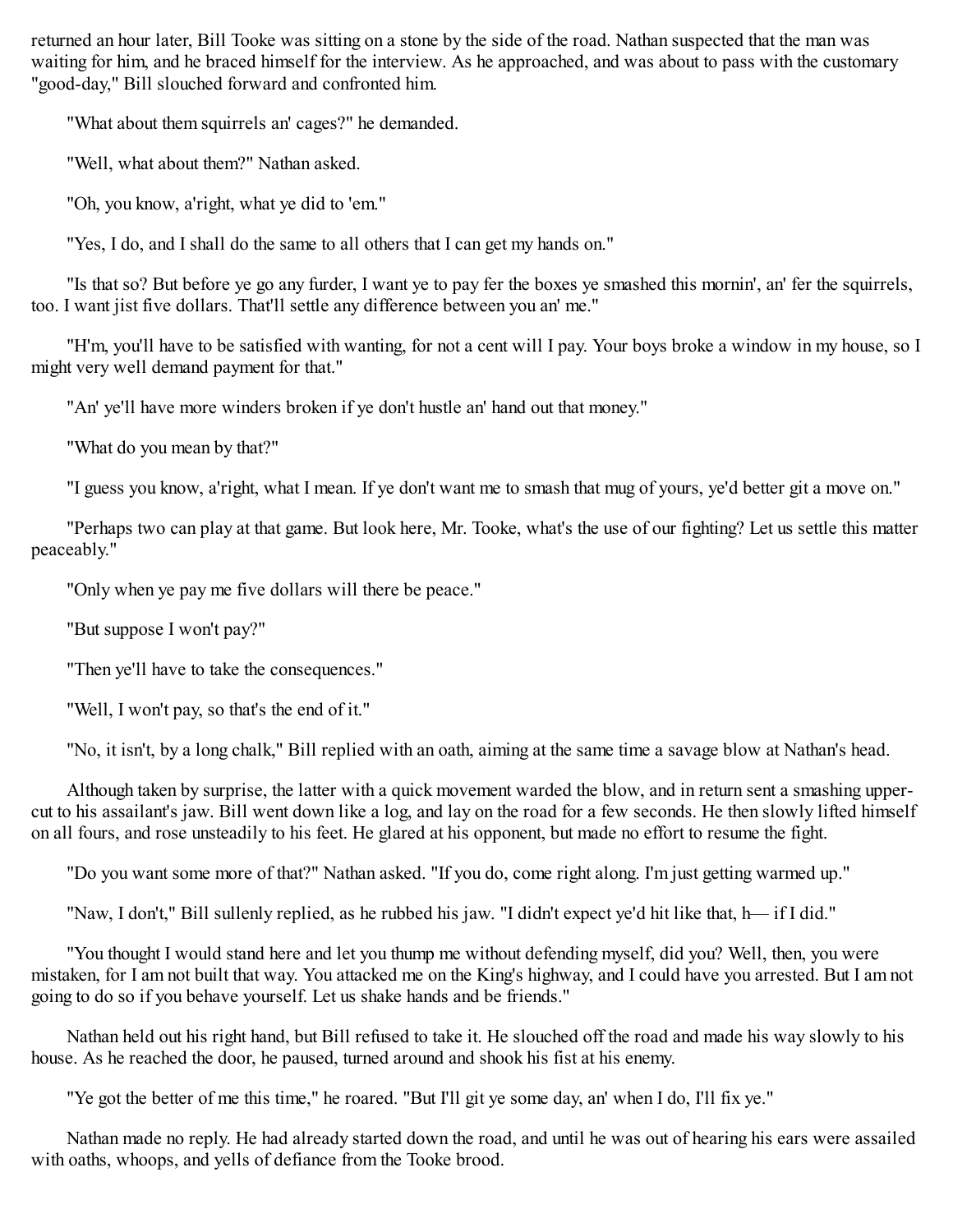returned an hour later, Bill Tooke was sitting on a stone by the side of the road. Nathan suspected that the man was waiting for him, and he braced himself for the interview. As he approached, and was about to pass with the customary "good-day," Bill slouched forward and confronted him.

"What about them squirrels an' cages?" he demanded.

"Well, what about them?" Nathan asked.

"Oh, you know, a'right, what ye did to 'em."

"Yes, I do, and I shall do the same to all others that I can get my hands on."

"Is that so? But before ye go any furder, I want ye to pay fer the boxes ye smashed this mornin', an' fer the squirrels, too. I want jist five dollars. That'll settle any difference between you an' me."

"H'm, you'll have to be satisfied with wanting, for not a cent will I pay. Your boys broke a window in my house, so I might very well demand payment for that."

"An' ye'll have more winders broken if ye don't hustle an' hand out that money."

"What do you mean by that?"

"I guess you know, a'right, what I mean. If ye don't want me to smash that mug of yours, ye'd better git a move on."

"Perhaps two can play at that game. But look here, Mr. Tooke, what's the use of our fighting? Let us settle this matter peaceably."

"Only when ye pay me five dollars will there be peace."

"But suppose I won't pay?"

"Then ye'll have to take the consequences."

"Well, I won't pay, so that's the end of it."

"No, it isn't, by a long chalk," Bill replied with an oath, aiming at the same time a savage blow at Nathan's head.

Although taken by surprise, the latter with a quick movement warded the blow, and in return sent a smashing upper-cut to his assailant's jaw. Bill went down like a log, and lay on the road for a few seconds. He then slowly lifted himself on all fours, and rose unsteadily to his feet. He glared at his opponent, but made no effort to resume the fight.

"Do you want some more of that?" Nathan asked. "If you do, come right along. I'm just getting warmed up."

"Naw, I don't," Bill sullenly replied, as he rubbed his jaw. "I didn't expect ye'd hit like that, h— if I did."

"You thought I would stand here and let you thump me without defending myself, did you? Well, then, you were mistaken, for I am not built that way. You attacked me on the King's highway, and I could have you arrested. But I am not going to do so if you behave yourself. Let us shake hands and be friends."

Nathan held out his right hand, but Bill refused to take it. He slouched off the road and made his way slowly to his house. As he reached the door, he paused, turned around and shook his fist at his enemy.

"Ye got the better of me this time," he roared. "But I'll git ye some day, an' when I do, I'll fix ye."

Nathan made no reply. He had already started down the road, and until he was out of hearing his ears were assailed with oaths, whoops, and yells of defiance from the Tooke brood.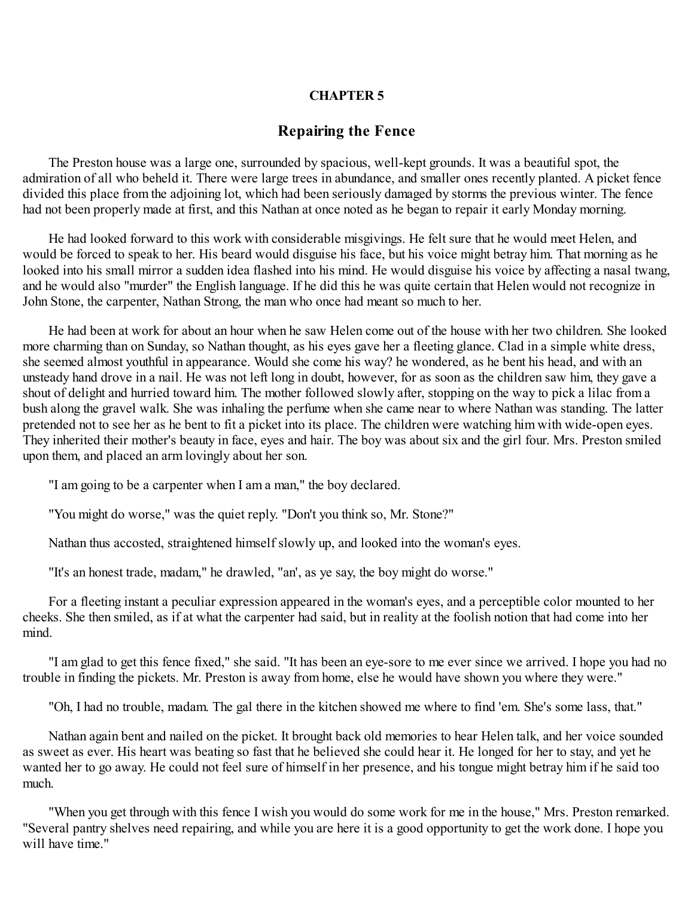## CHAPTER 5

## Repairing the Fence

The Preston house was a large one, surrounded by spacious, well-kept grounds. It was a beautiful spot, the admiration of all who beheld it. There were large trees in abundance, and smaller ones recently planted. A picket fence divided this place from the adjoining lot, which had been seriously damaged by storms the previous winter. The fence had not been properly made at first, and this Nathan at once noted as he began to repair it early Monday morning.

He had looked forward to this work with considerable misgivings. He felt sure that he would meet Helen, and would be forced to speak to her. His beard would disguise his face, but his voice might betray him. That morning as he looked into his small mirror a sudden idea flashed into his mind. He would disguise his voice by affecting a nasal twang, and he would also "murder" the English language. If he did this he was quite certain that Helen would not recognize in John Stone, the carpenter, Nathan Strong, the man who once had meant so much to her.

He had been at work for about an hour when he saw Helen come out of the house with her two children. She looked more charming than on Sunday, so Nathan thought, as his eyes gave her a fleeting glance. Clad in a simple white dress, she seemed almost youthful in appearance. Would she come his way? he wondered, as he bent his head, and with an unsteady hand drove in a nail. He was not left long in doubt, however, for as soon as the children saw him, they gave a shout of delight and hurried toward him. The mother followed slowly after, stopping on the way to pick a lilac from a bush along the gravel walk. She was inhaling the perfume when she came near to where Nathan was standing. The latter pretended not to see her as he bent to fit a picket into its place. The children were watching him with wide-open eyes. They inherited their mother's beauty in face, eyes and hair. The boy was about six and the girl four. Mrs. Preston smiled upon them, and placed an arm lovingly about her son.

"I am going to be a carpenter when I am a man," the boy declared.

"You might do worse," was the quiet reply. "Don't you think so, Mr. Stone?"

Nathan thus accosted, straightened himself slowly up, and looked into the woman's eyes.

"It's an honest trade, madam," he drawled, "an', as ye say, the boy might do worse."

For a fleeting instant a peculiar expression appeared in the woman's eyes, and a perceptible color mounted to her cheeks. She then smiled, as if at what the carpenter had said, but in reality at the foolish notion that had come into her mind.

"I am glad to get this fence fixed," she said. "It has been an eye-sore to me ever since we arrived. I hope you had no trouble in finding the pickets. Mr. Preston is away from home, else he would have shown you where they were."

"Oh, I had no trouble, madam. The gal there in the kitchen showed me where to find 'em. She's some lass, that."

Nathan again bent and nailed on the picket. It brought back old memories to hear Helen talk, and her voice sounded as sweet as ever. His heart was beating so fast that he believed she could hear it. He longed for her to stay, and yet he wanted her to go away. He could not feel sure of himself in her presence, and his tongue might betray him if he said too much.

"When you get through with this fence I wish you would do some work for me in the house," Mrs. Preston remarked. "Several pantry shelves need repairing, and while you are here it is a good opportunity to get the work done. I hope you will have time."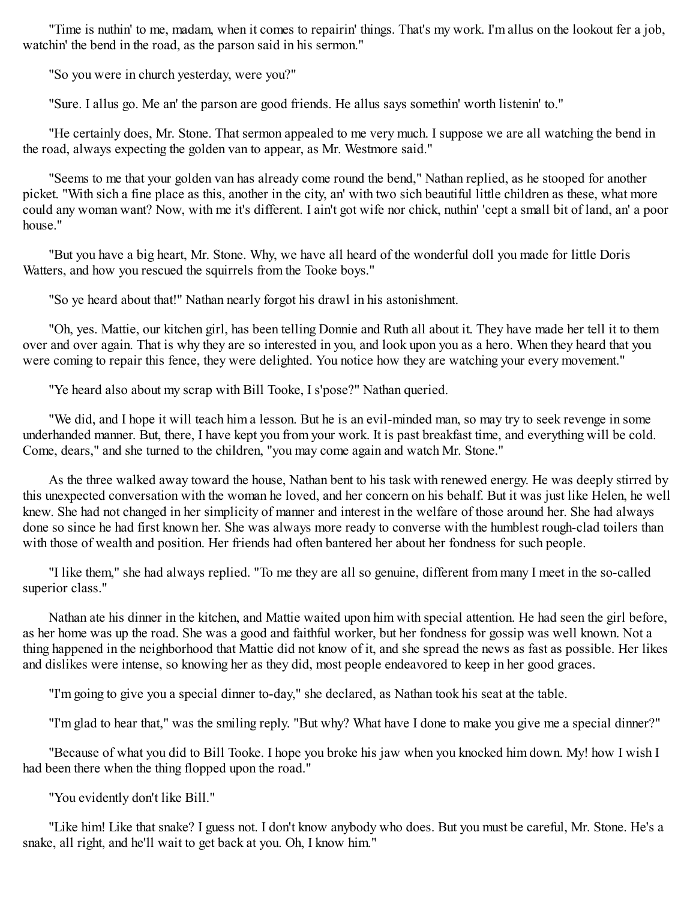"Time is nuthin' to me, madam, when it comes to repairin' things. That's my work. I'm allus on the lookout fer a job, watchin' the bend in the road, as the parson said in his sermon."

"So you were in church yesterday, were you?"

"Sure. I allus go. Me an' the parson are good friends. He allus says somethin' worth listenin' to."

"He certainly does, Mr. Stone. That sermon appealed to me very much. I suppose we are all watching the bend in the road, always expecting the golden van to appear, as Mr. Westmore said."

"Seems to me that your golden van has already come round the bend," Nathan replied, as he stooped for another picket. "With sich a fine place as this, another in the city, an' with two sich beautiful little children as these, what more could any woman want? Now, with me it's different. I ain't got wife nor chick, nuthin' 'cept a small bit of land, an' a poor house."

"But you have a big heart, Mr. Stone. Why, we have all heard of the wonderful doll you made for little Doris Watters, and how you rescued the squirrels from the Tooke boys."

"So ye heard about that!" Nathan nearly forgot his drawl in his astonishment.

"Oh, yes. Mattie, our kitchen girl, has been telling Donnie and Ruth all about it. They have made her tell it to them over and over again. That is why they are so interested in you, and look upon you as a hero. When they heard that you were coming to repair this fence, they were delighted. You notice how they are watching your every movement."

"Ye heard also about my scrap with Bill Tooke, I s'pose?" Nathan queried.

"We did, and I hope it will teach him a lesson. But he is an evil-minded man, so may try to seek revenge in some underhanded manner. But, there, I have kept you from your work. It is past breakfast time, and everything will be cold. Come, dears," and she turned to the children, "you may come again and watch Mr. Stone."

As the three walked away toward the house, Nathan bent to his task with renewed energy. He was deeply stirred by this unexpected conversation with the woman he loved, and her concern on his behalf. But it was just like Helen, he well knew. She had not changed in her simplicity of manner and interest in the welfare of those around her. She had always done so since he had first known her. She was always more ready to converse with the humblest rough-clad toilers than with those of wealth and position. Her friends had often bantered her about her fondness for such people.

"I like them," she had always replied. "To me they are all so genuine, different from many I meet in the so-called superior class."

Nathan ate his dinner in the kitchen, and Mattie waited upon him with special attention. He had seen the girl before, as her home was up the road. She was a good and faithful worker, but her fondness for gossip was well known. Not a thing happened in the neighborhood that Mattie did not know of it, and she spread the news as fast as possible. Her likes and dislikes were intense, so knowing her as they did, most people endeavored to keep in her good graces.

"I'm going to give you a special dinner to-day," she declared, as Nathan took his seat at the table.

"I'm glad to hear that," was the smiling reply. "But why? What have I done to make you give me a special dinner?"

"Because of what you did to Bill Tooke. I hope you broke his jaw when you knocked him down. My! how I wish I had been there when the thing flopped upon the road."

"You evidently don't like Bill."

"Like him! Like that snake? I guess not. I don't know anybody who does. But you must be careful, Mr. Stone. He's a snake, all right, and he'll wait to get back at you. Oh, I know him."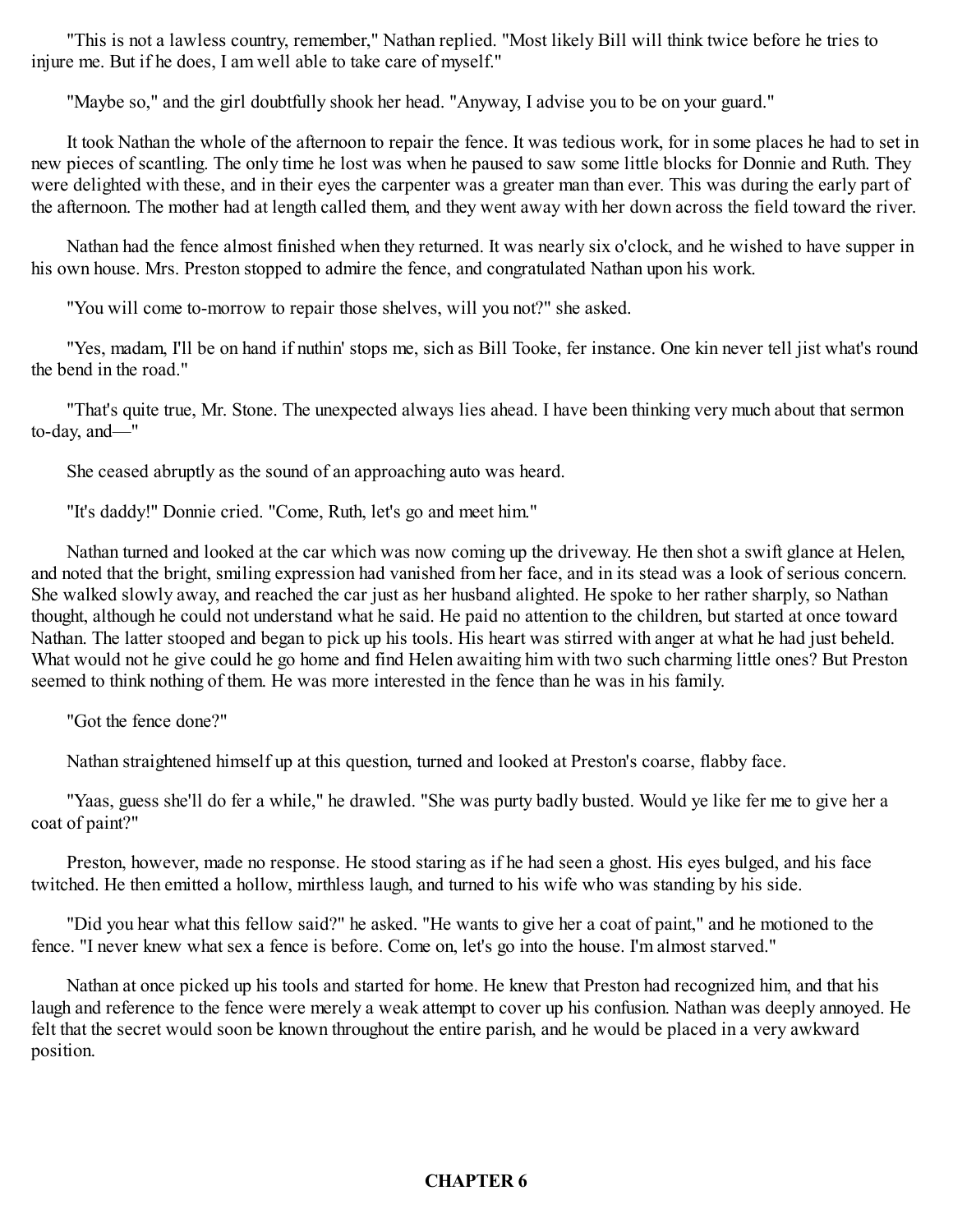"This is not a lawless country, remember," Nathan replied. "Most likely Bill will think twice before he tries to injure me. But if he does, I am well able to take care of myself."

"Maybe so," and the girl doubtfully shook her head. "Anyway, I advise you to be on your guard."

It took Nathan the whole of the afternoon to repair the fence. It was tedious work, for in some places he had to set in new pieces of scantling. The only time he lost was when he paused to saw some little blocks for Donnie and Ruth. They were delighted with these, and in their eyes the carpenter was a greater man than ever. This was during the early part of the afternoon. The mother had at length called them, and they went away with her down across the field toward the river.

Nathan had the fence almost finished when they returned. It was nearly six o'clock, and he wished to have supper in his own house. Mrs. Preston stopped to admire the fence, and congratulated Nathan upon his work.

"You will come to-morrow to repair those shelves, will you not?" she asked.

"Yes, madam, I'll be on hand if nuthin' stops me, sich as Bill Tooke, fer instance. One kin never tell jist what's round the bend in the road."

"That's quite true, Mr. Stone. The unexpected always lies ahead. I have been thinking very much about that sermon to-day, and—"

She ceased abruptly as the sound of an approaching auto was heard.

"It's daddy!" Donnie cried. "Come, Ruth, let's go and meet him."

Nathan turned and looked at the car which was now coming up the driveway. He then shot a swift glance at Helen, and noted that the bright, smiling expression had vanished from her face, and in its stead was a look of serious concern. She walked slowly away, and reached the car just as her husband alighted. He spoke to her rather sharply, so Nathan thought, although he could not understand what he said. He paid no attention to the children, but started at once toward Nathan. The latter stooped and began to pick up his tools. His heart was stirred with anger at what he had just beheld. What would not he give could he go home and find Helen awaiting him with two such charming little ones? But Preston seemed to think nothing of them. He was more interested in the fence than he was in his family.

"Got the fence done?"

Nathan straightened himself up at this question, turned and looked at Preston's coarse, flabby face.

"Yaas, guess she'll do fer a while," he drawled. "She was purty badly busted. Would ye like fer me to give her a coat of paint?"

Preston, however, made no response. He stood staring as if he had seen a ghost. His eyes bulged, and his face twitched. He then emitted a hollow, mirthless laugh, and turned to his wife who was standing by his side.

"Did you hear what this fellow said?" he asked. "He wants to give her a coat of paint," and he motioned to the fence. "I never knew what sex a fence is before. Come on, let's go into the house. I'm almost starved."

Nathan at once picked up his tools and started for home. He knew that Preston had recognized him, and that his laugh and reference to the fence were merely a weak attempt to cover up his confusion. Nathan was deeply annoyed. He felt that the secret would soon be known throughout the entire parish, and he would be placed in a very awkward position.

## CHAPTER 6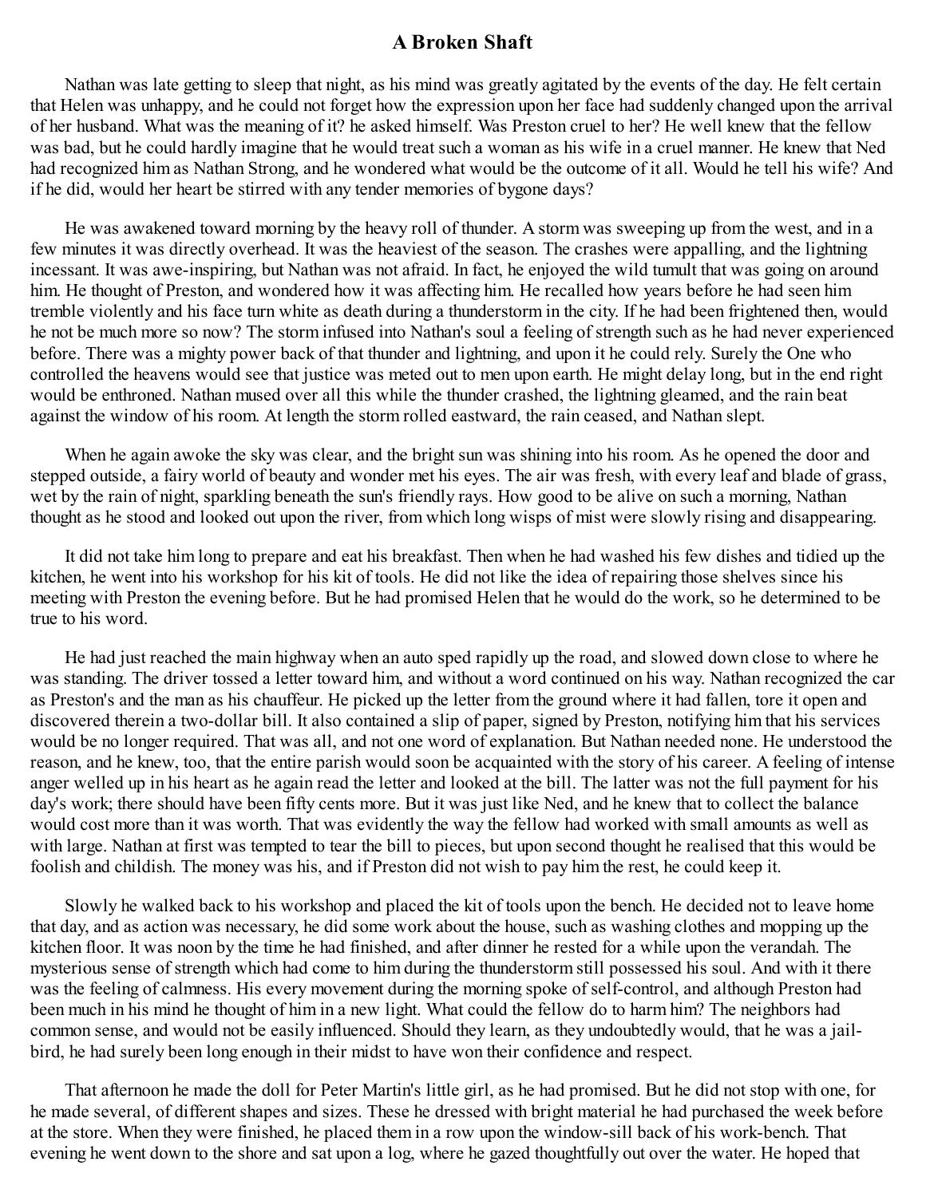# A Broken Shaft

Nathan was late getting to sleep that night, as his mind was greatly agitated by the events of the day. He felt certain that Helen was unhappy, and he could not forget how the expression upon her face had suddenly changed upon the arrival of her husband. What was the meaning of it? he asked himself. Was Preston cruel to her? He well knew that the fellow was bad, but he could hardly imagine that he would treat such a woman as his wife in a cruel manner. He knew that Ned had recognized him as Nathan Strong, and he wondered what would be the outcome of it all. Would he tell his wife? And if he did, would her heart be stirred with any tender memories of bygone days?

He was awakened toward morning by the heavy roll of thunder. A storm was sweeping up from the west, and in a few minutes it was directly overhead. It was the heaviest of the season. The crashes were appalling, and the lightning incessant. It was awe-inspiring, but Nathan was not afraid. In fact, he enjoyed the wild tumult that was going on around him. He thought of Preston, and wondered how it was affecting him. He recalled how years before he had seen him tremble violently and his face turn white as death during a thunderstorm in the city. If he had been frightened then, would he not be much more so now? The storm infused into Nathan's soul a feeling of strength such as he had never experienced before. There was a mighty power back of that thunder and lightning, and upon it he could rely. Surely the One who controlled the heavens would see that justice was meted out to men upon earth. He might delay long, but in the end right would be enthroned. Nathan mused over all this while the thunder crashed, the lightning gleamed, and the rain beat against the window of his room. At length the storm rolled eastward, the rain ceased, and Nathan slept.

When he again awoke the sky was clear, and the bright sun was shining into his room. As he opened the door and stepped outside, a fairy world of beauty and wonder met his eyes. The air was fresh, with every leaf and blade of grass, wet by the rain of night, sparkling beneath the sun's friendly rays. How good to be alive on such a morning, Nathan thought as he stood and looked out upon the river, from which long wisps of mist were slowly rising and disappearing.

It did not take him long to prepare and eat his breakfast. Then when he had washed his few dishes and tidied up the kitchen, he went into his workshop for his kit of tools. He did not like the idea of repairing those shelves since his meeting with Preston the evening before. But he had promised Helen that he would do the work, so he determined to be true to his word.

He had just reached the main highway when an auto sped rapidly up the road, and slowed down close to where he was standing. The driver tossed a letter toward him, and without a word continued on his way. Nathan recognized the car as Preston's and the man as his chauffeur. He picked up the letter from the ground where it had fallen, tore it open and discovered therein a two-dollar bill. It also contained a slip of paper, signed by Preston, notifying him that his services would be no longer required. That was all, and not one word of explanation. But Nathan needed none. He understood the reason, and he knew, too, that the entire parish would soon be acquainted with the story of his career. A feeling of intense anger welled up in his heart as he again read the letter and looked at the bill. The latter was not the full payment for his day's work; there should have been fifty cents more. But it was just like Ned, and he knew that to collect the balance would cost more than it was worth. That was evidently the way the fellow had worked with small amounts as well as with large. Nathan at first was tempted to tear the bill to pieces, but upon second thought he realised that this would be foolish and childish. The money was his, and if Preston did not wish to pay him the rest, he could keep it.

Slowly he walked back to his workshop and placed the kit of tools upon the bench. He decided not to leave home that day, and as action was necessary, he did some work about the house, such as washing clothes and mopping up the kitchen floor. It was noon by the time he had finished, and after dinner he rested for a while upon the verandah. The mysterious sense of strength which had come to him during the thunderstorm still possessed his soul. And with it there was the feeling of calmness. His every movement during the morning spoke of self-control, and although Preston had been much in his mind he thought of him in a new light. What could the fellow do to harm him? The neighbors had common sense, and would not be easily influenced. Should they learn, as they undoubtedly would, that he was a jail-bird, he had surely been long enough in their midst to have won their confidence and respect.

That afternoon he made the doll for Peter Martin's little girl, as he had promised. But he did not stop with one, for he made several, of different shapes and sizes. These he dressed with bright material he had purchased the week before at the store. When they were finished, he placed them in a row upon the window-sill back of his work-bench. That evening he went down to the shore and sat upon a log, where he gazed thoughtfully out over the water. He hoped that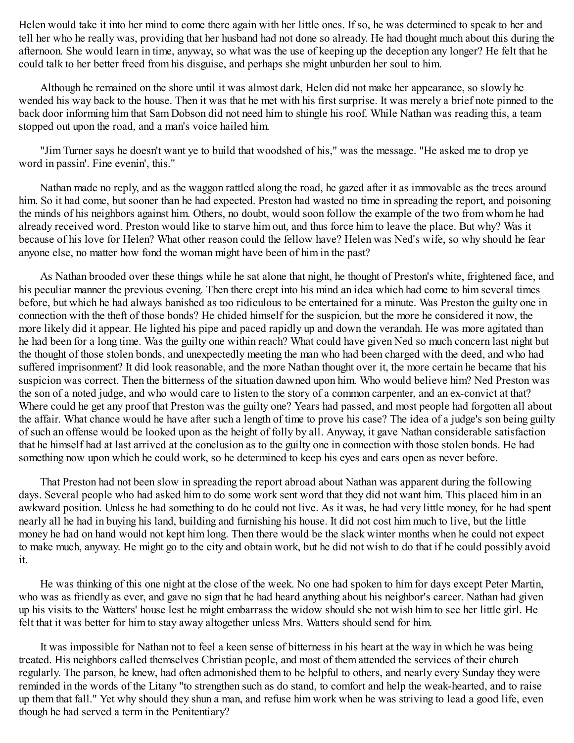Helen would take it into her mind to come there again with her little ones. If so, he was determined to speak to her and tell her who he really was, providing that her husband had not done so already. He had thought much about this during the afternoon. She would learn in time, anyway, so what was the use of keeping up the deception any longer? He felt that he could talk to her better freed from his disguise, and perhaps she might unburden her soul to him.

Although he remained on the shore until it was almost dark, Helen did not make her appearance, so slowly he wended his way back to the house. Then it was that he met with his first surprise. It was merely a brief note pinned to the back door informing him that Sam Dobson did not need him to shingle his roof. While Nathan was reading this, a team stopped out upon the road, and a man's voice hailed him.

"Jim Turner says he doesn't want ye to build that woodshed of his," was the message. "He asked me to drop ye word in passin'. Fine evenin', this."

Nathan made no reply, and as the waggon rattled along the road, he gazed after it as immovable as the trees around him. So it had come, but sooner than he had expected. Preston had wasted no time in spreading the report, and poisoning the minds of his neighbors against him. Others, no doubt, would soon follow the example of the two from whom he had already received word. Preston would like to starve him out, and thus force him to leave the place. But why? Was it because of his love for Helen? What other reason could the fellow have? Helen was Ned's wife, so why should he fear anyone else, no matter how fond the woman might have been of him in the past?

As Nathan brooded over these things while he sat alone that night, he thought of Preston's white, frightened face, and his peculiar manner the previous evening. Then there crept into his mind an idea which had come to him several times before, but which he had always banished as too ridiculous to be entertained for a minute. Was Preston the guilty one in connection with the theft of those bonds? He chided himself for the suspicion, but the more he considered it now, the more likely did it appear. He lighted his pipe and paced rapidly up and down the verandah. He was more agitated than he had been for a long time. Was the guilty one within reach? What could have given Ned so much concern last night but the thought of those stolen bonds, and unexpectedly meeting the man who had been charged with the deed, and who had suffered imprisonment? It did look reasonable, and the more Nathan thought over it, the more certain he became that his suspicion was correct. Then the bitterness of the situation dawned upon him. Who would believe him? Ned Preston was the son of a noted judge, and who would care to listen to the story of a common carpenter, and an ex-convict at that? Where could he get any proof that Preston was the guilty one? Years had passed, and most people had forgotten all about the affair. What chance would he have after such a length of time to prove his case? The idea of a judge's son being guilty of such an offense would be looked upon as the height of folly by all. Anyway, it gave Nathan considerable satisfaction that he himself had at last arrived at the conclusion as to the guilty one in connection with those stolen bonds. He had something now upon which he could work, so he determined to keep his eyes and ears open as never before.

That Preston had not been slow in spreading the report abroad about Nathan was apparent during the following days. Several people who had asked him to do some work sent word that they did not want him. This placed him in an awkward position. Unless he had something to do he could not live. As it was, he had very little money, for he had spent nearly all he had in buying his land, building and furnishing his house. It did not cost him much to live, but the little money he had on hand would not kept him long. Then there would be the slack winter months when he could not expect to make much, anyway. He might go to the city and obtain work, but he did not wish to do that if he could possibly avoid it.

He was thinking of this one night at the close of the week. No one had spoken to him for days except Peter Martin, who was as friendly as ever, and gave no sign that he had heard anything about his neighbor's career. Nathan had given up his visits to the Watters' house lest he might embarrass the widow should she not wish him to see her little girl. He felt that it was better for him to stay away altogether unless Mrs. Watters should send for him.

It was impossible for Nathan not to feel a keen sense of bitterness in his heart at the way in which he was being treated. His neighbors called themselves Christian people, and most of them attended the services of their church regularly. The parson, he knew, had often admonished them to be helpful to others, and nearly every Sunday they were reminded in the words of the Litany "to strengthen such as do stand, to comfort and help the weak-hearted, and to raise up them that fall." Yet why should they shun a man, and refuse him work when he was striving to lead a good life, even though he had served a term in the Penitentiary?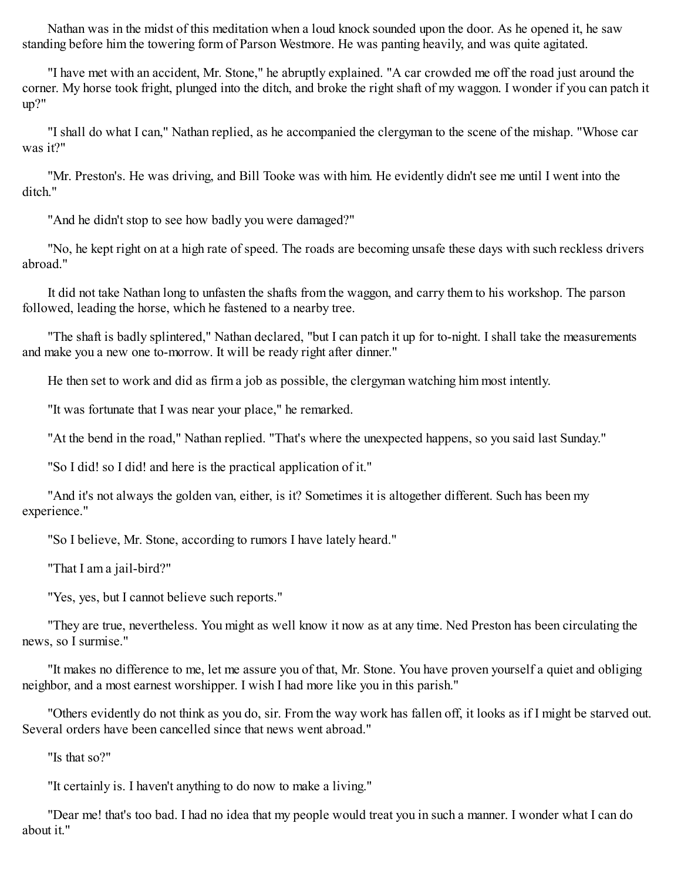Nathan was in the midst of this meditation when a loud knock sounded upon the door. As he opened it, he saw standing before him the towering form of Parson Westmore. He was panting heavily, and was quite agitated.

"I have met with an accident, Mr. Stone," he abruptly explained. "A car crowded me off the road just around the corner. My horse took fright, plunged into the ditch, and broke the right shaft of my waggon. I wonder if you can patch it up?"

"I shall do what I can," Nathan replied, as he accompanied the clergyman to the scene of the mishap. "Whose car was it?"

"Mr. Preston's. He was driving, and Bill Tooke was with him. He evidently didn't see me until I went into the ditch."

"And he didn't stop to see how badly you were damaged?"

"No, he kept right on at a high rate of speed. The roads are becoming unsafe these days with such reckless drivers abroad."

It did not take Nathan long to unfasten the shafts from the waggon, and carry them to his workshop. The parson followed, leading the horse, which he fastened to a nearby tree.

"The shaft is badly splintered," Nathan declared, "but I can patch it up for to-night. I shall take the measurements and make you a new one to-morrow. It will be ready right after dinner."

He then set to work and did as firm a job as possible, the clergyman watching him most intently.

"It was fortunate that I was near your place," he remarked.

"At the bend in the road," Nathan replied. "That's where the unexpected happens, so you said last Sunday."

"So I did! so I did! and here is the practical application of it."

"And it's not always the golden van, either, is it? Sometimes it is altogether different. Such has been my experience."

"So I believe, Mr. Stone, according to rumors I have lately heard."

"That I am a jail-bird?"

"Yes, yes, but I cannot believe such reports."

"They are true, nevertheless. You might as well know it now as at any time. Ned Preston has been circulating the news, so I surmise."

"It makes no difference to me, let me assure you of that, Mr. Stone. You have proven yourself a quiet and obliging neighbor, and a most earnest worshipper. I wish I had more like you in this parish."

"Others evidently do not think as you do, sir. From the way work has fallen off, it looks as if I might be starved out. Several orders have been cancelled since that news went abroad."

"Is that so?"

"It certainly is. I haven't anything to do now to make a living."

"Dear me! that's too bad. I had no idea that my people would treat you in such a manner. I wonder what I can do about it."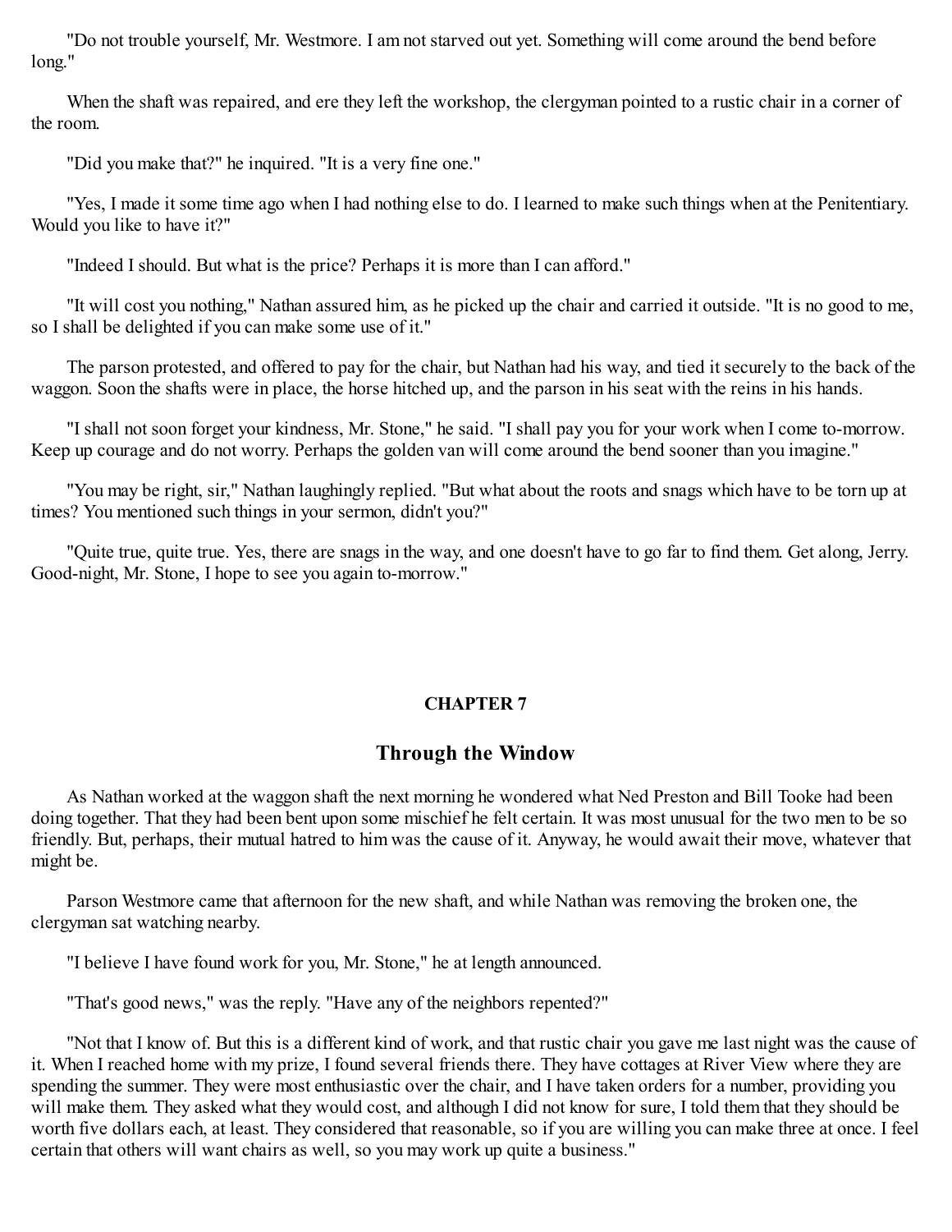"Do not trouble yourself, Mr. Westmore. I am not starved out yet. Something will come around the bend before long."

When the shaft was repaired, and ere they left the workshop, the clergyman pointed to a rustic chair in a corner of the room.

"Did you make that?" he inquired. "It is a very fine one."

"Yes, I made it some time ago when I had nothing else to do. I learned to make such things when at the Penitentiary. Would you like to have it?"

"Indeed I should. But what is the price? Perhaps it is more than I can afford."

"It will cost you nothing," Nathan assured him, as he picked up the chair and carried it outside. "It is no good to me, so I shall be delighted if you can make some use of it."

The parson protested, and offered to pay for the chair, but Nathan had his way, and tied it securely to the back of the waggon. Soon the shafts were in place, the horse hitched up, and the parson in his seat with the reins in his hands.

"I shall not soon forget your kindness, Mr. Stone," he said. "I shall pay you for your work when I come to-morrow. Keep up courage and do not worry. Perhaps the golden van will come around the bend sooner than you imagine."

"You may be right, sir," Nathan laughingly replied. "But what about the roots and snags which have to be torn up at times? You mentioned such things in your sermon, didn't you?"

"Quite true, quite true. Yes, there are snags in the way, and one doesn't have to go far to find them. Get along, Jerry. Good-night, Mr. Stone, I hope to see you again to-morrow."

## CHAPTER 7

## Through the Window

As Nathan worked at the waggon shaft the next morning he wondered what Ned Preston and Bill Tooke had been doing together. That they had been bent upon some mischief he felt certain. It was most unusual for the two men to be so friendly. But, perhaps, their mutual hatred to him was the cause of it. Anyway, he would await their move, whatever that might be.

Parson Westmore came that afternoon for the new shaft, and while Nathan was removing the broken one, the clergyman sat watching nearby.

"I believe I have found work for you, Mr. Stone," he at length announced.

"That's good news," was the reply. "Have any of the neighbors repented?"

"Not that I know of. But this is a different kind of work, and that rustic chair you gave me last night was the cause of it. When I reached home with my prize, I found several friends there. They have cottages at River View where they are spending the summer. They were most enthusiastic over the chair, and I have taken orders for a number, providing you will make them. They asked what they would cost, and although I did not know for sure, I told them that they should be worth five dollars each, at least. They considered that reasonable, so if you are willing you can make three at once. I feel certain that others will want chairs as well, so you may work up quite a business."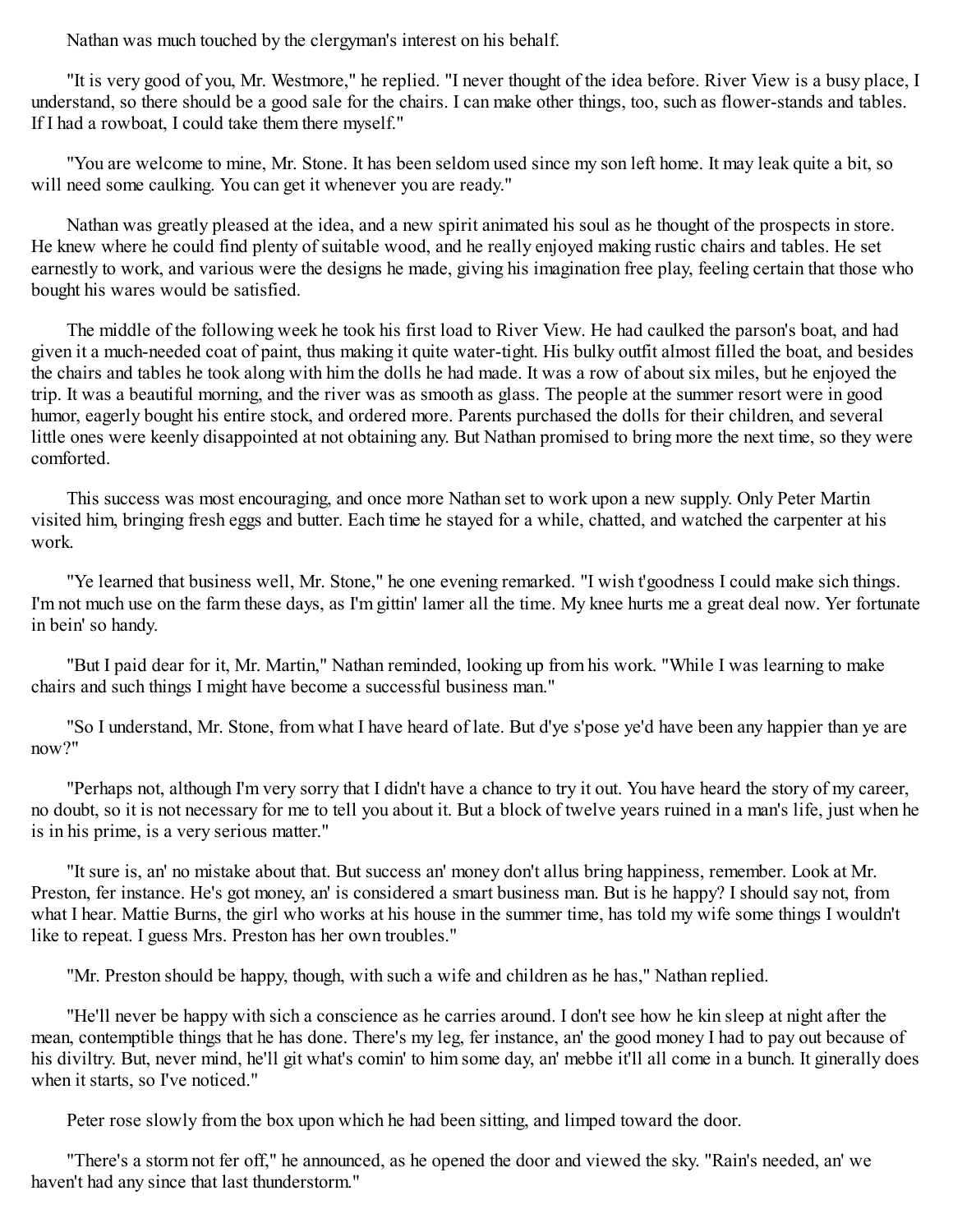Nathan was much touched by the clergyman's interest on his behalf.

"It is very good of you, Mr. Westmore," he replied. "I never thought of the idea before. River View is a busy place, I understand, so there should be a good sale for the chairs. I can make other things, too, such as flower-stands and tables. If I had a rowboat, I could take them there myself."

"You are welcome to mine, Mr. Stone. It has been seldom used since my son left home. It may leak quite a bit, so will need some caulking. You can get it whenever you are ready."

Nathan was greatly pleased at the idea, and a new spirit animated his soul as he thought of the prospects in store. He knew where he could find plenty of suitable wood, and he really enjoyed making rustic chairs and tables. He set earnestly to work, and various were the designs he made, giving his imagination free play, feeling certain that those who bought his wares would be satisfied.

The middle of the following week he took his first load to River View. He had caulked the parson's boat, and had given it a much-needed coat of paint, thus making it quite water-tight. His bulky outfit almost filled the boat, and besides the chairs and tables he took along with him the dolls he had made. It was a row of about six miles, but he enjoyed the trip. It was a beautiful morning, and the river was as smooth as glass. The people at the summer resort were in good humor, eagerly bought his entire stock, and ordered more. Parents purchased the dolls for their children, and several little ones were keenly disappointed at not obtaining any. But Nathan promised to bring more the next time, so they were comforted.

This success was most encouraging, and once more Nathan set to work upon a new supply. Only Peter Martin visited him, bringing fresh eggs and butter. Each time he stayed for a while, chatted, and watched the carpenter at his work.

"Ye learned that business well, Mr. Stone," he one evening remarked. "I wish t'goodness I could make sich things. I'm not much use on the farm these days, as I'm gittin' lamer all the time. My knee hurts me a great deal now. Yer fortunate in bein' so handy.

"But I paid dear for it, Mr. Martin," Nathan reminded, looking up from his work. "While I was learning to make chairs and such things I might have become a successful business man."

"So I understand, Mr. Stone, from what I have heard of late. But d'ye s'pose ye'd have been any happier than ye are now?"

"Perhaps not, although I'm very sorry that I didn't have a chance to try it out. You have heard the story of my career, no doubt, so it is not necessary for me to tell you about it. But a block of twelve years ruined in a man's life, just when he is in his prime, is a very serious matter."

"It sure is, an' no mistake about that. But success an' money don't allus bring happiness, remember. Look at Mr. Preston, fer instance. He's got money, an' is considered a smart business man. But is he happy? I should say not, from what I hear. Mattie Burns, the girl who works at his house in the summer time, has told my wife some things I wouldn't like to repeat. I guess Mrs. Preston has her own troubles."

"Mr. Preston should be happy, though, with such a wife and children as he has," Nathan replied.

"He'll never be happy with sich a conscience as he carries around. I don't see how he kin sleep at night after the mean, contemptible things that he has done. There's my leg, fer instance, an' the good money I had to pay out because of his diviltry. But, never mind, he'll git what's comin' to him some day, an' mebbe it'll all come in a bunch. It ginerally does when it starts, so I've noticed."

Peter rose slowly from the box upon which he had been sitting, and limped toward the door.

"There's a storm not fer off," he announced, as he opened the door and viewed the sky. "Rain's needed, an' we haven't had any since that last thunderstorm."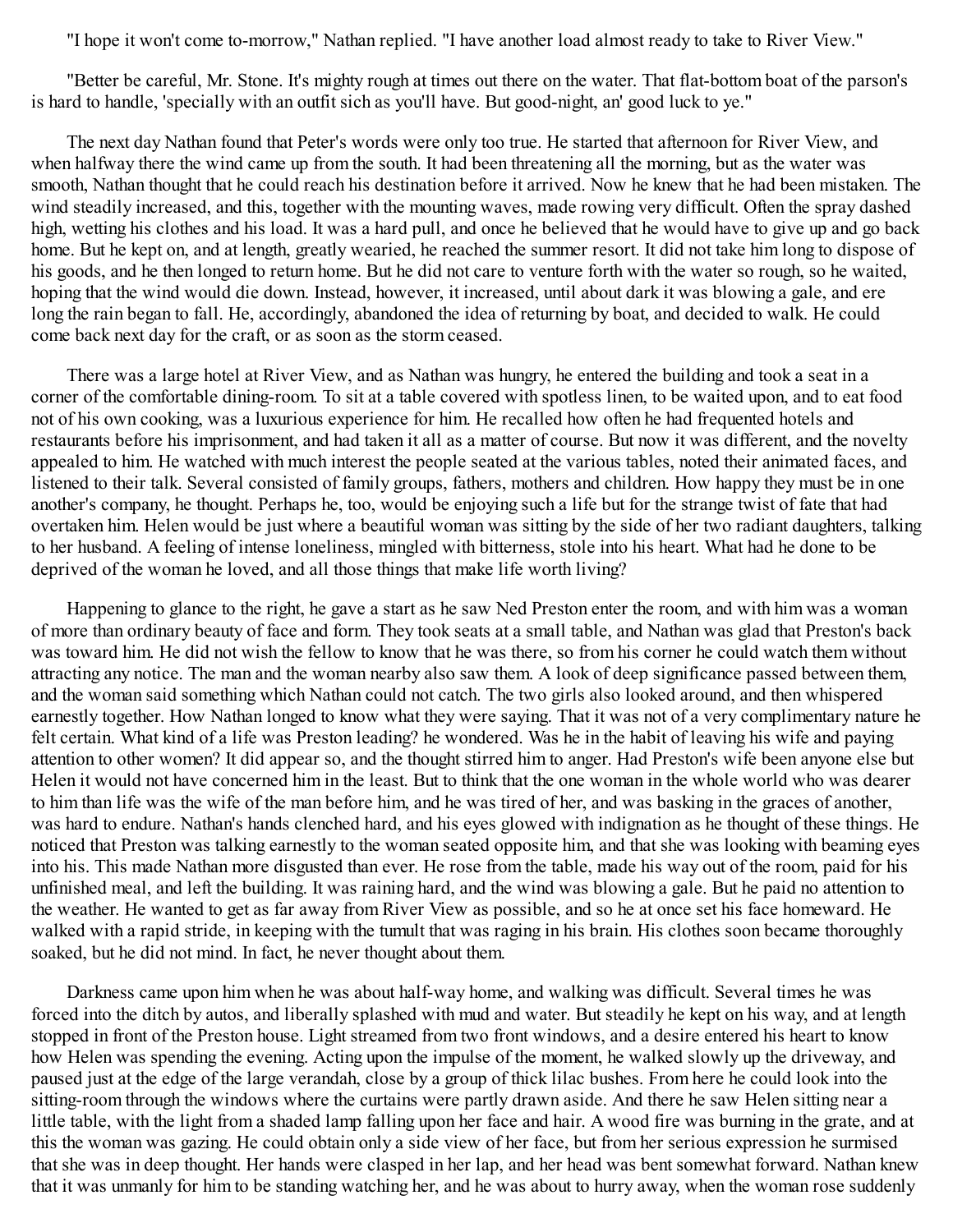"I hope it won't come to-morrow," Nathan replied. "I have another load almost ready to take to River View."

"Better be careful, Mr. Stone. It's mighty rough at times out there on the water. That flat-bottom boat of the parson's is hard to handle, 'specially with an outfit sich as you'll have. But good-night, an' good luck to ye."

The next day Nathan found that Peter's words were only too true. He started that afternoon for River View, and when halfway there the wind came up from the south. It had been threatening all the morning, but as the water was smooth, Nathan thought that he could reach his destination before it arrived. Now he knew that he had been mistaken. The wind steadily increased, and this, together with the mounting waves, made rowing very difficult. Often the spray dashed high, wetting his clothes and his load. It was a hard pull, and once he believed that he would have to give up and go back home. But he kept on, and at length, greatly wearied, he reached the summer resort. It did not take him long to dispose of his goods, and he then longed to return home. But he did not care to venture forth with the water so rough, so he waited, hoping that the wind would die down. Instead, however, it increased, until about dark it was blowing a gale, and ere long the rain began to fall. He, accordingly, abandoned the idea of returning by boat, and decided to walk. He could come back next day for the craft, or as soon as the storm ceased.

There was a large hotel at River View, and as Nathan was hungry, he entered the building and took a seat in a corner of the comfortable dining-room. To sit at a table covered with spotless linen, to be waited upon, and to eat food not of his own cooking, was a luxurious experience for him. He recalled how often he had frequented hotels and restaurants before his imprisonment, and had taken it all as a matter of course. But now it was different, and the novelty appealed to him. He watched with much interest the people seated at the various tables, noted their animated faces, and listened to their talk. Several consisted of family groups, fathers, mothers and children. How happy they must be in one another's company, he thought. Perhaps he, too, would be enjoying such a life but for the strange twist of fate that had overtaken him. Helen would be just where a beautiful woman was sitting by the side of her two radiant daughters, talking to her husband. A feeling of intense loneliness, mingled with bitterness, stole into his heart. What had he done to be deprived of the woman he loved, and all those things that make life worth living?

Happening to glance to the right, he gave a start as he saw Ned Preston enter the room, and with him was a woman of more than ordinary beauty of face and form. They took seats at a small table, and Nathan was glad that Preston's back was toward him. He did not wish the fellow to know that he was there, so from his corner he could watch them without attracting any notice. The man and the woman nearby also saw them. A look of deep significance passed between them, and the woman said something which Nathan could not catch. The two girls also looked around, and then whispered earnestly together. How Nathan longed to know what they were saying. That it was not of a very complimentary nature he felt certain. What kind of a life was Preston leading? he wondered. Was he in the habit of leaving his wife and paying attention to other women? It did appear so, and the thought stirred him to anger. Had Preston's wife been anyone else but Helen it would not have concerned him in the least. But to think that the one woman in the whole world who was dearer to him than life was the wife of the man before him, and he was tired of her, and was basking in the graces of another, was hard to endure. Nathan's hands clenched hard, and his eyes glowed with indignation as he thought of these things. He noticed that Preston was talking earnestly to the woman seated opposite him, and that she was looking with beaming eyes into his. This made Nathan more disgusted than ever. He rose from the table, made his way out of the room, paid for his unfinished meal, and left the building. It was raining hard, and the wind was blowing a gale. But he paid no attention to the weather. He wanted to get as far away from River View as possible, and so he at once set his face homeward. He walked with a rapid stride, in keeping with the tumult that was raging in his brain. His clothes soon became thoroughly soaked, but he did not mind. In fact, he never thought about them.

Darkness came upon him when he was about half-way home, and walking was difficult. Several times he was forced into the ditch by autos, and liberally splashed with mud and water. But steadily he kept on his way, and at length stopped in front of the Preston house. Light streamed from two front windows, and a desire entered his heart to know how Helen was spending the evening. Acting upon the impulse of the moment, he walked slowly up the driveway, and paused just at the edge of the large verandah, close by a group of thick lilac bushes. From here he could look into the sitting-room through the windows where the curtains were partly drawn aside. And there he saw Helen sitting near a little table, with the light from a shaded lamp falling upon her face and hair. A wood fire was burning in the grate, and at this the woman was gazing. He could obtain only a side view of her face, but from her serious expression he surmised that she was in deep thought. Her hands were clasped in her lap, and her head was bent somewhat forward. Nathan knew that it was unmanly for him to be standing watching her, and he was about to hurry away, when the woman rose suddenly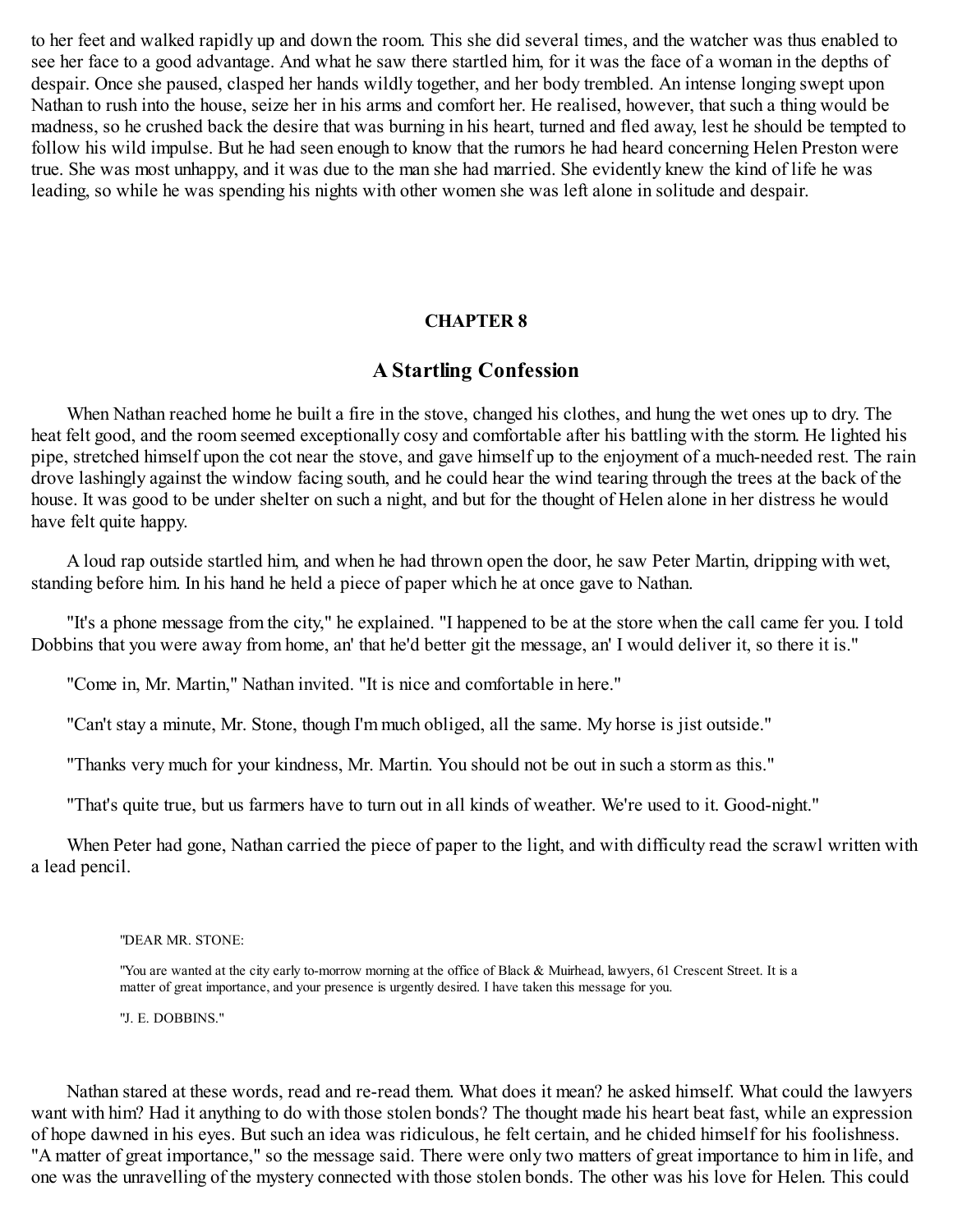to her feet and walked rapidly up and down the room. This she did several times, and the watcher was thus enabled to see her face to a good advantage. And what he saw there startled him, for it was the face of a woman in the depths of despair. Once she paused, clasped her hands wildly together, and her body trembled. An intense longing swept upon Nathan to rush into the house, seize her in his arms and comfort her. He realised, however, that such a thing would be madness, so he crushed back the desire that was burning in his heart, turned and fled away, lest he should be tempted to follow his wild impulse. But he had seen enough to know that the rumors he had heard concerning Helen Preston were true. She was most unhappy, and it was due to the man she had married. She evidently knew the kind of life he was leading, so while he was spending his nights with other women she was left alone in solitude and despair.

## CHAPTER 8

## A Startling Confession

When Nathan reached home he built a fire in the stove, changed his clothes, and hung the wet ones up to dry. The heat felt good, and the room seemed exceptionally cosy and comfortable after his battling with the storm. He lighted his pipe, stretched himself upon the cot near the stove, and gave himself up to the enjoyment of a much-needed rest. The rain drove lashingly against the window facing south, and he could hear the wind tearing through the trees at the back of the house. It was good to be under shelter on such a night, and but for the thought of Helen alone in her distress he would have felt quite happy.

A loud rap outside startled him, and when he had thrown open the door, he saw Peter Martin, dripping with wet, standing before him. In his hand he held a piece of paper which he at once gave to Nathan.

"It's a phone message from the city," he explained. "I happened to be at the store when the call came fer you. I told Dobbins that you were away from home, an' that he'd better git the message, an' I would deliver it, so there it is."

"Come in, Mr. Martin," Nathan invited. "It is nice and comfortable in here."

"Can't stay a minute, Mr. Stone, though I'm much obliged, all the same. My horse is jist outside."

"Thanks very much for your kindness, Mr. Martin. You should not be out in such a storm as this."

"That's quite true, but us farmers have to turn out in all kinds of weather. We're used to it. Good-night."

When Peter had gone, Nathan carried the piece of paper to the light, and with difficulty read the scrawl written with a lead pencil.

> "DEAR MR. STONE:
>
> "You are wanted at the city early to-morrow morning at the office of Black & Muirhead, lawyers, 61 Crescent Street. It is a matter of great importance, and your presence is urgently desired. I have taken this message for you.
>
> "J. E. DOBBINS."

Nathan stared at these words, read and re-read them. What does it mean? he asked himself. What could the lawyers want with him? Had it anything to do with those stolen bonds? The thought made his heart beat fast, while an expression of hope dawned in his eyes. But such an idea was ridiculous, he felt certain, and he chided himself for his foolishness. "A matter of great importance," so the message said. There were only two matters of great importance to him in life, and one was the unravelling of the mystery connected with those stolen bonds. The other was his love for Helen. This could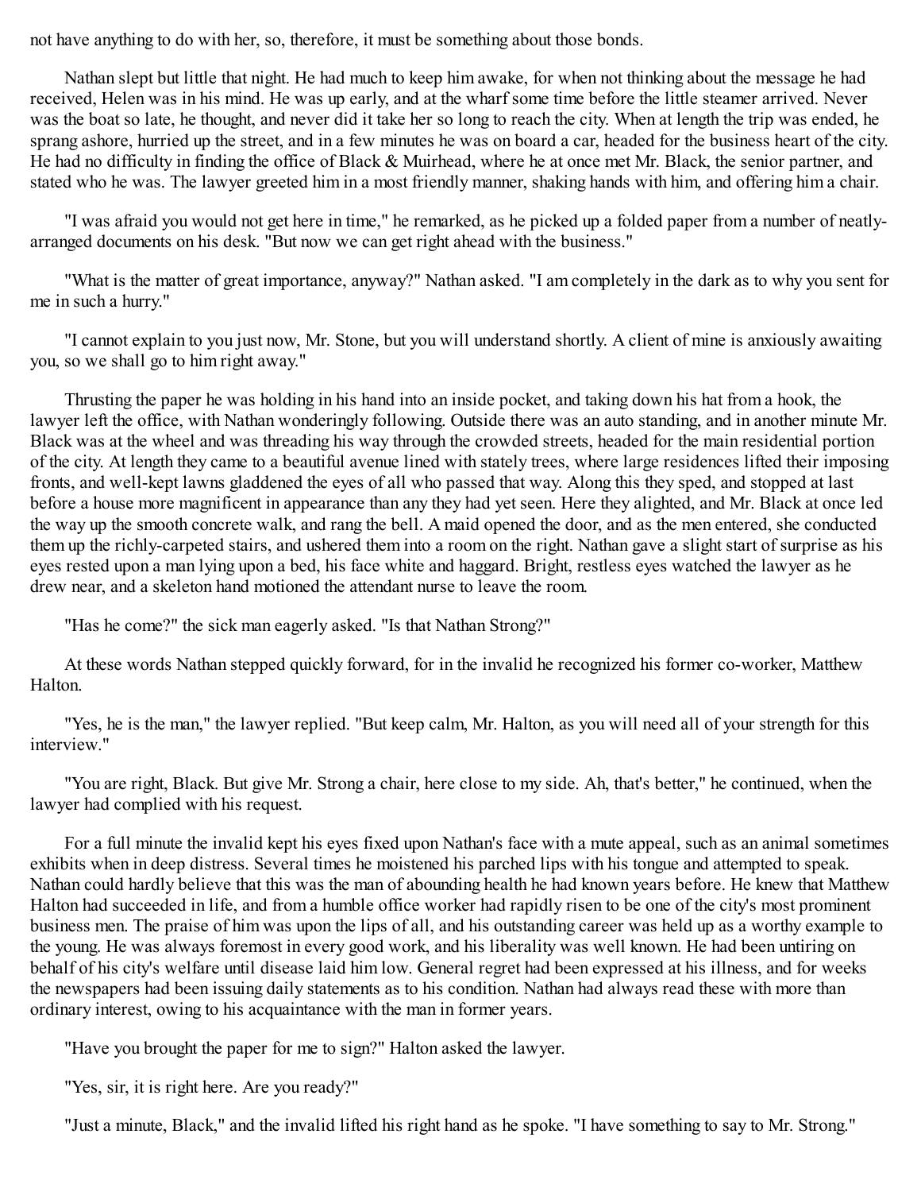not have anything to do with her, so, therefore, it must be something about those bonds.

Nathan slept but little that night. He had much to keep him awake, for when not thinking about the message he had received, Helen was in his mind. He was up early, and at the wharf some time before the little steamer arrived. Never was the boat so late, he thought, and never did it take her so long to reach the city. When at length the trip was ended, he sprang ashore, hurried up the street, and in a few minutes he was on board a car, headed for the business heart of the city. He had no difficulty in finding the office of Black & Muirhead, where he at once met Mr. Black, the senior partner, and stated who he was. The lawyer greeted him in a most friendly manner, shaking hands with him, and offering him a chair.

"I was afraid you would not get here in time," he remarked, as he picked up a folded paper from a number of neatly-arranged documents on his desk. "But now we can get right ahead with the business."

"What is the matter of great importance, anyway?" Nathan asked. "I am completely in the dark as to why you sent for me in such a hurry."

"I cannot explain to you just now, Mr. Stone, but you will understand shortly. A client of mine is anxiously awaiting you, so we shall go to him right away."

Thrusting the paper he was holding in his hand into an inside pocket, and taking down his hat from a hook, the lawyer left the office, with Nathan wonderingly following. Outside there was an auto standing, and in another minute Mr. Black was at the wheel and was threading his way through the crowded streets, headed for the main residential portion of the city. At length they came to a beautiful avenue lined with stately trees, where large residences lifted their imposing fronts, and well-kept lawns gladdened the eyes of all who passed that way. Along this they sped, and stopped at last before a house more magnificent in appearance than any they had yet seen. Here they alighted, and Mr. Black at once led the way up the smooth concrete walk, and rang the bell. A maid opened the door, and as the men entered, she conducted them up the richly-carpeted stairs, and ushered them into a room on the right. Nathan gave a slight start of surprise as his eyes rested upon a man lying upon a bed, his face white and haggard. Bright, restless eyes watched the lawyer as he drew near, and a skeleton hand motioned the attendant nurse to leave the room.

"Has he come?" the sick man eagerly asked. "Is that Nathan Strong?"

At these words Nathan stepped quickly forward, for in the invalid he recognized his former co-worker, Matthew Halton.

"Yes, he is the man," the lawyer replied. "But keep calm, Mr. Halton, as you will need all of your strength for this interview."

"You are right, Black. But give Mr. Strong a chair, here close to my side. Ah, that's better," he continued, when the lawyer had complied with his request.

For a full minute the invalid kept his eyes fixed upon Nathan's face with a mute appeal, such as an animal sometimes exhibits when in deep distress. Several times he moistened his parched lips with his tongue and attempted to speak. Nathan could hardly believe that this was the man of abounding health he had known years before. He knew that Matthew Halton had succeeded in life, and from a humble office worker had rapidly risen to be one of the city's most prominent business men. The praise of him was upon the lips of all, and his outstanding career was held up as a worthy example to the young. He was always foremost in every good work, and his liberality was well known. He had been untiring on behalf of his city's welfare until disease laid him low. General regret had been expressed at his illness, and for weeks the newspapers had been issuing daily statements as to his condition. Nathan had always read these with more than ordinary interest, owing to his acquaintance with the man in former years.

"Have you brought the paper for me to sign?" Halton asked the lawyer.

"Yes, sir, it is right here. Are you ready?"

"Just a minute, Black," and the invalid lifted his right hand as he spoke. "I have something to say to Mr. Strong."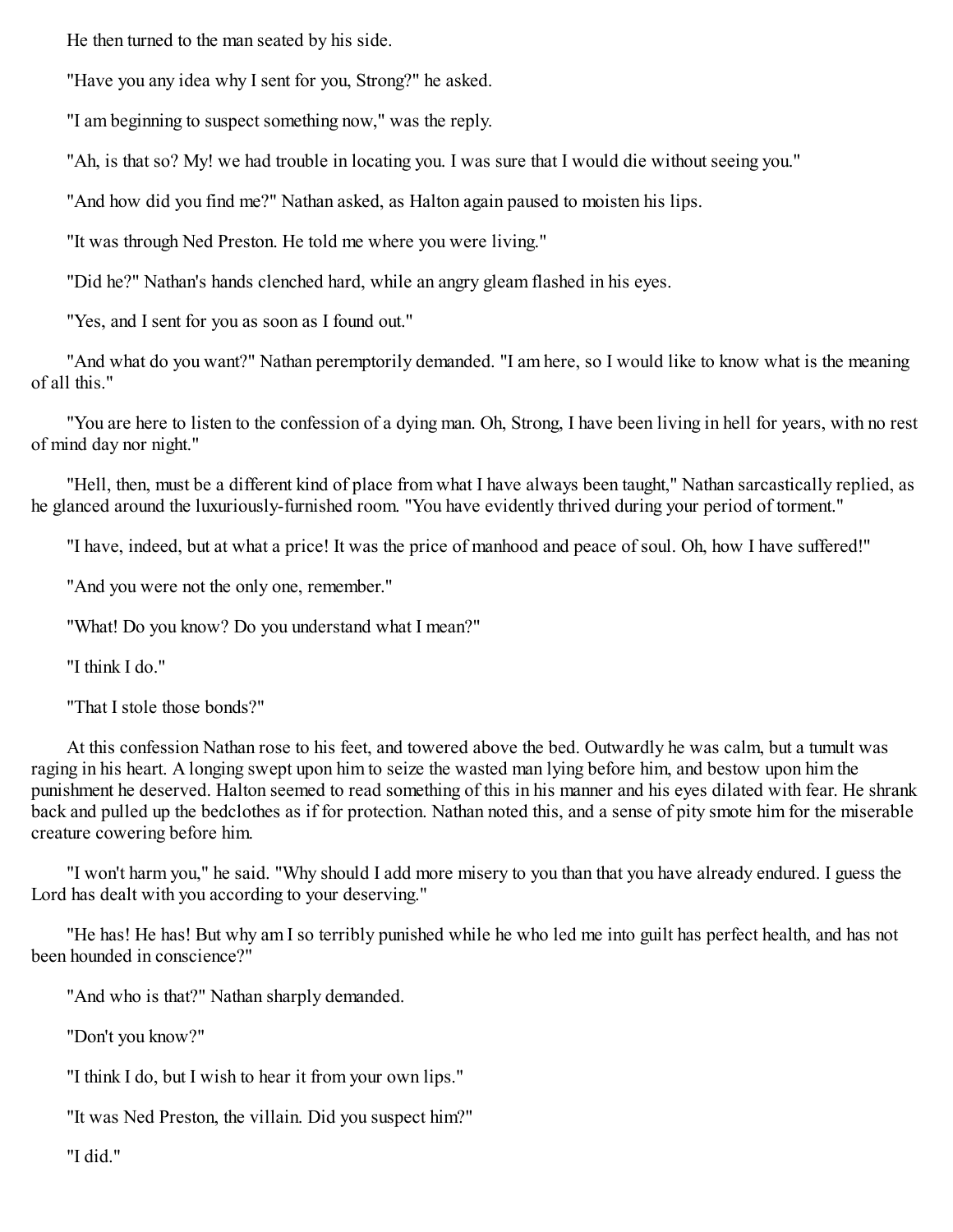He then turned to the man seated by his side.

"Have you any idea why I sent for you, Strong?" he asked.

"I am beginning to suspect something now," was the reply.

"Ah, is that so? My! we had trouble in locating you. I was sure that I would die without seeing you."

"And how did you find me?" Nathan asked, as Halton again paused to moisten his lips.

"It was through Ned Preston. He told me where you were living."

"Did he?" Nathan's hands clenched hard, while an angry gleam flashed in his eyes.

"Yes, and I sent for you as soon as I found out."

"And what do you want?" Nathan peremptorily demanded. "I am here, so I would like to know what is the meaning of all this."

"You are here to listen to the confession of a dying man. Oh, Strong, I have been living in hell for years, with no rest of mind day nor night."

"Hell, then, must be a different kind of place from what I have always been taught," Nathan sarcastically replied, as he glanced around the luxuriously-furnished room. "You have evidently thrived during your period of torment."

"I have, indeed, but at what a price! It was the price of manhood and peace of soul. Oh, how I have suffered!"

"And you were not the only one, remember."

"What! Do you know? Do you understand what I mean?"

"I think I do."

"That I stole those bonds?"

At this confession Nathan rose to his feet, and towered above the bed. Outwardly he was calm, but a tumult was raging in his heart. A longing swept upon him to seize the wasted man lying before him, and bestow upon him the punishment he deserved. Halton seemed to read something of this in his manner and his eyes dilated with fear. He shrank back and pulled up the bedclothes as if for protection. Nathan noted this, and a sense of pity smote him for the miserable creature cowering before him.

"I won't harm you," he said. "Why should I add more misery to you than that you have already endured. I guess the Lord has dealt with you according to your deserving."

"He has! He has! But why am I so terribly punished while he who led me into guilt has perfect health, and has not been hounded in conscience?"

"And who is that?" Nathan sharply demanded.

"Don't you know?"

"I think I do, but I wish to hear it from your own lips."

"It was Ned Preston, the villain. Did you suspect him?"

"I did."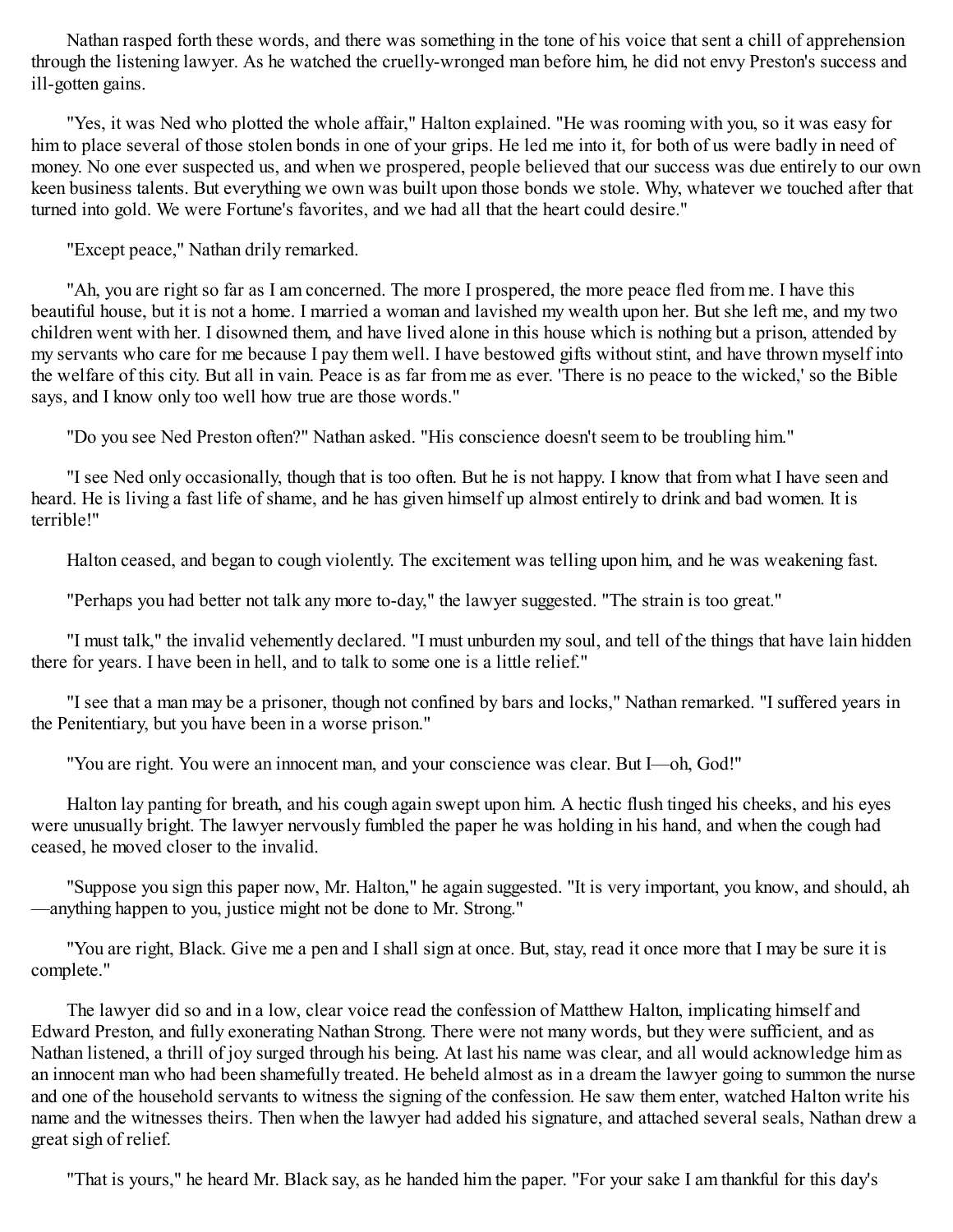Nathan rasped forth these words, and there was something in the tone of his voice that sent a chill of apprehension through the listening lawyer. As he watched the cruelly-wronged man before him, he did not envy Preston's success and ill-gotten gains.

"Yes, it was Ned who plotted the whole affair," Halton explained. "He was rooming with you, so it was easy for him to place several of those stolen bonds in one of your grips. He led me into it, for both of us were badly in need of money. No one ever suspected us, and when we prospered, people believed that our success was due entirely to our own keen business talents. But everything we own was built upon those bonds we stole. Why, whatever we touched after that turned into gold. We were Fortune's favorites, and we had all that the heart could desire."

"Except peace," Nathan drily remarked.

"Ah, you are right so far as I am concerned. The more I prospered, the more peace fled from me. I have this beautiful house, but it is not a home. I married a woman and lavished my wealth upon her. But she left me, and my two children went with her. I disowned them, and have lived alone in this house which is nothing but a prison, attended by my servants who care for me because I pay them well. I have bestowed gifts without stint, and have thrown myself into the welfare of this city. But all in vain. Peace is as far from me as ever. 'There is no peace to the wicked,' so the Bible says, and I know only too well how true are those words."

"Do you see Ned Preston often?" Nathan asked. "His conscience doesn't seem to be troubling him."

"I see Ned only occasionally, though that is too often. But he is not happy. I know that from what I have seen and heard. He is living a fast life of shame, and he has given himself up almost entirely to drink and bad women. It is terrible!"

Halton ceased, and began to cough violently. The excitement was telling upon him, and he was weakening fast.

"Perhaps you had better not talk any more to-day," the lawyer suggested. "The strain is too great."

"I must talk," the invalid vehemently declared. "I must unburden my soul, and tell of the things that have lain hidden there for years. I have been in hell, and to talk to some one is a little relief."

"I see that a man may be a prisoner, though not confined by bars and locks," Nathan remarked. "I suffered years in the Penitentiary, but you have been in a worse prison."

"You are right. You were an innocent man, and your conscience was clear. But I—oh, God!"

Halton lay panting for breath, and his cough again swept upon him. A hectic flush tinged his cheeks, and his eyes were unusually bright. The lawyer nervously fumbled the paper he was holding in his hand, and when the cough had ceased, he moved closer to the invalid.

"Suppose you sign this paper now, Mr. Halton," he again suggested. "It is very important, you know, and should, ah—anything happen to you, justice might not be done to Mr. Strong."

"You are right, Black. Give me a pen and I shall sign at once. But, stay, read it once more that I may be sure it is complete."

The lawyer did so and in a low, clear voice read the confession of Matthew Halton, implicating himself and Edward Preston, and fully exonerating Nathan Strong. There were not many words, but they were sufficient, and as Nathan listened, a thrill of joy surged through his being. At last his name was clear, and all would acknowledge him as an innocent man who had been shamefully treated. He beheld almost as in a dream the lawyer going to summon the nurse and one of the household servants to witness the signing of the confession. He saw them enter, watched Halton write his name and the witnesses theirs. Then when the lawyer had added his signature, and attached several seals, Nathan drew a great sigh of relief.

"That is yours," he heard Mr. Black say, as he handed him the paper. "For your sake I am thankful for this day's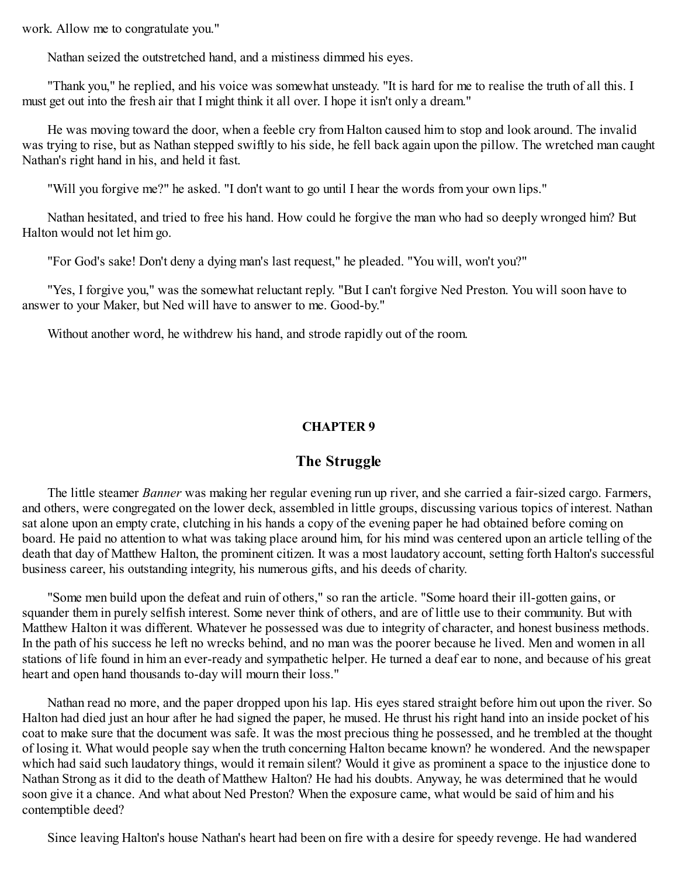work. Allow me to congratulate you."

Nathan seized the outstretched hand, and a mistiness dimmed his eyes.

"Thank you," he replied, and his voice was somewhat unsteady. "It is hard for me to realise the truth of all this. I must get out into the fresh air that I might think it all over. I hope it isn't only a dream."

He was moving toward the door, when a feeble cry from Halton caused him to stop and look around. The invalid was trying to rise, but as Nathan stepped swiftly to his side, he fell back again upon the pillow. The wretched man caught Nathan's right hand in his, and held it fast.

"Will you forgive me?" he asked. "I don't want to go until I hear the words from your own lips."

Nathan hesitated, and tried to free his hand. How could he forgive the man who had so deeply wronged him? But Halton would not let him go.

"For God's sake! Don't deny a dying man's last request," he pleaded. "You will, won't you?"

"Yes, I forgive you," was the somewhat reluctant reply. "But I can't forgive Ned Preston. You will soon have to answer to your Maker, but Ned will have to answer to me. Good-by."

Without another word, he withdrew his hand, and strode rapidly out of the room.

## CHAPTER 9

## The Struggle

The little steamer *Banner* was making her regular evening run up river, and she carried a fair-sized cargo. Farmers, and others, were congregated on the lower deck, assembled in little groups, discussing various topics of interest. Nathan sat alone upon an empty crate, clutching in his hands a copy of the evening paper he had obtained before coming on board. He paid no attention to what was taking place around him, for his mind was centered upon an article telling of the death that day of Matthew Halton, the prominent citizen. It was a most laudatory account, setting forth Halton's successful business career, his outstanding integrity, his numerous gifts, and his deeds of charity.

"Some men build upon the defeat and ruin of others," so ran the article. "Some hoard their ill-gotten gains, or squander them in purely selfish interest. Some never think of others, and are of little use to their community. But with Matthew Halton it was different. Whatever he possessed was due to integrity of character, and honest business methods. In the path of his success he left no wrecks behind, and no man was the poorer because he lived. Men and women in all stations of life found in him an ever-ready and sympathetic helper. He turned a deaf ear to none, and because of his great heart and open hand thousands to-day will mourn their loss."

Nathan read no more, and the paper dropped upon his lap. His eyes stared straight before him out upon the river. So Halton had died just an hour after he had signed the paper, he mused. He thrust his right hand into an inside pocket of his coat to make sure that the document was safe. It was the most precious thing he possessed, and he trembled at the thought of losing it. What would people say when the truth concerning Halton became known? he wondered. And the newspaper which had said such laudatory things, would it remain silent? Would it give as prominent a space to the injustice done to Nathan Strong as it did to the death of Matthew Halton? He had his doubts. Anyway, he was determined that he would soon give it a chance. And what about Ned Preston? When the exposure came, what would be said of him and his contemptible deed?

Since leaving Halton's house Nathan's heart had been on fire with a desire for speedy revenge. He had wandered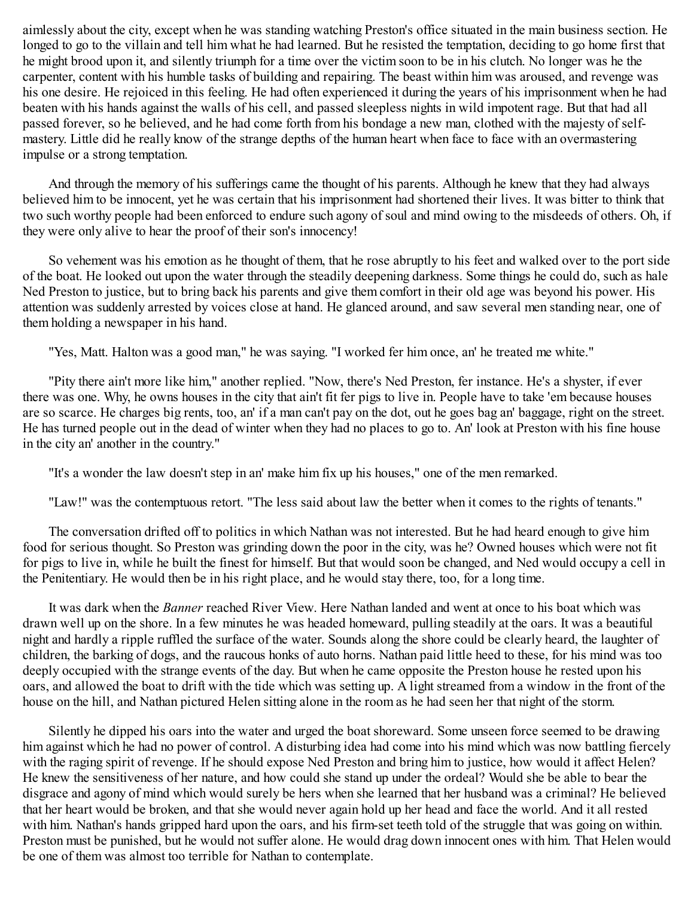aimlessly about the city, except when he was standing watching Preston's office situated in the main business section. He longed to go to the villain and tell him what he had learned. But he resisted the temptation, deciding to go home first that he might brood upon it, and silently triumph for a time over the victim soon to be in his clutch. No longer was he the carpenter, content with his humble tasks of building and repairing. The beast within him was aroused, and revenge was his one desire. He rejoiced in this feeling. He had often experienced it during the years of his imprisonment when he had beaten with his hands against the walls of his cell, and passed sleepless nights in wild impotent rage. But that had all passed forever, so he believed, and he had come forth from his bondage a new man, clothed with the majesty of self-mastery. Little did he really know of the strange depths of the human heart when face to face with an overmastering impulse or a strong temptation.

And through the memory of his sufferings came the thought of his parents. Although he knew that they had always believed him to be innocent, yet he was certain that his imprisonment had shortened their lives. It was bitter to think that two such worthy people had been enforced to endure such agony of soul and mind owing to the misdeeds of others. Oh, if they were only alive to hear the proof of their son's innocency!

So vehement was his emotion as he thought of them, that he rose abruptly to his feet and walked over to the port side of the boat. He looked out upon the water through the steadily deepening darkness. Some things he could do, such as hale Ned Preston to justice, but to bring back his parents and give them comfort in their old age was beyond his power. His attention was suddenly arrested by voices close at hand. He glanced around, and saw several men standing near, one of them holding a newspaper in his hand.

"Yes, Matt. Halton was a good man," he was saying. "I worked fer him once, an' he treated me white."

"Pity there ain't more like him," another replied. "Now, there's Ned Preston, fer instance. He's a shyster, if ever there was one. Why, he owns houses in the city that ain't fit fer pigs to live in. People have to take 'em because houses are so scarce. He charges big rents, too, an' if a man can't pay on the dot, out he goes bag an' baggage, right on the street. He has turned people out in the dead of winter when they had no places to go to. An' look at Preston with his fine house in the city an' another in the country."

"It's a wonder the law doesn't step in an' make him fix up his houses," one of the men remarked.

"Law!" was the contemptuous retort. "The less said about law the better when it comes to the rights of tenants."

The conversation drifted off to politics in which Nathan was not interested. But he had heard enough to give him food for serious thought. So Preston was grinding down the poor in the city, was he? Owned houses which were not fit for pigs to live in, while he built the finest for himself. But that would soon be changed, and Ned would occupy a cell in the Penitentiary. He would then be in his right place, and he would stay there, too, for a long time.

It was dark when the *Banner* reached River View. Here Nathan landed and went at once to his boat which was drawn well up on the shore. In a few minutes he was headed homeward, pulling steadily at the oars. It was a beautiful night and hardly a ripple ruffled the surface of the water. Sounds along the shore could be clearly heard, the laughter of children, the barking of dogs, and the raucous honks of auto horns. Nathan paid little heed to these, for his mind was too deeply occupied with the strange events of the day. But when he came opposite the Preston house he rested upon his oars, and allowed the boat to drift with the tide which was setting up. A light streamed from a window in the front of the house on the hill, and Nathan pictured Helen sitting alone in the room as he had seen her that night of the storm.

Silently he dipped his oars into the water and urged the boat shoreward. Some unseen force seemed to be drawing him against which he had no power of control. A disturbing idea had come into his mind which was now battling fiercely with the raging spirit of revenge. If he should expose Ned Preston and bring him to justice, how would it affect Helen? He knew the sensitiveness of her nature, and how could she stand up under the ordeal? Would she be able to bear the disgrace and agony of mind which would surely be hers when she learned that her husband was a criminal? He believed that her heart would be broken, and that she would never again hold up her head and face the world. And it all rested with him. Nathan's hands gripped hard upon the oars, and his firm-set teeth told of the struggle that was going on within. Preston must be punished, but he would not suffer alone. He would drag down innocent ones with him. That Helen would be one of them was almost too terrible for Nathan to contemplate.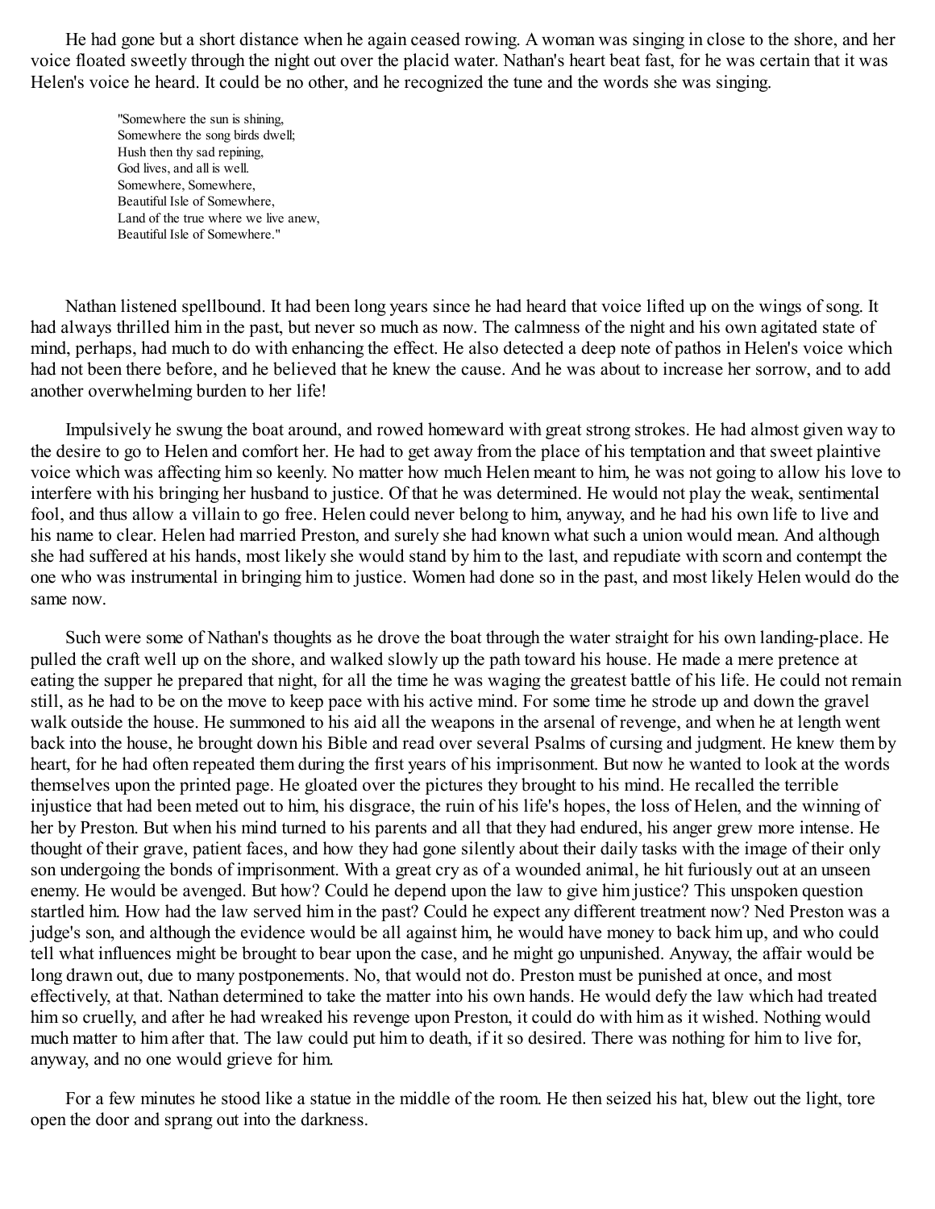He had gone but a short distance when he again ceased rowing. A woman was singing in close to the shore, and her voice floated sweetly through the night out over the placid water. Nathan's heart beat fast, for he was certain that it was Helen's voice he heard. It could be no other, and he recognized the tune and the words she was singing.

> "Somewhere the sun is shining,
> Somewhere the song birds dwell;
> Hush then thy sad repining,
> God lives, and all is well.
> Somewhere, Somewhere,
> Beautiful Isle of Somewhere,
> Land of the true where we live anew,
> Beautiful Isle of Somewhere."

Nathan listened spellbound. It had been long years since he had heard that voice lifted up on the wings of song. It had always thrilled him in the past, but never so much as now. The calmness of the night and his own agitated state of mind, perhaps, had much to do with enhancing the effect. He also detected a deep note of pathos in Helen's voice which had not been there before, and he believed that he knew the cause. And he was about to increase her sorrow, and to add another overwhelming burden to her life!

Impulsively he swung the boat around, and rowed homeward with great strong strokes. He had almost given way to the desire to go to Helen and comfort her. He had to get away from the place of his temptation and that sweet plaintive voice which was affecting him so keenly. No matter how much Helen meant to him, he was not going to allow his love to interfere with his bringing her husband to justice. Of that he was determined. He would not play the weak, sentimental fool, and thus allow a villain to go free. Helen could never belong to him, anyway, and he had his own life to live and his name to clear. Helen had married Preston, and surely she had known what such a union would mean. And although she had suffered at his hands, most likely she would stand by him to the last, and repudiate with scorn and contempt the one who was instrumental in bringing him to justice. Women had done so in the past, and most likely Helen would do the same now.

Such were some of Nathan's thoughts as he drove the boat through the water straight for his own landing-place. He pulled the craft well up on the shore, and walked slowly up the path toward his house. He made a mere pretence at eating the supper he prepared that night, for all the time he was waging the greatest battle of his life. He could not remain still, as he had to be on the move to keep pace with his active mind. For some time he strode up and down the gravel walk outside the house. He summoned to his aid all the weapons in the arsenal of revenge, and when he at length went back into the house, he brought down his Bible and read over several Psalms of cursing and judgment. He knew them by heart, for he had often repeated them during the first years of his imprisonment. But now he wanted to look at the words themselves upon the printed page. He gloated over the pictures they brought to his mind. He recalled the terrible injustice that had been meted out to him, his disgrace, the ruin of his life's hopes, the loss of Helen, and the winning of her by Preston. But when his mind turned to his parents and all that they had endured, his anger grew more intense. He thought of their grave, patient faces, and how they had gone silently about their daily tasks with the image of their only son undergoing the bonds of imprisonment. With a great cry as of a wounded animal, he hit furiously out at an unseen enemy. He would be avenged. But how? Could he depend upon the law to give him justice? This unspoken question startled him. How had the law served him in the past? Could he expect any different treatment now? Ned Preston was a judge's son, and although the evidence would be all against him, he would have money to back him up, and who could tell what influences might be brought to bear upon the case, and he might go unpunished. Anyway, the affair would be long drawn out, due to many postponements. No, that would not do. Preston must be punished at once, and most effectively, at that. Nathan determined to take the matter into his own hands. He would defy the law which had treated him so cruelly, and after he had wreaked his revenge upon Preston, it could do with him as it wished. Nothing would much matter to him after that. The law could put him to death, if it so desired. There was nothing for him to live for, anyway, and no one would grieve for him.

For a few minutes he stood like a statue in the middle of the room. He then seized his hat, blew out the light, tore open the door and sprang out into the darkness.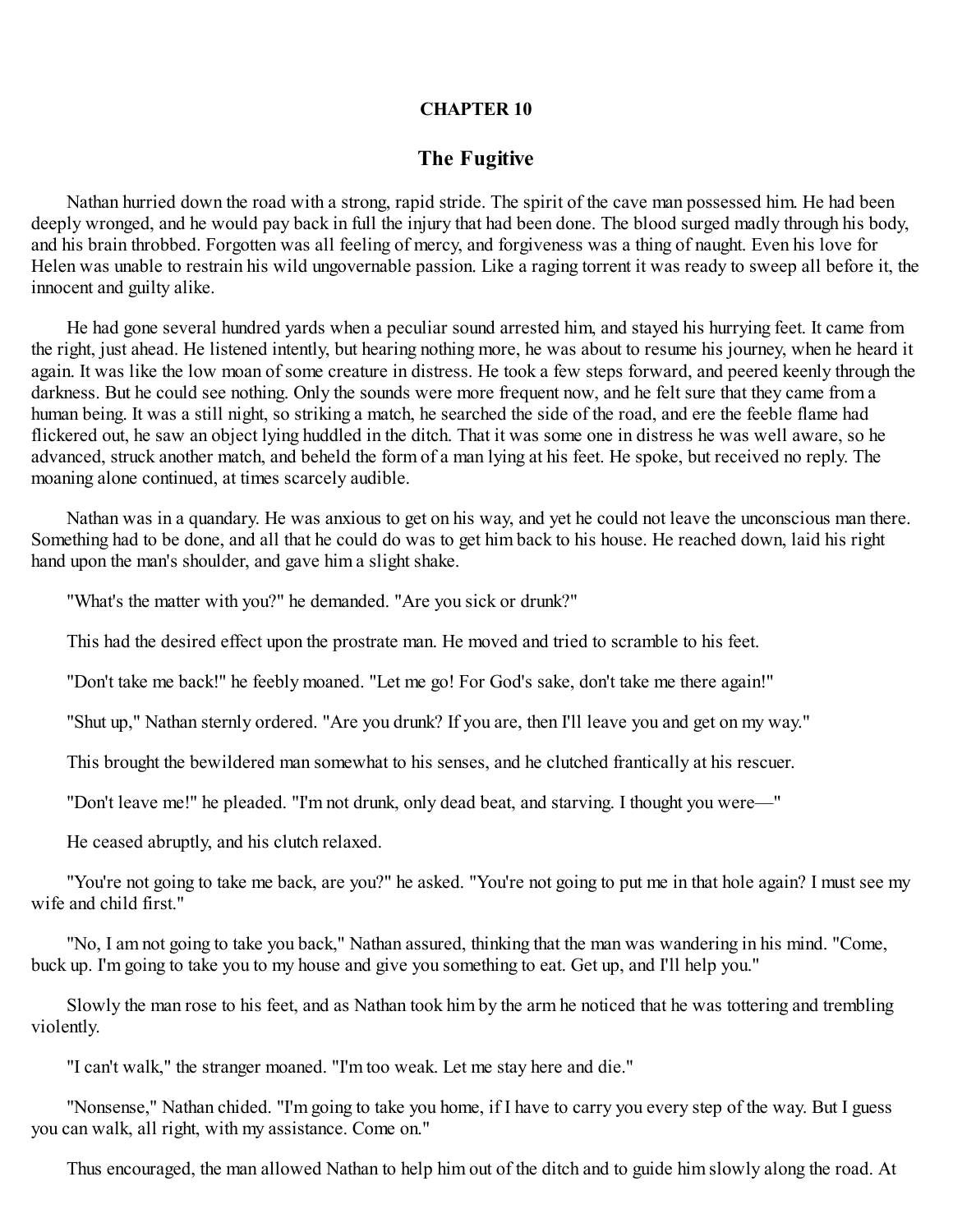# CHAPTER 10

## The Fugitive

Nathan hurried down the road with a strong, rapid stride. The spirit of the cave man possessed him. He had been deeply wronged, and he would pay back in full the injury that had been done. The blood surged madly through his body, and his brain throbbed. Forgotten was all feeling of mercy, and forgiveness was a thing of naught. Even his love for Helen was unable to restrain his wild ungovernable passion. Like a raging torrent it was ready to sweep all before it, the innocent and guilty alike.

He had gone several hundred yards when a peculiar sound arrested him, and stayed his hurrying feet. It came from the right, just ahead. He listened intently, but hearing nothing more, he was about to resume his journey, when he heard it again. It was like the low moan of some creature in distress. He took a few steps forward, and peered keenly through the darkness. But he could see nothing. Only the sounds were more frequent now, and he felt sure that they came from a human being. It was a still night, so striking a match, he searched the side of the road, and ere the feeble flame had flickered out, he saw an object lying huddled in the ditch. That it was some one in distress he was well aware, so he advanced, struck another match, and beheld the form of a man lying at his feet. He spoke, but received no reply. The moaning alone continued, at times scarcely audible.

Nathan was in a quandary. He was anxious to get on his way, and yet he could not leave the unconscious man there. Something had to be done, and all that he could do was to get him back to his house. He reached down, laid his right hand upon the man's shoulder, and gave him a slight shake.

"What's the matter with you?" he demanded. "Are you sick or drunk?"

This had the desired effect upon the prostrate man. He moved and tried to scramble to his feet.

"Don't take me back!" he feebly moaned. "Let me go! For God's sake, don't take me there again!"

"Shut up," Nathan sternly ordered. "Are you drunk? If you are, then I'll leave you and get on my way."

This brought the bewildered man somewhat to his senses, and he clutched frantically at his rescuer.

"Don't leave me!" he pleaded. "I'm not drunk, only dead beat, and starving. I thought you were—"

He ceased abruptly, and his clutch relaxed.

"You're not going to take me back, are you?" he asked. "You're not going to put me in that hole again? I must see my wife and child first."

"No, I am not going to take you back," Nathan assured, thinking that the man was wandering in his mind. "Come, buck up. I'm going to take you to my house and give you something to eat. Get up, and I'll help you."

Slowly the man rose to his feet, and as Nathan took him by the arm he noticed that he was tottering and trembling violently.

"I can't walk," the stranger moaned. "I'm too weak. Let me stay here and die."

"Nonsense," Nathan chided. "I'm going to take you home, if I have to carry you every step of the way. But I guess you can walk, all right, with my assistance. Come on."

Thus encouraged, the man allowed Nathan to help him out of the ditch and to guide him slowly along the road. At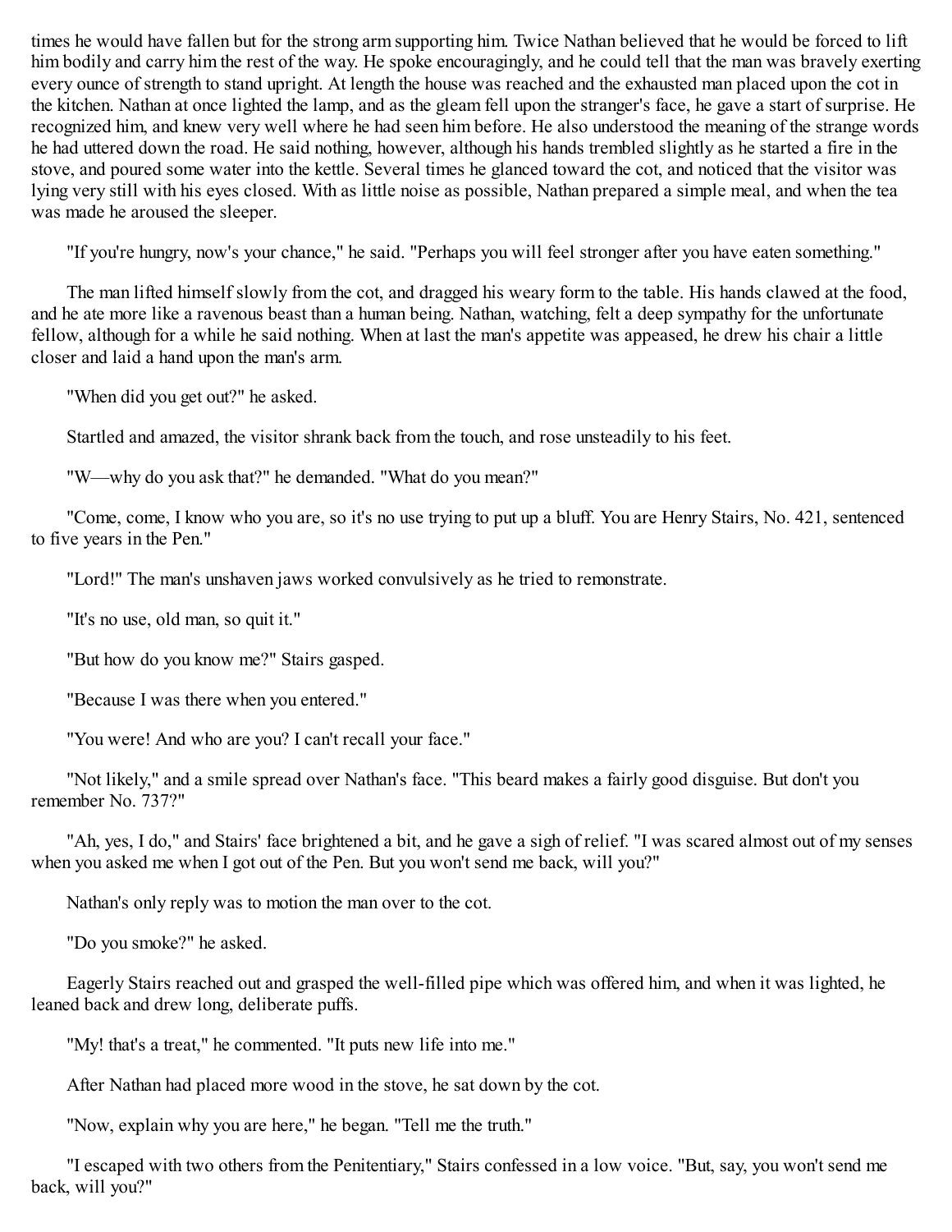times he would have fallen but for the strong arm supporting him. Twice Nathan believed that he would be forced to lift him bodily and carry him the rest of the way. He spoke encouragingly, and he could tell that the man was bravely exerting every ounce of strength to stand upright. At length the house was reached and the exhausted man placed upon the cot in the kitchen. Nathan at once lighted the lamp, and as the gleam fell upon the stranger's face, he gave a start of surprise. He recognized him, and knew very well where he had seen him before. He also understood the meaning of the strange words he had uttered down the road. He said nothing, however, although his hands trembled slightly as he started a fire in the stove, and poured some water into the kettle. Several times he glanced toward the cot, and noticed that the visitor was lying very still with his eyes closed. With as little noise as possible, Nathan prepared a simple meal, and when the tea was made he aroused the sleeper.

"If you're hungry, now's your chance," he said. "Perhaps you will feel stronger after you have eaten something."

The man lifted himself slowly from the cot, and dragged his weary form to the table. His hands clawed at the food, and he ate more like a ravenous beast than a human being. Nathan, watching, felt a deep sympathy for the unfortunate fellow, although for a while he said nothing. When at last the man's appetite was appeased, he drew his chair a little closer and laid a hand upon the man's arm.

"When did you get out?" he asked.

Startled and amazed, the visitor shrank back from the touch, and rose unsteadily to his feet.

"W—why do you ask that?" he demanded. "What do you mean?"

"Come, come, I know who you are, so it's no use trying to put up a bluff. You are Henry Stairs, No. 421, sentenced to five years in the Pen."

"Lord!" The man's unshaven jaws worked convulsively as he tried to remonstrate.

"It's no use, old man, so quit it."

"But how do you know me?" Stairs gasped.

"Because I was there when you entered."

"You were! And who are you? I can't recall your face."

"Not likely," and a smile spread over Nathan's face. "This beard makes a fairly good disguise. But don't you remember No. 737?"

"Ah, yes, I do," and Stairs' face brightened a bit, and he gave a sigh of relief. "I was scared almost out of my senses when you asked me when I got out of the Pen. But you won't send me back, will you?"

Nathan's only reply was to motion the man over to the cot.

"Do you smoke?" he asked.

Eagerly Stairs reached out and grasped the well-filled pipe which was offered him, and when it was lighted, he leaned back and drew long, deliberate puffs.

"My! that's a treat," he commented. "It puts new life into me."

After Nathan had placed more wood in the stove, he sat down by the cot.

"Now, explain why you are here," he began. "Tell me the truth."

"I escaped with two others from the Penitentiary," Stairs confessed in a low voice. "But, say, you won't send me back, will you?"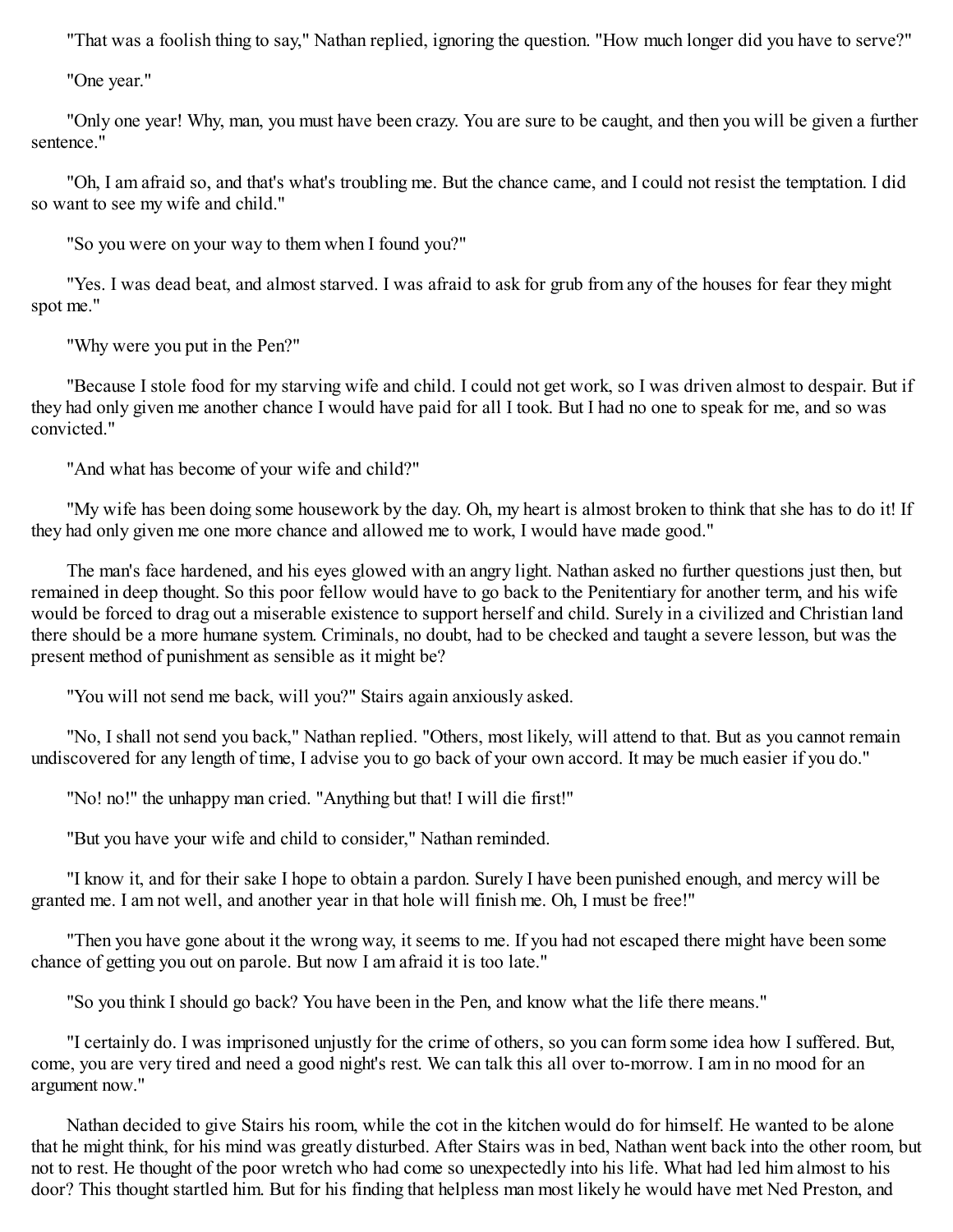"That was a foolish thing to say," Nathan replied, ignoring the question. "How much longer did you have to serve?"

"One year."

"Only one year! Why, man, you must have been crazy. You are sure to be caught, and then you will be given a further sentence."

"Oh, I am afraid so, and that's what's troubling me. But the chance came, and I could not resist the temptation. I did so want to see my wife and child."

"So you were on your way to them when I found you?"

"Yes. I was dead beat, and almost starved. I was afraid to ask for grub from any of the houses for fear they might spot me."

"Why were you put in the Pen?"

"Because I stole food for my starving wife and child. I could not get work, so I was driven almost to despair. But if they had only given me another chance I would have paid for all I took. But I had no one to speak for me, and so was convicted."

"And what has become of your wife and child?"

"My wife has been doing some housework by the day. Oh, my heart is almost broken to think that she has to do it! If they had only given me one more chance and allowed me to work, I would have made good."

The man's face hardened, and his eyes glowed with an angry light. Nathan asked no further questions just then, but remained in deep thought. So this poor fellow would have to go back to the Penitentiary for another term, and his wife would be forced to drag out a miserable existence to support herself and child. Surely in a civilized and Christian land there should be a more humane system. Criminals, no doubt, had to be checked and taught a severe lesson, but was the present method of punishment as sensible as it might be?

"You will not send me back, will you?" Stairs again anxiously asked.

"No, I shall not send you back," Nathan replied. "Others, most likely, will attend to that. But as you cannot remain undiscovered for any length of time, I advise you to go back of your own accord. It may be much easier if you do."

"No! no!" the unhappy man cried. "Anything but that! I will die first!"

"But you have your wife and child to consider," Nathan reminded.

"I know it, and for their sake I hope to obtain a pardon. Surely I have been punished enough, and mercy will be granted me. I am not well, and another year in that hole will finish me. Oh, I must be free!"

"Then you have gone about it the wrong way, it seems to me. If you had not escaped there might have been some chance of getting you out on parole. But now I am afraid it is too late."

"So you think I should go back? You have been in the Pen, and know what the life there means."

"I certainly do. I was imprisoned unjustly for the crime of others, so you can form some idea how I suffered. But, come, you are very tired and need a good night's rest. We can talk this all over to-morrow. I am in no mood for an argument now."

Nathan decided to give Stairs his room, while the cot in the kitchen would do for himself. He wanted to be alone that he might think, for his mind was greatly disturbed. After Stairs was in bed, Nathan went back into the other room, but not to rest. He thought of the poor wretch who had come so unexpectedly into his life. What had led him almost to his door? This thought startled him. But for his finding that helpless man most likely he would have met Ned Preston, and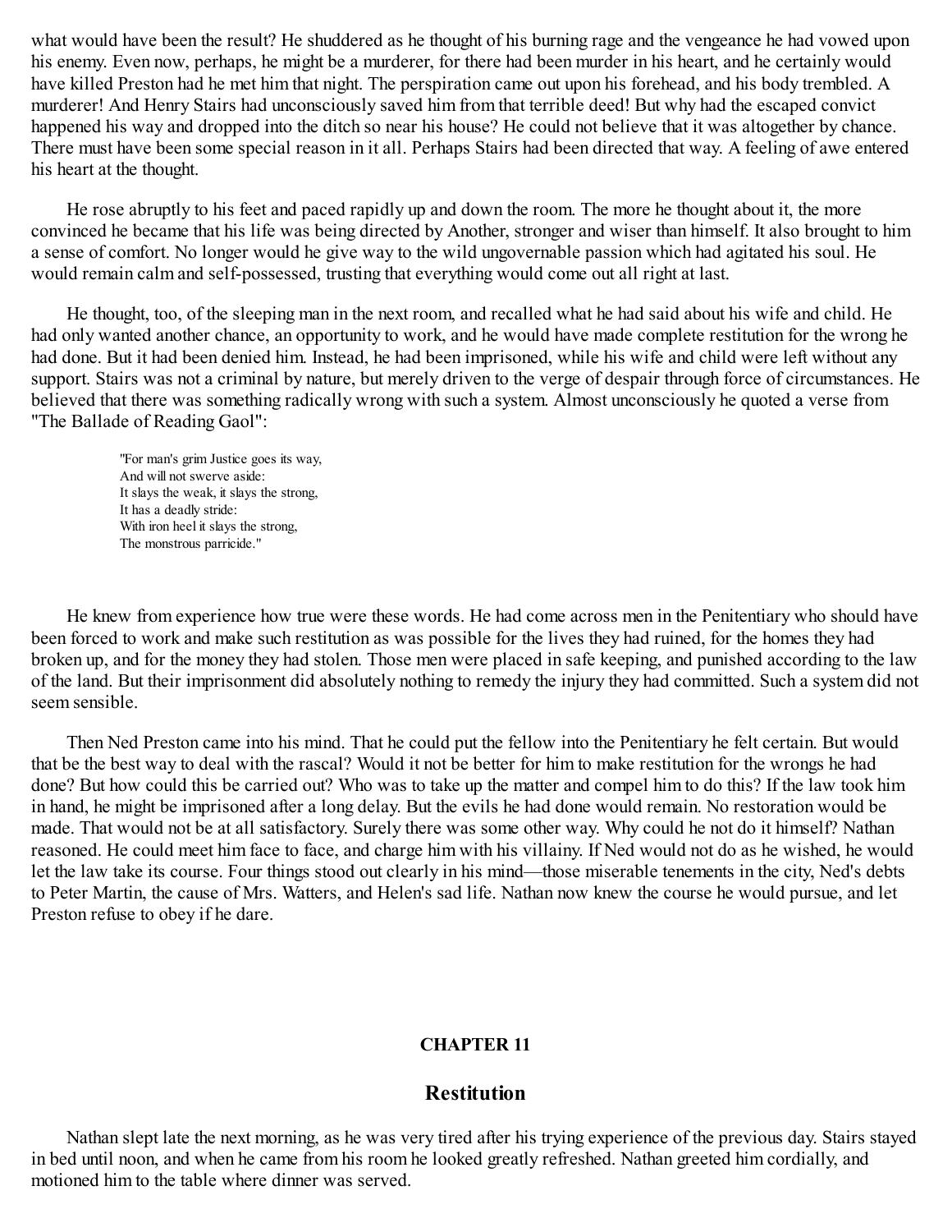what would have been the result? He shuddered as he thought of his burning rage and the vengeance he had vowed upon his enemy. Even now, perhaps, he might be a murderer, for there had been murder in his heart, and he certainly would have killed Preston had he met him that night. The perspiration came out upon his forehead, and his body trembled. A murderer! And Henry Stairs had unconsciously saved him from that terrible deed! But why had the escaped convict happened his way and dropped into the ditch so near his house? He could not believe that it was altogether by chance. There must have been some special reason in it all. Perhaps Stairs had been directed that way. A feeling of awe entered his heart at the thought.

He rose abruptly to his feet and paced rapidly up and down the room. The more he thought about it, the more convinced he became that his life was being directed by Another, stronger and wiser than himself. It also brought to him a sense of comfort. No longer would he give way to the wild ungovernable passion which had agitated his soul. He would remain calm and self-possessed, trusting that everything would come out all right at last.

He thought, too, of the sleeping man in the next room, and recalled what he had said about his wife and child. He had only wanted another chance, an opportunity to work, and he would have made complete restitution for the wrong he had done. But it had been denied him. Instead, he had been imprisoned, while his wife and child were left without any support. Stairs was not a criminal by nature, but merely driven to the verge of despair through force of circumstances. He believed that there was something radically wrong with such a system. Almost unconsciously he quoted a verse from "The Ballade of Reading Gaol":

> "For man's grim Justice goes its way,
> And will not swerve aside:
> It slays the weak, it slays the strong,
> It has a deadly stride:
> With iron heel it slays the strong,
> The monstrous parricide."

He knew from experience how true were these words. He had come across men in the Penitentiary who should have been forced to work and make such restitution as was possible for the lives they had ruined, for the homes they had broken up, and for the money they had stolen. Those men were placed in safe keeping, and punished according to the law of the land. But their imprisonment did absolutely nothing to remedy the injury they had committed. Such a system did not seem sensible.

Then Ned Preston came into his mind. That he could put the fellow into the Penitentiary he felt certain. But would that be the best way to deal with the rascal? Would it not be better for him to make restitution for the wrongs he had done? But how could this be carried out? Who was to take up the matter and compel him to do this? If the law took him in hand, he might be imprisoned after a long delay. But the evils he had done would remain. No restoration would be made. That would not be at all satisfactory. Surely there was some other way. Why could he not do it himself? Nathan reasoned. He could meet him face to face, and charge him with his villainy. If Ned would not do as he wished, he would let the law take its course. Four things stood out clearly in his mind—those miserable tenements in the city, Ned's debts to Peter Martin, the cause of Mrs. Watters, and Helen's sad life. Nathan now knew the course he would pursue, and let Preston refuse to obey if he dare.

## CHAPTER 11

## Restitution

Nathan slept late the next morning, as he was very tired after his trying experience of the previous day. Stairs stayed in bed until noon, and when he came from his room he looked greatly refreshed. Nathan greeted him cordially, and motioned him to the table where dinner was served.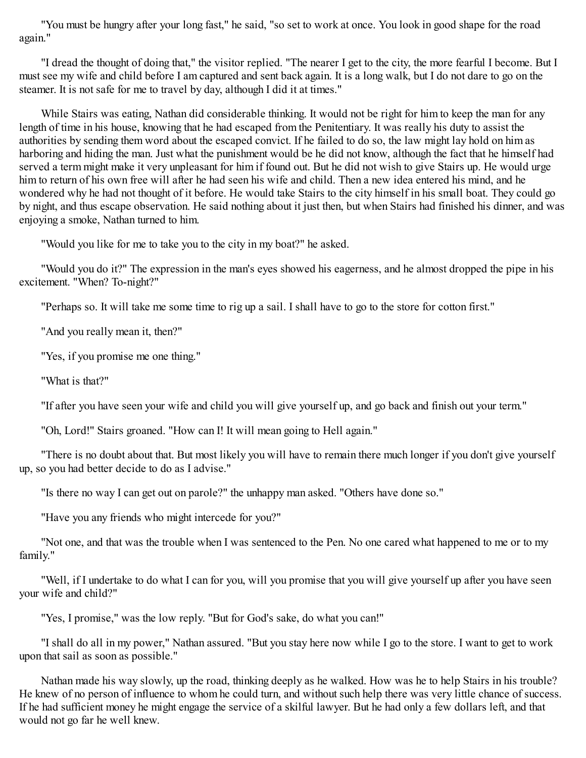"You must be hungry after your long fast," he said, "so set to work at once. You look in good shape for the road again."

"I dread the thought of doing that," the visitor replied. "The nearer I get to the city, the more fearful I become. But I must see my wife and child before I am captured and sent back again. It is a long walk, but I do not dare to go on the steamer. It is not safe for me to travel by day, although I did it at times."

While Stairs was eating, Nathan did considerable thinking. It would not be right for him to keep the man for any length of time in his house, knowing that he had escaped from the Penitentiary. It was really his duty to assist the authorities by sending them word about the escaped convict. If he failed to do so, the law might lay hold on him as harboring and hiding the man. Just what the punishment would be he did not know, although the fact that he himself had served a term might make it very unpleasant for him if found out. But he did not wish to give Stairs up. He would urge him to return of his own free will after he had seen his wife and child. Then a new idea entered his mind, and he wondered why he had not thought of it before. He would take Stairs to the city himself in his small boat. They could go by night, and thus escape observation. He said nothing about it just then, but when Stairs had finished his dinner, and was enjoying a smoke, Nathan turned to him.

"Would you like for me to take you to the city in my boat?" he asked.

"Would you do it?" The expression in the man's eyes showed his eagerness, and he almost dropped the pipe in his excitement. "When? To-night?"

"Perhaps so. It will take me some time to rig up a sail. I shall have to go to the store for cotton first."

"And you really mean it, then?"

"Yes, if you promise me one thing."

"What is that?"

"If after you have seen your wife and child you will give yourself up, and go back and finish out your term."

"Oh, Lord!" Stairs groaned. "How can I! It will mean going to Hell again."

"There is no doubt about that. But most likely you will have to remain there much longer if you don't give yourself up, so you had better decide to do as I advise."

"Is there no way I can get out on parole?" the unhappy man asked. "Others have done so."

"Have you any friends who might intercede for you?"

"Not one, and that was the trouble when I was sentenced to the Pen. No one cared what happened to me or to my family."

"Well, if I undertake to do what I can for you, will you promise that you will give yourself up after you have seen your wife and child?"

"Yes, I promise," was the low reply. "But for God's sake, do what you can!"

"I shall do all in my power," Nathan assured. "But you stay here now while I go to the store. I want to get to work upon that sail as soon as possible."

Nathan made his way slowly, up the road, thinking deeply as he walked. How was he to help Stairs in his trouble? He knew of no person of influence to whom he could turn, and without such help there was very little chance of success. If he had sufficient money he might engage the service of a skilful lawyer. But he had only a few dollars left, and that would not go far he well knew.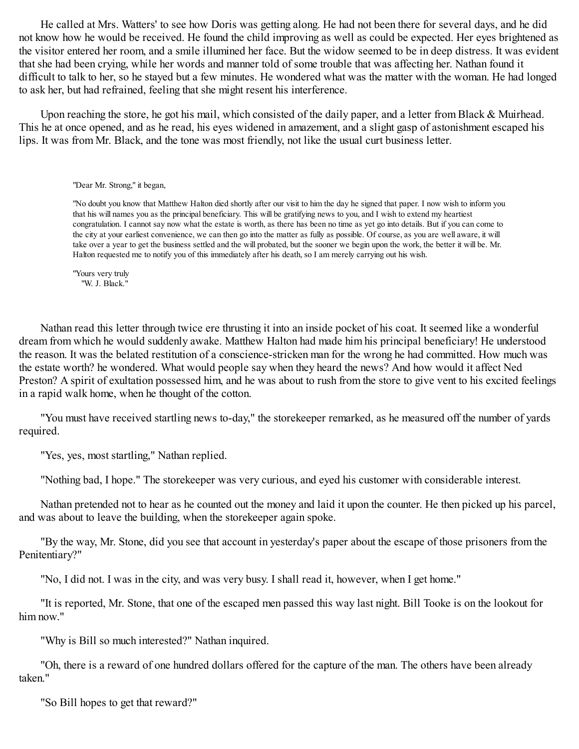He called at Mrs. Watters' to see how Doris was getting along. He had not been there for several days, and he did not know how he would be received. He found the child improving as well as could be expected. Her eyes brightened as the visitor entered her room, and a smile illumined her face. But the widow seemed to be in deep distress. It was evident that she had been crying, while her words and manner told of some trouble that was affecting her. Nathan found it difficult to talk to her, so he stayed but a few minutes. He wondered what was the matter with the woman. He had longed to ask her, but had refrained, feeling that she might resent his interference.

Upon reaching the store, he got his mail, which consisted of the daily paper, and a letter from Black & Muirhead. This he at once opened, and as he read, his eyes widened in amazement, and a slight gasp of astonishment escaped his lips. It was from Mr. Black, and the tone was most friendly, not like the usual curt business letter.

> "Dear Mr. Strong," it began,
>
> "No doubt you know that Matthew Halton died shortly after our visit to him the day he signed that paper. I now wish to inform you that his will names you as the principal beneficiary. This will be gratifying news to you, and I wish to extend my heartiest congratulation. I cannot say now what the estate is worth, as there has been no time as yet go into details. But if you can come to the city at your earliest convenience, we can then go into the matter as fully as possible. Of course, as you are well aware, it will take over a year to get the business settled and the will probated, but the sooner we begin upon the work, the better it will be. Mr. Halton requested me to notify you of this immediately after his death, so I am merely carrying out his wish.
>
> "Yours very truly
> "W. J. Black."

Nathan read this letter through twice ere thrusting it into an inside pocket of his coat. It seemed like a wonderful dream from which he would suddenly awake. Matthew Halton had made him his principal beneficiary! He understood the reason. It was the belated restitution of a conscience-stricken man for the wrong he had committed. How much was the estate worth? he wondered. What would people say when they heard the news? And how would it affect Ned Preston? A spirit of exultation possessed him, and he was about to rush from the store to give vent to his excited feelings in a rapid walk home, when he thought of the cotton.

"You must have received startling news to-day," the storekeeper remarked, as he measured off the number of yards required.

"Yes, yes, most startling," Nathan replied.

"Nothing bad, I hope." The storekeeper was very curious, and eyed his customer with considerable interest.

Nathan pretended not to hear as he counted out the money and laid it upon the counter. He then picked up his parcel, and was about to leave the building, when the storekeeper again spoke.

"By the way, Mr. Stone, did you see that account in yesterday's paper about the escape of those prisoners from the Penitentiary?"

"No, I did not. I was in the city, and was very busy. I shall read it, however, when I get home."

"It is reported, Mr. Stone, that one of the escaped men passed this way last night. Bill Tooke is on the lookout for him now."

"Why is Bill so much interested?" Nathan inquired.

"Oh, there is a reward of one hundred dollars offered for the capture of the man. The others have been already taken."

"So Bill hopes to get that reward?"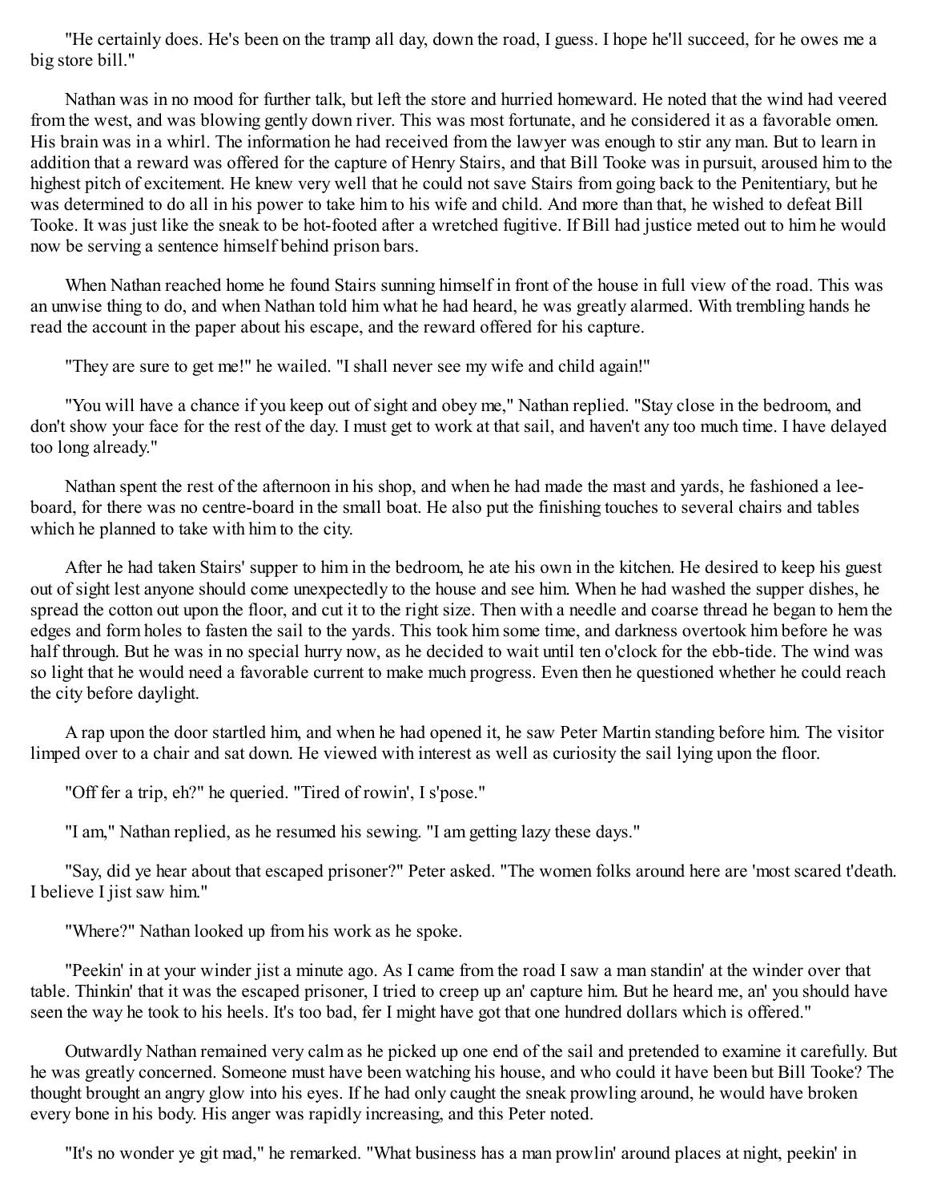"He certainly does. He's been on the tramp all day, down the road, I guess. I hope he'll succeed, for he owes me a big store bill."

Nathan was in no mood for further talk, but left the store and hurried homeward. He noted that the wind had veered from the west, and was blowing gently down river. This was most fortunate, and he considered it as a favorable omen. His brain was in a whirl. The information he had received from the lawyer was enough to stir any man. But to learn in addition that a reward was offered for the capture of Henry Stairs, and that Bill Tooke was in pursuit, aroused him to the highest pitch of excitement. He knew very well that he could not save Stairs from going back to the Penitentiary, but he was determined to do all in his power to take him to his wife and child. And more than that, he wished to defeat Bill Tooke. It was just like the sneak to be hot-footed after a wretched fugitive. If Bill had justice meted out to him he would now be serving a sentence himself behind prison bars.

When Nathan reached home he found Stairs sunning himself in front of the house in full view of the road. This was an unwise thing to do, and when Nathan told him what he had heard, he was greatly alarmed. With trembling hands he read the account in the paper about his escape, and the reward offered for his capture.

"They are sure to get me!" he wailed. "I shall never see my wife and child again!"

"You will have a chance if you keep out of sight and obey me," Nathan replied. "Stay close in the bedroom, and don't show your face for the rest of the day. I must get to work at that sail, and haven't any too much time. I have delayed too long already."

Nathan spent the rest of the afternoon in his shop, and when he had made the mast and yards, he fashioned a lee-board, for there was no centre-board in the small boat. He also put the finishing touches to several chairs and tables which he planned to take with him to the city.

After he had taken Stairs' supper to him in the bedroom, he ate his own in the kitchen. He desired to keep his guest out of sight lest anyone should come unexpectedly to the house and see him. When he had washed the supper dishes, he spread the cotton out upon the floor, and cut it to the right size. Then with a needle and coarse thread he began to hem the edges and form holes to fasten the sail to the yards. This took him some time, and darkness overtook him before he was half through. But he was in no special hurry now, as he decided to wait until ten o'clock for the ebb-tide. The wind was so light that he would need a favorable current to make much progress. Even then he questioned whether he could reach the city before daylight.

A rap upon the door startled him, and when he had opened it, he saw Peter Martin standing before him. The visitor limped over to a chair and sat down. He viewed with interest as well as curiosity the sail lying upon the floor.

"Off fer a trip, eh?" he queried. "Tired of rowin', I s'pose."

"I am," Nathan replied, as he resumed his sewing. "I am getting lazy these days."

"Say, did ye hear about that escaped prisoner?" Peter asked. "The women folks around here are 'most scared t'death. I believe I jist saw him."

"Where?" Nathan looked up from his work as he spoke.

"Peekin' in at your winder jist a minute ago. As I came from the road I saw a man standin' at the winder over that table. Thinkin' that it was the escaped prisoner, I tried to creep up an' capture him. But he heard me, an' you should have seen the way he took to his heels. It's too bad, fer I might have got that one hundred dollars which is offered."

Outwardly Nathan remained very calm as he picked up one end of the sail and pretended to examine it carefully. But he was greatly concerned. Someone must have been watching his house, and who could it have been but Bill Tooke? The thought brought an angry glow into his eyes. If he had only caught the sneak prowling around, he would have broken every bone in his body. His anger was rapidly increasing, and this Peter noted.

"It's no wonder ye git mad," he remarked. "What business has a man prowlin' around places at night, peekin' in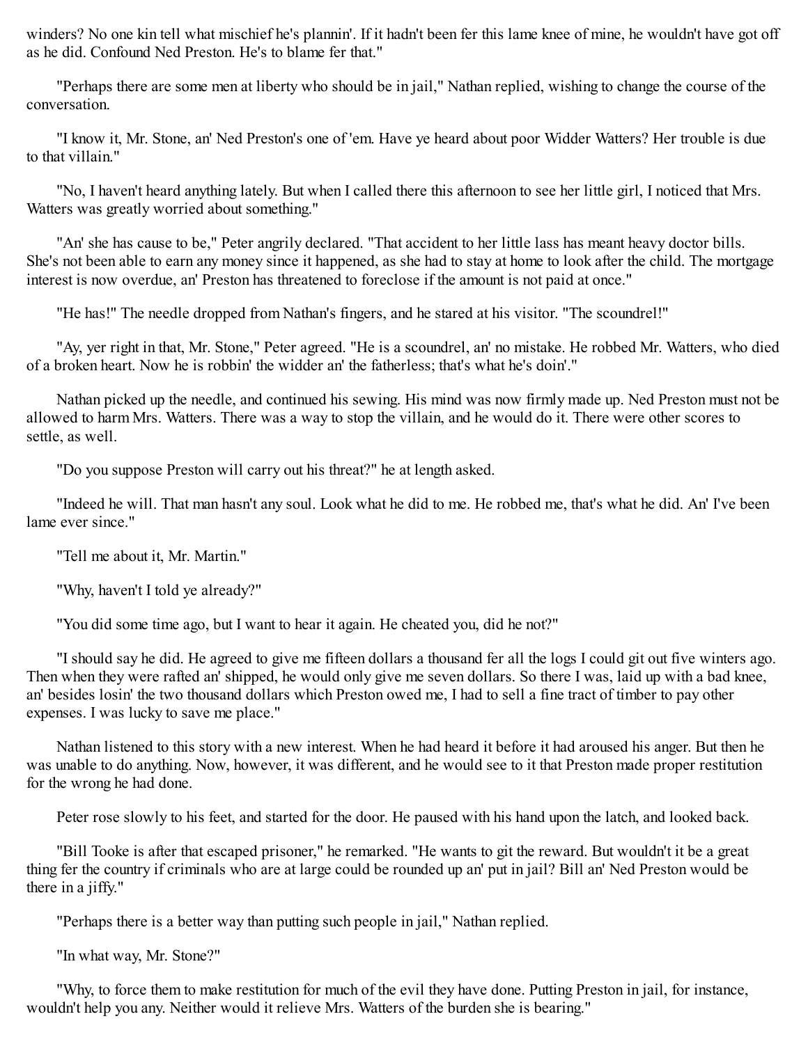winders? No one kin tell what mischief he's plannin'. If it hadn't been fer this lame knee of mine, he wouldn't have got off as he did. Confound Ned Preston. He's to blame fer that."

"Perhaps there are some men at liberty who should be in jail," Nathan replied, wishing to change the course of the conversation.

"I know it, Mr. Stone, an' Ned Preston's one of 'em. Have ye heard about poor Widder Watters? Her trouble is due to that villain."

"No, I haven't heard anything lately. But when I called there this afternoon to see her little girl, I noticed that Mrs. Watters was greatly worried about something."

"An' she has cause to be," Peter angrily declared. "That accident to her little lass has meant heavy doctor bills. She's not been able to earn any money since it happened, as she had to stay at home to look after the child. The mortgage interest is now overdue, an' Preston has threatened to foreclose if the amount is not paid at once."

"He has!" The needle dropped from Nathan's fingers, and he stared at his visitor. "The scoundrel!"

"Ay, yer right in that, Mr. Stone," Peter agreed. "He is a scoundrel, an' no mistake. He robbed Mr. Watters, who died of a broken heart. Now he is robbin' the widder an' the fatherless; that's what he's doin'."

Nathan picked up the needle, and continued his sewing. His mind was now firmly made up. Ned Preston must not be allowed to harm Mrs. Watters. There was a way to stop the villain, and he would do it. There were other scores to settle, as well.

"Do you suppose Preston will carry out his threat?" he at length asked.

"Indeed he will. That man hasn't any soul. Look what he did to me. He robbed me, that's what he did. An' I've been lame ever since."

"Tell me about it, Mr. Martin."

"Why, haven't I told ye already?"

"You did some time ago, but I want to hear it again. He cheated you, did he not?"

"I should say he did. He agreed to give me fifteen dollars a thousand fer all the logs I could git out five winters ago. Then when they were rafted an' shipped, he would only give me seven dollars. So there I was, laid up with a bad knee, an' besides losin' the two thousand dollars which Preston owed me, I had to sell a fine tract of timber to pay other expenses. I was lucky to save me place."

Nathan listened to this story with a new interest. When he had heard it before it had aroused his anger. But then he was unable to do anything. Now, however, it was different, and he would see to it that Preston made proper restitution for the wrong he had done.

Peter rose slowly to his feet, and started for the door. He paused with his hand upon the latch, and looked back.

"Bill Tooke is after that escaped prisoner," he remarked. "He wants to git the reward. But wouldn't it be a great thing fer the country if criminals who are at large could be rounded up an' put in jail? Bill an' Ned Preston would be there in a jiffy."

"Perhaps there is a better way than putting such people in jail," Nathan replied.

"In what way, Mr. Stone?"

"Why, to force them to make restitution for much of the evil they have done. Putting Preston in jail, for instance, wouldn't help you any. Neither would it relieve Mrs. Watters of the burden she is bearing."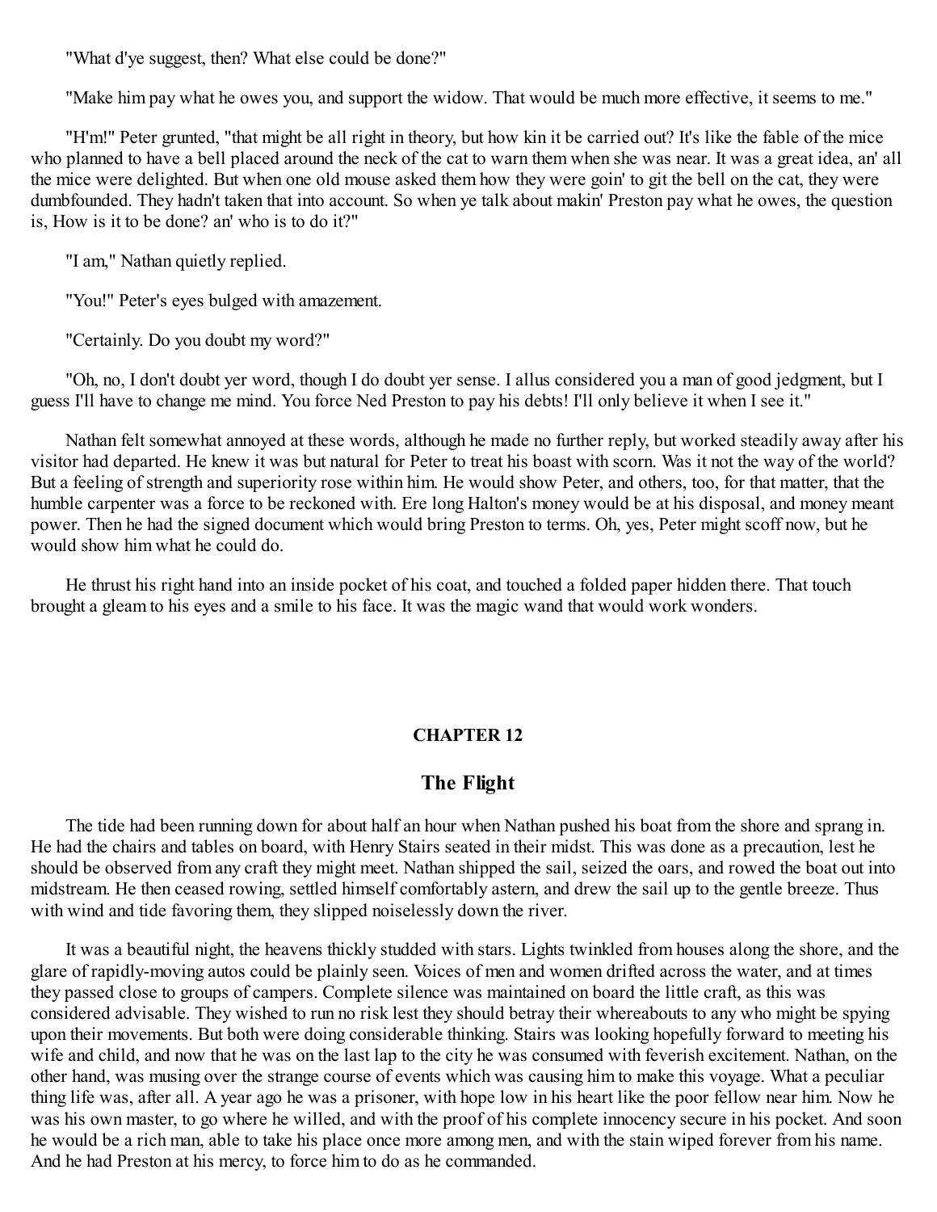"What d'ye suggest, then? What else could be done?"

"Make him pay what he owes you, and support the widow. That would be much more effective, it seems to me."

"H'm!" Peter grunted, "that might be all right in theory, but how kin it be carried out? It's like the fable of the mice who planned to have a bell placed around the neck of the cat to warn them when she was near. It was a great idea, an' all the mice were delighted. But when one old mouse asked them how they were goin' to git the bell on the cat, they were dumbfounded. They hadn't taken that into account. So when ye talk about makin' Preston pay what he owes, the question is, How is it to be done? an' who is to do it?"

"I am," Nathan quietly replied.

"You!" Peter's eyes bulged with amazement.

"Certainly. Do you doubt my word?"

"Oh, no, I don't doubt yer word, though I do doubt yer sense. I allus considered you a man of good jedgment, but I guess I'll have to change me mind. You force Ned Preston to pay his debts! I'll only believe it when I see it."

Nathan felt somewhat annoyed at these words, although he made no further reply, but worked steadily away after his visitor had departed. He knew it was but natural for Peter to treat his boast with scorn. Was it not the way of the world? But a feeling of strength and superiority rose within him. He would show Peter, and others, too, for that matter, that the humble carpenter was a force to be reckoned with. Ere long Halton's money would be at his disposal, and money meant power. Then he had the signed document which would bring Preston to terms. Oh, yes, Peter might scoff now, but he would show him what he could do.

He thrust his right hand into an inside pocket of his coat, and touched a folded paper hidden there. That touch brought a gleam to his eyes and a smile to his face. It was the magic wand that would work wonders.

## CHAPTER 12

### The Flight

The tide had been running down for about half an hour when Nathan pushed his boat from the shore and sprang in. He had the chairs and tables on board, with Henry Stairs seated in their midst. This was done as a precaution, lest he should be observed from any craft they might meet. Nathan shipped the sail, seized the oars, and rowed the boat out into midstream. He then ceased rowing, settled himself comfortably astern, and drew the sail up to the gentle breeze. Thus with wind and tide favoring them, they slipped noiselessly down the river.

It was a beautiful night, the heavens thickly studded with stars. Lights twinkled from houses along the shore, and the glare of rapidly-moving autos could be plainly seen. Voices of men and women drifted across the water, and at times they passed close to groups of campers. Complete silence was maintained on board the little craft, as this was considered advisable. They wished to run no risk lest they should betray their whereabouts to any who might be spying upon their movements. But both were doing considerable thinking. Stairs was looking hopefully forward to meeting his wife and child, and now that he was on the last lap to the city he was consumed with feverish excitement. Nathan, on the other hand, was musing over the strange course of events which was causing him to make this voyage. What a peculiar thing life was, after all. A year ago he was a prisoner, with hope low in his heart like the poor fellow near him. Now he was his own master, to go where he willed, and with the proof of his complete innocency secure in his pocket. And soon he would be a rich man, able to take his place once more among men, and with the stain wiped forever from his name. And he had Preston at his mercy, to force him to do as he commanded.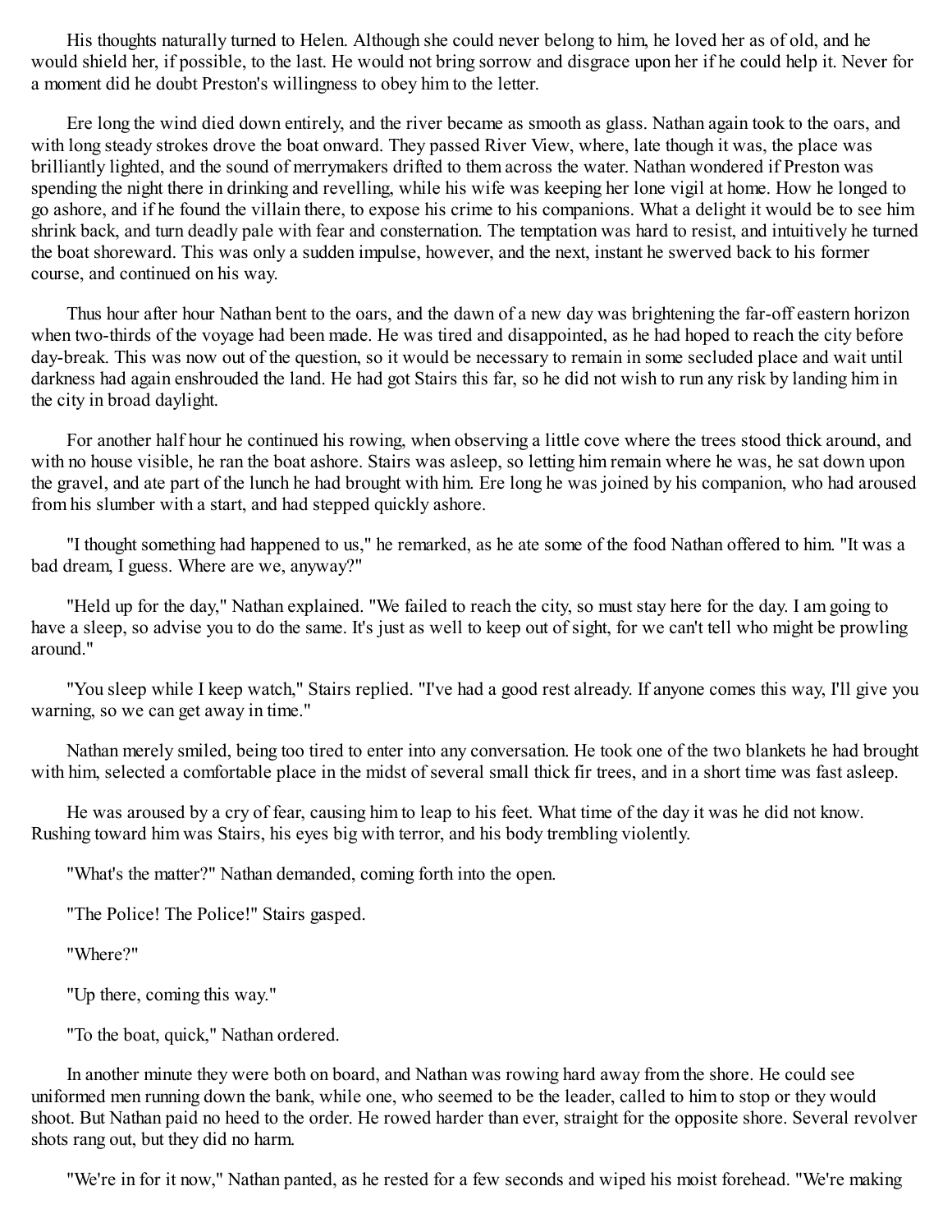His thoughts naturally turned to Helen. Although she could never belong to him, he loved her as of old, and he would shield her, if possible, to the last. He would not bring sorrow and disgrace upon her if he could help it. Never for a moment did he doubt Preston's willingness to obey him to the letter.

Ere long the wind died down entirely, and the river became as smooth as glass. Nathan again took to the oars, and with long steady strokes drove the boat onward. They passed River View, where, late though it was, the place was brilliantly lighted, and the sound of merrymakers drifted to them across the water. Nathan wondered if Preston was spending the night there in drinking and revelling, while his wife was keeping her lone vigil at home. How he longed to go ashore, and if he found the villain there, to expose his crime to his companions. What a delight it would be to see him shrink back, and turn deadly pale with fear and consternation. The temptation was hard to resist, and intuitively he turned the boat shoreward. This was only a sudden impulse, however, and the next, instant he swerved back to his former course, and continued on his way.

Thus hour after hour Nathan bent to the oars, and the dawn of a new day was brightening the far-off eastern horizon when two-thirds of the voyage had been made. He was tired and disappointed, as he had hoped to reach the city before day-break. This was now out of the question, so it would be necessary to remain in some secluded place and wait until darkness had again enshrouded the land. He had got Stairs this far, so he did not wish to run any risk by landing him in the city in broad daylight.

For another half hour he continued his rowing, when observing a little cove where the trees stood thick around, and with no house visible, he ran the boat ashore. Stairs was asleep, so letting him remain where he was, he sat down upon the gravel, and ate part of the lunch he had brought with him. Ere long he was joined by his companion, who had aroused from his slumber with a start, and had stepped quickly ashore.

"I thought something had happened to us," he remarked, as he ate some of the food Nathan offered to him. "It was a bad dream, I guess. Where are we, anyway?"

"Held up for the day," Nathan explained. "We failed to reach the city, so must stay here for the day. I am going to have a sleep, so advise you to do the same. It's just as well to keep out of sight, for we can't tell who might be prowling around."

"You sleep while I keep watch," Stairs replied. "I've had a good rest already. If anyone comes this way, I'll give you warning, so we can get away in time."

Nathan merely smiled, being too tired to enter into any conversation. He took one of the two blankets he had brought with him, selected a comfortable place in the midst of several small thick fir trees, and in a short time was fast asleep.

He was aroused by a cry of fear, causing him to leap to his feet. What time of the day it was he did not know. Rushing toward him was Stairs, his eyes big with terror, and his body trembling violently.

"What's the matter?" Nathan demanded, coming forth into the open.

"The Police! The Police!" Stairs gasped.

"Where?"

"Up there, coming this way."

"To the boat, quick," Nathan ordered.

In another minute they were both on board, and Nathan was rowing hard away from the shore. He could see uniformed men running down the bank, while one, who seemed to be the leader, called to him to stop or they would shoot. But Nathan paid no heed to the order. He rowed harder than ever, straight for the opposite shore. Several revolver shots rang out, but they did no harm.

"We're in for it now," Nathan panted, as he rested for a few seconds and wiped his moist forehead. "We're making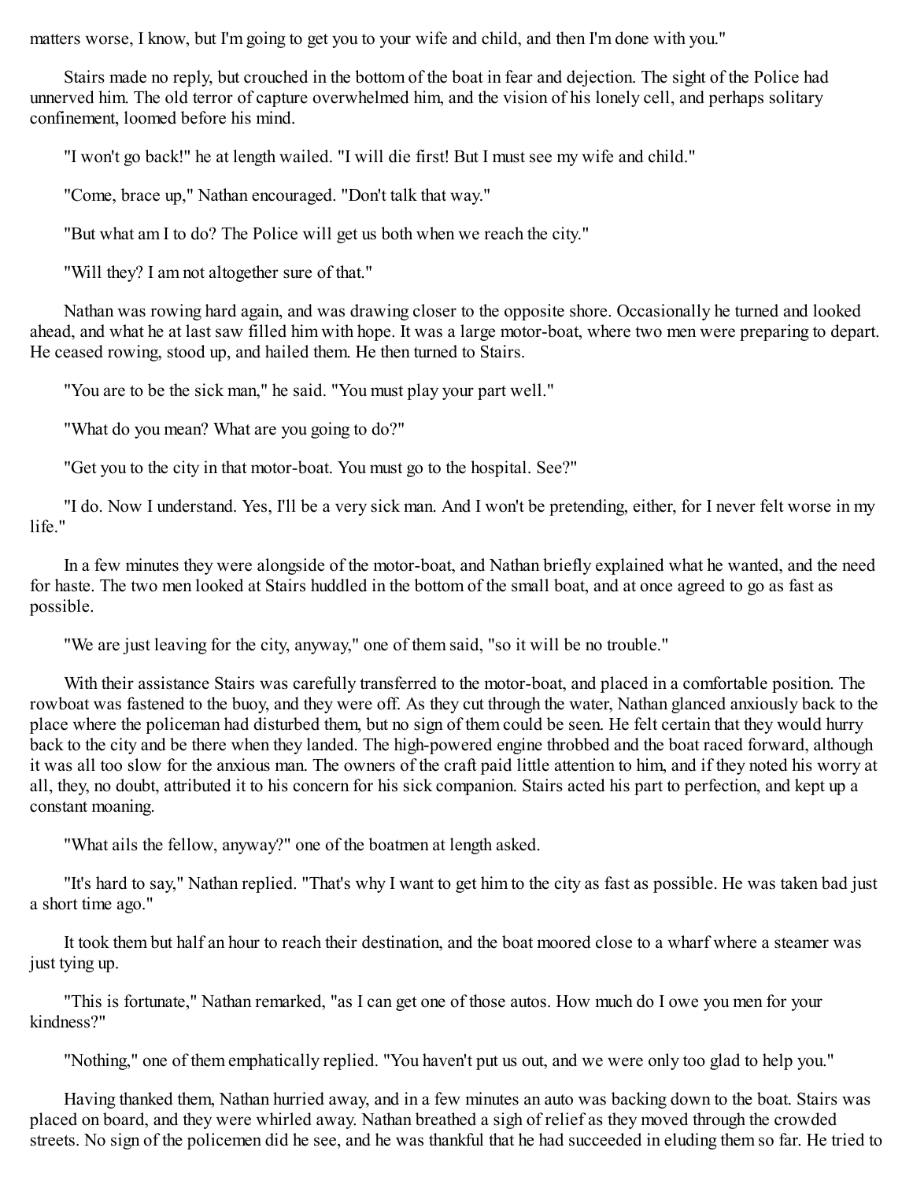matters worse, I know, but I'm going to get you to your wife and child, and then I'm done with you."

Stairs made no reply, but crouched in the bottom of the boat in fear and dejection. The sight of the Police had unnerved him. The old terror of capture overwhelmed him, and the vision of his lonely cell, and perhaps solitary confinement, loomed before his mind.

"I won't go back!" he at length wailed. "I will die first! But I must see my wife and child."

"Come, brace up," Nathan encouraged. "Don't talk that way."

"But what am I to do? The Police will get us both when we reach the city."

"Will they? I am not altogether sure of that."

Nathan was rowing hard again, and was drawing closer to the opposite shore. Occasionally he turned and looked ahead, and what he at last saw filled him with hope. It was a large motor-boat, where two men were preparing to depart. He ceased rowing, stood up, and hailed them. He then turned to Stairs.

"You are to be the sick man," he said. "You must play your part well."

"What do you mean? What are you going to do?"

"Get you to the city in that motor-boat. You must go to the hospital. See?"

"I do. Now I understand. Yes, I'll be a very sick man. And I won't be pretending, either, for I never felt worse in my life."

In a few minutes they were alongside of the motor-boat, and Nathan briefly explained what he wanted, and the need for haste. The two men looked at Stairs huddled in the bottom of the small boat, and at once agreed to go as fast as possible.

"We are just leaving for the city, anyway," one of them said, "so it will be no trouble."

With their assistance Stairs was carefully transferred to the motor-boat, and placed in a comfortable position. The rowboat was fastened to the buoy, and they were off. As they cut through the water, Nathan glanced anxiously back to the place where the policeman had disturbed them, but no sign of them could be seen. He felt certain that they would hurry back to the city and be there when they landed. The high-powered engine throbbed and the boat raced forward, although it was all too slow for the anxious man. The owners of the craft paid little attention to him, and if they noted his worry at all, they, no doubt, attributed it to his concern for his sick companion. Stairs acted his part to perfection, and kept up a constant moaning.

"What ails the fellow, anyway?" one of the boatmen at length asked.

"It's hard to say," Nathan replied. "That's why I want to get him to the city as fast as possible. He was taken bad just a short time ago."

It took them but half an hour to reach their destination, and the boat moored close to a wharf where a steamer was just tying up.

"This is fortunate," Nathan remarked, "as I can get one of those autos. How much do I owe you men for your kindness?"

"Nothing," one of them emphatically replied. "You haven't put us out, and we were only too glad to help you."

Having thanked them, Nathan hurried away, and in a few minutes an auto was backing down to the boat. Stairs was placed on board, and they were whirled away. Nathan breathed a sigh of relief as they moved through the crowded streets. No sign of the policemen did he see, and he was thankful that he had succeeded in eluding them so far. He tried to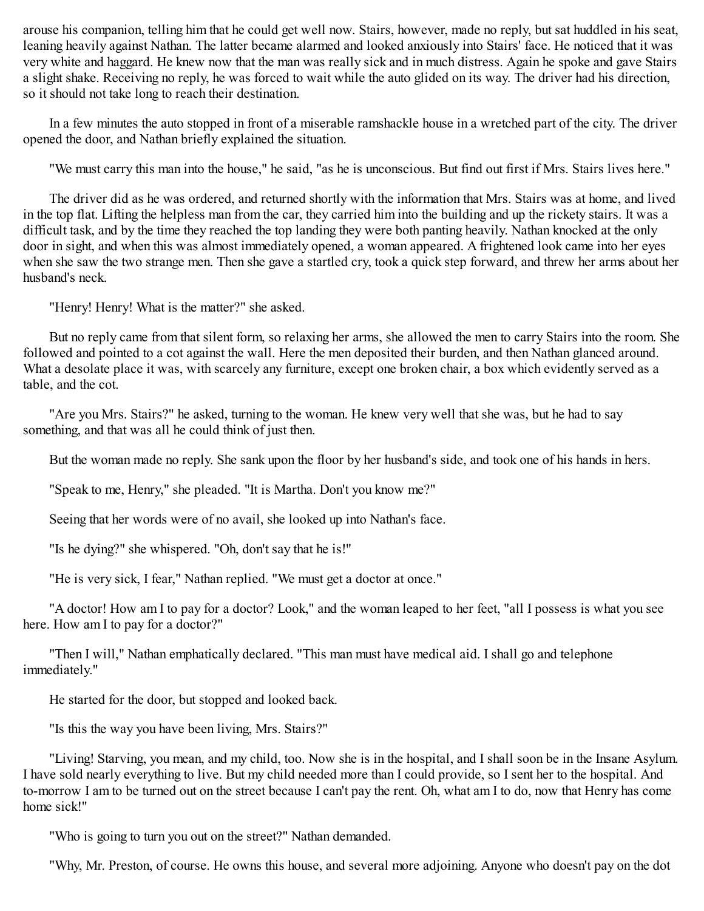arouse his companion, telling him that he could get well now. Stairs, however, made no reply, but sat huddled in his seat, leaning heavily against Nathan. The latter became alarmed and looked anxiously into Stairs' face. He noticed that it was very white and haggard. He knew now that the man was really sick and in much distress. Again he spoke and gave Stairs a slight shake. Receiving no reply, he was forced to wait while the auto glided on its way. The driver had his direction, so it should not take long to reach their destination.

In a few minutes the auto stopped in front of a miserable ramshackle house in a wretched part of the city. The driver opened the door, and Nathan briefly explained the situation.

"We must carry this man into the house," he said, "as he is unconscious. But find out first if Mrs. Stairs lives here."

The driver did as he was ordered, and returned shortly with the information that Mrs. Stairs was at home, and lived in the top flat. Lifting the helpless man from the car, they carried him into the building and up the rickety stairs. It was a difficult task, and by the time they reached the top landing they were both panting heavily. Nathan knocked at the only door in sight, and when this was almost immediately opened, a woman appeared. A frightened look came into her eyes when she saw the two strange men. Then she gave a startled cry, took a quick step forward, and threw her arms about her husband's neck.

"Henry! Henry! What is the matter?" she asked.

But no reply came from that silent form, so relaxing her arms, she allowed the men to carry Stairs into the room. She followed and pointed to a cot against the wall. Here the men deposited their burden, and then Nathan glanced around. What a desolate place it was, with scarcely any furniture, except one broken chair, a box which evidently served as a table, and the cot.

"Are you Mrs. Stairs?" he asked, turning to the woman. He knew very well that she was, but he had to say something, and that was all he could think of just then.

But the woman made no reply. She sank upon the floor by her husband's side, and took one of his hands in hers.

"Speak to me, Henry," she pleaded. "It is Martha. Don't you know me?"

Seeing that her words were of no avail, she looked up into Nathan's face.

"Is he dying?" she whispered. "Oh, don't say that he is!"

"He is very sick, I fear," Nathan replied. "We must get a doctor at once."

"A doctor! How am I to pay for a doctor? Look," and the woman leaped to her feet, "all I possess is what you see here. How am I to pay for a doctor?"

"Then I will," Nathan emphatically declared. "This man must have medical aid. I shall go and telephone immediately."

He started for the door, but stopped and looked back.

"Is this the way you have been living, Mrs. Stairs?"

"Living! Starving, you mean, and my child, too. Now she is in the hospital, and I shall soon be in the Insane Asylum. I have sold nearly everything to live. But my child needed more than I could provide, so I sent her to the hospital. And to-morrow I am to be turned out on the street because I can't pay the rent. Oh, what am I to do, now that Henry has come home sick!"

"Who is going to turn you out on the street?" Nathan demanded.

"Why, Mr. Preston, of course. He owns this house, and several more adjoining. Anyone who doesn't pay on the dot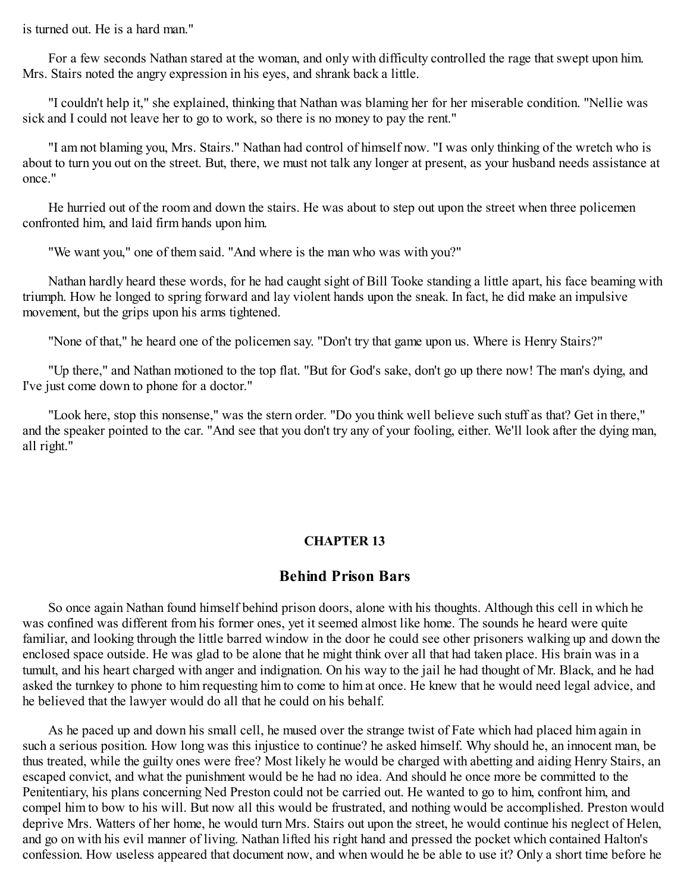is turned out. He is a hard man."

For a few seconds Nathan stared at the woman, and only with difficulty controlled the rage that swept upon him. Mrs. Stairs noted the angry expression in his eyes, and shrank back a little.

"I couldn't help it," she explained, thinking that Nathan was blaming her for her miserable condition. "Nellie was sick and I could not leave her to go to work, so there is no money to pay the rent."

"I am not blaming you, Mrs. Stairs." Nathan had control of himself now. "I was only thinking of the wretch who is about to turn you out on the street. But, there, we must not talk any longer at present, as your husband needs assistance at once."

He hurried out of the room and down the stairs. He was about to step out upon the street when three policemen confronted him, and laid firm hands upon him.

"We want you," one of them said. "And where is the man who was with you?"

Nathan hardly heard these words, for he had caught sight of Bill Tooke standing a little apart, his face beaming with triumph. How he longed to spring forward and lay violent hands upon the sneak. In fact, he did make an impulsive movement, but the grips upon his arms tightened.

"None of that," he heard one of the policemen say. "Don't try that game upon us. Where is Henry Stairs?"

"Up there," and Nathan motioned to the top flat. "But for God's sake, don't go up there now! The man's dying, and I've just come down to phone for a doctor."

"Look here, stop this nonsense," was the stern order. "Do you think well believe such stuff as that? Get in there," and the speaker pointed to the car. "And see that you don't try any of your fooling, either. We'll look after the dying man, all right."

## CHAPTER 13

## Behind Prison Bars

So once again Nathan found himself behind prison doors, alone with his thoughts. Although this cell in which he was confined was different from his former ones, yet it seemed almost like home. The sounds he heard were quite familiar, and looking through the little barred window in the door he could see other prisoners walking up and down the enclosed space outside. He was glad to be alone that he might think over all that had taken place. His brain was in a tumult, and his heart charged with anger and indignation. On his way to the jail he had thought of Mr. Black, and he had asked the turnkey to phone to him requesting him to come to him at once. He knew that he would need legal advice, and he believed that the lawyer would do all that he could on his behalf.

As he paced up and down his small cell, he mused over the strange twist of Fate which had placed him again in such a serious position. How long was this injustice to continue? he asked himself. Why should he, an innocent man, be thus treated, while the guilty ones were free? Most likely he would be charged with abetting and aiding Henry Stairs, an escaped convict, and what the punishment would be he had no idea. And should he once more be committed to the Penitentiary, his plans concerning Ned Preston could not be carried out. He wanted to go to him, confront him, and compel him to bow to his will. But now all this would be frustrated, and nothing would be accomplished. Preston would deprive Mrs. Watters of her home, he would turn Mrs. Stairs out upon the street, he would continue his neglect of Helen, and go on with his evil manner of living. Nathan lifted his right hand and pressed the pocket which contained Halton's confession. How useless appeared that document now, and when would he be able to use it? Only a short time before he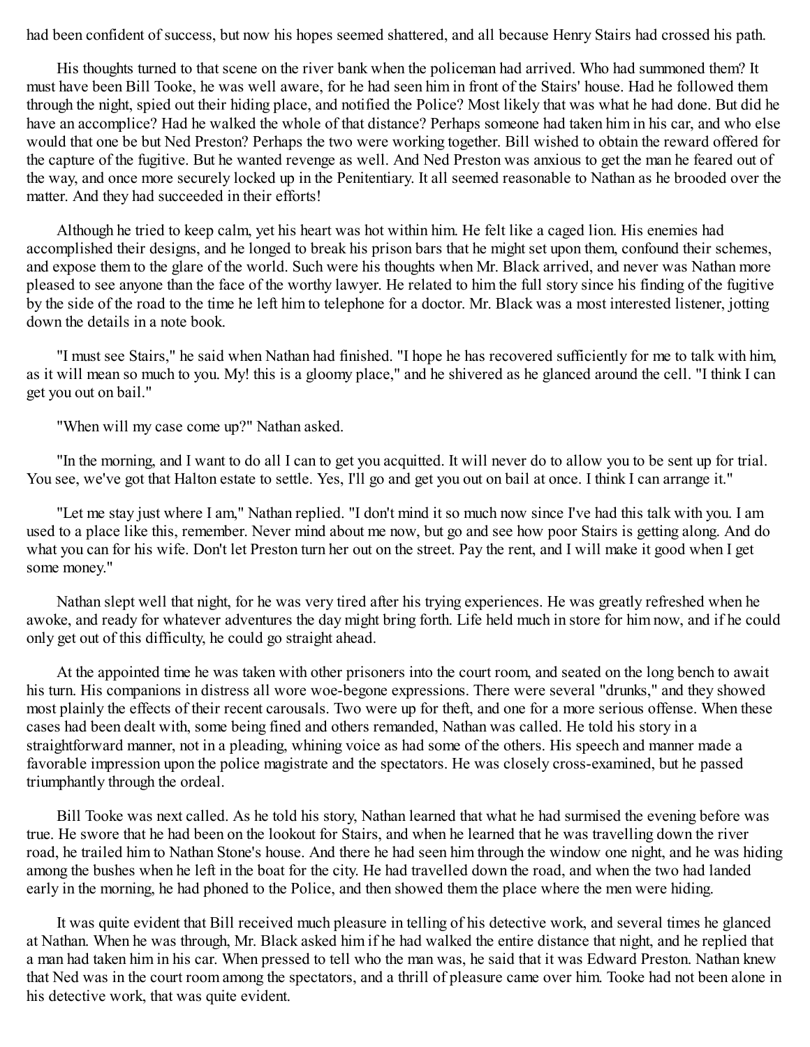had been confident of success, but now his hopes seemed shattered, and all because Henry Stairs had crossed his path.

His thoughts turned to that scene on the river bank when the policeman had arrived. Who had summoned them? It must have been Bill Tooke, he was well aware, for he had seen him in front of the Stairs' house. Had he followed them through the night, spied out their hiding place, and notified the Police? Most likely that was what he had done. But did he have an accomplice? Had he walked the whole of that distance? Perhaps someone had taken him in his car, and who else would that one be but Ned Preston? Perhaps the two were working together. Bill wished to obtain the reward offered for the capture of the fugitive. But he wanted revenge as well. And Ned Preston was anxious to get the man he feared out of the way, and once more securely locked up in the Penitentiary. It all seemed reasonable to Nathan as he brooded over the matter. And they had succeeded in their efforts!

Although he tried to keep calm, yet his heart was hot within him. He felt like a caged lion. His enemies had accomplished their designs, and he longed to break his prison bars that he might set upon them, confound their schemes, and expose them to the glare of the world. Such were his thoughts when Mr. Black arrived, and never was Nathan more pleased to see anyone than the face of the worthy lawyer. He related to him the full story since his finding of the fugitive by the side of the road to the time he left him to telephone for a doctor. Mr. Black was a most interested listener, jotting down the details in a note book.

"I must see Stairs," he said when Nathan had finished. "I hope he has recovered sufficiently for me to talk with him, as it will mean so much to you. My! this is a gloomy place," and he shivered as he glanced around the cell. "I think I can get you out on bail."

"When will my case come up?" Nathan asked.

"In the morning, and I want to do all I can to get you acquitted. It will never do to allow you to be sent up for trial. You see, we've got that Halton estate to settle. Yes, I'll go and get you out on bail at once. I think I can arrange it."

"Let me stay just where I am," Nathan replied. "I don't mind it so much now since I've had this talk with you. I am used to a place like this, remember. Never mind about me now, but go and see how poor Stairs is getting along. And do what you can for his wife. Don't let Preston turn her out on the street. Pay the rent, and I will make it good when I get some money."

Nathan slept well that night, for he was very tired after his trying experiences. He was greatly refreshed when he awoke, and ready for whatever adventures the day might bring forth. Life held much in store for him now, and if he could only get out of this difficulty, he could go straight ahead.

At the appointed time he was taken with other prisoners into the court room, and seated on the long bench to await his turn. His companions in distress all wore woe-begone expressions. There were several "drunks," and they showed most plainly the effects of their recent carousals. Two were up for theft, and one for a more serious offense. When these cases had been dealt with, some being fined and others remanded, Nathan was called. He told his story in a straightforward manner, not in a pleading, whining voice as had some of the others. His speech and manner made a favorable impression upon the police magistrate and the spectators. He was closely cross-examined, but he passed triumphantly through the ordeal.

Bill Tooke was next called. As he told his story, Nathan learned that what he had surmised the evening before was true. He swore that he had been on the lookout for Stairs, and when he learned that he was travelling down the river road, he trailed him to Nathan Stone's house. And there he had seen him through the window one night, and he was hiding among the bushes when he left in the boat for the city. He had travelled down the road, and when the two had landed early in the morning, he had phoned to the Police, and then showed them the place where the men were hiding.

It was quite evident that Bill received much pleasure in telling of his detective work, and several times he glanced at Nathan. When he was through, Mr. Black asked him if he had walked the entire distance that night, and he replied that a man had taken him in his car. When pressed to tell who the man was, he said that it was Edward Preston. Nathan knew that Ned was in the court room among the spectators, and a thrill of pleasure came over him. Tooke had not been alone in his detective work, that was quite evident.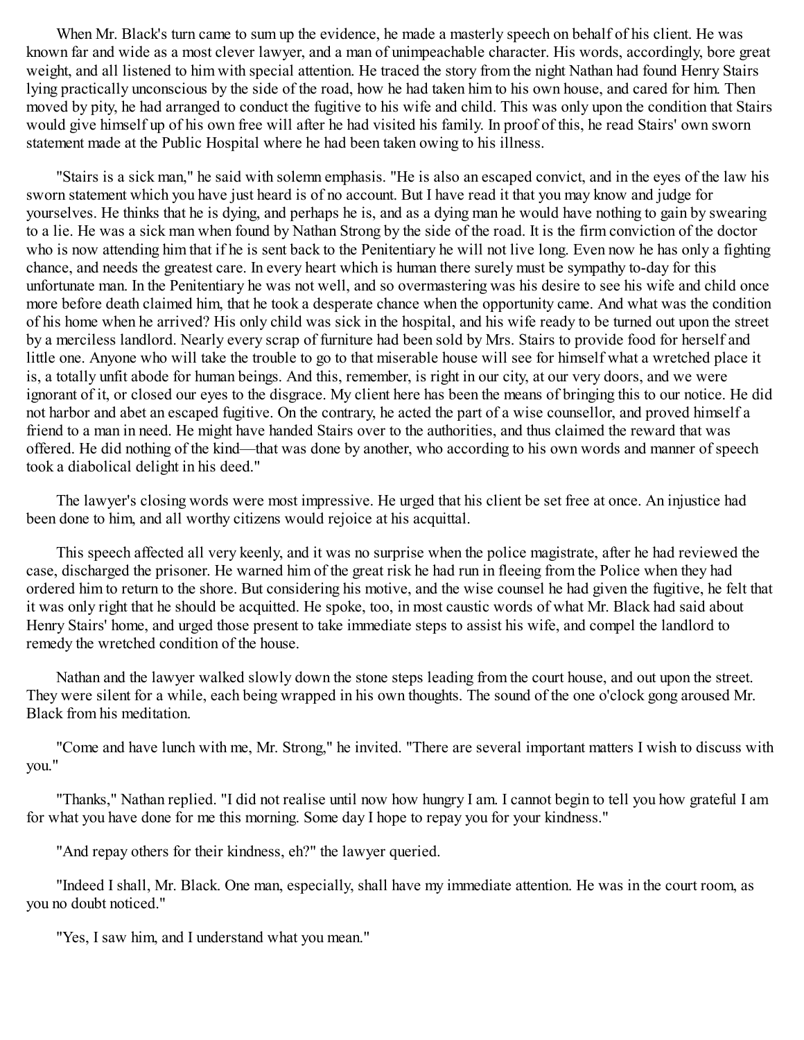When Mr. Black's turn came to sum up the evidence, he made a masterly speech on behalf of his client. He was known far and wide as a most clever lawyer, and a man of unimpeachable character. His words, accordingly, bore great weight, and all listened to him with special attention. He traced the story from the night Nathan had found Henry Stairs lying practically unconscious by the side of the road, how he had taken him to his own house, and cared for him. Then moved by pity, he had arranged to conduct the fugitive to his wife and child. This was only upon the condition that Stairs would give himself up of his own free will after he had visited his family. In proof of this, he read Stairs' own sworn statement made at the Public Hospital where he had been taken owing to his illness.

"Stairs is a sick man," he said with solemn emphasis. "He is also an escaped convict, and in the eyes of the law his sworn statement which you have just heard is of no account. But I have read it that you may know and judge for yourselves. He thinks that he is dying, and perhaps he is, and as a dying man he would have nothing to gain by swearing to a lie. He was a sick man when found by Nathan Strong by the side of the road. It is the firm conviction of the doctor who is now attending him that if he is sent back to the Penitentiary he will not live long. Even now he has only a fighting chance, and needs the greatest care. In every heart which is human there surely must be sympathy to-day for this unfortunate man. In the Penitentiary he was not well, and so overmastering was his desire to see his wife and child once more before death claimed him, that he took a desperate chance when the opportunity came. And what was the condition of his home when he arrived? His only child was sick in the hospital, and his wife ready to be turned out upon the street by a merciless landlord. Nearly every scrap of furniture had been sold by Mrs. Stairs to provide food for herself and little one. Anyone who will take the trouble to go to that miserable house will see for himself what a wretched place it is, a totally unfit abode for human beings. And this, remember, is right in our city, at our very doors, and we were ignorant of it, or closed our eyes to the disgrace. My client here has been the means of bringing this to our notice. He did not harbor and abet an escaped fugitive. On the contrary, he acted the part of a wise counsellor, and proved himself a friend to a man in need. He might have handed Stairs over to the authorities, and thus claimed the reward that was offered. He did nothing of the kind—that was done by another, who according to his own words and manner of speech took a diabolical delight in his deed."

The lawyer's closing words were most impressive. He urged that his client be set free at once. An injustice had been done to him, and all worthy citizens would rejoice at his acquittal.

This speech affected all very keenly, and it was no surprise when the police magistrate, after he had reviewed the case, discharged the prisoner. He warned him of the great risk he had run in fleeing from the Police when they had ordered him to return to the shore. But considering his motive, and the wise counsel he had given the fugitive, he felt that it was only right that he should be acquitted. He spoke, too, in most caustic words of what Mr. Black had said about Henry Stairs' home, and urged those present to take immediate steps to assist his wife, and compel the landlord to remedy the wretched condition of the house.

Nathan and the lawyer walked slowly down the stone steps leading from the court house, and out upon the street. They were silent for a while, each being wrapped in his own thoughts. The sound of the one o'clock gong aroused Mr. Black from his meditation.

"Come and have lunch with me, Mr. Strong," he invited. "There are several important matters I wish to discuss with you."

"Thanks," Nathan replied. "I did not realise until now how hungry I am. I cannot begin to tell you how grateful I am for what you have done for me this morning. Some day I hope to repay you for your kindness."

"And repay others for their kindness, eh?" the lawyer queried.

"Indeed I shall, Mr. Black. One man, especially, shall have my immediate attention. He was in the court room, as you no doubt noticed."

"Yes, I saw him, and I understand what you mean."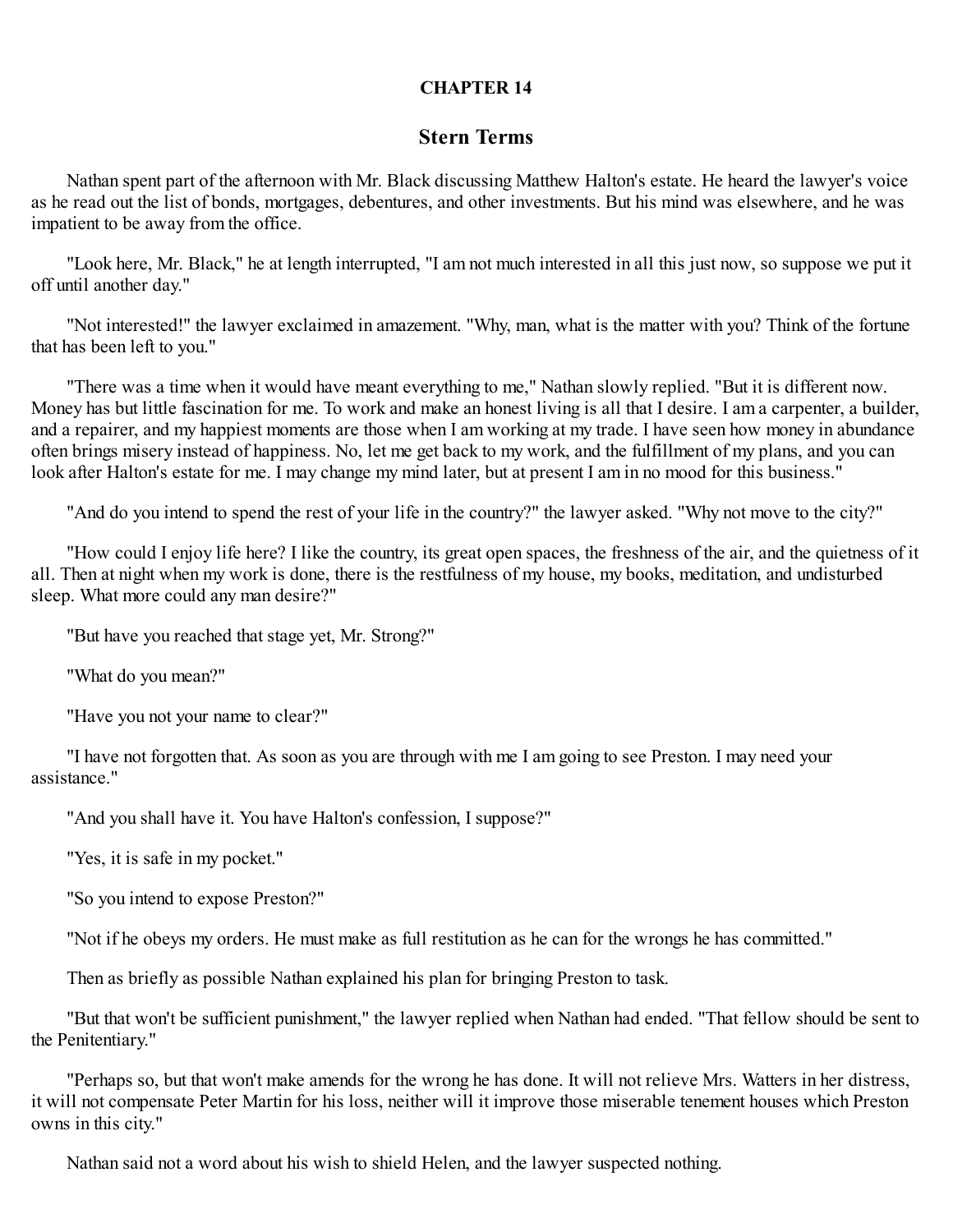# CHAPTER 14

## Stern Terms

Nathan spent part of the afternoon with Mr. Black discussing Matthew Halton's estate. He heard the lawyer's voice as he read out the list of bonds, mortgages, debentures, and other investments. But his mind was elsewhere, and he was impatient to be away from the office.

"Look here, Mr. Black," he at length interrupted, "I am not much interested in all this just now, so suppose we put it off until another day."

"Not interested!" the lawyer exclaimed in amazement. "Why, man, what is the matter with you? Think of the fortune that has been left to you."

"There was a time when it would have meant everything to me," Nathan slowly replied. "But it is different now. Money has but little fascination for me. To work and make an honest living is all that I desire. I am a carpenter, a builder, and a repairer, and my happiest moments are those when I am working at my trade. I have seen how money in abundance often brings misery instead of happiness. No, let me get back to my work, and the fulfillment of my plans, and you can look after Halton's estate for me. I may change my mind later, but at present I am in no mood for this business."

"And do you intend to spend the rest of your life in the country?" the lawyer asked. "Why not move to the city?"

"How could I enjoy life here? I like the country, its great open spaces, the freshness of the air, and the quietness of it all. Then at night when my work is done, there is the restfulness of my house, my books, meditation, and undisturbed sleep. What more could any man desire?"

"But have you reached that stage yet, Mr. Strong?"

"What do you mean?"

"Have you not your name to clear?"

"I have not forgotten that. As soon as you are through with me I am going to see Preston. I may need your assistance."

"And you shall have it. You have Halton's confession, I suppose?"

"Yes, it is safe in my pocket."

"So you intend to expose Preston?"

"Not if he obeys my orders. He must make as full restitution as he can for the wrongs he has committed."

Then as briefly as possible Nathan explained his plan for bringing Preston to task.

"But that won't be sufficient punishment," the lawyer replied when Nathan had ended. "That fellow should be sent to the Penitentiary."

"Perhaps so, but that won't make amends for the wrong he has done. It will not relieve Mrs. Watters in her distress, it will not compensate Peter Martin for his loss, neither will it improve those miserable tenement houses which Preston owns in this city."

Nathan said not a word about his wish to shield Helen, and the lawyer suspected nothing.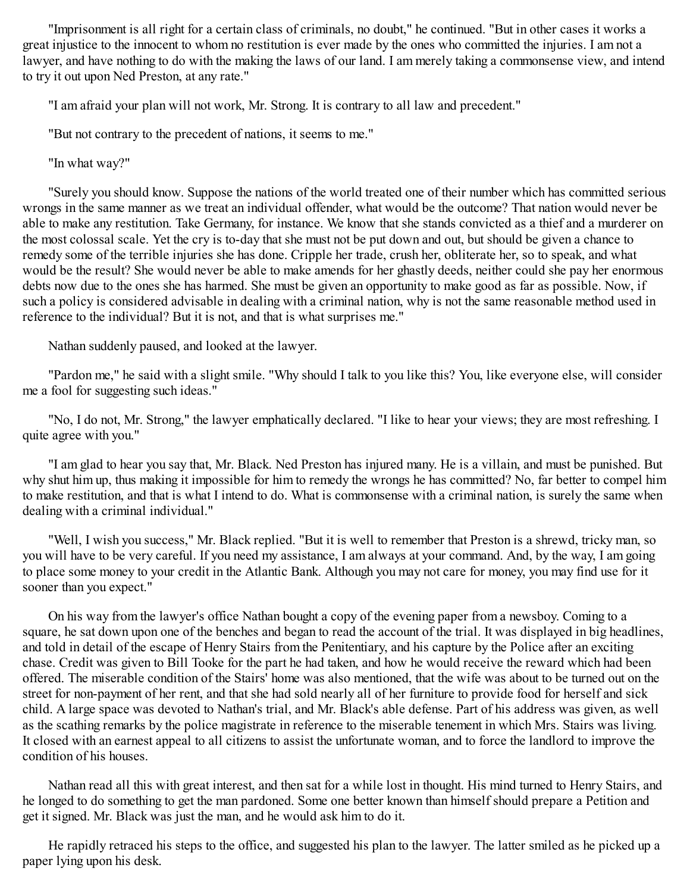"Imprisonment is all right for a certain class of criminals, no doubt," he continued. "But in other cases it works a great injustice to the innocent to whom no restitution is ever made by the ones who committed the injuries. I am not a lawyer, and have nothing to do with the making the laws of our land. I am merely taking a commonsense view, and intend to try it out upon Ned Preston, at any rate."

"I am afraid your plan will not work, Mr. Strong. It is contrary to all law and precedent."

"But not contrary to the precedent of nations, it seems to me."

"In what way?"

"Surely you should know. Suppose the nations of the world treated one of their number which has committed serious wrongs in the same manner as we treat an individual offender, what would be the outcome? That nation would never be able to make any restitution. Take Germany, for instance. We know that she stands convicted as a thief and a murderer on the most colossal scale. Yet the cry is to-day that she must not be put down and out, but should be given a chance to remedy some of the terrible injuries she has done. Cripple her trade, crush her, obliterate her, so to speak, and what would be the result? She would never be able to make amends for her ghastly deeds, neither could she pay her enormous debts now due to the ones she has harmed. She must be given an opportunity to make good as far as possible. Now, if such a policy is considered advisable in dealing with a criminal nation, why is not the same reasonable method used in reference to the individual? But it is not, and that is what surprises me."

Nathan suddenly paused, and looked at the lawyer.

"Pardon me," he said with a slight smile. "Why should I talk to you like this? You, like everyone else, will consider me a fool for suggesting such ideas."

"No, I do not, Mr. Strong," the lawyer emphatically declared. "I like to hear your views; they are most refreshing. I quite agree with you."

"I am glad to hear you say that, Mr. Black. Ned Preston has injured many. He is a villain, and must be punished. But why shut him up, thus making it impossible for him to remedy the wrongs he has committed? No, far better to compel him to make restitution, and that is what I intend to do. What is commonsense with a criminal nation, is surely the same when dealing with a criminal individual."

"Well, I wish you success," Mr. Black replied. "But it is well to remember that Preston is a shrewd, tricky man, so you will have to be very careful. If you need my assistance, I am always at your command. And, by the way, I am going to place some money to your credit in the Atlantic Bank. Although you may not care for money, you may find use for it sooner than you expect."

On his way from the lawyer's office Nathan bought a copy of the evening paper from a newsboy. Coming to a square, he sat down upon one of the benches and began to read the account of the trial. It was displayed in big headlines, and told in detail of the escape of Henry Stairs from the Penitentiary, and his capture by the Police after an exciting chase. Credit was given to Bill Tooke for the part he had taken, and how he would receive the reward which had been offered. The miserable condition of the Stairs' home was also mentioned, that the wife was about to be turned out on the street for non-payment of her rent, and that she had sold nearly all of her furniture to provide food for herself and sick child. A large space was devoted to Nathan's trial, and Mr. Black's able defense. Part of his address was given, as well as the scathing remarks by the police magistrate in reference to the miserable tenement in which Mrs. Stairs was living. It closed with an earnest appeal to all citizens to assist the unfortunate woman, and to force the landlord to improve the condition of his houses.

Nathan read all this with great interest, and then sat for a while lost in thought. His mind turned to Henry Stairs, and he longed to do something to get the man pardoned. Some one better known than himself should prepare a Petition and get it signed. Mr. Black was just the man, and he would ask him to do it.

He rapidly retraced his steps to the office, and suggested his plan to the lawyer. The latter smiled as he picked up a paper lying upon his desk.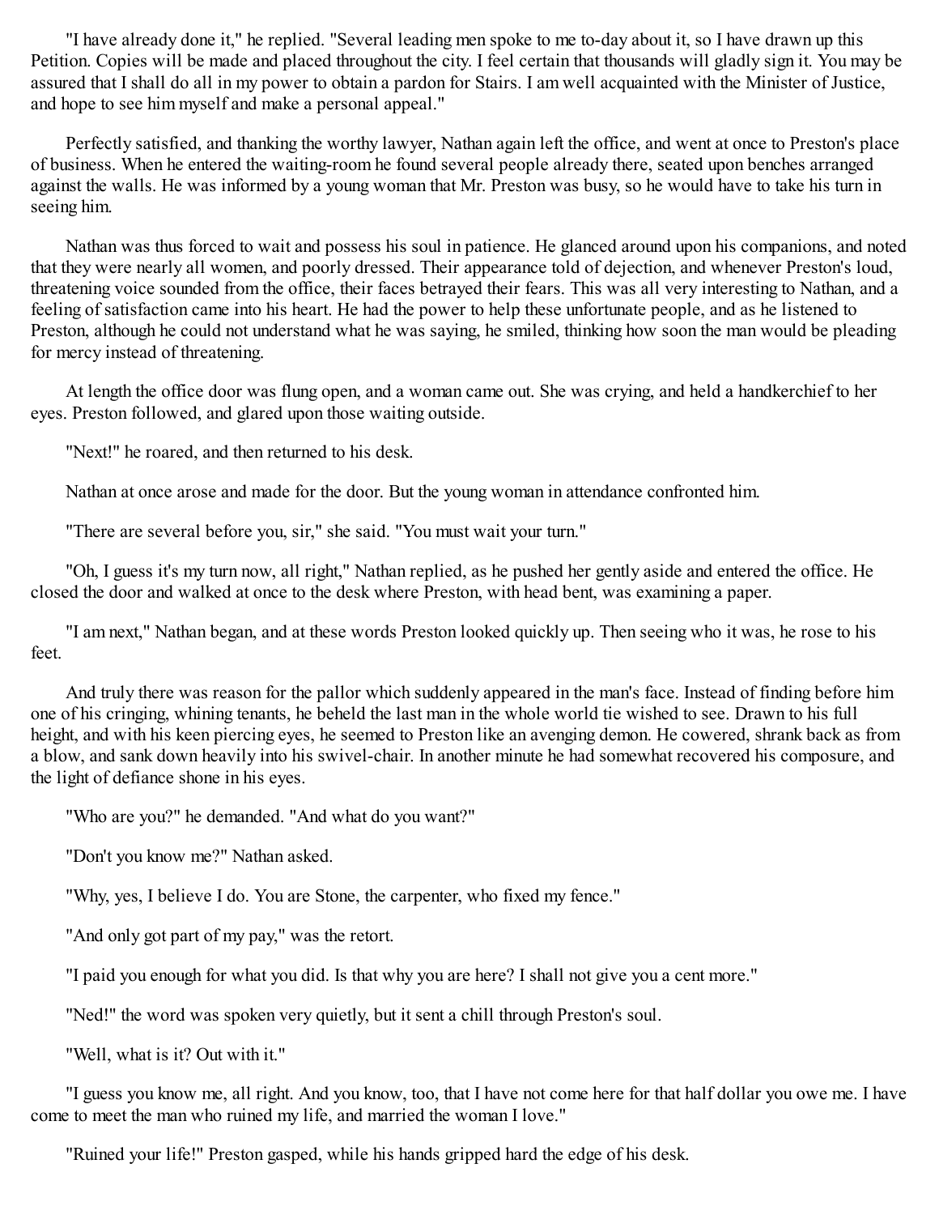"I have already done it," he replied. "Several leading men spoke to me to-day about it, so I have drawn up this Petition. Copies will be made and placed throughout the city. I feel certain that thousands will gladly sign it. You may be assured that I shall do all in my power to obtain a pardon for Stairs. I am well acquainted with the Minister of Justice, and hope to see him myself and make a personal appeal."

Perfectly satisfied, and thanking the worthy lawyer, Nathan again left the office, and went at once to Preston's place of business. When he entered the waiting-room he found several people already there, seated upon benches arranged against the walls. He was informed by a young woman that Mr. Preston was busy, so he would have to take his turn in seeing him.

Nathan was thus forced to wait and possess his soul in patience. He glanced around upon his companions, and noted that they were nearly all women, and poorly dressed. Their appearance told of dejection, and whenever Preston's loud, threatening voice sounded from the office, their faces betrayed their fears. This was all very interesting to Nathan, and a feeling of satisfaction came into his heart. He had the power to help these unfortunate people, and as he listened to Preston, although he could not understand what he was saying, he smiled, thinking how soon the man would be pleading for mercy instead of threatening.

At length the office door was flung open, and a woman came out. She was crying, and held a handkerchief to her eyes. Preston followed, and glared upon those waiting outside.

"Next!" he roared, and then returned to his desk.

Nathan at once arose and made for the door. But the young woman in attendance confronted him.

"There are several before you, sir," she said. "You must wait your turn."

"Oh, I guess it's my turn now, all right," Nathan replied, as he pushed her gently aside and entered the office. He closed the door and walked at once to the desk where Preston, with head bent, was examining a paper.

"I am next," Nathan began, and at these words Preston looked quickly up. Then seeing who it was, he rose to his feet.

And truly there was reason for the pallor which suddenly appeared in the man's face. Instead of finding before him one of his cringing, whining tenants, he beheld the last man in the whole world tie wished to see. Drawn to his full height, and with his keen piercing eyes, he seemed to Preston like an avenging demon. He cowered, shrank back as from a blow, and sank down heavily into his swivel-chair. In another minute he had somewhat recovered his composure, and the light of defiance shone in his eyes.

"Who are you?" he demanded. "And what do you want?"

"Don't you know me?" Nathan asked.

"Why, yes, I believe I do. You are Stone, the carpenter, who fixed my fence."

"And only got part of my pay," was the retort.

"I paid you enough for what you did. Is that why you are here? I shall not give you a cent more."

"Ned!" the word was spoken very quietly, but it sent a chill through Preston's soul.

"Well, what is it? Out with it."

"I guess you know me, all right. And you know, too, that I have not come here for that half dollar you owe me. I have come to meet the man who ruined my life, and married the woman I love."

"Ruined your life!" Preston gasped, while his hands gripped hard the edge of his desk.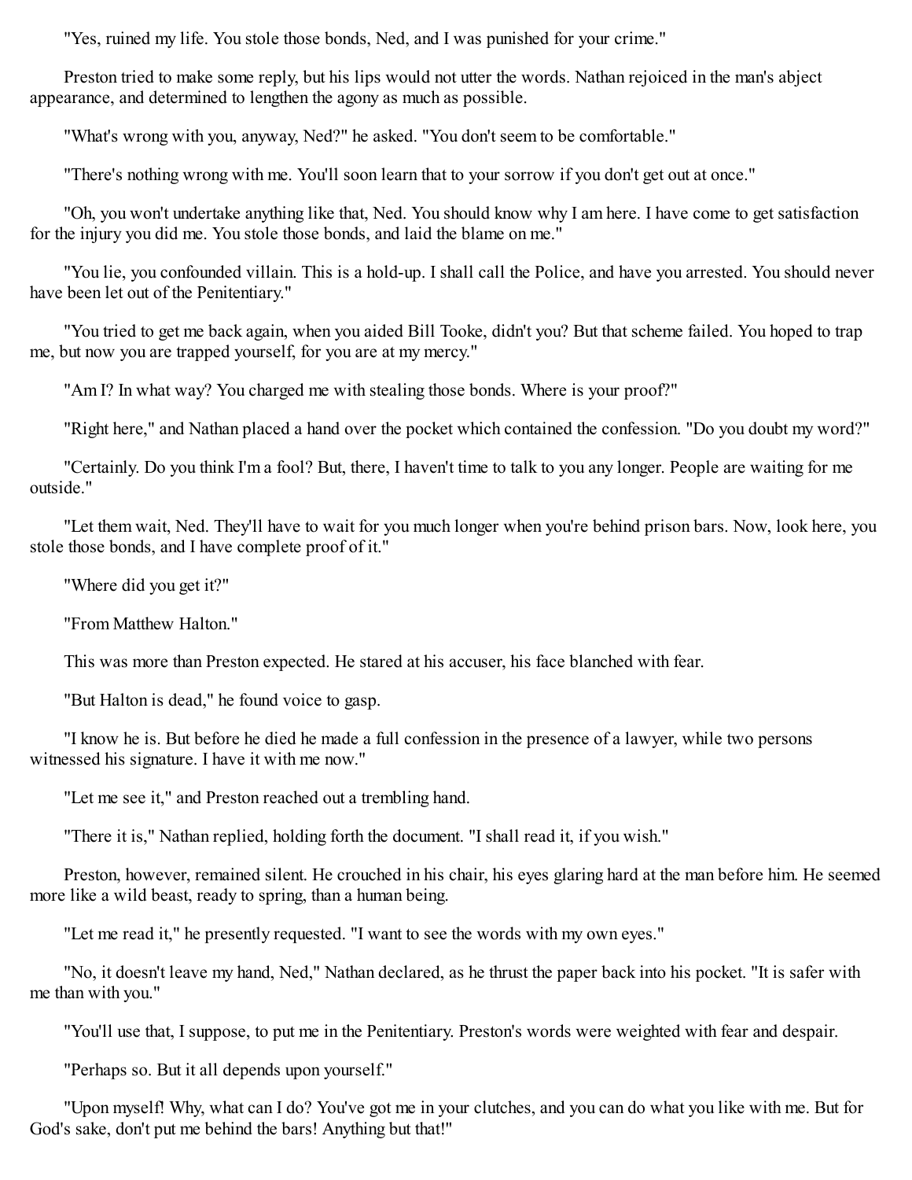"Yes, ruined my life. You stole those bonds, Ned, and I was punished for your crime."

Preston tried to make some reply, but his lips would not utter the words. Nathan rejoiced in the man's abject appearance, and determined to lengthen the agony as much as possible.

"What's wrong with you, anyway, Ned?" he asked. "You don't seem to be comfortable."

"There's nothing wrong with me. You'll soon learn that to your sorrow if you don't get out at once."

"Oh, you won't undertake anything like that, Ned. You should know why I am here. I have come to get satisfaction for the injury you did me. You stole those bonds, and laid the blame on me."

"You lie, you confounded villain. This is a hold-up. I shall call the Police, and have you arrested. You should never have been let out of the Penitentiary."

"You tried to get me back again, when you aided Bill Tooke, didn't you? But that scheme failed. You hoped to trap me, but now you are trapped yourself, for you are at my mercy."

"Am I? In what way? You charged me with stealing those bonds. Where is your proof?"

"Right here," and Nathan placed a hand over the pocket which contained the confession. "Do you doubt my word?"

"Certainly. Do you think I'm a fool? But, there, I haven't time to talk to you any longer. People are waiting for me outside."

"Let them wait, Ned. They'll have to wait for you much longer when you're behind prison bars. Now, look here, you stole those bonds, and I have complete proof of it."

"Where did you get it?"

"From Matthew Halton."

This was more than Preston expected. He stared at his accuser, his face blanched with fear.

"But Halton is dead," he found voice to gasp.

"I know he is. But before he died he made a full confession in the presence of a lawyer, while two persons witnessed his signature. I have it with me now."

"Let me see it," and Preston reached out a trembling hand.

"There it is," Nathan replied, holding forth the document. "I shall read it, if you wish."

Preston, however, remained silent. He crouched in his chair, his eyes glaring hard at the man before him. He seemed more like a wild beast, ready to spring, than a human being.

"Let me read it," he presently requested. "I want to see the words with my own eyes."

"No, it doesn't leave my hand, Ned," Nathan declared, as he thrust the paper back into his pocket. "It is safer with me than with you."

"You'll use that, I suppose, to put me in the Penitentiary. Preston's words were weighted with fear and despair.

"Perhaps so. But it all depends upon yourself."

"Upon myself! Why, what can I do? You've got me in your clutches, and you can do what you like with me. But for God's sake, don't put me behind the bars! Anything but that!"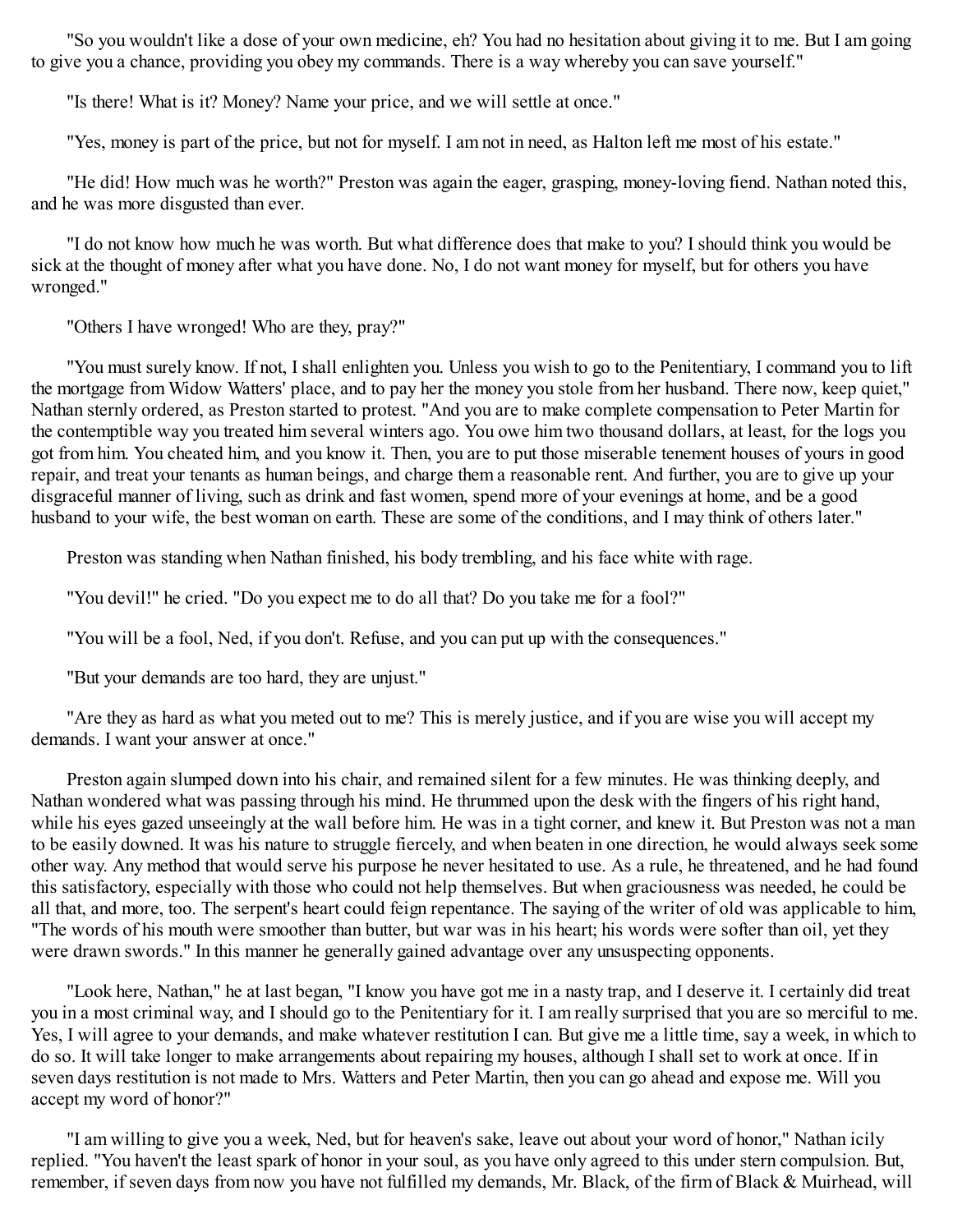"So you wouldn't like a dose of your own medicine, eh? You had no hesitation about giving it to me. But I am going to give you a chance, providing you obey my commands. There is a way whereby you can save yourself."

"Is there! What is it? Money? Name your price, and we will settle at once."

"Yes, money is part of the price, but not for myself. I am not in need, as Halton left me most of his estate."

"He did! How much was he worth?" Preston was again the eager, grasping, money-loving fiend. Nathan noted this, and he was more disgusted than ever.

"I do not know how much he was worth. But what difference does that make to you? I should think you would be sick at the thought of money after what you have done. No, I do not want money for myself, but for others you have wronged."

"Others I have wronged! Who are they, pray?"

"You must surely know. If not, I shall enlighten you. Unless you wish to go to the Penitentiary, I command you to lift the mortgage from Widow Watters' place, and to pay her the money you stole from her husband. There now, keep quiet," Nathan sternly ordered, as Preston started to protest. "And you are to make complete compensation to Peter Martin for the contemptible way you treated him several winters ago. You owe him two thousand dollars, at least, for the logs you got from him. You cheated him, and you know it. Then, you are to put those miserable tenement houses of yours in good repair, and treat your tenants as human beings, and charge them a reasonable rent. And further, you are to give up your disgraceful manner of living, such as drink and fast women, spend more of your evenings at home, and be a good husband to your wife, the best woman on earth. These are some of the conditions, and I may think of others later."

Preston was standing when Nathan finished, his body trembling, and his face white with rage.

"You devil!" he cried. "Do you expect me to do all that? Do you take me for a fool?"

"You will be a fool, Ned, if you don't. Refuse, and you can put up with the consequences."

"But your demands are too hard, they are unjust."

"Are they as hard as what you meted out to me? This is merely justice, and if you are wise you will accept my demands. I want your answer at once."

Preston again slumped down into his chair, and remained silent for a few minutes. He was thinking deeply, and Nathan wondered what was passing through his mind. He thrummed upon the desk with the fingers of his right hand, while his eyes gazed unseeingly at the wall before him. He was in a tight corner, and knew it. But Preston was not a man to be easily downed. It was his nature to struggle fiercely, and when beaten in one direction, he would always seek some other way. Any method that would serve his purpose he never hesitated to use. As a rule, he threatened, and he had found this satisfactory, especially with those who could not help themselves. But when graciousness was needed, he could be all that, and more, too. The serpent's heart could feign repentance. The saying of the writer of old was applicable to him, "The words of his mouth were smoother than butter, but war was in his heart; his words were softer than oil, yet they were drawn swords." In this manner he generally gained advantage over any unsuspecting opponents.

"Look here, Nathan," he at last began, "I know you have got me in a nasty trap, and I deserve it. I certainly did treat you in a most criminal way, and I should go to the Penitentiary for it. I am really surprised that you are so merciful to me. Yes, I will agree to your demands, and make whatever restitution I can. But give me a little time, say a week, in which to do so. It will take longer to make arrangements about repairing my houses, although I shall set to work at once. If in seven days restitution is not made to Mrs. Watters and Peter Martin, then you can go ahead and expose me. Will you accept my word of honor?"

"I am willing to give you a week, Ned, but for heaven's sake, leave out about your word of honor," Nathan icily replied. "You haven't the least spark of honor in your soul, as you have only agreed to this under stern compulsion. But, remember, if seven days from now you have not fulfilled my demands, Mr. Black, of the firm of Black & Muirhead, will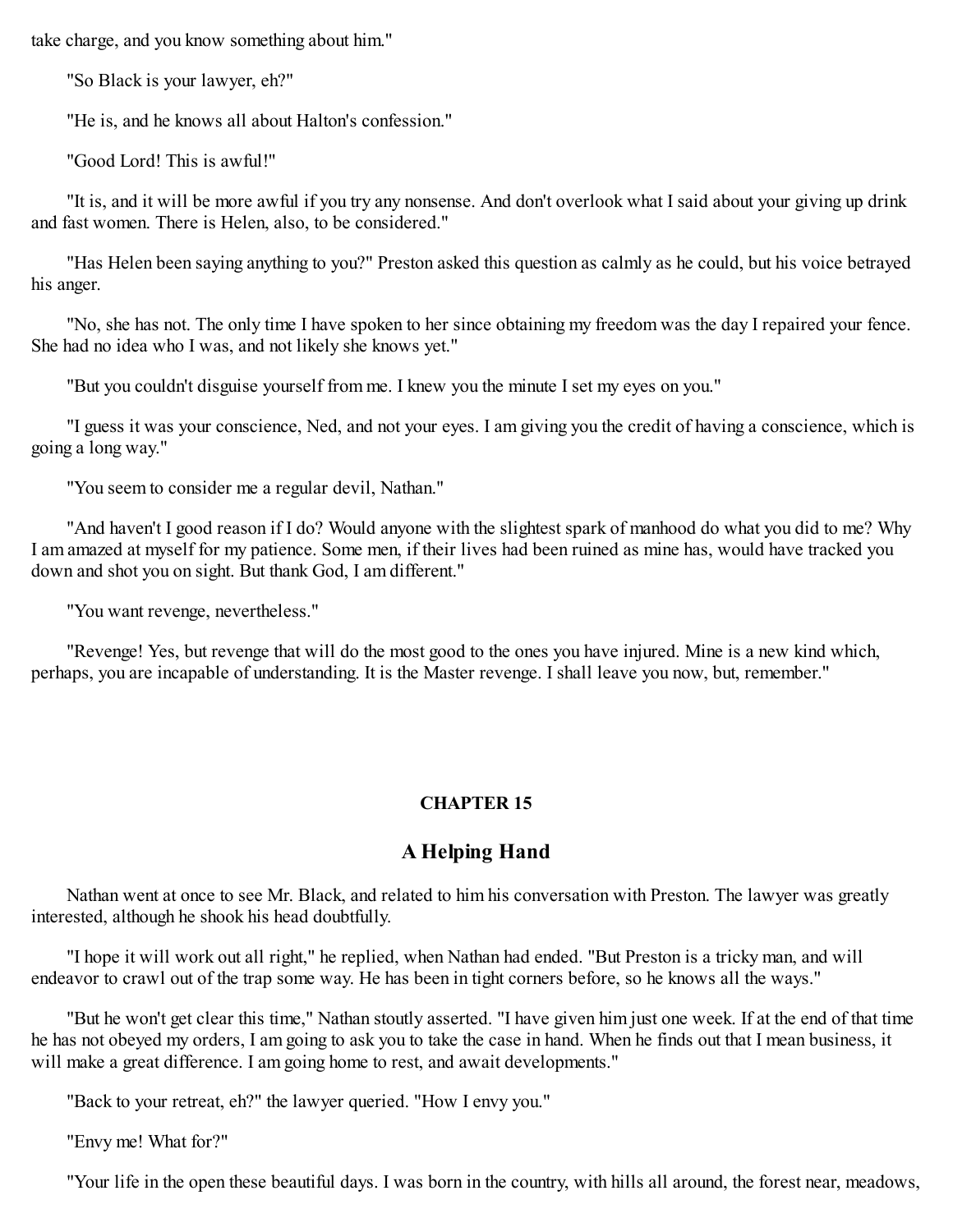take charge, and you know something about him."

"So Black is your lawyer, eh?"

"He is, and he knows all about Halton's confession."

"Good Lord! This is awful!"

"It is, and it will be more awful if you try any nonsense. And don't overlook what I said about your giving up drink and fast women. There is Helen, also, to be considered."

"Has Helen been saying anything to you?" Preston asked this question as calmly as he could, but his voice betrayed his anger.

"No, she has not. The only time I have spoken to her since obtaining my freedom was the day I repaired your fence. She had no idea who I was, and not likely she knows yet."

"But you couldn't disguise yourself from me. I knew you the minute I set my eyes on you."

"I guess it was your conscience, Ned, and not your eyes. I am giving you the credit of having a conscience, which is going a long way."

"You seem to consider me a regular devil, Nathan."

"And haven't I good reason if I do? Would anyone with the slightest spark of manhood do what you did to me? Why I am amazed at myself for my patience. Some men, if their lives had been ruined as mine has, would have tracked you down and shot you on sight. But thank God, I am different."

"You want revenge, nevertheless."

"Revenge! Yes, but revenge that will do the most good to the ones you have injured. Mine is a new kind which, perhaps, you are incapable of understanding. It is the Master revenge. I shall leave you now, but, remember."

## CHAPTER 15

## A Helping Hand

Nathan went at once to see Mr. Black, and related to him his conversation with Preston. The lawyer was greatly interested, although he shook his head doubtfully.

"I hope it will work out all right," he replied, when Nathan had ended. "But Preston is a tricky man, and will endeavor to crawl out of the trap some way. He has been in tight corners before, so he knows all the ways."

"But he won't get clear this time," Nathan stoutly asserted. "I have given him just one week. If at the end of that time he has not obeyed my orders, I am going to ask you to take the case in hand. When he finds out that I mean business, it will make a great difference. I am going home to rest, and await developments."

"Back to your retreat, eh?" the lawyer queried. "How I envy you."

"Envy me! What for?"

"Your life in the open these beautiful days. I was born in the country, with hills all around, the forest near, meadows,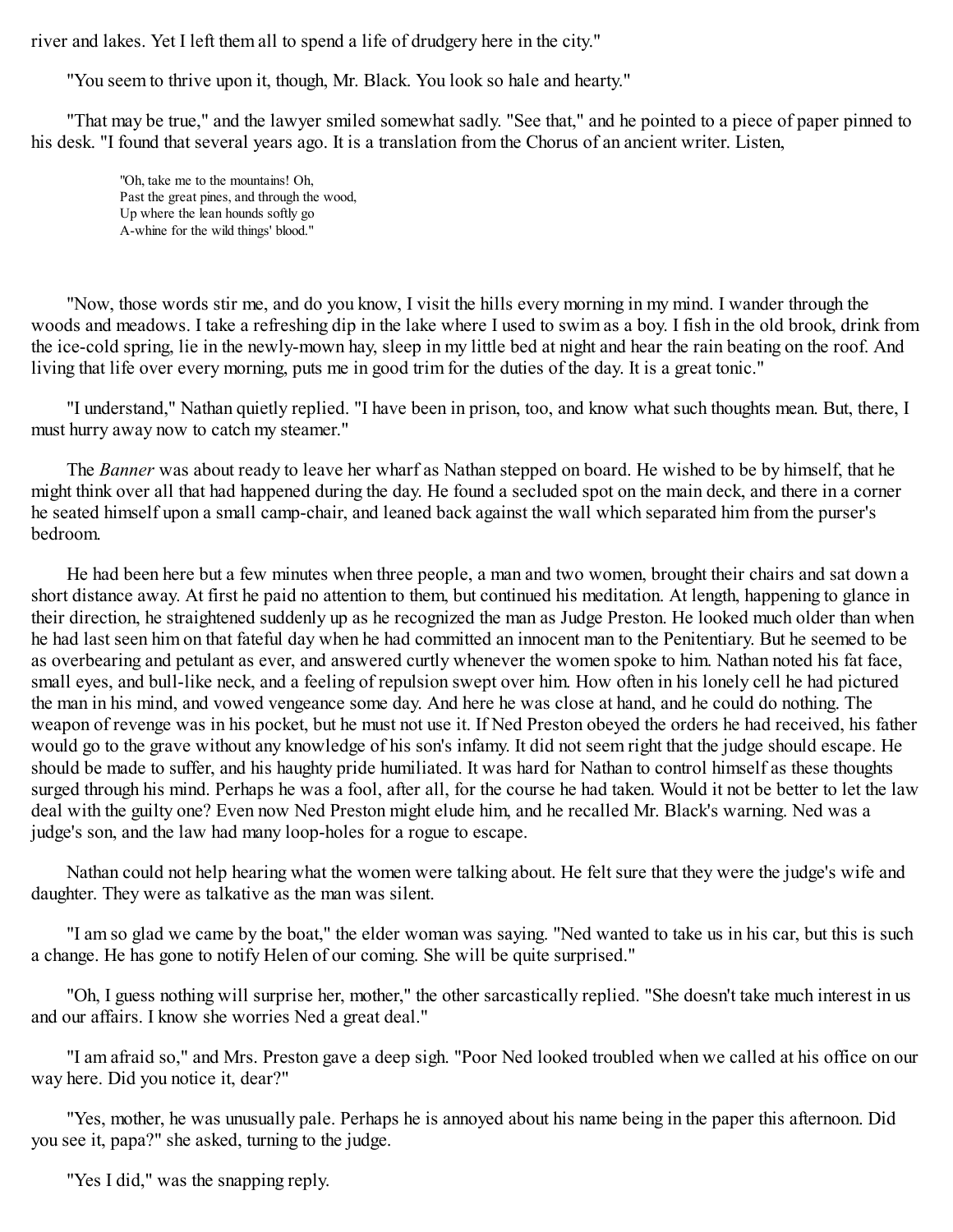river and lakes. Yet I left them all to spend a life of drudgery here in the city."

"You seem to thrive upon it, though, Mr. Black. You look so hale and hearty."

"That may be true," and the lawyer smiled somewhat sadly. "See that," and he pointed to a piece of paper pinned to his desk. "I found that several years ago. It is a translation from the Chorus of an ancient writer. Listen,

> "Oh, take me to the mountains! Oh,
> Past the great pines, and through the wood,
> Up where the lean hounds softly go
> A-whine for the wild things' blood."

"Now, those words stir me, and do you know, I visit the hills every morning in my mind. I wander through the woods and meadows. I take a refreshing dip in the lake where I used to swim as a boy. I fish in the old brook, drink from the ice-cold spring, lie in the newly-mown hay, sleep in my little bed at night and hear the rain beating on the roof. And living that life over every morning, puts me in good trim for the duties of the day. It is a great tonic."

"I understand," Nathan quietly replied. "I have been in prison, too, and know what such thoughts mean. But, there, I must hurry away now to catch my steamer."

The *Banner* was about ready to leave her wharf as Nathan stepped on board. He wished to be by himself, that he might think over all that had happened during the day. He found a secluded spot on the main deck, and there in a corner he seated himself upon a small camp-chair, and leaned back against the wall which separated him from the purser's bedroom.

He had been here but a few minutes when three people, a man and two women, brought their chairs and sat down a short distance away. At first he paid no attention to them, but continued his meditation. At length, happening to glance in their direction, he straightened suddenly up as he recognized the man as Judge Preston. He looked much older than when he had last seen him on that fateful day when he had committed an innocent man to the Penitentiary. But he seemed to be as overbearing and petulant as ever, and answered curtly whenever the women spoke to him. Nathan noted his fat face, small eyes, and bull-like neck, and a feeling of repulsion swept over him. How often in his lonely cell he had pictured the man in his mind, and vowed vengeance some day. And here he was close at hand, and he could do nothing. The weapon of revenge was in his pocket, but he must not use it. If Ned Preston obeyed the orders he had received, his father would go to the grave without any knowledge of his son's infamy. It did not seem right that the judge should escape. He should be made to suffer, and his haughty pride humiliated. It was hard for Nathan to control himself as these thoughts surged through his mind. Perhaps he was a fool, after all, for the course he had taken. Would it not be better to let the law deal with the guilty one? Even now Ned Preston might elude him, and he recalled Mr. Black's warning. Ned was a judge's son, and the law had many loop-holes for a rogue to escape.

Nathan could not help hearing what the women were talking about. He felt sure that they were the judge's wife and daughter. They were as talkative as the man was silent.

"I am so glad we came by the boat," the elder woman was saying. "Ned wanted to take us in his car, but this is such a change. He has gone to notify Helen of our coming. She will be quite surprised."

"Oh, I guess nothing will surprise her, mother," the other sarcastically replied. "She doesn't take much interest in us and our affairs. I know she worries Ned a great deal."

"I am afraid so," and Mrs. Preston gave a deep sigh. "Poor Ned looked troubled when we called at his office on our way here. Did you notice it, dear?"

"Yes, mother, he was unusually pale. Perhaps he is annoyed about his name being in the paper this afternoon. Did you see it, papa?" she asked, turning to the judge.

"Yes I did," was the snapping reply.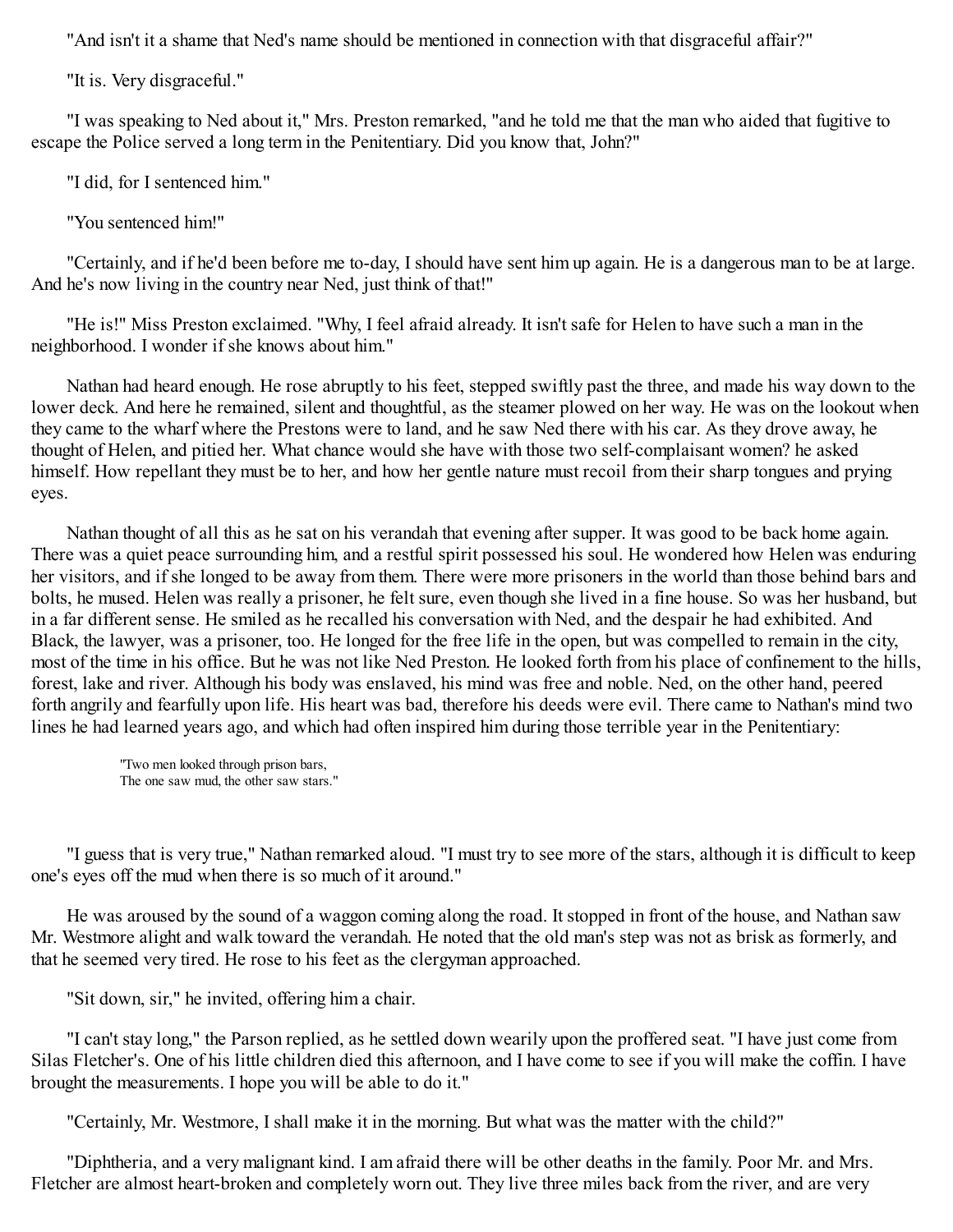"And isn't it a shame that Ned's name should be mentioned in connection with that disgraceful affair?"

"It is. Very disgraceful."

"I was speaking to Ned about it," Mrs. Preston remarked, "and he told me that the man who aided that fugitive to escape the Police served a long term in the Penitentiary. Did you know that, John?"

"I did, for I sentenced him."

"You sentenced him!"

"Certainly, and if he'd been before me to-day, I should have sent him up again. He is a dangerous man to be at large. And he's now living in the country near Ned, just think of that!"

"He is!" Miss Preston exclaimed. "Why, I feel afraid already. It isn't safe for Helen to have such a man in the neighborhood. I wonder if she knows about him."

Nathan had heard enough. He rose abruptly to his feet, stepped swiftly past the three, and made his way down to the lower deck. And here he remained, silent and thoughtful, as the steamer plowed on her way. He was on the lookout when they came to the wharf where the Prestons were to land, and he saw Ned there with his car. As they drove away, he thought of Helen, and pitied her. What chance would she have with those two self-complaisant women? he asked himself. How repellant they must be to her, and how her gentle nature must recoil from their sharp tongues and prying eyes.

Nathan thought of all this as he sat on his verandah that evening after supper. It was good to be back home again. There was a quiet peace surrounding him, and a restful spirit possessed his soul. He wondered how Helen was enduring her visitors, and if she longed to be away from them. There were more prisoners in the world than those behind bars and bolts, he mused. Helen was really a prisoner, he felt sure, even though she lived in a fine house. So was her husband, but in a far different sense. He smiled as he recalled his conversation with Ned, and the despair he had exhibited. And Black, the lawyer, was a prisoner, too. He longed for the free life in the open, but was compelled to remain in the city, most of the time in his office. But he was not like Ned Preston. He looked forth from his place of confinement to the hills, forest, lake and river. Although his body was enslaved, his mind was free and noble. Ned, on the other hand, peered forth angrily and fearfully upon life. His heart was bad, therefore his deeds were evil. There came to Nathan's mind two lines he had learned years ago, and which had often inspired him during those terrible year in the Penitentiary:

> "Two men looked through prison bars,
> The one saw mud, the other saw stars."

"I guess that is very true," Nathan remarked aloud. "I must try to see more of the stars, although it is difficult to keep one's eyes off the mud when there is so much of it around."

He was aroused by the sound of a waggon coming along the road. It stopped in front of the house, and Nathan saw Mr. Westmore alight and walk toward the verandah. He noted that the old man's step was not as brisk as formerly, and that he seemed very tired. He rose to his feet as the clergyman approached.

"Sit down, sir," he invited, offering him a chair.

"I can't stay long," the Parson replied, as he settled down wearily upon the proffered seat. "I have just come from Silas Fletcher's. One of his little children died this afternoon, and I have come to see if you will make the coffin. I have brought the measurements. I hope you will be able to do it."

"Certainly, Mr. Westmore, I shall make it in the morning. But what was the matter with the child?"

"Diphtheria, and a very malignant kind. I am afraid there will be other deaths in the family. Poor Mr. and Mrs. Fletcher are almost heart-broken and completely worn out. They live three miles back from the river, and are very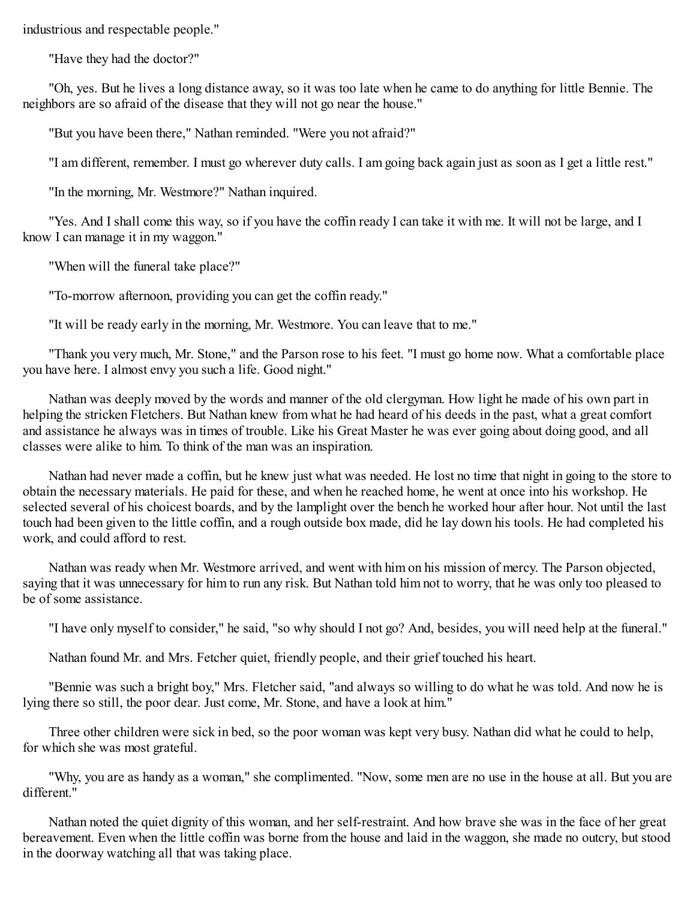industrious and respectable people."

"Have they had the doctor?"

"Oh, yes. But he lives a long distance away, so it was too late when he came to do anything for little Bennie. The neighbors are so afraid of the disease that they will not go near the house."

"But you have been there," Nathan reminded. "Were you not afraid?"

"I am different, remember. I must go wherever duty calls. I am going back again just as soon as I get a little rest."

"In the morning, Mr. Westmore?" Nathan inquired.

"Yes. And I shall come this way, so if you have the coffin ready I can take it with me. It will not be large, and I know I can manage it in my waggon."

"When will the funeral take place?"

"To-morrow afternoon, providing you can get the coffin ready."

"It will be ready early in the morning, Mr. Westmore. You can leave that to me."

"Thank you very much, Mr. Stone," and the Parson rose to his feet. "I must go home now. What a comfortable place you have here. I almost envy you such a life. Good night."

Nathan was deeply moved by the words and manner of the old clergyman. How light he made of his own part in helping the stricken Fletchers. But Nathan knew from what he had heard of his deeds in the past, what a great comfort and assistance he always was in times of trouble. Like his Great Master he was ever going about doing good, and all classes were alike to him. To think of the man was an inspiration.

Nathan had never made a coffin, but he knew just what was needed. He lost no time that night in going to the store to obtain the necessary materials. He paid for these, and when he reached home, he went at once into his workshop. He selected several of his choicest boards, and by the lamplight over the bench he worked hour after hour. Not until the last touch had been given to the little coffin, and a rough outside box made, did he lay down his tools. He had completed his work, and could afford to rest.

Nathan was ready when Mr. Westmore arrived, and went with him on his mission of mercy. The Parson objected, saying that it was unnecessary for him to run any risk. But Nathan told him not to worry, that he was only too pleased to be of some assistance.

"I have only myself to consider," he said, "so why should I not go? And, besides, you will need help at the funeral."

Nathan found Mr. and Mrs. Fetcher quiet, friendly people, and their grief touched his heart.

"Bennie was such a bright boy," Mrs. Fletcher said, "and always so willing to do what he was told. And now he is lying there so still, the poor dear. Just come, Mr. Stone, and have a look at him."

Three other children were sick in bed, so the poor woman was kept very busy. Nathan did what he could to help, for which she was most grateful.

"Why, you are as handy as a woman," she complimented. "Now, some men are no use in the house at all. But you are different."

Nathan noted the quiet dignity of this woman, and her self-restraint. And how brave she was in the face of her great bereavement. Even when the little coffin was borne from the house and laid in the waggon, she made no outcry, but stood in the doorway watching all that was taking place.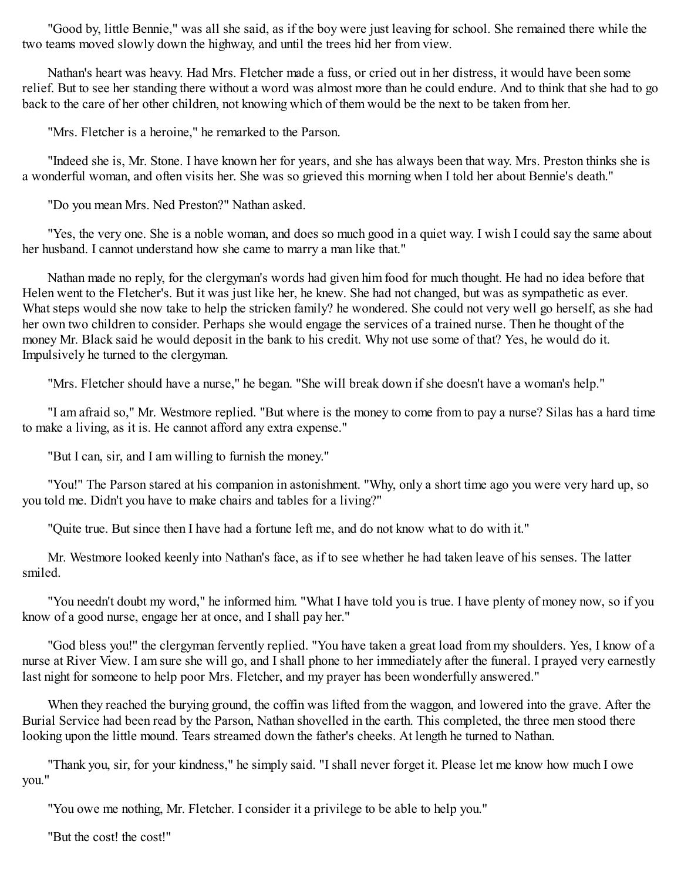"Good by, little Bennie," was all she said, as if the boy were just leaving for school. She remained there while the two teams moved slowly down the highway, and until the trees hid her from view.

Nathan's heart was heavy. Had Mrs. Fletcher made a fuss, or cried out in her distress, it would have been some relief. But to see her standing there without a word was almost more than he could endure. And to think that she had to go back to the care of her other children, not knowing which of them would be the next to be taken from her.

"Mrs. Fletcher is a heroine," he remarked to the Parson.

"Indeed she is, Mr. Stone. I have known her for years, and she has always been that way. Mrs. Preston thinks she is a wonderful woman, and often visits her. She was so grieved this morning when I told her about Bennie's death."

"Do you mean Mrs. Ned Preston?" Nathan asked.

"Yes, the very one. She is a noble woman, and does so much good in a quiet way. I wish I could say the same about her husband. I cannot understand how she came to marry a man like that."

Nathan made no reply, for the clergyman's words had given him food for much thought. He had no idea before that Helen went to the Fletcher's. But it was just like her, he knew. She had not changed, but was as sympathetic as ever. What steps would she now take to help the stricken family? he wondered. She could not very well go herself, as she had her own two children to consider. Perhaps she would engage the services of a trained nurse. Then he thought of the money Mr. Black said he would deposit in the bank to his credit. Why not use some of that? Yes, he would do it. Impulsively he turned to the clergyman.

"Mrs. Fletcher should have a nurse," he began. "She will break down if she doesn't have a woman's help."

"I am afraid so," Mr. Westmore replied. "But where is the money to come from to pay a nurse? Silas has a hard time to make a living, as it is. He cannot afford any extra expense."

"But I can, sir, and I am willing to furnish the money."

"You!" The Parson stared at his companion in astonishment. "Why, only a short time ago you were very hard up, so you told me. Didn't you have to make chairs and tables for a living?"

"Quite true. But since then I have had a fortune left me, and do not know what to do with it."

Mr. Westmore looked keenly into Nathan's face, as if to see whether he had taken leave of his senses. The latter smiled.

"You needn't doubt my word," he informed him. "What I have told you is true. I have plenty of money now, so if you know of a good nurse, engage her at once, and I shall pay her."

"God bless you!" the clergyman fervently replied. "You have taken a great load from my shoulders. Yes, I know of a nurse at River View. I am sure she will go, and I shall phone to her immediately after the funeral. I prayed very earnestly last night for someone to help poor Mrs. Fletcher, and my prayer has been wonderfully answered."

When they reached the burying ground, the coffin was lifted from the waggon, and lowered into the grave. After the Burial Service had been read by the Parson, Nathan shovelled in the earth. This completed, the three men stood there looking upon the little mound. Tears streamed down the father's cheeks. At length he turned to Nathan.

"Thank you, sir, for your kindness," he simply said. "I shall never forget it. Please let me know how much I owe you."

"You owe me nothing, Mr. Fletcher. I consider it a privilege to be able to help you."

"But the cost! the cost!"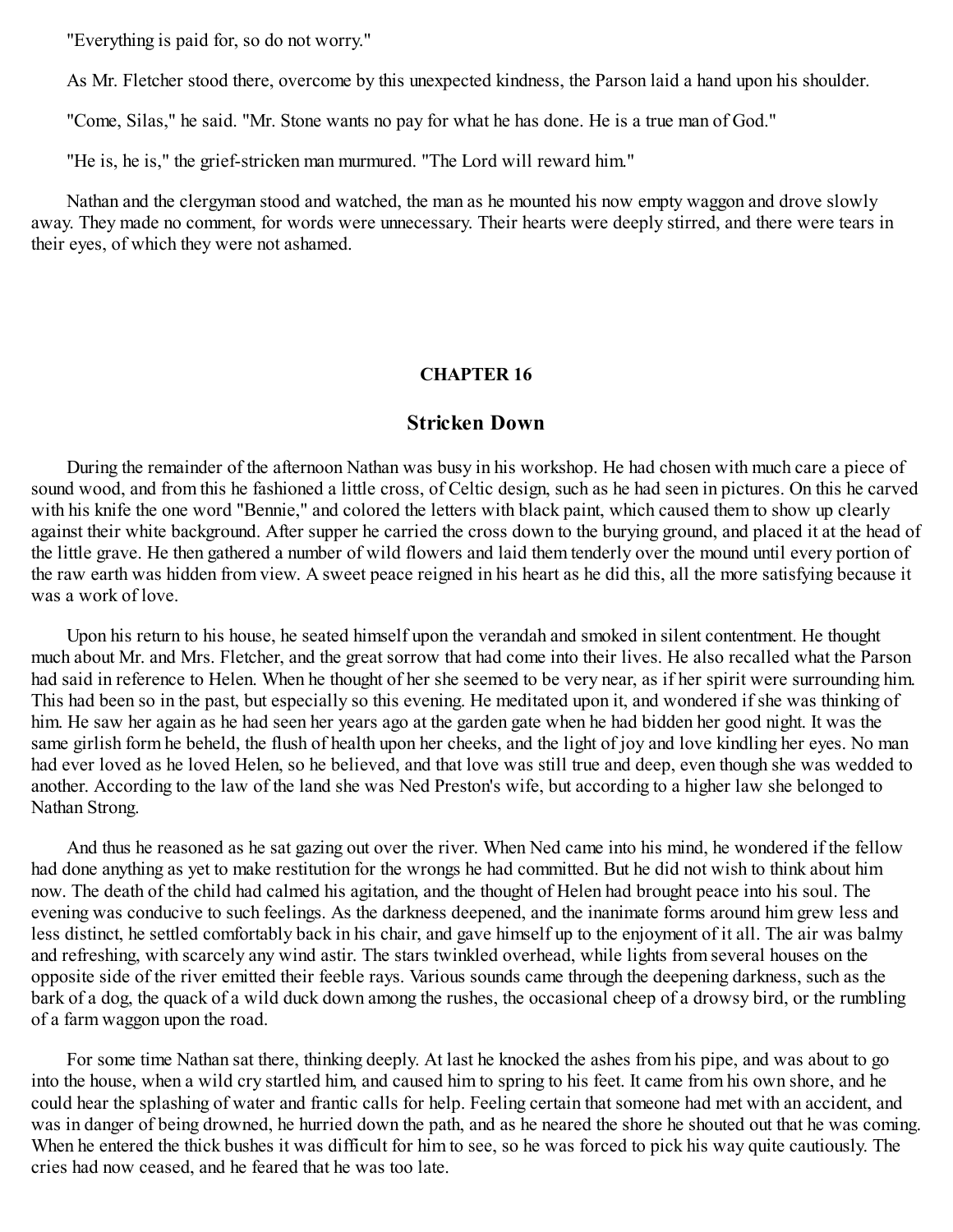"Everything is paid for, so do not worry."

As Mr. Fletcher stood there, overcome by this unexpected kindness, the Parson laid a hand upon his shoulder.

"Come, Silas," he said. "Mr. Stone wants no pay for what he has done. He is a true man of God."

"He is, he is," the grief-stricken man murmured. "The Lord will reward him."

Nathan and the clergyman stood and watched, the man as he mounted his now empty waggon and drove slowly away. They made no comment, for words were unnecessary. Their hearts were deeply stirred, and there were tears in their eyes, of which they were not ashamed.

## CHAPTER 16

## Stricken Down

During the remainder of the afternoon Nathan was busy in his workshop. He had chosen with much care a piece of sound wood, and from this he fashioned a little cross, of Celtic design, such as he had seen in pictures. On this he carved with his knife the one word "Bennie," and colored the letters with black paint, which caused them to show up clearly against their white background. After supper he carried the cross down to the burying ground, and placed it at the head of the little grave. He then gathered a number of wild flowers and laid them tenderly over the mound until every portion of the raw earth was hidden from view. A sweet peace reigned in his heart as he did this, all the more satisfying because it was a work of love.

Upon his return to his house, he seated himself upon the verandah and smoked in silent contentment. He thought much about Mr. and Mrs. Fletcher, and the great sorrow that had come into their lives. He also recalled what the Parson had said in reference to Helen. When he thought of her she seemed to be very near, as if her spirit were surrounding him. This had been so in the past, but especially so this evening. He meditated upon it, and wondered if she was thinking of him. He saw her again as he had seen her years ago at the garden gate when he had bidden her good night. It was the same girlish form he beheld, the flush of health upon her cheeks, and the light of joy and love kindling her eyes. No man had ever loved as he loved Helen, so he believed, and that love was still true and deep, even though she was wedded to another. According to the law of the land she was Ned Preston's wife, but according to a higher law she belonged to Nathan Strong.

And thus he reasoned as he sat gazing out over the river. When Ned came into his mind, he wondered if the fellow had done anything as yet to make restitution for the wrongs he had committed. But he did not wish to think about him now. The death of the child had calmed his agitation, and the thought of Helen had brought peace into his soul. The evening was conducive to such feelings. As the darkness deepened, and the inanimate forms around him grew less and less distinct, he settled comfortably back in his chair, and gave himself up to the enjoyment of it all. The air was balmy and refreshing, with scarcely any wind astir. The stars twinkled overhead, while lights from several houses on the opposite side of the river emitted their feeble rays. Various sounds came through the deepening darkness, such as the bark of a dog, the quack of a wild duck down among the rushes, the occasional cheep of a drowsy bird, or the rumbling of a farm waggon upon the road.

For some time Nathan sat there, thinking deeply. At last he knocked the ashes from his pipe, and was about to go into the house, when a wild cry startled him, and caused him to spring to his feet. It came from his own shore, and he could hear the splashing of water and frantic calls for help. Feeling certain that someone had met with an accident, and was in danger of being drowned, he hurried down the path, and as he neared the shore he shouted out that he was coming. When he entered the thick bushes it was difficult for him to see, so he was forced to pick his way quite cautiously. The cries had now ceased, and he feared that he was too late.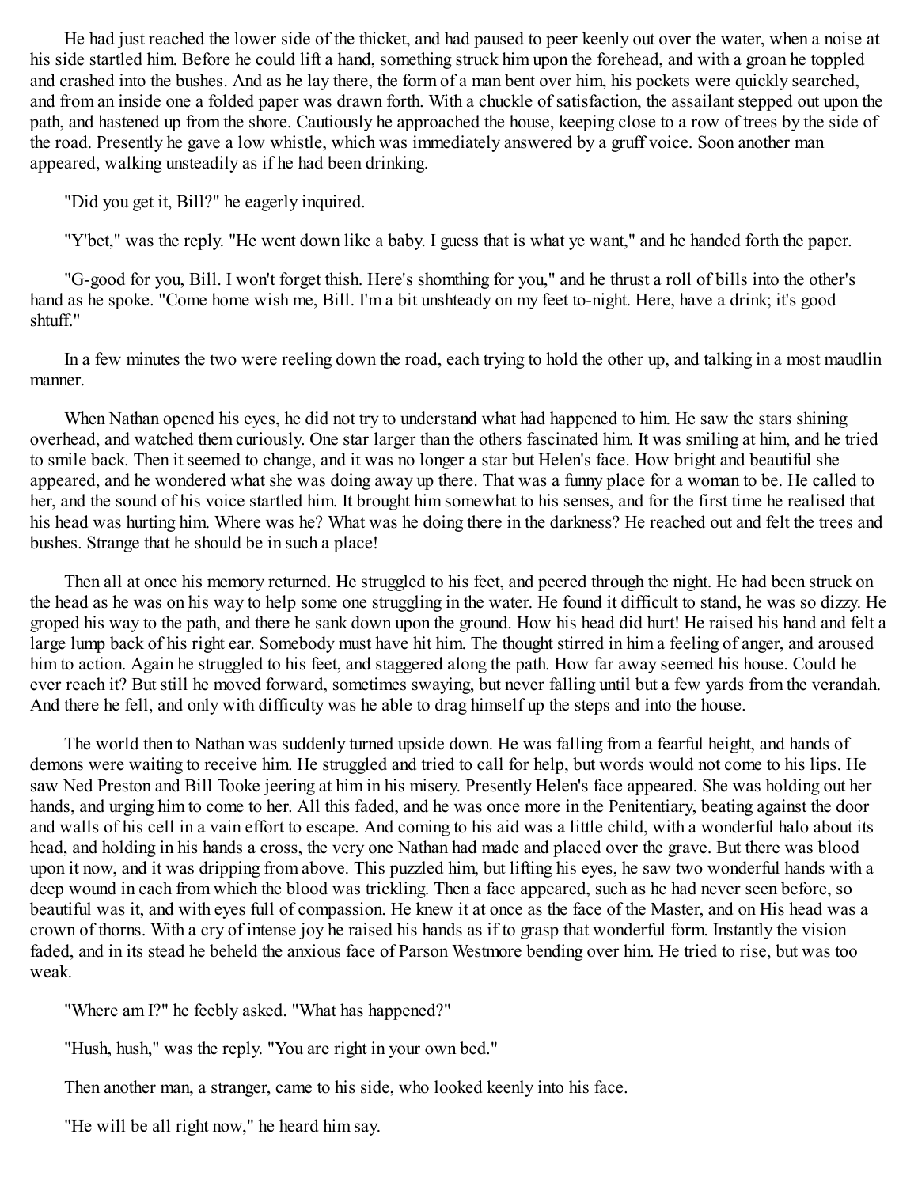He had just reached the lower side of the thicket, and had paused to peer keenly out over the water, when a noise at his side startled him. Before he could lift a hand, something struck him upon the forehead, and with a groan he toppled and crashed into the bushes. And as he lay there, the form of a man bent over him, his pockets were quickly searched, and from an inside one a folded paper was drawn forth. With a chuckle of satisfaction, the assailant stepped out upon the path, and hastened up from the shore. Cautiously he approached the house, keeping close to a row of trees by the side of the road. Presently he gave a low whistle, which was immediately answered by a gruff voice. Soon another man appeared, walking unsteadily as if he had been drinking.

"Did you get it, Bill?" he eagerly inquired.

"Y'bet," was the reply. "He went down like a baby. I guess that is what ye want," and he handed forth the paper.

"G-good for you, Bill. I won't forget thish. Here's shomthing for you," and he thrust a roll of bills into the other's hand as he spoke. "Come home wish me, Bill. I'm a bit unshteady on my feet to-night. Here, have a drink; it's good shtuff."

In a few minutes the two were reeling down the road, each trying to hold the other up, and talking in a most maudlin manner.

When Nathan opened his eyes, he did not try to understand what had happened to him. He saw the stars shining overhead, and watched them curiously. One star larger than the others fascinated him. It was smiling at him, and he tried to smile back. Then it seemed to change, and it was no longer a star but Helen's face. How bright and beautiful she appeared, and he wondered what she was doing away up there. That was a funny place for a woman to be. He called to her, and the sound of his voice startled him. It brought him somewhat to his senses, and for the first time he realised that his head was hurting him. Where was he? What was he doing there in the darkness? He reached out and felt the trees and bushes. Strange that he should be in such a place!

Then all at once his memory returned. He struggled to his feet, and peered through the night. He had been struck on the head as he was on his way to help some one struggling in the water. He found it difficult to stand, he was so dizzy. He groped his way to the path, and there he sank down upon the ground. How his head did hurt! He raised his hand and felt a large lump back of his right ear. Somebody must have hit him. The thought stirred in him a feeling of anger, and aroused him to action. Again he struggled to his feet, and staggered along the path. How far away seemed his house. Could he ever reach it? But still he moved forward, sometimes swaying, but never falling until but a few yards from the verandah. And there he fell, and only with difficulty was he able to drag himself up the steps and into the house.

The world then to Nathan was suddenly turned upside down. He was falling from a fearful height, and hands of demons were waiting to receive him. He struggled and tried to call for help, but words would not come to his lips. He saw Ned Preston and Bill Tooke jeering at him in his misery. Presently Helen's face appeared. She was holding out her hands, and urging him to come to her. All this faded, and he was once more in the Penitentiary, beating against the door and walls of his cell in a vain effort to escape. And coming to his aid was a little child, with a wonderful halo about its head, and holding in his hands a cross, the very one Nathan had made and placed over the grave. But there was blood upon it now, and it was dripping from above. This puzzled him, but lifting his eyes, he saw two wonderful hands with a deep wound in each from which the blood was trickling. Then a face appeared, such as he had never seen before, so beautiful was it, and with eyes full of compassion. He knew it at once as the face of the Master, and on His head was a crown of thorns. With a cry of intense joy he raised his hands as if to grasp that wonderful form. Instantly the vision faded, and in its stead he beheld the anxious face of Parson Westmore bending over him. He tried to rise, but was too weak.

"Where am I?" he feebly asked. "What has happened?"

"Hush, hush," was the reply. "You are right in your own bed."

Then another man, a stranger, came to his side, who looked keenly into his face.

"He will be all right now," he heard him say.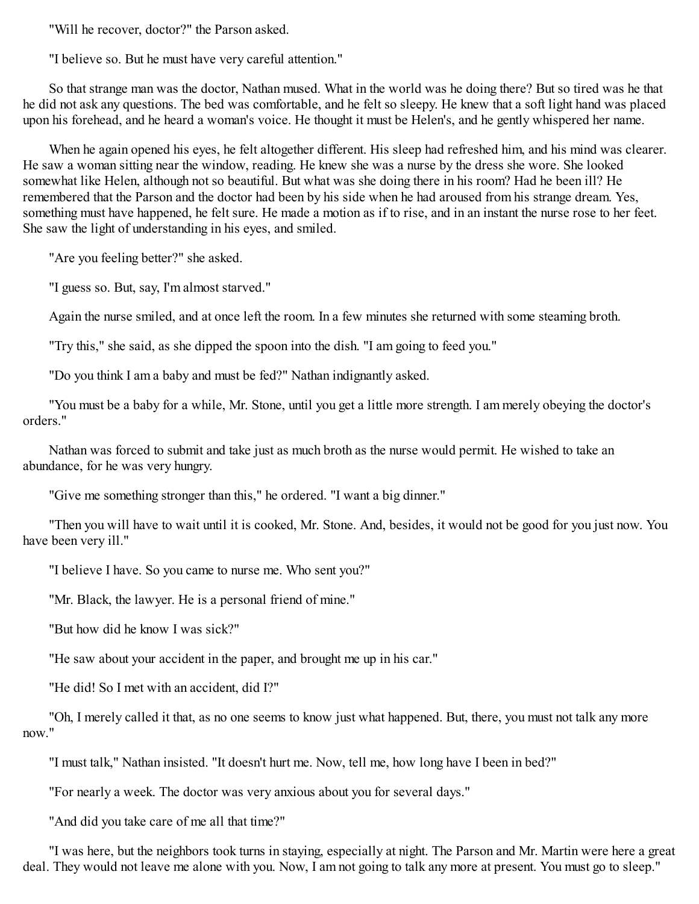"Will he recover, doctor?" the Parson asked.

"I believe so. But he must have very careful attention."

So that strange man was the doctor, Nathan mused. What in the world was he doing there? But so tired was he that he did not ask any questions. The bed was comfortable, and he felt so sleepy. He knew that a soft light hand was placed upon his forehead, and he heard a woman's voice. He thought it must be Helen's, and he gently whispered her name.

When he again opened his eyes, he felt altogether different. His sleep had refreshed him, and his mind was clearer. He saw a woman sitting near the window, reading. He knew she was a nurse by the dress she wore. She looked somewhat like Helen, although not so beautiful. But what was she doing there in his room? Had he been ill? He remembered that the Parson and the doctor had been by his side when he had aroused from his strange dream. Yes, something must have happened, he felt sure. He made a motion as if to rise, and in an instant the nurse rose to her feet. She saw the light of understanding in his eyes, and smiled.

"Are you feeling better?" she asked.

"I guess so. But, say, I'm almost starved."

Again the nurse smiled, and at once left the room. In a few minutes she returned with some steaming broth.

"Try this," she said, as she dipped the spoon into the dish. "I am going to feed you."

"Do you think I am a baby and must be fed?" Nathan indignantly asked.

"You must be a baby for a while, Mr. Stone, until you get a little more strength. I am merely obeying the doctor's orders."

Nathan was forced to submit and take just as much broth as the nurse would permit. He wished to take an abundance, for he was very hungry.

"Give me something stronger than this," he ordered. "I want a big dinner."

"Then you will have to wait until it is cooked, Mr. Stone. And, besides, it would not be good for you just now. You have been very ill."

"I believe I have. So you came to nurse me. Who sent you?"

"Mr. Black, the lawyer. He is a personal friend of mine."

"But how did he know I was sick?"

"He saw about your accident in the paper, and brought me up in his car."

"He did! So I met with an accident, did I?"

"Oh, I merely called it that, as no one seems to know just what happened. But, there, you must not talk any more now."

"I must talk," Nathan insisted. "It doesn't hurt me. Now, tell me, how long have I been in bed?"

"For nearly a week. The doctor was very anxious about you for several days."

"And did you take care of me all that time?"

"I was here, but the neighbors took turns in staying, especially at night. The Parson and Mr. Martin were here a great deal. They would not leave me alone with you. Now, I am not going to talk any more at present. You must go to sleep."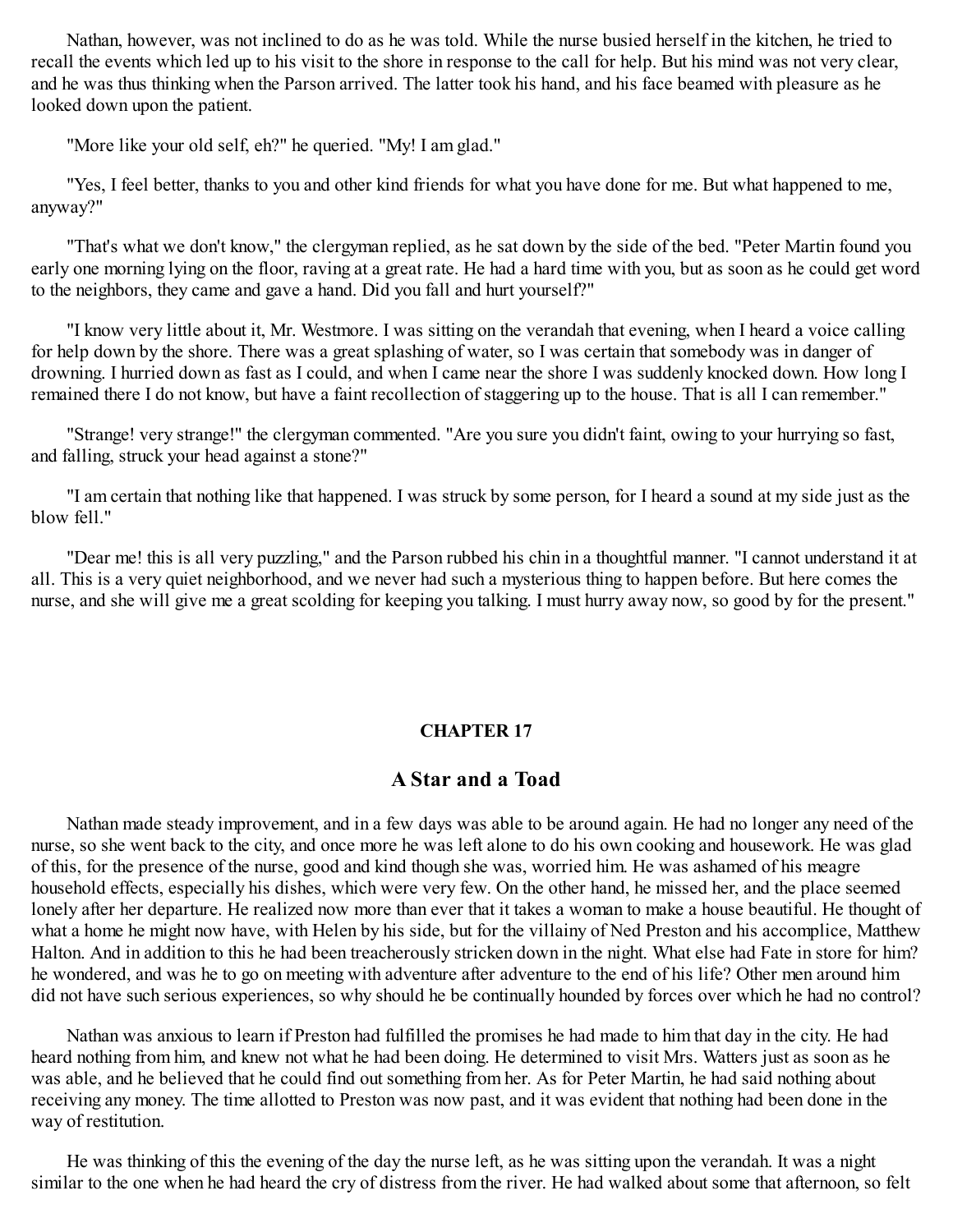Nathan, however, was not inclined to do as he was told. While the nurse busied herself in the kitchen, he tried to recall the events which led up to his visit to the shore in response to the call for help. But his mind was not very clear, and he was thus thinking when the Parson arrived. The latter took his hand, and his face beamed with pleasure as he looked down upon the patient.

"More like your old self, eh?" he queried. "My! I am glad."

"Yes, I feel better, thanks to you and other kind friends for what you have done for me. But what happened to me, anyway?"

"That's what we don't know," the clergyman replied, as he sat down by the side of the bed. "Peter Martin found you early one morning lying on the floor, raving at a great rate. He had a hard time with you, but as soon as he could get word to the neighbors, they came and gave a hand. Did you fall and hurt yourself?"

"I know very little about it, Mr. Westmore. I was sitting on the verandah that evening, when I heard a voice calling for help down by the shore. There was a great splashing of water, so I was certain that somebody was in danger of drowning. I hurried down as fast as I could, and when I came near the shore I was suddenly knocked down. How long I remained there I do not know, but have a faint recollection of staggering up to the house. That is all I can remember."

"Strange! very strange!" the clergyman commented. "Are you sure you didn't faint, owing to your hurrying so fast, and falling, struck your head against a stone?"

"I am certain that nothing like that happened. I was struck by some person, for I heard a sound at my side just as the blow fell."

"Dear me! this is all very puzzling," and the Parson rubbed his chin in a thoughtful manner. "I cannot understand it at all. This is a very quiet neighborhood, and we never had such a mysterious thing to happen before. But here comes the nurse, and she will give me a great scolding for keeping you talking. I must hurry away now, so good by for the present."

## CHAPTER 17

### A Star and a Toad

Nathan made steady improvement, and in a few days was able to be around again. He had no longer any need of the nurse, so she went back to the city, and once more he was left alone to do his own cooking and housework. He was glad of this, for the presence of the nurse, good and kind though she was, worried him. He was ashamed of his meagre household effects, especially his dishes, which were very few. On the other hand, he missed her, and the place seemed lonely after her departure. He realized now more than ever that it takes a woman to make a house beautiful. He thought of what a home he might now have, with Helen by his side, but for the villainy of Ned Preston and his accomplice, Matthew Halton. And in addition to this he had been treacherously stricken down in the night. What else had Fate in store for him? he wondered, and was he to go on meeting with adventure after adventure to the end of his life? Other men around him did not have such serious experiences, so why should he be continually hounded by forces over which he had no control?

Nathan was anxious to learn if Preston had fulfilled the promises he had made to him that day in the city. He had heard nothing from him, and knew not what he had been doing. He determined to visit Mrs. Watters just as soon as he was able, and he believed that he could find out something from her. As for Peter Martin, he had said nothing about receiving any money. The time allotted to Preston was now past, and it was evident that nothing had been done in the way of restitution.

He was thinking of this the evening of the day the nurse left, as he was sitting upon the verandah. It was a night similar to the one when he had heard the cry of distress from the river. He had walked about some that afternoon, so felt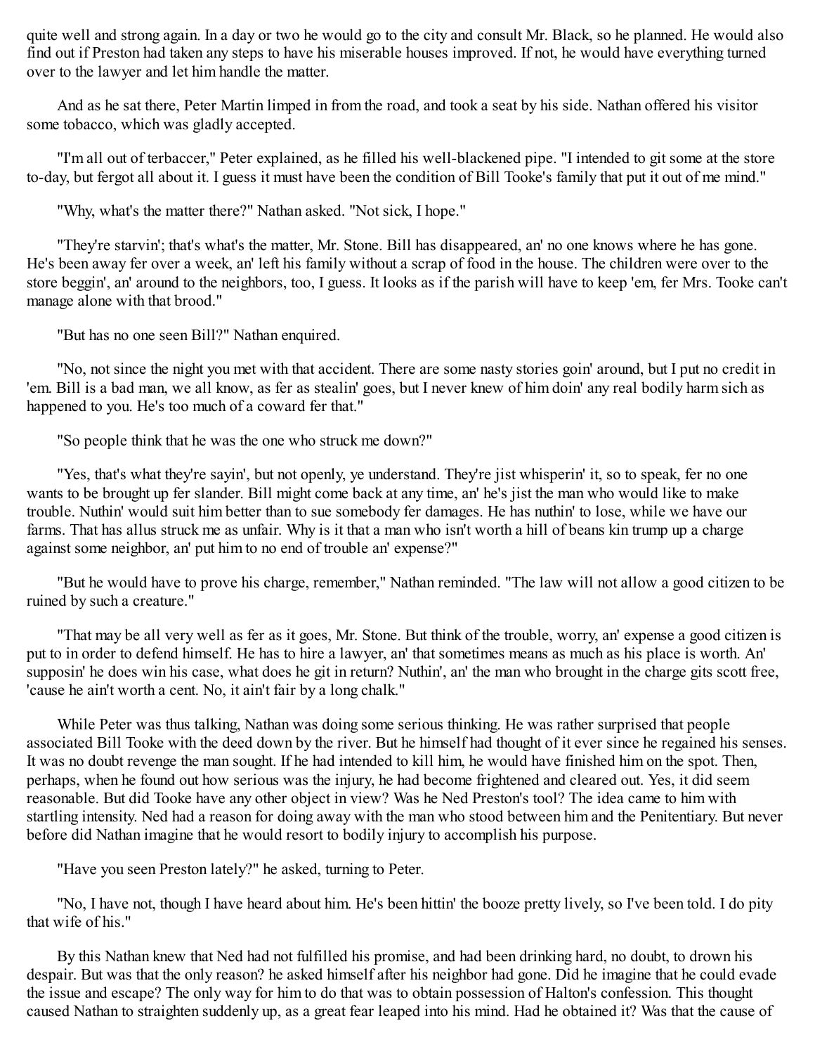quite well and strong again. In a day or two he would go to the city and consult Mr. Black, so he planned. He would also find out if Preston had taken any steps to have his miserable houses improved. If not, he would have everything turned over to the lawyer and let him handle the matter.

And as he sat there, Peter Martin limped in from the road, and took a seat by his side. Nathan offered his visitor some tobacco, which was gladly accepted.

"I'm all out of terbaccer," Peter explained, as he filled his well-blackened pipe. "I intended to git some at the store to-day, but fergot all about it. I guess it must have been the condition of Bill Tooke's family that put it out of me mind."

"Why, what's the matter there?" Nathan asked. "Not sick, I hope."

"They're starvin'; that's what's the matter, Mr. Stone. Bill has disappeared, an' no one knows where he has gone. He's been away fer over a week, an' left his family without a scrap of food in the house. The children were over to the store beggin', an' around to the neighbors, too, I guess. It looks as if the parish will have to keep 'em, fer Mrs. Tooke can't manage alone with that brood."

"But has no one seen Bill?" Nathan enquired.

"No, not since the night you met with that accident. There are some nasty stories goin' around, but I put no credit in 'em. Bill is a bad man, we all know, as fer as stealin' goes, but I never knew of him doin' any real bodily harm sich as happened to you. He's too much of a coward fer that."

"So people think that he was the one who struck me down?"

"Yes, that's what they're sayin', but not openly, ye understand. They're jist whisperin' it, so to speak, fer no one wants to be brought up fer slander. Bill might come back at any time, an' he's jist the man who would like to make trouble. Nuthin' would suit him better than to sue somebody fer damages. He has nuthin' to lose, while we have our farms. That has allus struck me as unfair. Why is it that a man who isn't worth a hill of beans kin trump up a charge against some neighbor, an' put him to no end of trouble an' expense?"

"But he would have to prove his charge, remember," Nathan reminded. "The law will not allow a good citizen to be ruined by such a creature."

"That may be all very well as fer as it goes, Mr. Stone. But think of the trouble, worry, an' expense a good citizen is put to in order to defend himself. He has to hire a lawyer, an' that sometimes means as much as his place is worth. An' supposin' he does win his case, what does he git in return? Nuthin', an' the man who brought in the charge gits scott free, 'cause he ain't worth a cent. No, it ain't fair by a long chalk."

While Peter was thus talking, Nathan was doing some serious thinking. He was rather surprised that people associated Bill Tooke with the deed down by the river. But he himself had thought of it ever since he regained his senses. It was no doubt revenge the man sought. If he had intended to kill him, he would have finished him on the spot. Then, perhaps, when he found out how serious was the injury, he had become frightened and cleared out. Yes, it did seem reasonable. But did Tooke have any other object in view? Was he Ned Preston's tool? The idea came to him with startling intensity. Ned had a reason for doing away with the man who stood between him and the Penitentiary. But never before did Nathan imagine that he would resort to bodily injury to accomplish his purpose.

"Have you seen Preston lately?" he asked, turning to Peter.

"No, I have not, though I have heard about him. He's been hittin' the booze pretty lively, so I've been told. I do pity that wife of his."

By this Nathan knew that Ned had not fulfilled his promise, and had been drinking hard, no doubt, to drown his despair. But was that the only reason? he asked himself after his neighbor had gone. Did he imagine that he could evade the issue and escape? The only way for him to do that was to obtain possession of Halton's confession. This thought caused Nathan to straighten suddenly up, as a great fear leaped into his mind. Had he obtained it? Was that the cause of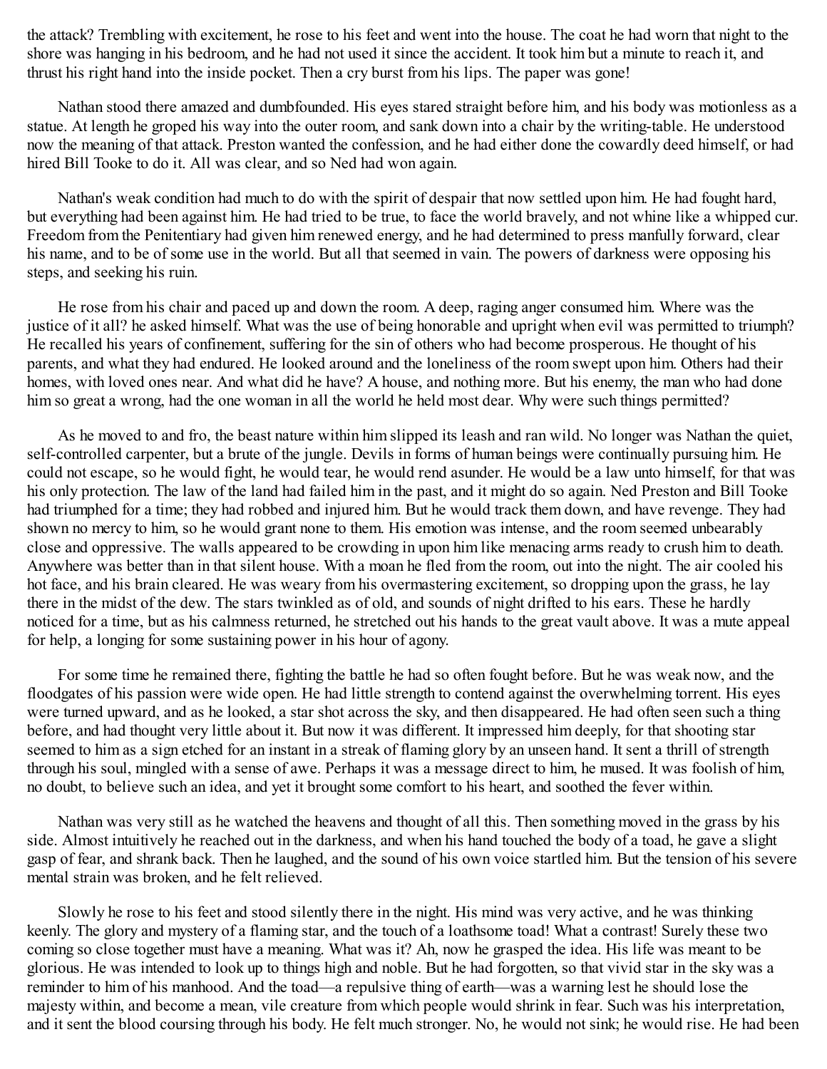the attack? Trembling with excitement, he rose to his feet and went into the house. The coat he had worn that night to the shore was hanging in his bedroom, and he had not used it since the accident. It took him but a minute to reach it, and thrust his right hand into the inside pocket. Then a cry burst from his lips. The paper was gone!

Nathan stood there amazed and dumbfounded. His eyes stared straight before him, and his body was motionless as a statue. At length he groped his way into the outer room, and sank down into a chair by the writing-table. He understood now the meaning of that attack. Preston wanted the confession, and he had either done the cowardly deed himself, or had hired Bill Tooke to do it. All was clear, and so Ned had won again.

Nathan's weak condition had much to do with the spirit of despair that now settled upon him. He had fought hard, but everything had been against him. He had tried to be true, to face the world bravely, and not whine like a whipped cur. Freedom from the Penitentiary had given him renewed energy, and he had determined to press manfully forward, clear his name, and to be of some use in the world. But all that seemed in vain. The powers of darkness were opposing his steps, and seeking his ruin.

He rose from his chair and paced up and down the room. A deep, raging anger consumed him. Where was the justice of it all? he asked himself. What was the use of being honorable and upright when evil was permitted to triumph? He recalled his years of confinement, suffering for the sin of others who had become prosperous. He thought of his parents, and what they had endured. He looked around and the loneliness of the room swept upon him. Others had their homes, with loved ones near. And what did he have? A house, and nothing more. But his enemy, the man who had done him so great a wrong, had the one woman in all the world he held most dear. Why were such things permitted?

As he moved to and fro, the beast nature within him slipped its leash and ran wild. No longer was Nathan the quiet, self-controlled carpenter, but a brute of the jungle. Devils in forms of human beings were continually pursuing him. He could not escape, so he would fight, he would tear, he would rend asunder. He would be a law unto himself, for that was his only protection. The law of the land had failed him in the past, and it might do so again. Ned Preston and Bill Tooke had triumphed for a time; they had robbed and injured him. But he would track them down, and have revenge. They had shown no mercy to him, so he would grant none to them. His emotion was intense, and the room seemed unbearably close and oppressive. The walls appeared to be crowding in upon him like menacing arms ready to crush him to death. Anywhere was better than in that silent house. With a moan he fled from the room, out into the night. The air cooled his hot face, and his brain cleared. He was weary from his overmastering excitement, so dropping upon the grass, he lay there in the midst of the dew. The stars twinkled as of old, and sounds of night drifted to his ears. These he hardly noticed for a time, but as his calmness returned, he stretched out his hands to the great vault above. It was a mute appeal for help, a longing for some sustaining power in his hour of agony.

For some time he remained there, fighting the battle he had so often fought before. But he was weak now, and the floodgates of his passion were wide open. He had little strength to contend against the overwhelming torrent. His eyes were turned upward, and as he looked, a star shot across the sky, and then disappeared. He had often seen such a thing before, and had thought very little about it. But now it was different. It impressed him deeply, for that shooting star seemed to him as a sign etched for an instant in a streak of flaming glory by an unseen hand. It sent a thrill of strength through his soul, mingled with a sense of awe. Perhaps it was a message direct to him, he mused. It was foolish of him, no doubt, to believe such an idea, and yet it brought some comfort to his heart, and soothed the fever within.

Nathan was very still as he watched the heavens and thought of all this. Then something moved in the grass by his side. Almost intuitively he reached out in the darkness, and when his hand touched the body of a toad, he gave a slight gasp of fear, and shrank back. Then he laughed, and the sound of his own voice startled him. But the tension of his severe mental strain was broken, and he felt relieved.

Slowly he rose to his feet and stood silently there in the night. His mind was very active, and he was thinking keenly. The glory and mystery of a flaming star, and the touch of a loathsome toad! What a contrast! Surely these two coming so close together must have a meaning. What was it? Ah, now he grasped the idea. His life was meant to be glorious. He was intended to look up to things high and noble. But he had forgotten, so that vivid star in the sky was a reminder to him of his manhood. And the toad—a repulsive thing of earth—was a warning lest he should lose the majesty within, and become a mean, vile creature from which people would shrink in fear. Such was his interpretation, and it sent the blood coursing through his body. He felt much stronger. No, he would not sink; he would rise. He had been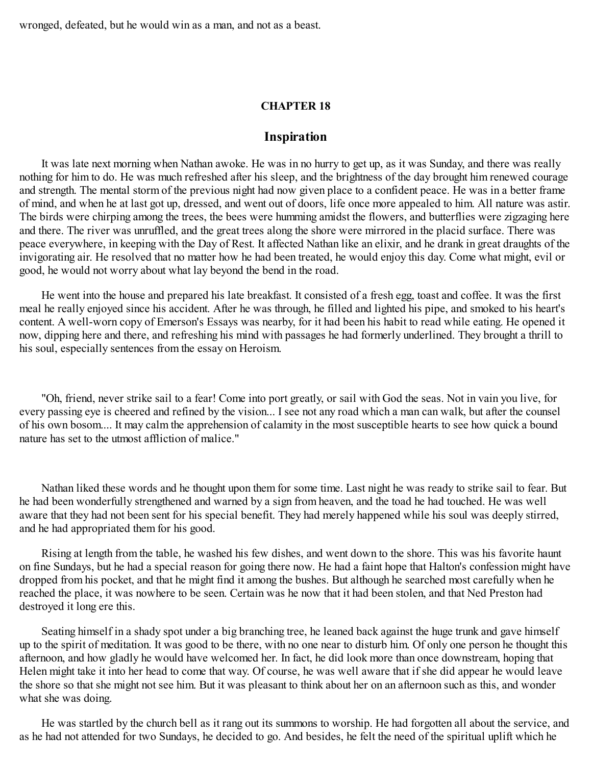wronged, defeated, but he would win as a man, and not as a beast.

## CHAPTER 18

## Inspiration

It was late next morning when Nathan awoke. He was in no hurry to get up, as it was Sunday, and there was really nothing for him to do. He was much refreshed after his sleep, and the brightness of the day brought him renewed courage and strength. The mental storm of the previous night had now given place to a confident peace. He was in a better frame of mind, and when he at last got up, dressed, and went out of doors, life once more appealed to him. All nature was astir. The birds were chirping among the trees, the bees were humming amidst the flowers, and butterflies were zigzaging here and there. The river was unruffled, and the great trees along the shore were mirrored in the placid surface. There was peace everywhere, in keeping with the Day of Rest. It affected Nathan like an elixir, and he drank in great draughts of the invigorating air. He resolved that no matter how he had been treated, he would enjoy this day. Come what might, evil or good, he would not worry about what lay beyond the bend in the road.

He went into the house and prepared his late breakfast. It consisted of a fresh egg, toast and coffee. It was the first meal he really enjoyed since his accident. After he was through, he filled and lighted his pipe, and smoked to his heart's content. A well-worn copy of Emerson's Essays was nearby, for it had been his habit to read while eating. He opened it now, dipping here and there, and refreshing his mind with passages he had formerly underlined. They brought a thrill to his soul, especially sentences from the essay on Heroism.

"Oh, friend, never strike sail to a fear! Come into port greatly, or sail with God the seas. Not in vain you live, for every passing eye is cheered and refined by the vision... I see not any road which a man can walk, but after the counsel of his own bosom.... It may calm the apprehension of calamity in the most susceptible hearts to see how quick a bound nature has set to the utmost affliction of malice."

Nathan liked these words and he thought upon them for some time. Last night he was ready to strike sail to fear. But he had been wonderfully strengthened and warned by a sign from heaven, and the toad he had touched. He was well aware that they had not been sent for his special benefit. They had merely happened while his soul was deeply stirred, and he had appropriated them for his good.

Rising at length from the table, he washed his few dishes, and went down to the shore. This was his favorite haunt on fine Sundays, but he had a special reason for going there now. He had a faint hope that Halton's confession might have dropped from his pocket, and that he might find it among the bushes. But although he searched most carefully when he reached the place, it was nowhere to be seen. Certain was he now that it had been stolen, and that Ned Preston had destroyed it long ere this.

Seating himself in a shady spot under a big branching tree, he leaned back against the huge trunk and gave himself up to the spirit of meditation. It was good to be there, with no one near to disturb him. Of only one person he thought this afternoon, and how gladly he would have welcomed her. In fact, he did look more than once downstream, hoping that Helen might take it into her head to come that way. Of course, he was well aware that if she did appear he would leave the shore so that she might not see him. But it was pleasant to think about her on an afternoon such as this, and wonder what she was doing.

He was startled by the church bell as it rang out its summons to worship. He had forgotten all about the service, and as he had not attended for two Sundays, he decided to go. And besides, he felt the need of the spiritual uplift which he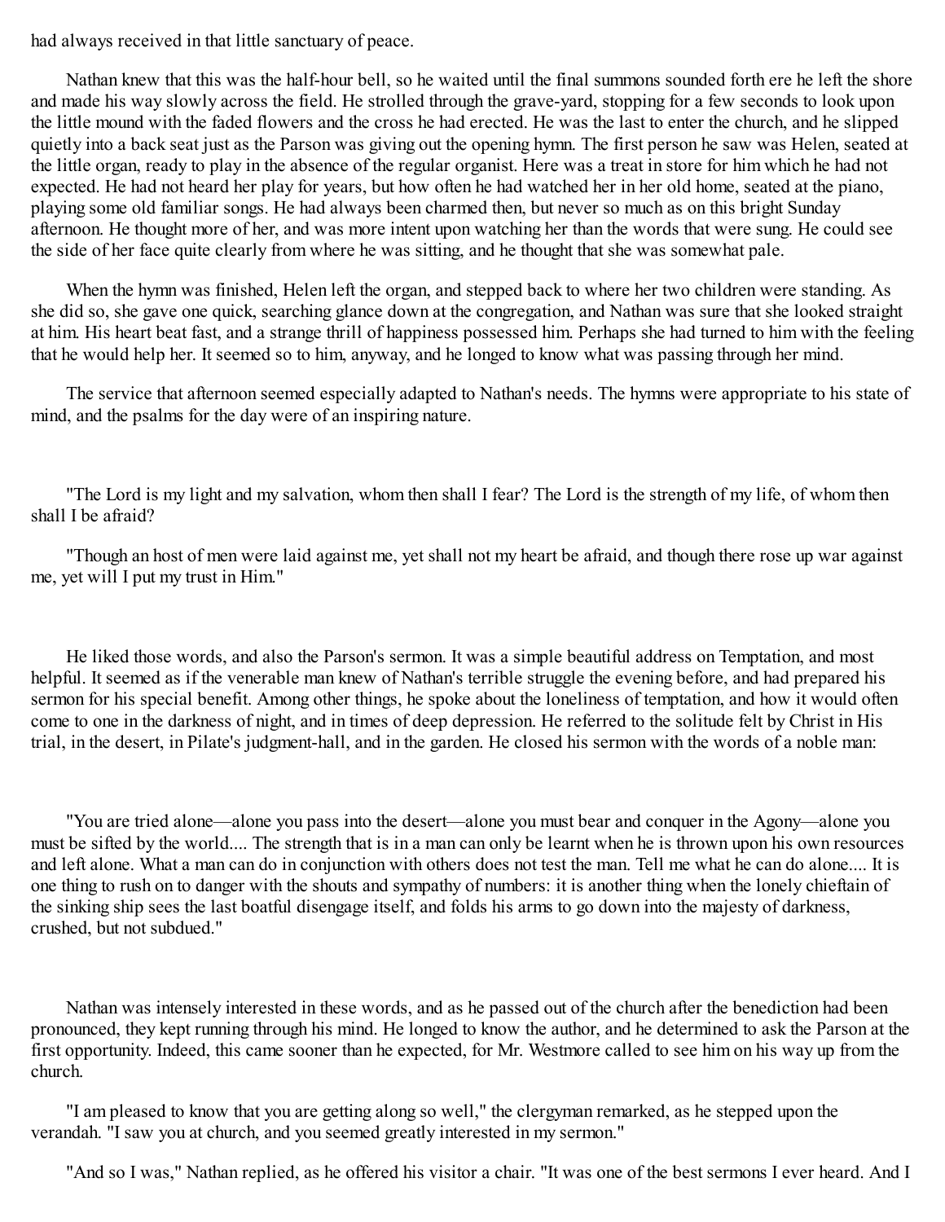had always received in that little sanctuary of peace.

Nathan knew that this was the half-hour bell, so he waited until the final summons sounded forth ere he left the shore and made his way slowly across the field. He strolled through the grave-yard, stopping for a few seconds to look upon the little mound with the faded flowers and the cross he had erected. He was the last to enter the church, and he slipped quietly into a back seat just as the Parson was giving out the opening hymn. The first person he saw was Helen, seated at the little organ, ready to play in the absence of the regular organist. Here was a treat in store for him which he had not expected. He had not heard her play for years, but how often he had watched her in her old home, seated at the piano, playing some old familiar songs. He had always been charmed then, but never so much as on this bright Sunday afternoon. He thought more of her, and was more intent upon watching her than the words that were sung. He could see the side of her face quite clearly from where he was sitting, and he thought that she was somewhat pale.

When the hymn was finished, Helen left the organ, and stepped back to where her two children were standing. As she did so, she gave one quick, searching glance down at the congregation, and Nathan was sure that she looked straight at him. His heart beat fast, and a strange thrill of happiness possessed him. Perhaps she had turned to him with the feeling that he would help her. It seemed so to him, anyway, and he longed to know what was passing through her mind.

The service that afternoon seemed especially adapted to Nathan's needs. The hymns were appropriate to his state of mind, and the psalms for the day were of an inspiring nature.

"The Lord is my light and my salvation, whom then shall I fear? The Lord is the strength of my life, of whom then shall I be afraid?

"Though an host of men were laid against me, yet shall not my heart be afraid, and though there rose up war against me, yet will I put my trust in Him."

He liked those words, and also the Parson's sermon. It was a simple beautiful address on Temptation, and most helpful. It seemed as if the venerable man knew of Nathan's terrible struggle the evening before, and had prepared his sermon for his special benefit. Among other things, he spoke about the loneliness of temptation, and how it would often come to one in the darkness of night, and in times of deep depression. He referred to the solitude felt by Christ in His trial, in the desert, in Pilate's judgment-hall, and in the garden. He closed his sermon with the words of a noble man:

"You are tried alone—alone you pass into the desert—alone you must bear and conquer in the Agony—alone you must be sifted by the world.... The strength that is in a man can only be learnt when he is thrown upon his own resources and left alone. What a man can do in conjunction with others does not test the man. Tell me what he can do alone.... It is one thing to rush on to danger with the shouts and sympathy of numbers: it is another thing when the lonely chieftain of the sinking ship sees the last boatful disengage itself, and folds his arms to go down into the majesty of darkness, crushed, but not subdued."

Nathan was intensely interested in these words, and as he passed out of the church after the benediction had been pronounced, they kept running through his mind. He longed to know the author, and he determined to ask the Parson at the first opportunity. Indeed, this came sooner than he expected, for Mr. Westmore called to see him on his way up from the church.

"I am pleased to know that you are getting along so well," the clergyman remarked, as he stepped upon the verandah. "I saw you at church, and you seemed greatly interested in my sermon."

"And so I was," Nathan replied, as he offered his visitor a chair. "It was one of the best sermons I ever heard. And I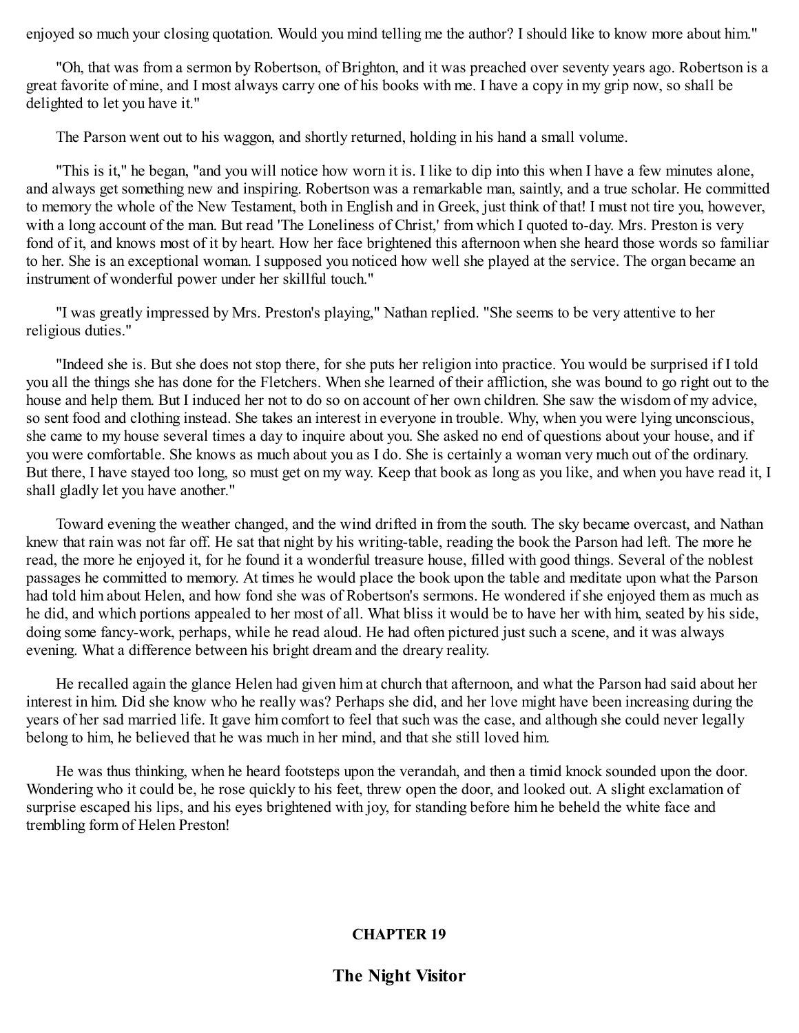enjoyed so much your closing quotation. Would you mind telling me the author? I should like to know more about him."

"Oh, that was from a sermon by Robertson, of Brighton, and it was preached over seventy years ago. Robertson is a great favorite of mine, and I most always carry one of his books with me. I have a copy in my grip now, so shall be delighted to let you have it."

The Parson went out to his waggon, and shortly returned, holding in his hand a small volume.

"This is it," he began, "and you will notice how worn it is. I like to dip into this when I have a few minutes alone, and always get something new and inspiring. Robertson was a remarkable man, saintly, and a true scholar. He committed to memory the whole of the New Testament, both in English and in Greek, just think of that! I must not tire you, however, with a long account of the man. But read 'The Loneliness of Christ,' from which I quoted to-day. Mrs. Preston is very fond of it, and knows most of it by heart. How her face brightened this afternoon when she heard those words so familiar to her. She is an exceptional woman. I supposed you noticed how well she played at the service. The organ became an instrument of wonderful power under her skillful touch."

"I was greatly impressed by Mrs. Preston's playing," Nathan replied. "She seems to be very attentive to her religious duties."

"Indeed she is. But she does not stop there, for she puts her religion into practice. You would be surprised if I told you all the things she has done for the Fletchers. When she learned of their affliction, she was bound to go right out to the house and help them. But I induced her not to do so on account of her own children. She saw the wisdom of my advice, so sent food and clothing instead. She takes an interest in everyone in trouble. Why, when you were lying unconscious, she came to my house several times a day to inquire about you. She asked no end of questions about your house, and if you were comfortable. She knows as much about you as I do. She is certainly a woman very much out of the ordinary. But there, I have stayed too long, so must get on my way. Keep that book as long as you like, and when you have read it, I shall gladly let you have another."

Toward evening the weather changed, and the wind drifted in from the south. The sky became overcast, and Nathan knew that rain was not far off. He sat that night by his writing-table, reading the book the Parson had left. The more he read, the more he enjoyed it, for he found it a wonderful treasure house, filled with good things. Several of the noblest passages he committed to memory. At times he would place the book upon the table and meditate upon what the Parson had told him about Helen, and how fond she was of Robertson's sermons. He wondered if she enjoyed them as much as he did, and which portions appealed to her most of all. What bliss it would be to have her with him, seated by his side, doing some fancy-work, perhaps, while he read aloud. He had often pictured just such a scene, and it was always evening. What a difference between his bright dream and the dreary reality.

He recalled again the glance Helen had given him at church that afternoon, and what the Parson had said about her interest in him. Did she know who he really was? Perhaps she did, and her love might have been increasing during the years of her sad married life. It gave him comfort to feel that such was the case, and although she could never legally belong to him, he believed that he was much in her mind, and that she still loved him.

He was thus thinking, when he heard footsteps upon the verandah, and then a timid knock sounded upon the door. Wondering who it could be, he rose quickly to his feet, threw open the door, and looked out. A slight exclamation of surprise escaped his lips, and his eyes brightened with joy, for standing before him he beheld the white face and trembling form of Helen Preston!

## CHAPTER 19

## The Night Visitor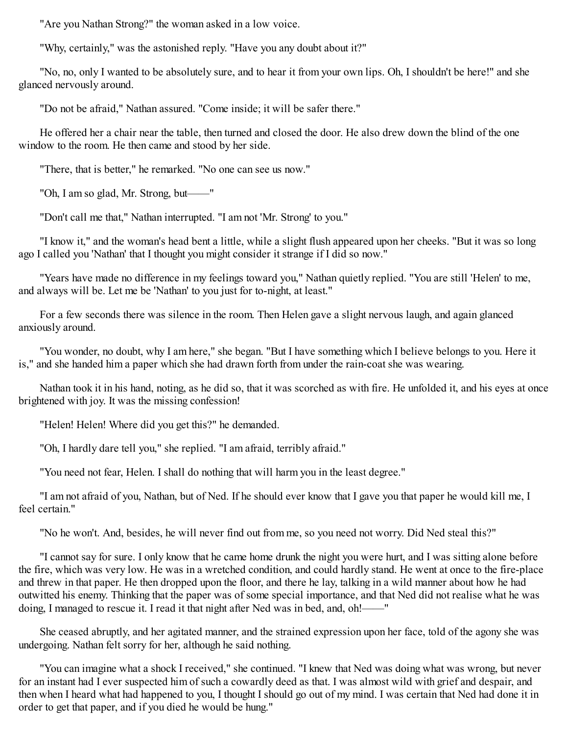"Are you Nathan Strong?" the woman asked in a low voice.

"Why, certainly," was the astonished reply. "Have you any doubt about it?"

"No, no, only I wanted to be absolutely sure, and to hear it from your own lips. Oh, I shouldn't be here!" and she glanced nervously around.

"Do not be afraid," Nathan assured. "Come inside; it will be safer there."

He offered her a chair near the table, then turned and closed the door. He also drew down the blind of the one window to the room. He then came and stood by her side.

"There, that is better," he remarked. "No one can see us now."

"Oh, I am so glad, Mr. Strong, but——"

"Don't call me that," Nathan interrupted. "I am not 'Mr. Strong' to you."

"I know it," and the woman's head bent a little, while a slight flush appeared upon her cheeks. "But it was so long ago I called you 'Nathan' that I thought you might consider it strange if I did so now."

"Years have made no difference in my feelings toward you," Nathan quietly replied. "You are still 'Helen' to me, and always will be. Let me be 'Nathan' to you just for to-night, at least."

For a few seconds there was silence in the room. Then Helen gave a slight nervous laugh, and again glanced anxiously around.

"You wonder, no doubt, why I am here," she began. "But I have something which I believe belongs to you. Here it is," and she handed him a paper which she had drawn forth from under the rain-coat she was wearing.

Nathan took it in his hand, noting, as he did so, that it was scorched as with fire. He unfolded it, and his eyes at once brightened with joy. It was the missing confession!

"Helen! Helen! Where did you get this?" he demanded.

"Oh, I hardly dare tell you," she replied. "I am afraid, terribly afraid."

"You need not fear, Helen. I shall do nothing that will harm you in the least degree."

"I am not afraid of you, Nathan, but of Ned. If he should ever know that I gave you that paper he would kill me, I feel certain."

"No he won't. And, besides, he will never find out from me, so you need not worry. Did Ned steal this?"

"I cannot say for sure. I only know that he came home drunk the night you were hurt, and I was sitting alone before the fire, which was very low. He was in a wretched condition, and could hardly stand. He went at once to the fire-place and threw in that paper. He then dropped upon the floor, and there he lay, talking in a wild manner about how he had outwitted his enemy. Thinking that the paper was of some special importance, and that Ned did not realise what he was doing, I managed to rescue it. I read it that night after Ned was in bed, and, oh!——"

She ceased abruptly, and her agitated manner, and the strained expression upon her face, told of the agony she was undergoing. Nathan felt sorry for her, although he said nothing.

"You can imagine what a shock I received," she continued. "I knew that Ned was doing what was wrong, but never for an instant had I ever suspected him of such a cowardly deed as that. I was almost wild with grief and despair, and then when I heard what had happened to you, I thought I should go out of my mind. I was certain that Ned had done it in order to get that paper, and if you died he would be hung."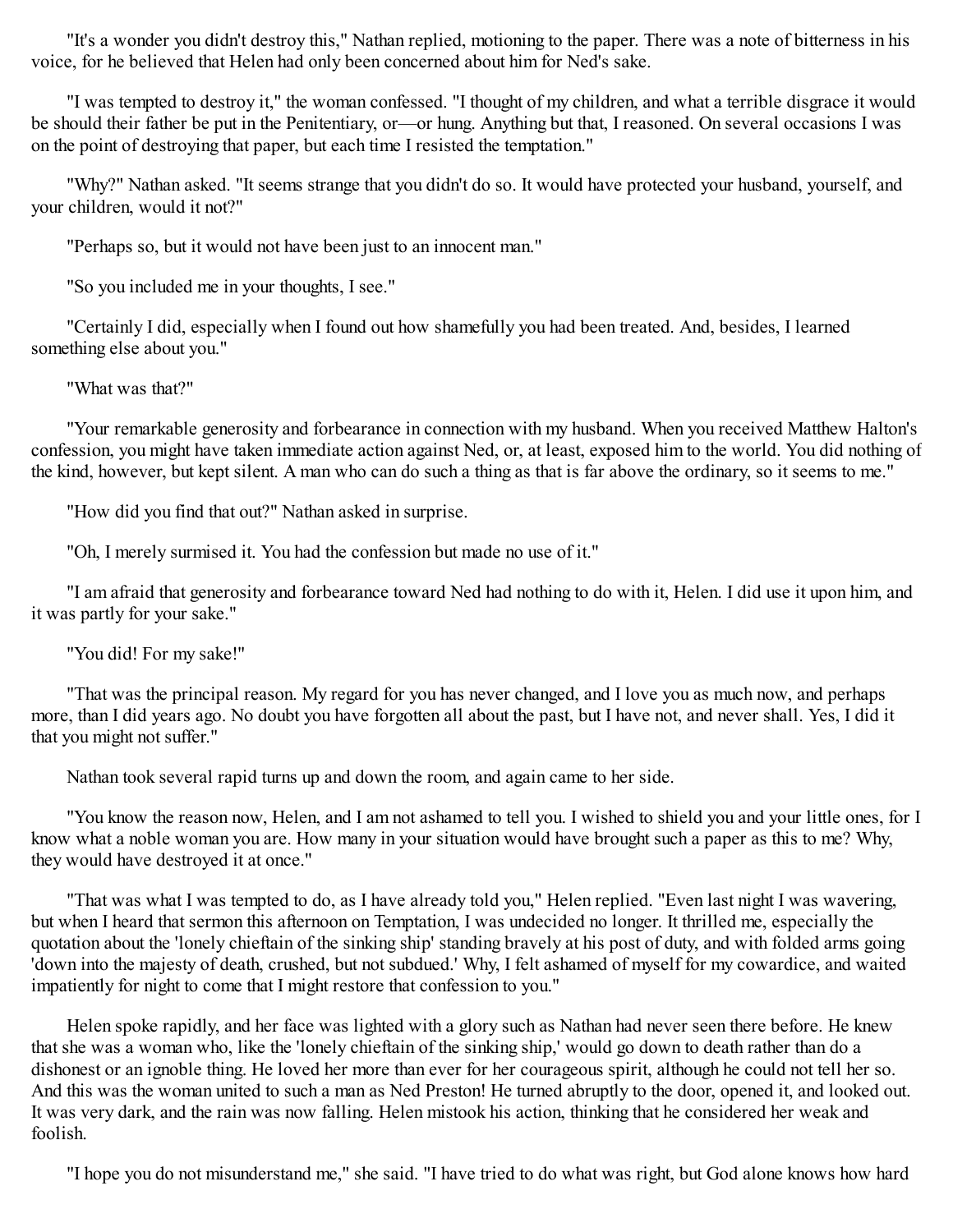"It's a wonder you didn't destroy this," Nathan replied, motioning to the paper. There was a note of bitterness in his voice, for he believed that Helen had only been concerned about him for Ned's sake.

"I was tempted to destroy it," the woman confessed. "I thought of my children, and what a terrible disgrace it would be should their father be put in the Penitentiary, or—or hung. Anything but that, I reasoned. On several occasions I was on the point of destroying that paper, but each time I resisted the temptation."

"Why?" Nathan asked. "It seems strange that you didn't do so. It would have protected your husband, yourself, and your children, would it not?"

"Perhaps so, but it would not have been just to an innocent man."

"So you included me in your thoughts, I see."

"Certainly I did, especially when I found out how shamefully you had been treated. And, besides, I learned something else about you."

"What was that?"

"Your remarkable generosity and forbearance in connection with my husband. When you received Matthew Halton's confession, you might have taken immediate action against Ned, or, at least, exposed him to the world. You did nothing of the kind, however, but kept silent. A man who can do such a thing as that is far above the ordinary, so it seems to me."

"How did you find that out?" Nathan asked in surprise.

"Oh, I merely surmised it. You had the confession but made no use of it."

"I am afraid that generosity and forbearance toward Ned had nothing to do with it, Helen. I did use it upon him, and it was partly for your sake."

"You did! For my sake!"

"That was the principal reason. My regard for you has never changed, and I love you as much now, and perhaps more, than I did years ago. No doubt you have forgotten all about the past, but I have not, and never shall. Yes, I did it that you might not suffer."

Nathan took several rapid turns up and down the room, and again came to her side.

"You know the reason now, Helen, and I am not ashamed to tell you. I wished to shield you and your little ones, for I know what a noble woman you are. How many in your situation would have brought such a paper as this to me? Why, they would have destroyed it at once."

"That was what I was tempted to do, as I have already told you," Helen replied. "Even last night I was wavering, but when I heard that sermon this afternoon on Temptation, I was undecided no longer. It thrilled me, especially the quotation about the 'lonely chieftain of the sinking ship' standing bravely at his post of duty, and with folded arms going 'down into the majesty of death, crushed, but not subdued.' Why, I felt ashamed of myself for my cowardice, and waited impatiently for night to come that I might restore that confession to you."

Helen spoke rapidly, and her face was lighted with a glory such as Nathan had never seen there before. He knew that she was a woman who, like the 'lonely chieftain of the sinking ship,' would go down to death rather than do a dishonest or an ignoble thing. He loved her more than ever for her courageous spirit, although he could not tell her so. And this was the woman united to such a man as Ned Preston! He turned abruptly to the door, opened it, and looked out. It was very dark, and the rain was now falling. Helen mistook his action, thinking that he considered her weak and foolish.

"I hope you do not misunderstand me," she said. "I have tried to do what was right, but God alone knows how hard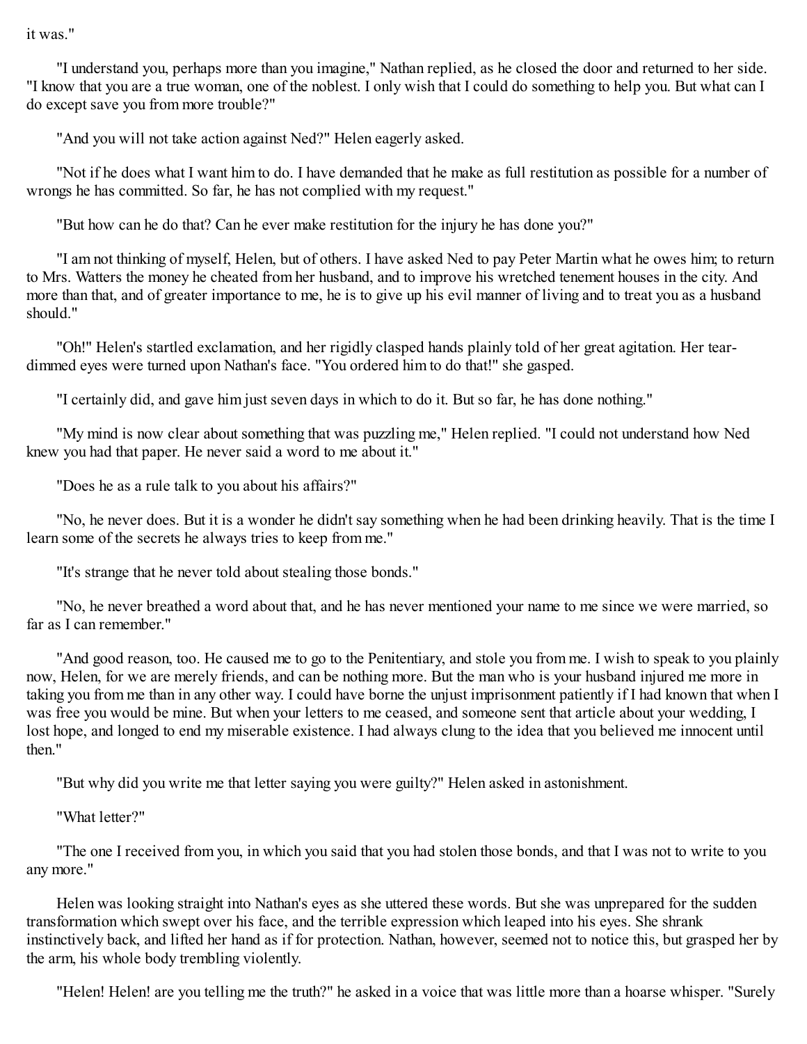it was."

"I understand you, perhaps more than you imagine," Nathan replied, as he closed the door and returned to her side. "I know that you are a true woman, one of the noblest. I only wish that I could do something to help you. But what can I do except save you from more trouble?"

"And you will not take action against Ned?" Helen eagerly asked.

"Not if he does what I want him to do. I have demanded that he make as full restitution as possible for a number of wrongs he has committed. So far, he has not complied with my request."

"But how can he do that? Can he ever make restitution for the injury he has done you?"

"I am not thinking of myself, Helen, but of others. I have asked Ned to pay Peter Martin what he owes him; to return to Mrs. Watters the money he cheated from her husband, and to improve his wretched tenement houses in the city. And more than that, and of greater importance to me, he is to give up his evil manner of living and to treat you as a husband should."

"Oh!" Helen's startled exclamation, and her rigidly clasped hands plainly told of her great agitation. Her tear-dimmed eyes were turned upon Nathan's face. "You ordered him to do that!" she gasped.

"I certainly did, and gave him just seven days in which to do it. But so far, he has done nothing."

"My mind is now clear about something that was puzzling me," Helen replied. "I could not understand how Ned knew you had that paper. He never said a word to me about it."

"Does he as a rule talk to you about his affairs?"

"No, he never does. But it is a wonder he didn't say something when he had been drinking heavily. That is the time I learn some of the secrets he always tries to keep from me."

"It's strange that he never told about stealing those bonds."

"No, he never breathed a word about that, and he has never mentioned your name to me since we were married, so far as I can remember."

"And good reason, too. He caused me to go to the Penitentiary, and stole you from me. I wish to speak to you plainly now, Helen, for we are merely friends, and can be nothing more. But the man who is your husband injured me more in taking you from me than in any other way. I could have borne the unjust imprisonment patiently if I had known that when I was free you would be mine. But when your letters to me ceased, and someone sent that article about your wedding, I lost hope, and longed to end my miserable existence. I had always clung to the idea that you believed me innocent until then."

"But why did you write me that letter saying you were guilty?" Helen asked in astonishment.

"What letter?"

"The one I received from you, in which you said that you had stolen those bonds, and that I was not to write to you any more."

Helen was looking straight into Nathan's eyes as she uttered these words. But she was unprepared for the sudden transformation which swept over his face, and the terrible expression which leaped into his eyes. She shrank instinctively back, and lifted her hand as if for protection. Nathan, however, seemed not to notice this, but grasped her by the arm, his whole body trembling violently.

"Helen! Helen! are you telling me the truth?" he asked in a voice that was little more than a hoarse whisper. "Surely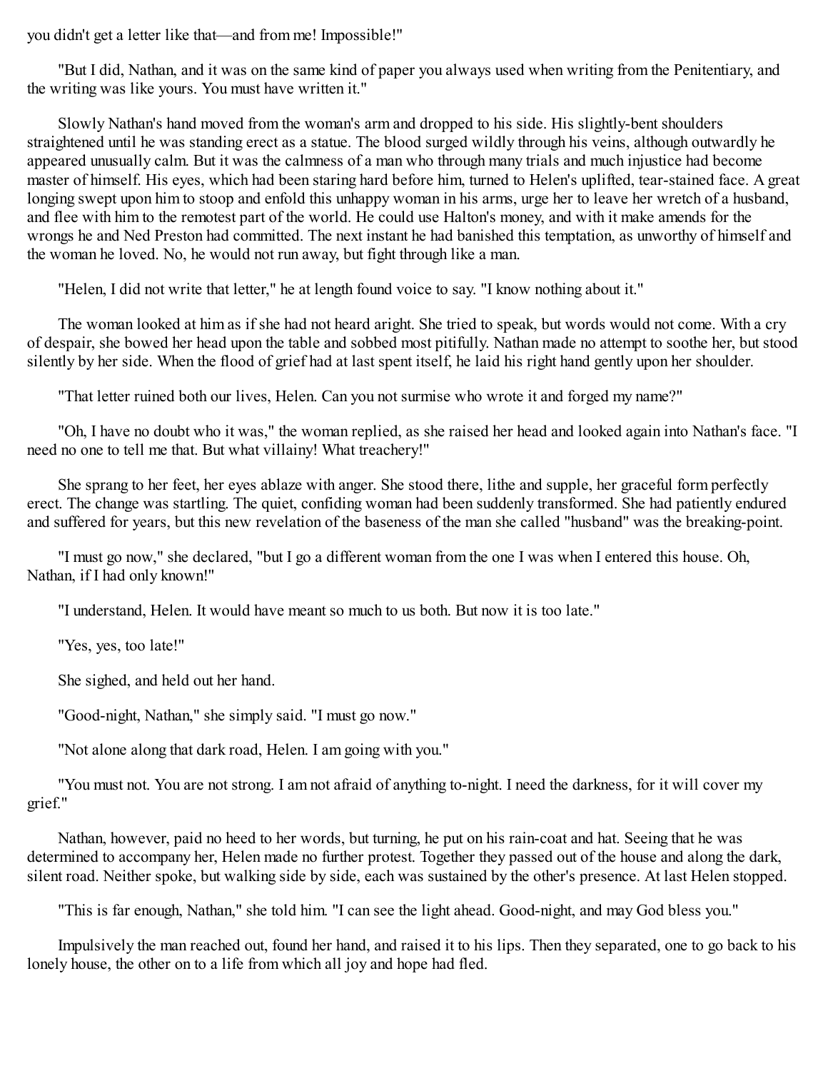you didn't get a letter like that—and from me! Impossible!"

"But I did, Nathan, and it was on the same kind of paper you always used when writing from the Penitentiary, and the writing was like yours. You must have written it."

Slowly Nathan's hand moved from the woman's arm and dropped to his side. His slightly-bent shoulders straightened until he was standing erect as a statue. The blood surged wildly through his veins, although outwardly he appeared unusually calm. But it was the calmness of a man who through many trials and much injustice had become master of himself. His eyes, which had been staring hard before him, turned to Helen's uplifted, tear-stained face. A great longing swept upon him to stoop and enfold this unhappy woman in his arms, urge her to leave her wretch of a husband, and flee with him to the remotest part of the world. He could use Halton's money, and with it make amends for the wrongs he and Ned Preston had committed. The next instant he had banished this temptation, as unworthy of himself and the woman he loved. No, he would not run away, but fight through like a man.

"Helen, I did not write that letter," he at length found voice to say. "I know nothing about it."

The woman looked at him as if she had not heard aright. She tried to speak, but words would not come. With a cry of despair, she bowed her head upon the table and sobbed most pitifully. Nathan made no attempt to soothe her, but stood silently by her side. When the flood of grief had at last spent itself, he laid his right hand gently upon her shoulder.

"That letter ruined both our lives, Helen. Can you not surmise who wrote it and forged my name?"

"Oh, I have no doubt who it was," the woman replied, as she raised her head and looked again into Nathan's face. "I need no one to tell me that. But what villainy! What treachery!"

She sprang to her feet, her eyes ablaze with anger. She stood there, lithe and supple, her graceful form perfectly erect. The change was startling. The quiet, confiding woman had been suddenly transformed. She had patiently endured and suffered for years, but this new revelation of the baseness of the man she called "husband" was the breaking-point.

"I must go now," she declared, "but I go a different woman from the one I was when I entered this house. Oh, Nathan, if I had only known!"

"I understand, Helen. It would have meant so much to us both. But now it is too late."

"Yes, yes, too late!"

She sighed, and held out her hand.

"Good-night, Nathan," she simply said. "I must go now."

"Not alone along that dark road, Helen. I am going with you."

"You must not. You are not strong. I am not afraid of anything to-night. I need the darkness, for it will cover my grief."

Nathan, however, paid no heed to her words, but turning, he put on his rain-coat and hat. Seeing that he was determined to accompany her, Helen made no further protest. Together they passed out of the house and along the dark, silent road. Neither spoke, but walking side by side, each was sustained by the other's presence. At last Helen stopped.

"This is far enough, Nathan," she told him. "I can see the light ahead. Good-night, and may God bless you."

Impulsively the man reached out, found her hand, and raised it to his lips. Then they separated, one to go back to his lonely house, the other on to a life from which all joy and hope had fled.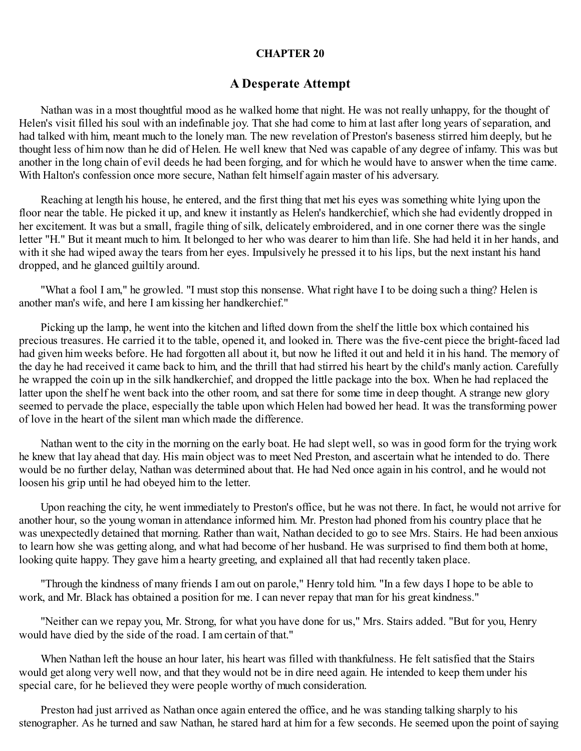## CHAPTER 20

## A Desperate Attempt

Nathan was in a most thoughtful mood as he walked home that night. He was not really unhappy, for the thought of Helen's visit filled his soul with an indefinable joy. That she had come to him at last after long years of separation, and had talked with him, meant much to the lonely man. The new revelation of Preston's baseness stirred him deeply, but he thought less of him now than he did of Helen. He well knew that Ned was capable of any degree of infamy. This was but another in the long chain of evil deeds he had been forging, and for which he would have to answer when the time came. With Halton's confession once more secure, Nathan felt himself again master of his adversary.

Reaching at length his house, he entered, and the first thing that met his eyes was something white lying upon the floor near the table. He picked it up, and knew it instantly as Helen's handkerchief, which she had evidently dropped in her excitement. It was but a small, fragile thing of silk, delicately embroidered, and in one corner there was the single letter "H." But it meant much to him. It belonged to her who was dearer to him than life. She had held it in her hands, and with it she had wiped away the tears from her eyes. Impulsively he pressed it to his lips, but the next instant his hand dropped, and he glanced guiltily around.

"What a fool I am," he growled. "I must stop this nonsense. What right have I to be doing such a thing? Helen is another man's wife, and here I am kissing her handkerchief."

Picking up the lamp, he went into the kitchen and lifted down from the shelf the little box which contained his precious treasures. He carried it to the table, opened it, and looked in. There was the five-cent piece the bright-faced lad had given him weeks before. He had forgotten all about it, but now he lifted it out and held it in his hand. The memory of the day he had received it came back to him, and the thrill that had stirred his heart by the child's manly action. Carefully he wrapped the coin up in the silk handkerchief, and dropped the little package into the box. When he had replaced the latter upon the shelf he went back into the other room, and sat there for some time in deep thought. A strange new glory seemed to pervade the place, especially the table upon which Helen had bowed her head. It was the transforming power of love in the heart of the silent man which made the difference.

Nathan went to the city in the morning on the early boat. He had slept well, so was in good form for the trying work he knew that lay ahead that day. His main object was to meet Ned Preston, and ascertain what he intended to do. There would be no further delay, Nathan was determined about that. He had Ned once again in his control, and he would not loosen his grip until he had obeyed him to the letter.

Upon reaching the city, he went immediately to Preston's office, but he was not there. In fact, he would not arrive for another hour, so the young woman in attendance informed him. Mr. Preston had phoned from his country place that he was unexpectedly detained that morning. Rather than wait, Nathan decided to go to see Mrs. Stairs. He had been anxious to learn how she was getting along, and what had become of her husband. He was surprised to find them both at home, looking quite happy. They gave him a hearty greeting, and explained all that had recently taken place.

"Through the kindness of many friends I am out on parole," Henry told him. "In a few days I hope to be able to work, and Mr. Black has obtained a position for me. I can never repay that man for his great kindness."

"Neither can we repay you, Mr. Strong, for what you have done for us," Mrs. Stairs added. "But for you, Henry would have died by the side of the road. I am certain of that."

When Nathan left the house an hour later, his heart was filled with thankfulness. He felt satisfied that the Stairs would get along very well now, and that they would not be in dire need again. He intended to keep them under his special care, for he believed they were people worthy of much consideration.

Preston had just arrived as Nathan once again entered the office, and he was standing talking sharply to his stenographer. As he turned and saw Nathan, he stared hard at him for a few seconds. He seemed upon the point of saying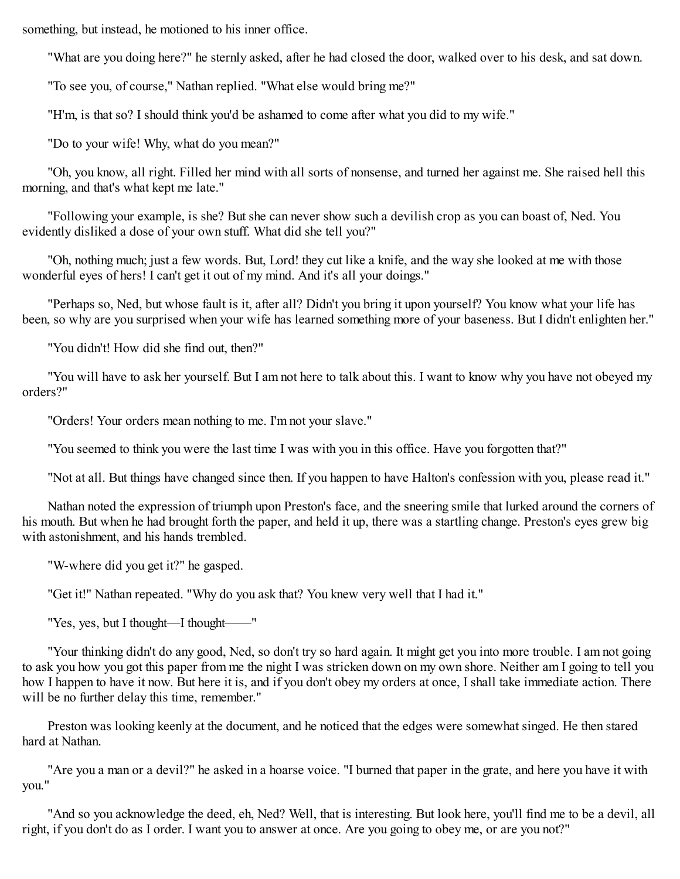something, but instead, he motioned to his inner office.

"What are you doing here?" he sternly asked, after he had closed the door, walked over to his desk, and sat down.

"To see you, of course," Nathan replied. "What else would bring me?"

"H'm, is that so? I should think you'd be ashamed to come after what you did to my wife."

"Do to your wife! Why, what do you mean?"

"Oh, you know, all right. Filled her mind with all sorts of nonsense, and turned her against me. She raised hell this morning, and that's what kept me late."

"Following your example, is she? But she can never show such a devilish crop as you can boast of, Ned. You evidently disliked a dose of your own stuff. What did she tell you?"

"Oh, nothing much; just a few words. But, Lord! they cut like a knife, and the way she looked at me with those wonderful eyes of hers! I can't get it out of my mind. And it's all your doings."

"Perhaps so, Ned, but whose fault is it, after all? Didn't you bring it upon yourself? You know what your life has been, so why are you surprised when your wife has learned something more of your baseness. But I didn't enlighten her."

"You didn't! How did she find out, then?"

"You will have to ask her yourself. But I am not here to talk about this. I want to know why you have not obeyed my orders?"

"Orders! Your orders mean nothing to me. I'm not your slave."

"You seemed to think you were the last time I was with you in this office. Have you forgotten that?"

"Not at all. But things have changed since then. If you happen to have Halton's confession with you, please read it."

Nathan noted the expression of triumph upon Preston's face, and the sneering smile that lurked around the corners of his mouth. But when he had brought forth the paper, and held it up, there was a startling change. Preston's eyes grew big with astonishment, and his hands trembled.

"W-where did you get it?" he gasped.

"Get it!" Nathan repeated. "Why do you ask that? You knew very well that I had it."

"Yes, yes, but I thought—I thought——"

"Your thinking didn't do any good, Ned, so don't try so hard again. It might get you into more trouble. I am not going to ask you how you got this paper from me the night I was stricken down on my own shore. Neither am I going to tell you how I happen to have it now. But here it is, and if you don't obey my orders at once, I shall take immediate action. There will be no further delay this time, remember."

Preston was looking keenly at the document, and he noticed that the edges were somewhat singed. He then stared hard at Nathan.

"Are you a man or a devil?" he asked in a hoarse voice. "I burned that paper in the grate, and here you have it with you."

"And so you acknowledge the deed, eh, Ned? Well, that is interesting. But look here, you'll find me to be a devil, all right, if you don't do as I order. I want you to answer at once. Are you going to obey me, or are you not?"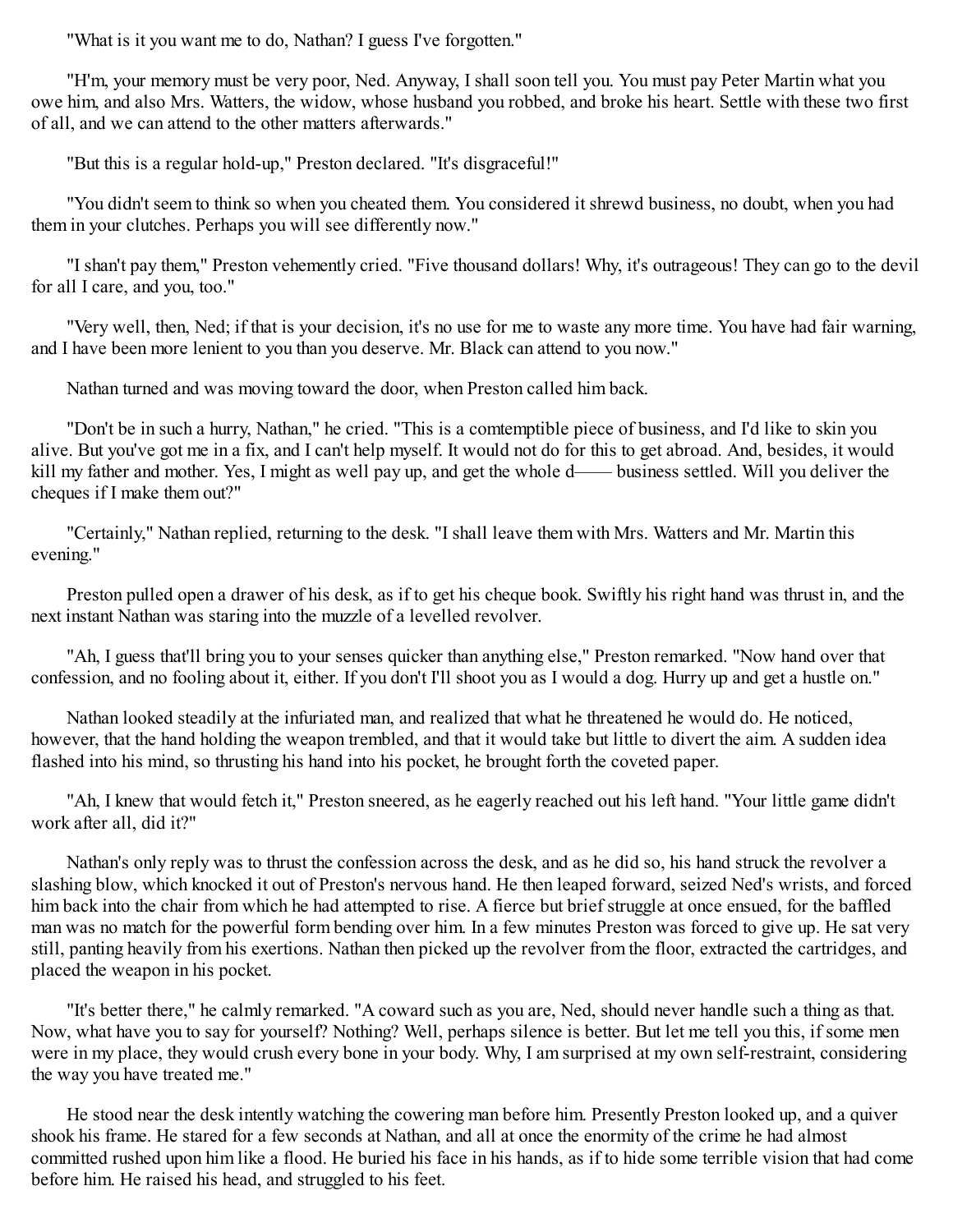"What is it you want me to do, Nathan? I guess I've forgotten."

"H'm, your memory must be very poor, Ned. Anyway, I shall soon tell you. You must pay Peter Martin what you owe him, and also Mrs. Watters, the widow, whose husband you robbed, and broke his heart. Settle with these two first of all, and we can attend to the other matters afterwards."

"But this is a regular hold-up," Preston declared. "It's disgraceful!"

"You didn't seem to think so when you cheated them. You considered it shrewd business, no doubt, when you had them in your clutches. Perhaps you will see differently now."

"I shan't pay them," Preston vehemently cried. "Five thousand dollars! Why, it's outrageous! They can go to the devil for all I care, and you, too."

"Very well, then, Ned; if that is your decision, it's no use for me to waste any more time. You have had fair warning, and I have been more lenient to you than you deserve. Mr. Black can attend to you now."

Nathan turned and was moving toward the door, when Preston called him back.

"Don't be in such a hurry, Nathan," he cried. "This is a comtemptible piece of business, and I'd like to skin you alive. But you've got me in a fix, and I can't help myself. It would not do for this to get abroad. And, besides, it would kill my father and mother. Yes, I might as well pay up, and get the whole d—— business settled. Will you deliver the cheques if I make them out?"

"Certainly," Nathan replied, returning to the desk. "I shall leave them with Mrs. Watters and Mr. Martin this evening."

Preston pulled open a drawer of his desk, as if to get his cheque book. Swiftly his right hand was thrust in, and the next instant Nathan was staring into the muzzle of a levelled revolver.

"Ah, I guess that'll bring you to your senses quicker than anything else," Preston remarked. "Now hand over that confession, and no fooling about it, either. If you don't I'll shoot you as I would a dog. Hurry up and get a hustle on."

Nathan looked steadily at the infuriated man, and realized that what he threatened he would do. He noticed, however, that the hand holding the weapon trembled, and that it would take but little to divert the aim. A sudden idea flashed into his mind, so thrusting his hand into his pocket, he brought forth the coveted paper.

"Ah, I knew that would fetch it," Preston sneered, as he eagerly reached out his left hand. "Your little game didn't work after all, did it?"

Nathan's only reply was to thrust the confession across the desk, and as he did so, his hand struck the revolver a slashing blow, which knocked it out of Preston's nervous hand. He then leaped forward, seized Ned's wrists, and forced him back into the chair from which he had attempted to rise. A fierce but brief struggle at once ensued, for the baffled man was no match for the powerful form bending over him. In a few minutes Preston was forced to give up. He sat very still, panting heavily from his exertions. Nathan then picked up the revolver from the floor, extracted the cartridges, and placed the weapon in his pocket.

"It's better there," he calmly remarked. "A coward such as you are, Ned, should never handle such a thing as that. Now, what have you to say for yourself? Nothing? Well, perhaps silence is better. But let me tell you this, if some men were in my place, they would crush every bone in your body. Why, I am surprised at my own self-restraint, considering the way you have treated me."

He stood near the desk intently watching the cowering man before him. Presently Preston looked up, and a quiver shook his frame. He stared for a few seconds at Nathan, and all at once the enormity of the crime he had almost committed rushed upon him like a flood. He buried his face in his hands, as if to hide some terrible vision that had come before him. He raised his head, and struggled to his feet.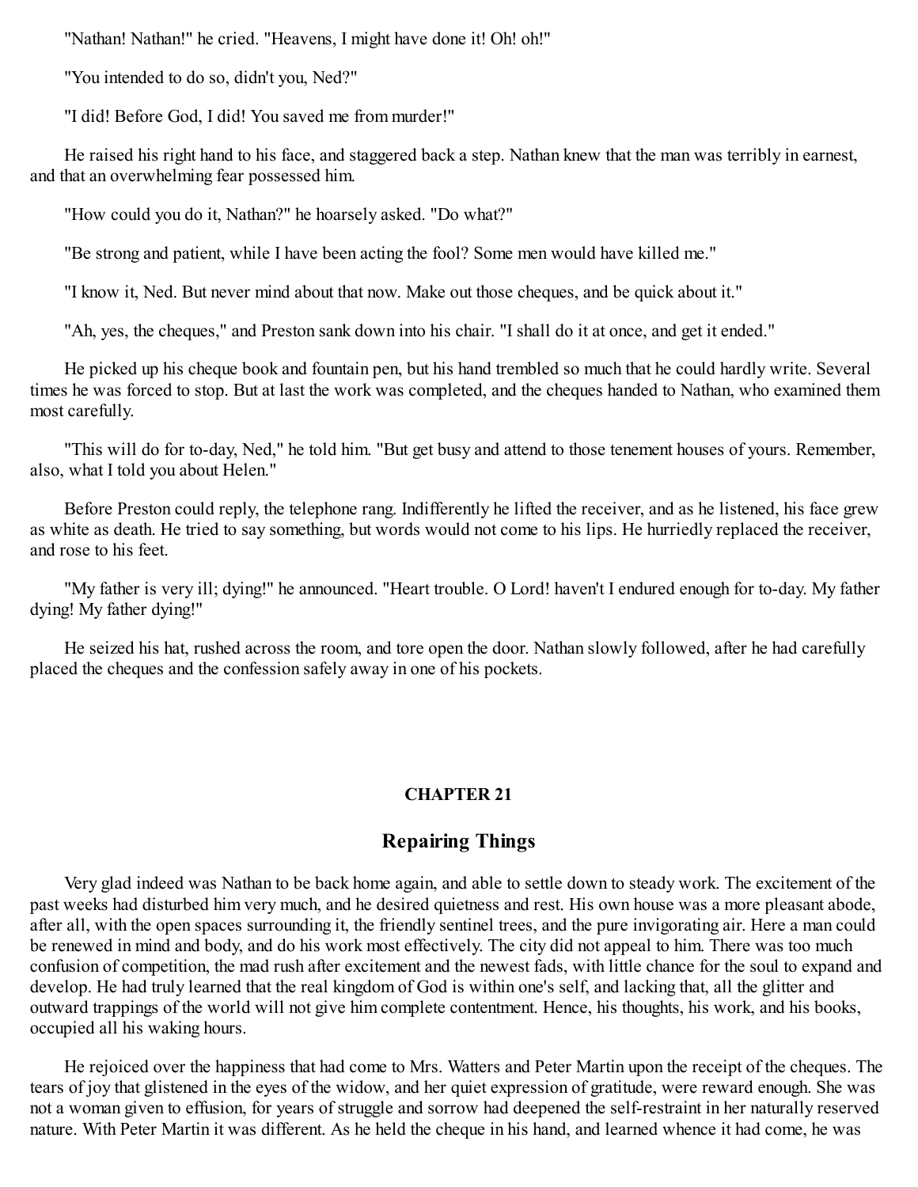"Nathan! Nathan!" he cried. "Heavens, I might have done it! Oh! oh!"

"You intended to do so, didn't you, Ned?"

"I did! Before God, I did! You saved me from murder!"

He raised his right hand to his face, and staggered back a step. Nathan knew that the man was terribly in earnest, and that an overwhelming fear possessed him.

"How could you do it, Nathan?" he hoarsely asked. "Do what?"

"Be strong and patient, while I have been acting the fool? Some men would have killed me."

"I know it, Ned. But never mind about that now. Make out those cheques, and be quick about it."

"Ah, yes, the cheques," and Preston sank down into his chair. "I shall do it at once, and get it ended."

He picked up his cheque book and fountain pen, but his hand trembled so much that he could hardly write. Several times he was forced to stop. But at last the work was completed, and the cheques handed to Nathan, who examined them most carefully.

"This will do for to-day, Ned," he told him. "But get busy and attend to those tenement houses of yours. Remember, also, what I told you about Helen."

Before Preston could reply, the telephone rang. Indifferently he lifted the receiver, and as he listened, his face grew as white as death. He tried to say something, but words would not come to his lips. He hurriedly replaced the receiver, and rose to his feet.

"My father is very ill; dying!" he announced. "Heart trouble. O Lord! haven't I endured enough for to-day. My father dying! My father dying!"

He seized his hat, rushed across the room, and tore open the door. Nathan slowly followed, after he had carefully placed the cheques and the confession safely away in one of his pockets.

## CHAPTER 21

## Repairing Things

Very glad indeed was Nathan to be back home again, and able to settle down to steady work. The excitement of the past weeks had disturbed him very much, and he desired quietness and rest. His own house was a more pleasant abode, after all, with the open spaces surrounding it, the friendly sentinel trees, and the pure invigorating air. Here a man could be renewed in mind and body, and do his work most effectively. The city did not appeal to him. There was too much confusion of competition, the mad rush after excitement and the newest fads, with little chance for the soul to expand and develop. He had truly learned that the real kingdom of God is within one's self, and lacking that, all the glitter and outward trappings of the world will not give him complete contentment. Hence, his thoughts, his work, and his books, occupied all his waking hours.

He rejoiced over the happiness that had come to Mrs. Watters and Peter Martin upon the receipt of the cheques. The tears of joy that glistened in the eyes of the widow, and her quiet expression of gratitude, were reward enough. She was not a woman given to effusion, for years of struggle and sorrow had deepened the self-restraint in her naturally reserved nature. With Peter Martin it was different. As he held the cheque in his hand, and learned whence it had come, he was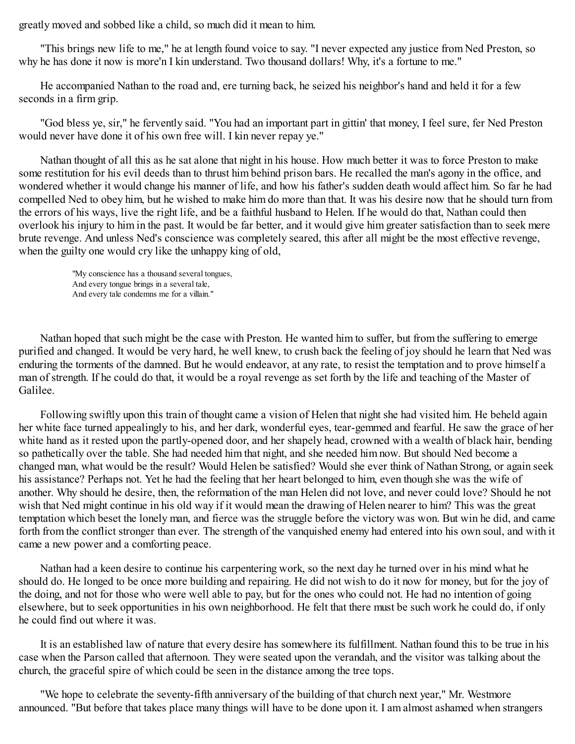greatly moved and sobbed like a child, so much did it mean to him.

"This brings new life to me," he at length found voice to say. "I never expected any justice from Ned Preston, so why he has done it now is more'n I kin understand. Two thousand dollars! Why, it's a fortune to me."

He accompanied Nathan to the road and, ere turning back, he seized his neighbor's hand and held it for a few seconds in a firm grip.

"God bless ye, sir," he fervently said. "You had an important part in gittin' that money, I feel sure, fer Ned Preston would never have done it of his own free will. I kin never repay ye."

Nathan thought of all this as he sat alone that night in his house. How much better it was to force Preston to make some restitution for his evil deeds than to thrust him behind prison bars. He recalled the man's agony in the office, and wondered whether it would change his manner of life, and how his father's sudden death would affect him. So far he had compelled Ned to obey him, but he wished to make him do more than that. It was his desire now that he should turn from the errors of his ways, live the right life, and be a faithful husband to Helen. If he would do that, Nathan could then overlook his injury to him in the past. It would be far better, and it would give him greater satisfaction than to seek mere brute revenge. And unless Ned's conscience was completely seared, this after all might be the most effective revenge, when the guilty one would cry like the unhappy king of old,

> "My conscience has a thousand several tongues,
> And every tongue brings in a several tale,
> And every tale condemns me for a villain."

Nathan hoped that such might be the case with Preston. He wanted him to suffer, but from the suffering to emerge purified and changed. It would be very hard, he well knew, to crush back the feeling of joy should he learn that Ned was enduring the torments of the damned. But he would endeavor, at any rate, to resist the temptation and to prove himself a man of strength. If he could do that, it would be a royal revenge as set forth by the life and teaching of the Master of Galilee.

Following swiftly upon this train of thought came a vision of Helen that night she had visited him. He beheld again her white face turned appealingly to his, and her dark, wonderful eyes, tear-gemmed and fearful. He saw the grace of her white hand as it rested upon the partly-opened door, and her shapely head, crowned with a wealth of black hair, bending so pathetically over the table. She had needed him that night, and she needed him now. But should Ned become a changed man, what would be the result? Would Helen be satisfied? Would she ever think of Nathan Strong, or again seek his assistance? Perhaps not. Yet he had the feeling that her heart belonged to him, even though she was the wife of another. Why should he desire, then, the reformation of the man Helen did not love, and never could love? Should he not wish that Ned might continue in his old way if it would mean the drawing of Helen nearer to him? This was the great temptation which beset the lonely man, and fierce was the struggle before the victory was won. But win he did, and came forth from the conflict stronger than ever. The strength of the vanquished enemy had entered into his own soul, and with it came a new power and a comforting peace.

Nathan had a keen desire to continue his carpentering work, so the next day he turned over in his mind what he should do. He longed to be once more building and repairing. He did not wish to do it now for money, but for the joy of the doing, and not for those who were well able to pay, but for the ones who could not. He had no intention of going elsewhere, but to seek opportunities in his own neighborhood. He felt that there must be such work he could do, if only he could find out where it was.

It is an established law of nature that every desire has somewhere its fulfillment. Nathan found this to be true in his case when the Parson called that afternoon. They were seated upon the verandah, and the visitor was talking about the church, the graceful spire of which could be seen in the distance among the tree tops.

"We hope to celebrate the seventy-fifth anniversary of the building of that church next year," Mr. Westmore announced. "But before that takes place many things will have to be done upon it. I am almost ashamed when strangers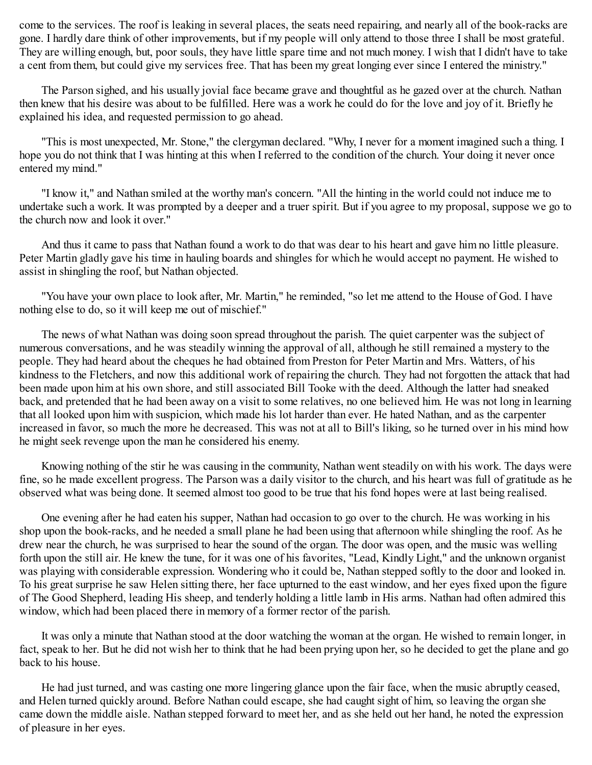come to the services. The roof is leaking in several places, the seats need repairing, and nearly all of the book-racks are gone. I hardly dare think of other improvements, but if my people will only attend to those three I shall be most grateful. They are willing enough, but, poor souls, they have little spare time and not much money. I wish that I didn't have to take a cent from them, but could give my services free. That has been my great longing ever since I entered the ministry."

The Parson sighed, and his usually jovial face became grave and thoughtful as he gazed over at the church. Nathan then knew that his desire was about to be fulfilled. Here was a work he could do for the love and joy of it. Briefly he explained his idea, and requested permission to go ahead.

"This is most unexpected, Mr. Stone," the clergyman declared. "Why, I never for a moment imagined such a thing. I hope you do not think that I was hinting at this when I referred to the condition of the church. Your doing it never once entered my mind."

"I know it," and Nathan smiled at the worthy man's concern. "All the hinting in the world could not induce me to undertake such a work. It was prompted by a deeper and a truer spirit. But if you agree to my proposal, suppose we go to the church now and look it over."

And thus it came to pass that Nathan found a work to do that was dear to his heart and gave him no little pleasure. Peter Martin gladly gave his time in hauling boards and shingles for which he would accept no payment. He wished to assist in shingling the roof, but Nathan objected.

"You have your own place to look after, Mr. Martin," he reminded, "so let me attend to the House of God. I have nothing else to do, so it will keep me out of mischief."

The news of what Nathan was doing soon spread throughout the parish. The quiet carpenter was the subject of numerous conversations, and he was steadily winning the approval of all, although he still remained a mystery to the people. They had heard about the cheques he had obtained from Preston for Peter Martin and Mrs. Watters, of his kindness to the Fletchers, and now this additional work of repairing the church. They had not forgotten the attack that had been made upon him at his own shore, and still associated Bill Tooke with the deed. Although the latter had sneaked back, and pretended that he had been away on a visit to some relatives, no one believed him. He was not long in learning that all looked upon him with suspicion, which made his lot harder than ever. He hated Nathan, and as the carpenter increased in favor, so much the more he decreased. This was not at all to Bill's liking, so he turned over in his mind how he might seek revenge upon the man he considered his enemy.

Knowing nothing of the stir he was causing in the community, Nathan went steadily on with his work. The days were fine, so he made excellent progress. The Parson was a daily visitor to the church, and his heart was full of gratitude as he observed what was being done. It seemed almost too good to be true that his fond hopes were at last being realised.

One evening after he had eaten his supper, Nathan had occasion to go over to the church. He was working in his shop upon the book-racks, and he needed a small plane he had been using that afternoon while shingling the roof. As he drew near the church, he was surprised to hear the sound of the organ. The door was open, and the music was welling forth upon the still air. He knew the tune, for it was one of his favorites, "Lead, Kindly Light," and the unknown organist was playing with considerable expression. Wondering who it could be, Nathan stepped softly to the door and looked in. To his great surprise he saw Helen sitting there, her face upturned to the east window, and her eyes fixed upon the figure of The Good Shepherd, leading His sheep, and tenderly holding a little lamb in His arms. Nathan had often admired this window, which had been placed there in memory of a former rector of the parish.

It was only a minute that Nathan stood at the door watching the woman at the organ. He wished to remain longer, in fact, speak to her. But he did not wish her to think that he had been prying upon her, so he decided to get the plane and go back to his house.

He had just turned, and was casting one more lingering glance upon the fair face, when the music abruptly ceased, and Helen turned quickly around. Before Nathan could escape, she had caught sight of him, so leaving the organ she came down the middle aisle. Nathan stepped forward to meet her, and as she held out her hand, he noted the expression of pleasure in her eyes.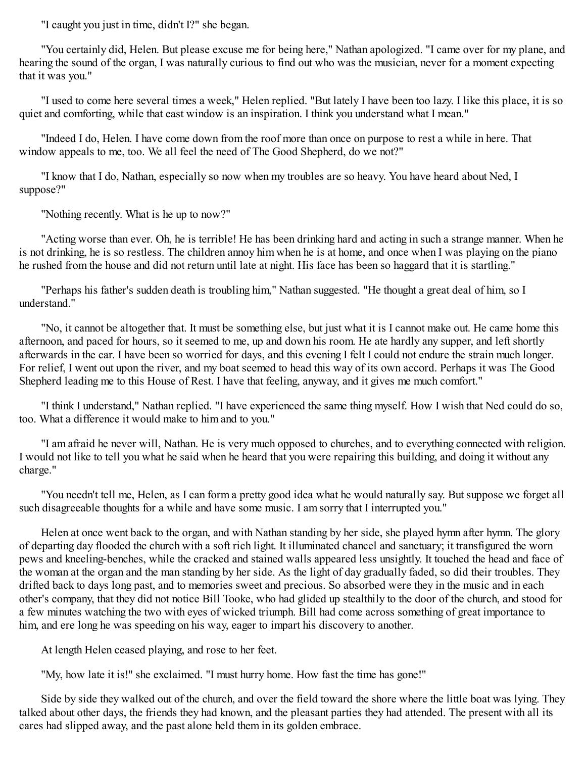"I caught you just in time, didn't I?" she began.

"You certainly did, Helen. But please excuse me for being here," Nathan apologized. "I came over for my plane, and hearing the sound of the organ, I was naturally curious to find out who was the musician, never for a moment expecting that it was you."

"I used to come here several times a week," Helen replied. "But lately I have been too lazy. I like this place, it is so quiet and comforting, while that east window is an inspiration. I think you understand what I mean."

"Indeed I do, Helen. I have come down from the roof more than once on purpose to rest a while in here. That window appeals to me, too. We all feel the need of The Good Shepherd, do we not?"

"I know that I do, Nathan, especially so now when my troubles are so heavy. You have heard about Ned, I suppose?"

"Nothing recently. What is he up to now?"

"Acting worse than ever. Oh, he is terrible! He has been drinking hard and acting in such a strange manner. When he is not drinking, he is so restless. The children annoy him when he is at home, and once when I was playing on the piano he rushed from the house and did not return until late at night. His face has been so haggard that it is startling."

"Perhaps his father's sudden death is troubling him," Nathan suggested. "He thought a great deal of him, so I understand."

"No, it cannot be altogether that. It must be something else, but just what it is I cannot make out. He came home this afternoon, and paced for hours, so it seemed to me, up and down his room. He ate hardly any supper, and left shortly afterwards in the car. I have been so worried for days, and this evening I felt I could not endure the strain much longer. For relief, I went out upon the river, and my boat seemed to head this way of its own accord. Perhaps it was The Good Shepherd leading me to this House of Rest. I have that feeling, anyway, and it gives me much comfort."

"I think I understand," Nathan replied. "I have experienced the same thing myself. How I wish that Ned could do so, too. What a difference it would make to him and to you."

"I am afraid he never will, Nathan. He is very much opposed to churches, and to everything connected with religion. I would not like to tell you what he said when he heard that you were repairing this building, and doing it without any charge."

"You needn't tell me, Helen, as I can form a pretty good idea what he would naturally say. But suppose we forget all such disagreeable thoughts for a while and have some music. I am sorry that I interrupted you."

Helen at once went back to the organ, and with Nathan standing by her side, she played hymn after hymn. The glory of departing day flooded the church with a soft rich light. It illuminated chancel and sanctuary; it transfigured the worn pews and kneeling-benches, while the cracked and stained walls appeared less unsightly. It touched the head and face of the woman at the organ and the man standing by her side. As the light of day gradually faded, so did their troubles. They drifted back to days long past, and to memories sweet and precious. So absorbed were they in the music and in each other's company, that they did not notice Bill Tooke, who had glided up stealthily to the door of the church, and stood for a few minutes watching the two with eyes of wicked triumph. Bill had come across something of great importance to him, and ere long he was speeding on his way, eager to impart his discovery to another.

At length Helen ceased playing, and rose to her feet.

"My, how late it is!" she exclaimed. "I must hurry home. How fast the time has gone!"

Side by side they walked out of the church, and over the field toward the shore where the little boat was lying. They talked about other days, the friends they had known, and the pleasant parties they had attended. The present with all its cares had slipped away, and the past alone held them in its golden embrace.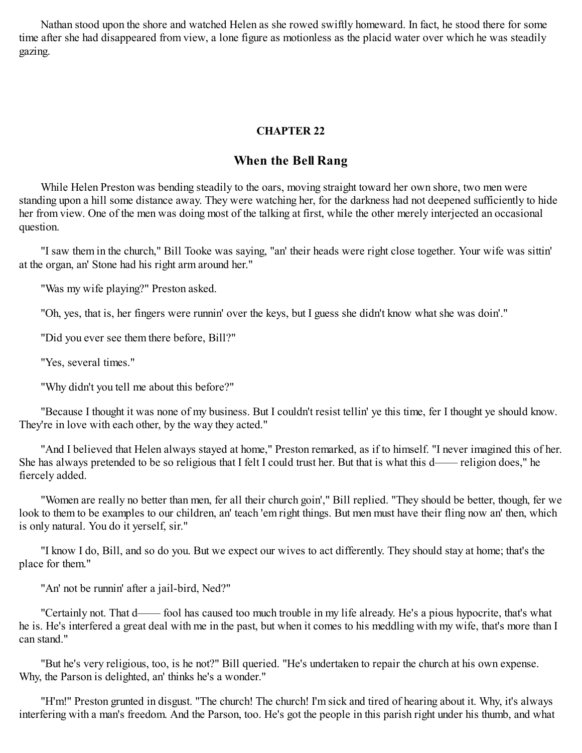Nathan stood upon the shore and watched Helen as she rowed swiftly homeward. In fact, he stood there for some time after she had disappeared from view, a lone figure as motionless as the placid water over which he was steadily gazing.

## CHAPTER 22

## When the Bell Rang

While Helen Preston was bending steadily to the oars, moving straight toward her own shore, two men were standing upon a hill some distance away. They were watching her, for the darkness had not deepened sufficiently to hide her from view. One of the men was doing most of the talking at first, while the other merely interjected an occasional question.

"I saw them in the church," Bill Tooke was saying, "an' their heads were right close together. Your wife was sittin' at the organ, an' Stone had his right arm around her."

"Was my wife playing?" Preston asked.

"Oh, yes, that is, her fingers were runnin' over the keys, but I guess she didn't know what she was doin'."

"Did you ever see them there before, Bill?"

"Yes, several times."

"Why didn't you tell me about this before?"

"Because I thought it was none of my business. But I couldn't resist tellin' ye this time, fer I thought ye should know. They're in love with each other, by the way they acted."

"And I believed that Helen always stayed at home," Preston remarked, as if to himself. "I never imagined this of her. She has always pretended to be so religious that I felt I could trust her. But that is what this d—— religion does," he fiercely added.

"Women are really no better than men, fer all their church goin'," Bill replied. "They should be better, though, fer we look to them to be examples to our children, an' teach 'em right things. But men must have their fling now an' then, which is only natural. You do it yerself, sir."

"I know I do, Bill, and so do you. But we expect our wives to act differently. They should stay at home; that's the place for them."

"An' not be runnin' after a jail-bird, Ned?"

"Certainly not. That d—— fool has caused too much trouble in my life already. He's a pious hypocrite, that's what he is. He's interfered a great deal with me in the past, but when it comes to his meddling with my wife, that's more than I can stand."

"But he's very religious, too, is he not?" Bill queried. "He's undertaken to repair the church at his own expense. Why, the Parson is delighted, an' thinks he's a wonder."

"H'm!" Preston grunted in disgust. "The church! The church! I'm sick and tired of hearing about it. Why, it's always interfering with a man's freedom. And the Parson, too. He's got the people in this parish right under his thumb, and what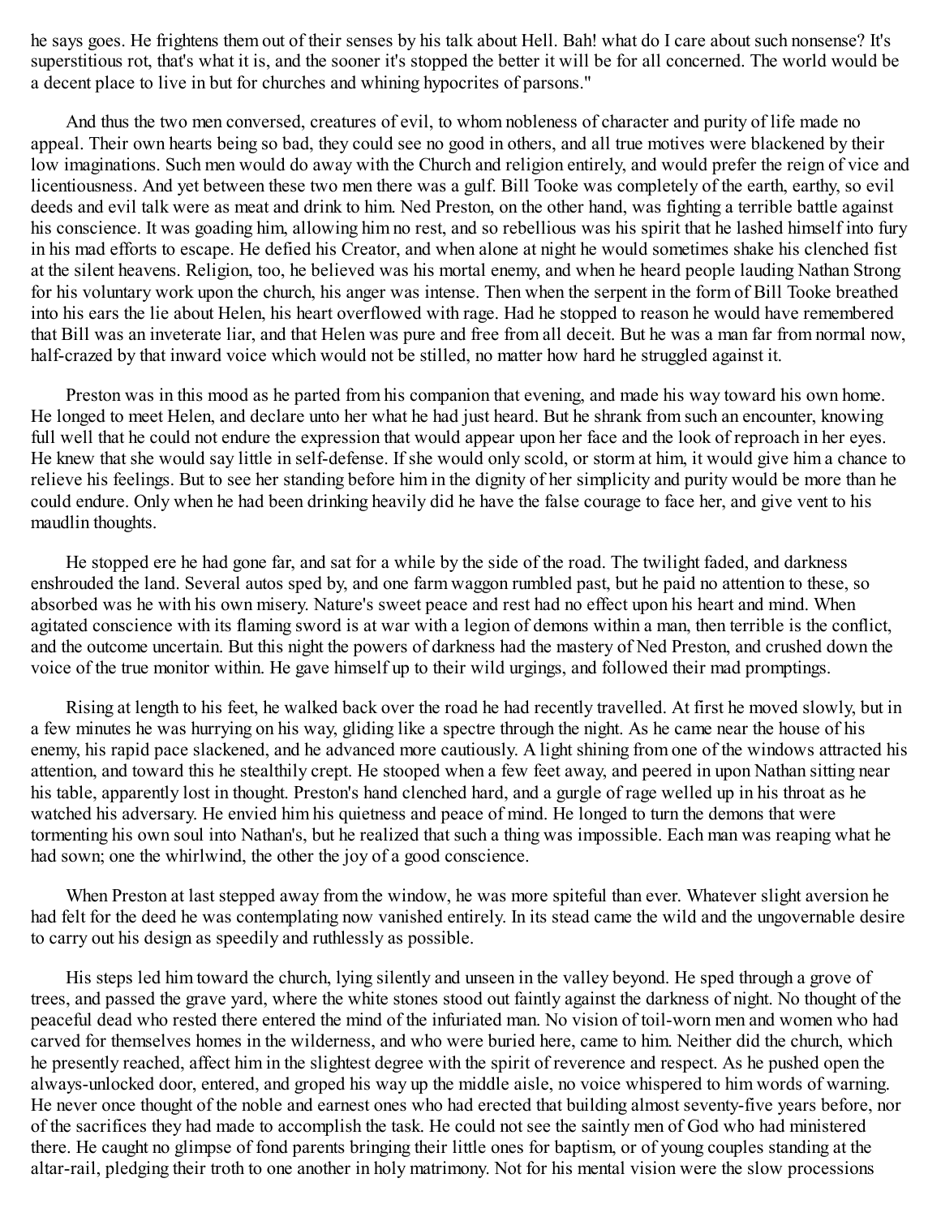he says goes. He frightens them out of their senses by his talk about Hell. Bah! what do I care about such nonsense? It's superstitious rot, that's what it is, and the sooner it's stopped the better it will be for all concerned. The world would be a decent place to live in but for churches and whining hypocrites of parsons."

And thus the two men conversed, creatures of evil, to whom nobleness of character and purity of life made no appeal. Their own hearts being so bad, they could see no good in others, and all true motives were blackened by their low imaginations. Such men would do away with the Church and religion entirely, and would prefer the reign of vice and licentiousness. And yet between these two men there was a gulf. Bill Tooke was completely of the earth, earthy, so evil deeds and evil talk were as meat and drink to him. Ned Preston, on the other hand, was fighting a terrible battle against his conscience. It was goading him, allowing him no rest, and so rebellious was his spirit that he lashed himself into fury in his mad efforts to escape. He defied his Creator, and when alone at night he would sometimes shake his clenched fist at the silent heavens. Religion, too, he believed was his mortal enemy, and when he heard people lauding Nathan Strong for his voluntary work upon the church, his anger was intense. Then when the serpent in the form of Bill Tooke breathed into his ears the lie about Helen, his heart overflowed with rage. Had he stopped to reason he would have remembered that Bill was an inveterate liar, and that Helen was pure and free from all deceit. But he was a man far from normal now, half-crazed by that inward voice which would not be stilled, no matter how hard he struggled against it.

Preston was in this mood as he parted from his companion that evening, and made his way toward his own home. He longed to meet Helen, and declare unto her what he had just heard. But he shrank from such an encounter, knowing full well that he could not endure the expression that would appear upon her face and the look of reproach in her eyes. He knew that she would say little in self-defense. If she would only scold, or storm at him, it would give him a chance to relieve his feelings. But to see her standing before him in the dignity of her simplicity and purity would be more than he could endure. Only when he had been drinking heavily did he have the false courage to face her, and give vent to his maudlin thoughts.

He stopped ere he had gone far, and sat for a while by the side of the road. The twilight faded, and darkness enshrouded the land. Several autos sped by, and one farm waggon rumbled past, but he paid no attention to these, so absorbed was he with his own misery. Nature's sweet peace and rest had no effect upon his heart and mind. When agitated conscience with its flaming sword is at war with a legion of demons within a man, then terrible is the conflict, and the outcome uncertain. But this night the powers of darkness had the mastery of Ned Preston, and crushed down the voice of the true monitor within. He gave himself up to their wild urgings, and followed their mad promptings.

Rising at length to his feet, he walked back over the road he had recently travelled. At first he moved slowly, but in a few minutes he was hurrying on his way, gliding like a spectre through the night. As he came near the house of his enemy, his rapid pace slackened, and he advanced more cautiously. A light shining from one of the windows attracted his attention, and toward this he stealthily crept. He stooped when a few feet away, and peered in upon Nathan sitting near his table, apparently lost in thought. Preston's hand clenched hard, and a gurgle of rage welled up in his throat as he watched his adversary. He envied him his quietness and peace of mind. He longed to turn the demons that were tormenting his own soul into Nathan's, but he realized that such a thing was impossible. Each man was reaping what he had sown; one the whirlwind, the other the joy of a good conscience.

When Preston at last stepped away from the window, he was more spiteful than ever. Whatever slight aversion he had felt for the deed he was contemplating now vanished entirely. In its stead came the wild and the ungovernable desire to carry out his design as speedily and ruthlessly as possible.

His steps led him toward the church, lying silently and unseen in the valley beyond. He sped through a grove of trees, and passed the grave yard, where the white stones stood out faintly against the darkness of night. No thought of the peaceful dead who rested there entered the mind of the infuriated man. No vision of toil-worn men and women who had carved for themselves homes in the wilderness, and who were buried here, came to him. Neither did the church, which he presently reached, affect him in the slightest degree with the spirit of reverence and respect. As he pushed open the always-unlocked door, entered, and groped his way up the middle aisle, no voice whispered to him words of warning. He never once thought of the noble and earnest ones who had erected that building almost seventy-five years before, nor of the sacrifices they had made to accomplish the task. He could not see the saintly men of God who had ministered there. He caught no glimpse of fond parents bringing their little ones for baptism, or of young couples standing at the altar-rail, pledging their troth to one another in holy matrimony. Not for his mental vision were the slow processions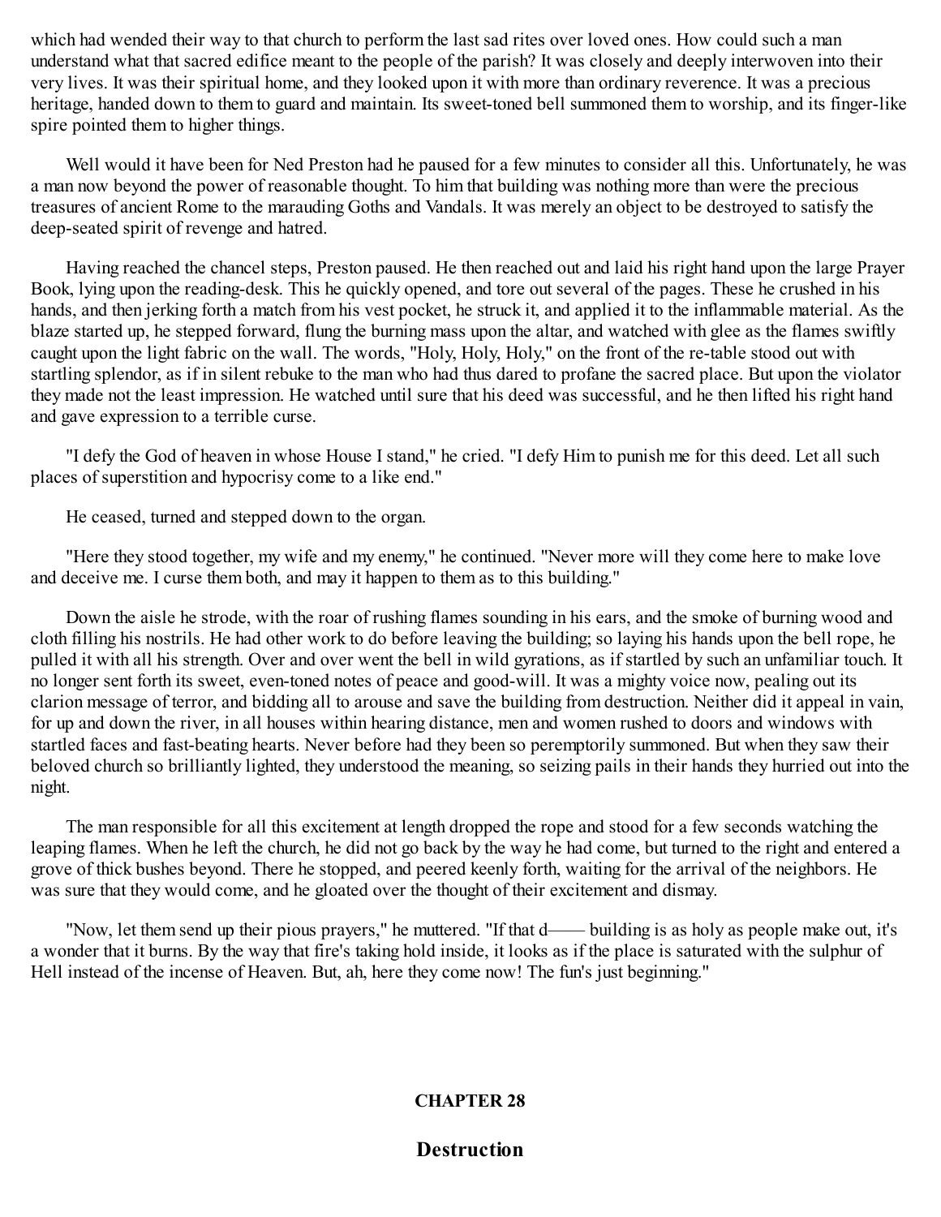which had wended their way to that church to perform the last sad rites over loved ones. How could such a man understand what that sacred edifice meant to the people of the parish? It was closely and deeply interwoven into their very lives. It was their spiritual home, and they looked upon it with more than ordinary reverence. It was a precious heritage, handed down to them to guard and maintain. Its sweet-toned bell summoned them to worship, and its finger-like spire pointed them to higher things.

Well would it have been for Ned Preston had he paused for a few minutes to consider all this. Unfortunately, he was a man now beyond the power of reasonable thought. To him that building was nothing more than were the precious treasures of ancient Rome to the marauding Goths and Vandals. It was merely an object to be destroyed to satisfy the deep-seated spirit of revenge and hatred.

Having reached the chancel steps, Preston paused. He then reached out and laid his right hand upon the large Prayer Book, lying upon the reading-desk. This he quickly opened, and tore out several of the pages. These he crushed in his hands, and then jerking forth a match from his vest pocket, he struck it, and applied it to the inflammable material. As the blaze started up, he stepped forward, flung the burning mass upon the altar, and watched with glee as the flames swiftly caught upon the light fabric on the wall. The words, "Holy, Holy, Holy," on the front of the re-table stood out with startling splendor, as if in silent rebuke to the man who had thus dared to profane the sacred place. But upon the violator they made not the least impression. He watched until sure that his deed was successful, and he then lifted his right hand and gave expression to a terrible curse.

"I defy the God of heaven in whose House I stand," he cried. "I defy Him to punish me for this deed. Let all such places of superstition and hypocrisy come to a like end."

He ceased, turned and stepped down to the organ.

"Here they stood together, my wife and my enemy," he continued. "Never more will they come here to make love and deceive me. I curse them both, and may it happen to them as to this building."

Down the aisle he strode, with the roar of rushing flames sounding in his ears, and the smoke of burning wood and cloth filling his nostrils. He had other work to do before leaving the building; so laying his hands upon the bell rope, he pulled it with all his strength. Over and over went the bell in wild gyrations, as if startled by such an unfamiliar touch. It no longer sent forth its sweet, even-toned notes of peace and good-will. It was a mighty voice now, pealing out its clarion message of terror, and bidding all to arouse and save the building from destruction. Neither did it appeal in vain, for up and down the river, in all houses within hearing distance, men and women rushed to doors and windows with startled faces and fast-beating hearts. Never before had they been so peremptorily summoned. But when they saw their beloved church so brilliantly lighted, they understood the meaning, so seizing pails in their hands they hurried out into the night.

The man responsible for all this excitement at length dropped the rope and stood for a few seconds watching the leaping flames. When he left the church, he did not go back by the way he had come, but turned to the right and entered a grove of thick bushes beyond. There he stopped, and peered keenly forth, waiting for the arrival of the neighbors. He was sure that they would come, and he gloated over the thought of their excitement and dismay.

"Now, let them send up their pious prayers," he muttered. "If that d—— building is as holy as people make out, it's a wonder that it burns. By the way that fire's taking hold inside, it looks as if the place is saturated with the sulphur of Hell instead of the incense of Heaven. But, ah, here they come now! The fun's just beginning."

## CHAPTER 28

## Destruction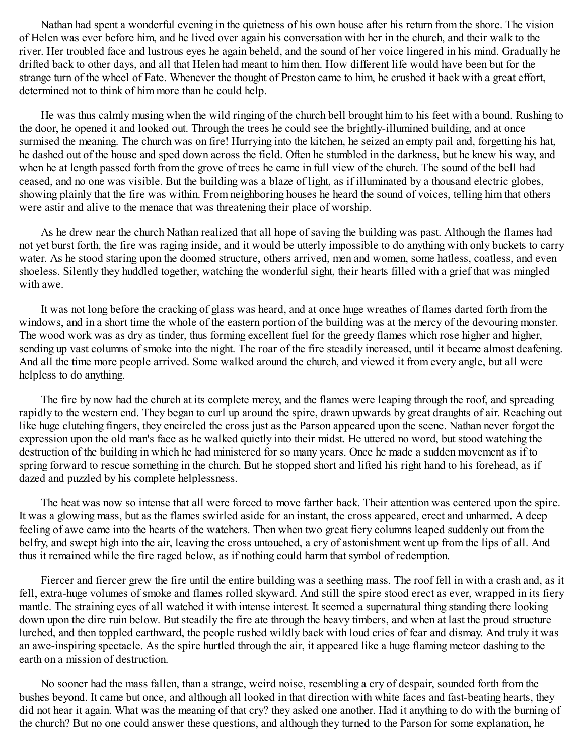Nathan had spent a wonderful evening in the quietness of his own house after his return from the shore. The vision of Helen was ever before him, and he lived over again his conversation with her in the church, and their walk to the river. Her troubled face and lustrous eyes he again beheld, and the sound of her voice lingered in his mind. Gradually he drifted back to other days, and all that Helen had meant to him then. How different life would have been but for the strange turn of the wheel of Fate. Whenever the thought of Preston came to him, he crushed it back with a great effort, determined not to think of him more than he could help.

He was thus calmly musing when the wild ringing of the church bell brought him to his feet with a bound. Rushing to the door, he opened it and looked out. Through the trees he could see the brightly-illumined building, and at once surmised the meaning. The church was on fire! Hurrying into the kitchen, he seized an empty pail and, forgetting his hat, he dashed out of the house and sped down across the field. Often he stumbled in the darkness, but he knew his way, and when he at length passed forth from the grove of trees he came in full view of the church. The sound of the bell had ceased, and no one was visible. But the building was a blaze of light, as if illuminated by a thousand electric globes, showing plainly that the fire was within. From neighboring houses he heard the sound of voices, telling him that others were astir and alive to the menace that was threatening their place of worship.

As he drew near the church Nathan realized that all hope of saving the building was past. Although the flames had not yet burst forth, the fire was raging inside, and it would be utterly impossible to do anything with only buckets to carry water. As he stood staring upon the doomed structure, others arrived, men and women, some hatless, coatless, and even shoeless. Silently they huddled together, watching the wonderful sight, their hearts filled with a grief that was mingled with awe.

It was not long before the cracking of glass was heard, and at once huge wreathes of flames darted forth from the windows, and in a short time the whole of the eastern portion of the building was at the mercy of the devouring monster. The wood work was as dry as tinder, thus forming excellent fuel for the greedy flames which rose higher and higher, sending up vast columns of smoke into the night. The roar of the fire steadily increased, until it became almost deafening. And all the time more people arrived. Some walked around the church, and viewed it from every angle, but all were helpless to do anything.

The fire by now had the church at its complete mercy, and the flames were leaping through the roof, and spreading rapidly to the western end. They began to curl up around the spire, drawn upwards by great draughts of air. Reaching out like huge clutching fingers, they encircled the cross just as the Parson appeared upon the scene. Nathan never forgot the expression upon the old man's face as he walked quietly into their midst. He uttered no word, but stood watching the destruction of the building in which he had ministered for so many years. Once he made a sudden movement as if to spring forward to rescue something in the church. But he stopped short and lifted his right hand to his forehead, as if dazed and puzzled by his complete helplessness.

The heat was now so intense that all were forced to move farther back. Their attention was centered upon the spire. It was a glowing mass, but as the flames swirled aside for an instant, the cross appeared, erect and unharmed. A deep feeling of awe came into the hearts of the watchers. Then when two great fiery columns leaped suddenly out from the belfry, and swept high into the air, leaving the cross untouched, a cry of astonishment went up from the lips of all. And thus it remained while the fire raged below, as if nothing could harm that symbol of redemption.

Fiercer and fiercer grew the fire until the entire building was a seething mass. The roof fell in with a crash and, as it fell, extra-huge volumes of smoke and flames rolled skyward. And still the spire stood erect as ever, wrapped in its fiery mantle. The straining eyes of all watched it with intense interest. It seemed a supernatural thing standing there looking down upon the dire ruin below. But steadily the fire ate through the heavy timbers, and when at last the proud structure lurched, and then toppled earthward, the people rushed wildly back with loud cries of fear and dismay. And truly it was an awe-inspiring spectacle. As the spire hurtled through the air, it appeared like a huge flaming meteor dashing to the earth on a mission of destruction.

No sooner had the mass fallen, than a strange, weird noise, resembling a cry of despair, sounded forth from the bushes beyond. It came but once, and although all looked in that direction with white faces and fast-beating hearts, they did not hear it again. What was the meaning of that cry? they asked one another. Had it anything to do with the burning of the church? But no one could answer these questions, and although they turned to the Parson for some explanation, he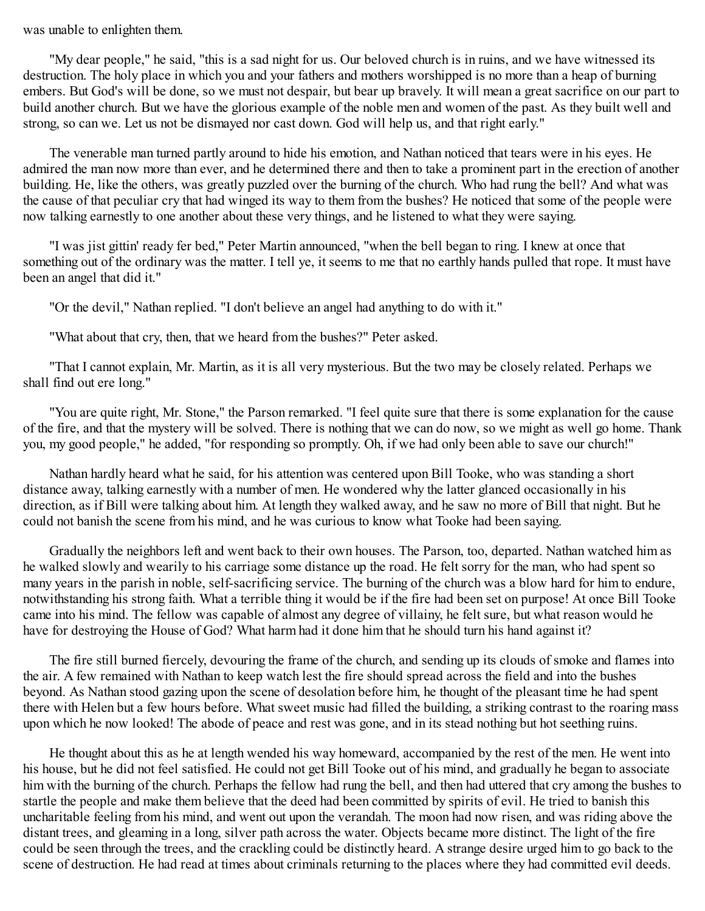was unable to enlighten them.

"My dear people," he said, "this is a sad night for us. Our beloved church is in ruins, and we have witnessed its destruction. The holy place in which you and your fathers and mothers worshipped is no more than a heap of burning embers. But God's will be done, so we must not despair, but bear up bravely. It will mean a great sacrifice on our part to build another church. But we have the glorious example of the noble men and women of the past. As they built well and strong, so can we. Let us not be dismayed nor cast down. God will help us, and that right early."

The venerable man turned partly around to hide his emotion, and Nathan noticed that tears were in his eyes. He admired the man now more than ever, and he determined there and then to take a prominent part in the erection of another building. He, like the others, was greatly puzzled over the burning of the church. Who had rung the bell? And what was the cause of that peculiar cry that had winged its way to them from the bushes? He noticed that some of the people were now talking earnestly to one another about these very things, and he listened to what they were saying.

"I was jist gittin' ready fer bed," Peter Martin announced, "when the bell began to ring. I knew at once that something out of the ordinary was the matter. I tell ye, it seems to me that no earthly hands pulled that rope. It must have been an angel that did it."

"Or the devil," Nathan replied. "I don't believe an angel had anything to do with it."

"What about that cry, then, that we heard from the bushes?" Peter asked.

"That I cannot explain, Mr. Martin, as it is all very mysterious. But the two may be closely related. Perhaps we shall find out ere long."

"You are quite right, Mr. Stone," the Parson remarked. "I feel quite sure that there is some explanation for the cause of the fire, and that the mystery will be solved. There is nothing that we can do now, so we might as well go home. Thank you, my good people," he added, "for responding so promptly. Oh, if we had only been able to save our church!"

Nathan hardly heard what he said, for his attention was centered upon Bill Tooke, who was standing a short distance away, talking earnestly with a number of men. He wondered why the latter glanced occasionally in his direction, as if Bill were talking about him. At length they walked away, and he saw no more of Bill that night. But he could not banish the scene from his mind, and he was curious to know what Tooke had been saying.

Gradually the neighbors left and went back to their own houses. The Parson, too, departed. Nathan watched him as he walked slowly and wearily to his carriage some distance up the road. He felt sorry for the man, who had spent so many years in the parish in noble, self-sacrificing service. The burning of the church was a blow hard for him to endure, notwithstanding his strong faith. What a terrible thing it would be if the fire had been set on purpose! At once Bill Tooke came into his mind. The fellow was capable of almost any degree of villainy, he felt sure, but what reason would he have for destroying the House of God? What harm had it done him that he should turn his hand against it?

The fire still burned fiercely, devouring the frame of the church, and sending up its clouds of smoke and flames into the air. A few remained with Nathan to keep watch lest the fire should spread across the field and into the bushes beyond. As Nathan stood gazing upon the scene of desolation before him, he thought of the pleasant time he had spent there with Helen but a few hours before. What sweet music had filled the building, a striking contrast to the roaring mass upon which he now looked! The abode of peace and rest was gone, and in its stead nothing but hot seething ruins.

He thought about this as he at length wended his way homeward, accompanied by the rest of the men. He went into his house, but he did not feel satisfied. He could not get Bill Tooke out of his mind, and gradually he began to associate him with the burning of the church. Perhaps the fellow had rung the bell, and then had uttered that cry among the bushes to startle the people and make them believe that the deed had been committed by spirits of evil. He tried to banish this uncharitable feeling from his mind, and went out upon the verandah. The moon had now risen, and was riding above the distant trees, and gleaming in a long, silver path across the water. Objects became more distinct. The light of the fire could be seen through the trees, and the crackling could be distinctly heard. A strange desire urged him to go back to the scene of destruction. He had read at times about criminals returning to the places where they had committed evil deeds.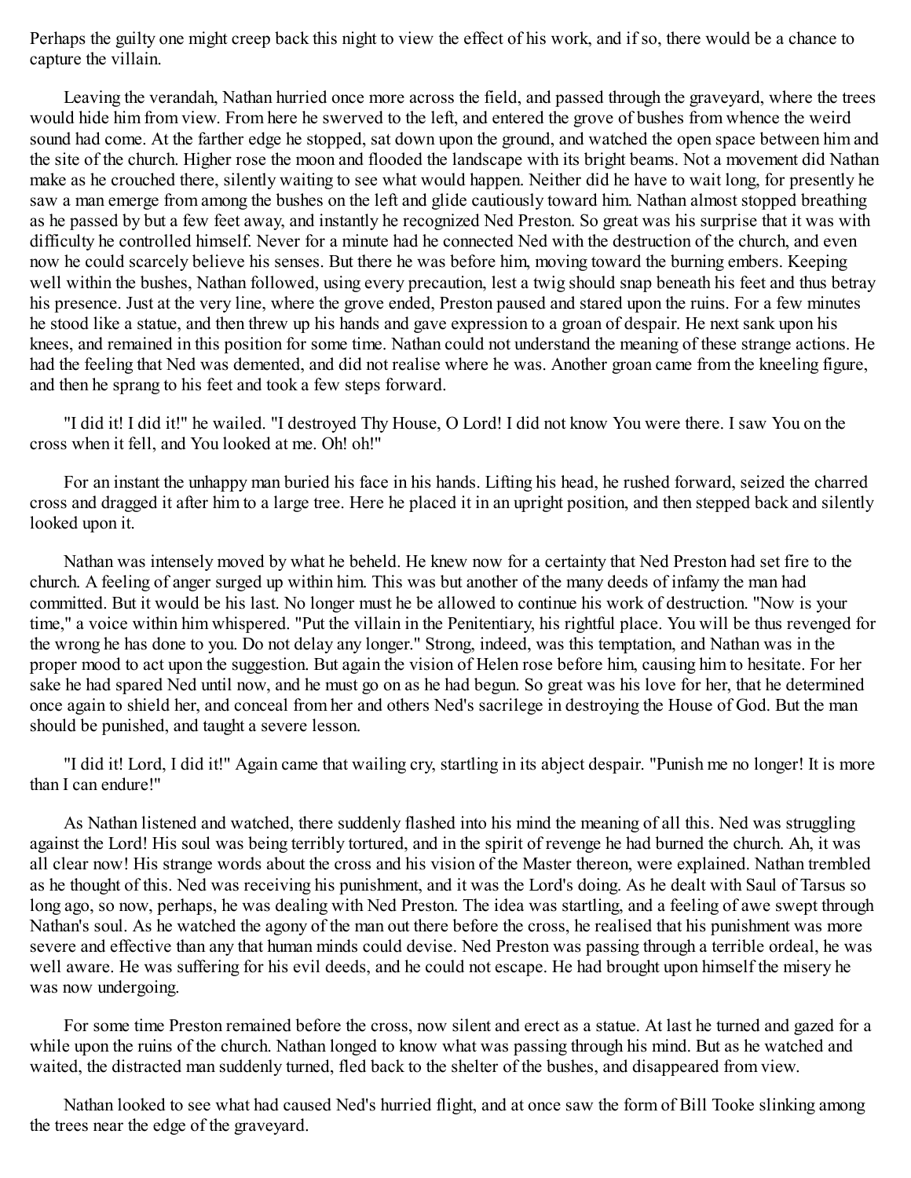Perhaps the guilty one might creep back this night to view the effect of his work, and if so, there would be a chance to capture the villain.

Leaving the verandah, Nathan hurried once more across the field, and passed through the graveyard, where the trees would hide him from view. From here he swerved to the left, and entered the grove of bushes from whence the weird sound had come. At the farther edge he stopped, sat down upon the ground, and watched the open space between him and the site of the church. Higher rose the moon and flooded the landscape with its bright beams. Not a movement did Nathan make as he crouched there, silently waiting to see what would happen. Neither did he have to wait long, for presently he saw a man emerge from among the bushes on the left and glide cautiously toward him. Nathan almost stopped breathing as he passed by but a few feet away, and instantly he recognized Ned Preston. So great was his surprise that it was with difficulty he controlled himself. Never for a minute had he connected Ned with the destruction of the church, and even now he could scarcely believe his senses. But there he was before him, moving toward the burning embers. Keeping well within the bushes, Nathan followed, using every precaution, lest a twig should snap beneath his feet and thus betray his presence. Just at the very line, where the grove ended, Preston paused and stared upon the ruins. For a few minutes he stood like a statue, and then threw up his hands and gave expression to a groan of despair. He next sank upon his knees, and remained in this position for some time. Nathan could not understand the meaning of these strange actions. He had the feeling that Ned was demented, and did not realise where he was. Another groan came from the kneeling figure, and then he sprang to his feet and took a few steps forward.

"I did it! I did it!" he wailed. "I destroyed Thy House, O Lord! I did not know You were there. I saw You on the cross when it fell, and You looked at me. Oh! oh!"

For an instant the unhappy man buried his face in his hands. Lifting his head, he rushed forward, seized the charred cross and dragged it after him to a large tree. Here he placed it in an upright position, and then stepped back and silently looked upon it.

Nathan was intensely moved by what he beheld. He knew now for a certainty that Ned Preston had set fire to the church. A feeling of anger surged up within him. This was but another of the many deeds of infamy the man had committed. But it would be his last. No longer must he be allowed to continue his work of destruction. "Now is your time," a voice within him whispered. "Put the villain in the Penitentiary, his rightful place. You will be thus revenged for the wrong he has done to you. Do not delay any longer." Strong, indeed, was this temptation, and Nathan was in the proper mood to act upon the suggestion. But again the vision of Helen rose before him, causing him to hesitate. For her sake he had spared Ned until now, and he must go on as he had begun. So great was his love for her, that he determined once again to shield her, and conceal from her and others Ned's sacrilege in destroying the House of God. But the man should be punished, and taught a severe lesson.

"I did it! Lord, I did it!" Again came that wailing cry, startling in its abject despair. "Punish me no longer! It is more than I can endure!"

As Nathan listened and watched, there suddenly flashed into his mind the meaning of all this. Ned was struggling against the Lord! His soul was being terribly tortured, and in the spirit of revenge he had burned the church. Ah, it was all clear now! His strange words about the cross and his vision of the Master thereon, were explained. Nathan trembled as he thought of this. Ned was receiving his punishment, and it was the Lord's doing. As he dealt with Saul of Tarsus so long ago, so now, perhaps, he was dealing with Ned Preston. The idea was startling, and a feeling of awe swept through Nathan's soul. As he watched the agony of the man out there before the cross, he realised that his punishment was more severe and effective than any that human minds could devise. Ned Preston was passing through a terrible ordeal, he was well aware. He was suffering for his evil deeds, and he could not escape. He had brought upon himself the misery he was now undergoing.

For some time Preston remained before the cross, now silent and erect as a statue. At last he turned and gazed for a while upon the ruins of the church. Nathan longed to know what was passing through his mind. But as he watched and waited, the distracted man suddenly turned, fled back to the shelter of the bushes, and disappeared from view.

Nathan looked to see what had caused Ned's hurried flight, and at once saw the form of Bill Tooke slinking among the trees near the edge of the graveyard.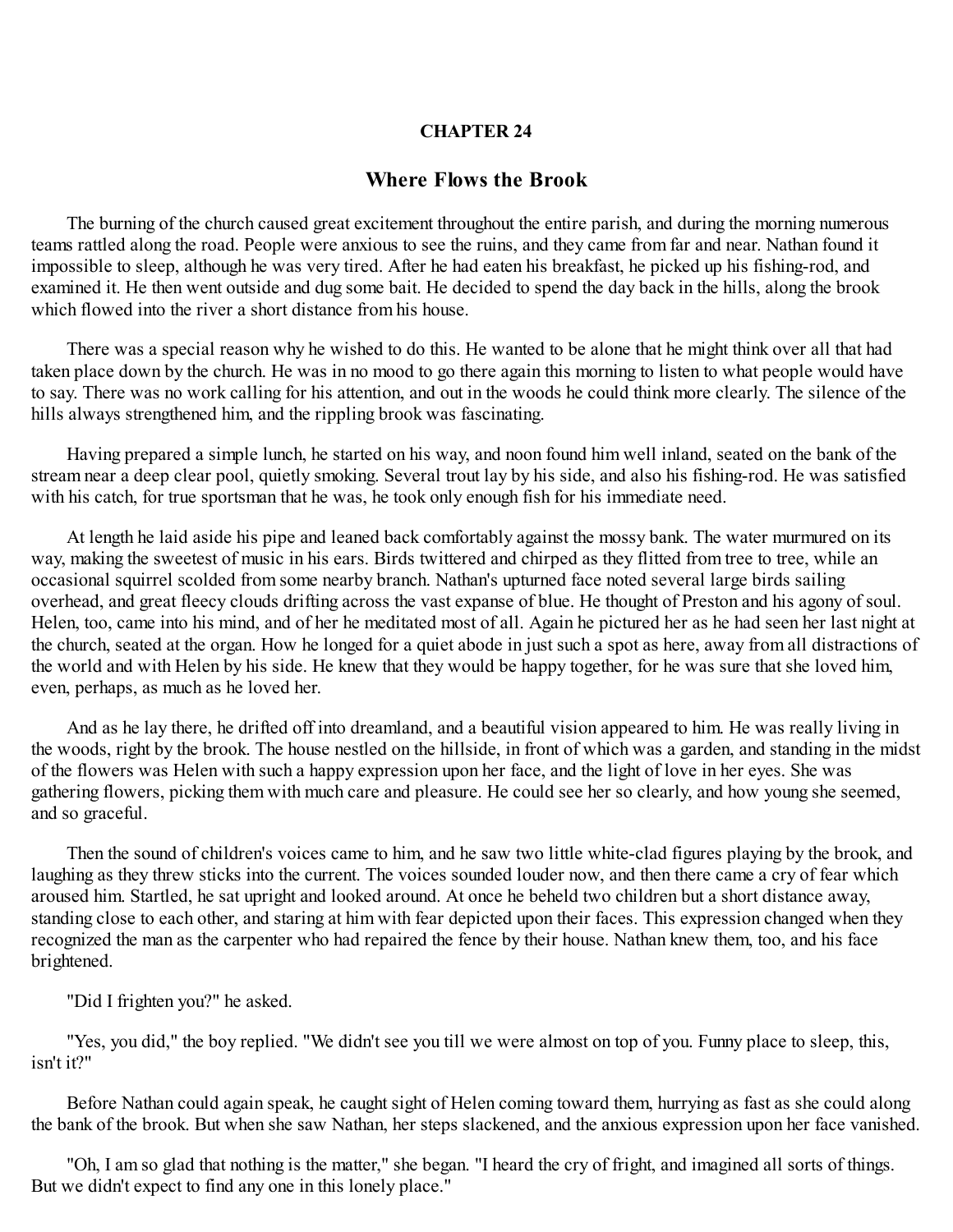## CHAPTER 24

## Where Flows the Brook

The burning of the church caused great excitement throughout the entire parish, and during the morning numerous teams rattled along the road. People were anxious to see the ruins, and they came from far and near. Nathan found it impossible to sleep, although he was very tired. After he had eaten his breakfast, he picked up his fishing-rod, and examined it. He then went outside and dug some bait. He decided to spend the day back in the hills, along the brook which flowed into the river a short distance from his house.

There was a special reason why he wished to do this. He wanted to be alone that he might think over all that had taken place down by the church. He was in no mood to go there again this morning to listen to what people would have to say. There was no work calling for his attention, and out in the woods he could think more clearly. The silence of the hills always strengthened him, and the rippling brook was fascinating.

Having prepared a simple lunch, he started on his way, and noon found him well inland, seated on the bank of the stream near a deep clear pool, quietly smoking. Several trout lay by his side, and also his fishing-rod. He was satisfied with his catch, for true sportsman that he was, he took only enough fish for his immediate need.

At length he laid aside his pipe and leaned back comfortably against the mossy bank. The water murmured on its way, making the sweetest of music in his ears. Birds twittered and chirped as they flitted from tree to tree, while an occasional squirrel scolded from some nearby branch. Nathan's upturned face noted several large birds sailing overhead, and great fleecy clouds drifting across the vast expanse of blue. He thought of Preston and his agony of soul. Helen, too, came into his mind, and of her he meditated most of all. Again he pictured her as he had seen her last night at the church, seated at the organ. How he longed for a quiet abode in just such a spot as here, away from all distractions of the world and with Helen by his side. He knew that they would be happy together, for he was sure that she loved him, even, perhaps, as much as he loved her.

And as he lay there, he drifted off into dreamland, and a beautiful vision appeared to him. He was really living in the woods, right by the brook. The house nestled on the hillside, in front of which was a garden, and standing in the midst of the flowers was Helen with such a happy expression upon her face, and the light of love in her eyes. She was gathering flowers, picking them with much care and pleasure. He could see her so clearly, and how young she seemed, and so graceful.

Then the sound of children's voices came to him, and he saw two little white-clad figures playing by the brook, and laughing as they threw sticks into the current. The voices sounded louder now, and then there came a cry of fear which aroused him. Startled, he sat upright and looked around. At once he beheld two children but a short distance away, standing close to each other, and staring at him with fear depicted upon their faces. This expression changed when they recognized the man as the carpenter who had repaired the fence by their house. Nathan knew them, too, and his face brightened.

"Did I frighten you?" he asked.

"Yes, you did," the boy replied. "We didn't see you till we were almost on top of you. Funny place to sleep, this, isn't it?"

Before Nathan could again speak, he caught sight of Helen coming toward them, hurrying as fast as she could along the bank of the brook. But when she saw Nathan, her steps slackened, and the anxious expression upon her face vanished.

"Oh, I am so glad that nothing is the matter," she began. "I heard the cry of fright, and imagined all sorts of things. But we didn't expect to find any one in this lonely place."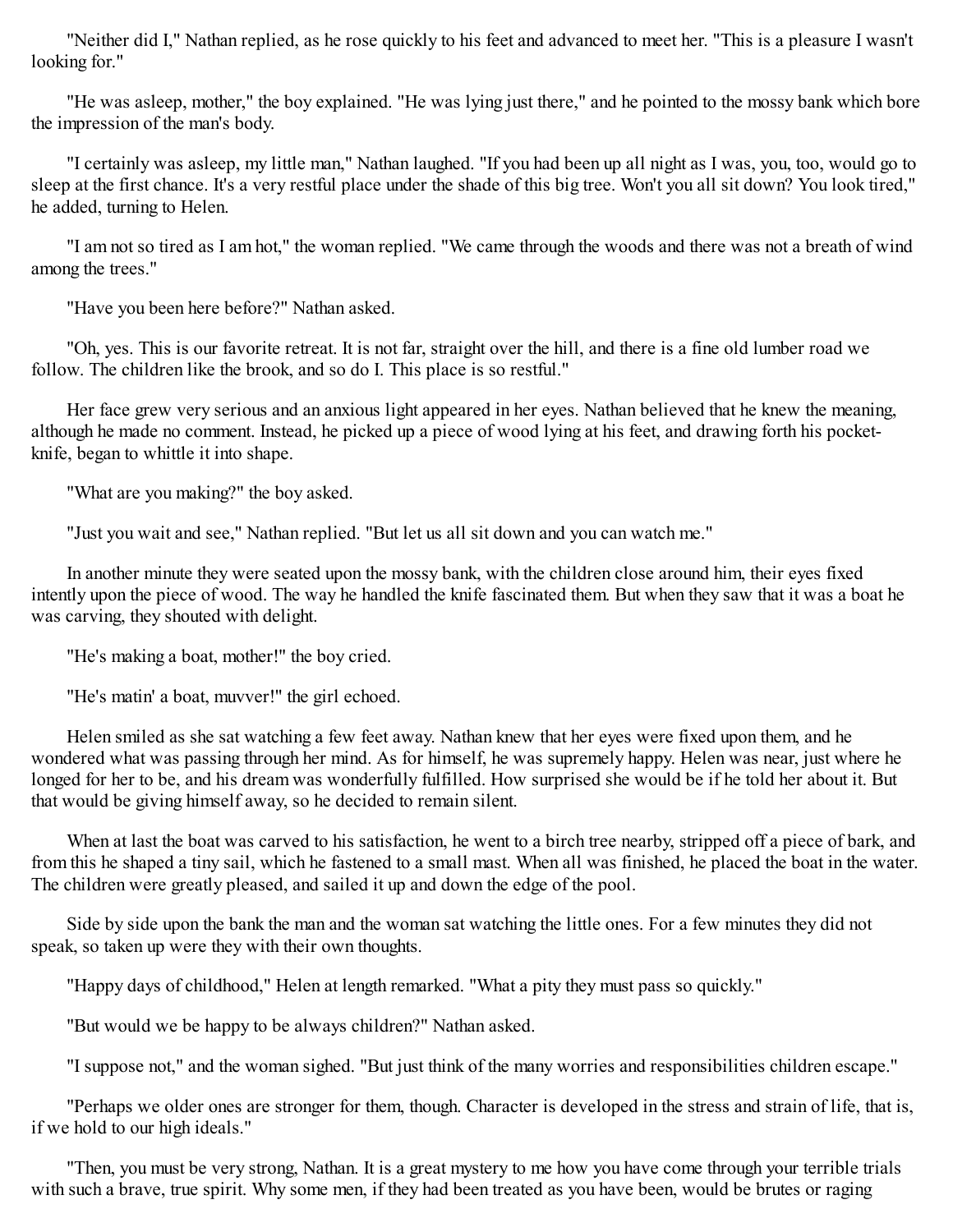"Neither did I," Nathan replied, as he rose quickly to his feet and advanced to meet her. "This is a pleasure I wasn't looking for."

"He was asleep, mother," the boy explained. "He was lying just there," and he pointed to the mossy bank which bore the impression of the man's body.

"I certainly was asleep, my little man," Nathan laughed. "If you had been up all night as I was, you, too, would go to sleep at the first chance. It's a very restful place under the shade of this big tree. Won't you all sit down? You look tired," he added, turning to Helen.

"I am not so tired as I am hot," the woman replied. "We came through the woods and there was not a breath of wind among the trees."

"Have you been here before?" Nathan asked.

"Oh, yes. This is our favorite retreat. It is not far, straight over the hill, and there is a fine old lumber road we follow. The children like the brook, and so do I. This place is so restful."

Her face grew very serious and an anxious light appeared in her eyes. Nathan believed that he knew the meaning, although he made no comment. Instead, he picked up a piece of wood lying at his feet, and drawing forth his pocket-knife, began to whittle it into shape.

"What are you making?" the boy asked.

"Just you wait and see," Nathan replied. "But let us all sit down and you can watch me."

In another minute they were seated upon the mossy bank, with the children close around him, their eyes fixed intently upon the piece of wood. The way he handled the knife fascinated them. But when they saw that it was a boat he was carving, they shouted with delight.

"He's making a boat, mother!" the boy cried.

"He's matin' a boat, muvver!" the girl echoed.

Helen smiled as she sat watching a few feet away. Nathan knew that her eyes were fixed upon them, and he wondered what was passing through her mind. As for himself, he was supremely happy. Helen was near, just where he longed for her to be, and his dream was wonderfully fulfilled. How surprised she would be if he told her about it. But that would be giving himself away, so he decided to remain silent.

When at last the boat was carved to his satisfaction, he went to a birch tree nearby, stripped off a piece of bark, and from this he shaped a tiny sail, which he fastened to a small mast. When all was finished, he placed the boat in the water. The children were greatly pleased, and sailed it up and down the edge of the pool.

Side by side upon the bank the man and the woman sat watching the little ones. For a few minutes they did not speak, so taken up were they with their own thoughts.

"Happy days of childhood," Helen at length remarked. "What a pity they must pass so quickly."

"But would we be happy to be always children?" Nathan asked.

"I suppose not," and the woman sighed. "But just think of the many worries and responsibilities children escape."

"Perhaps we older ones are stronger for them, though. Character is developed in the stress and strain of life, that is, if we hold to our high ideals."

"Then, you must be very strong, Nathan. It is a great mystery to me how you have come through your terrible trials with such a brave, true spirit. Why some men, if they had been treated as you have been, would be brutes or raging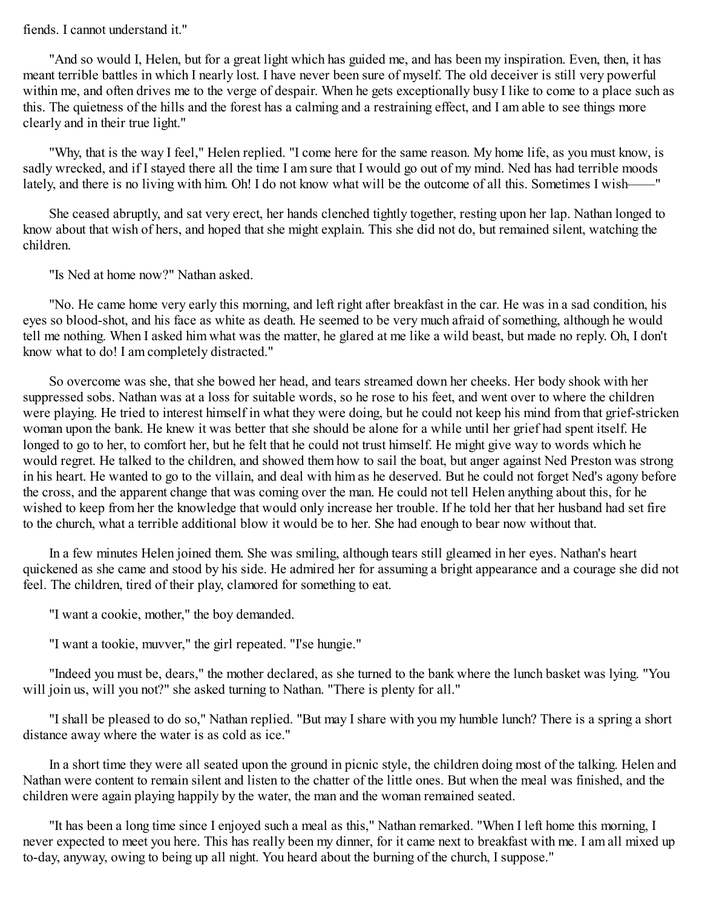fiends. I cannot understand it."

"And so would I, Helen, but for a great light which has guided me, and has been my inspiration. Even, then, it has meant terrible battles in which I nearly lost. I have never been sure of myself. The old deceiver is still very powerful within me, and often drives me to the verge of despair. When he gets exceptionally busy I like to come to a place such as this. The quietness of the hills and the forest has a calming and a restraining effect, and I am able to see things more clearly and in their true light."

"Why, that is the way I feel," Helen replied. "I come here for the same reason. My home life, as you must know, is sadly wrecked, and if I stayed there all the time I am sure that I would go out of my mind. Ned has had terrible moods lately, and there is no living with him. Oh! I do not know what will be the outcome of all this. Sometimes I wish——"

She ceased abruptly, and sat very erect, her hands clenched tightly together, resting upon her lap. Nathan longed to know about that wish of hers, and hoped that she might explain. This she did not do, but remained silent, watching the children.

"Is Ned at home now?" Nathan asked.

"No. He came home very early this morning, and left right after breakfast in the car. He was in a sad condition, his eyes so blood-shot, and his face as white as death. He seemed to be very much afraid of something, although he would tell me nothing. When I asked him what was the matter, he glared at me like a wild beast, but made no reply. Oh, I don't know what to do! I am completely distracted."

So overcome was she, that she bowed her head, and tears streamed down her cheeks. Her body shook with her suppressed sobs. Nathan was at a loss for suitable words, so he rose to his feet, and went over to where the children were playing. He tried to interest himself in what they were doing, but he could not keep his mind from that grief-stricken woman upon the bank. He knew it was better that she should be alone for a while until her grief had spent itself. He longed to go to her, to comfort her, but he felt that he could not trust himself. He might give way to words which he would regret. He talked to the children, and showed them how to sail the boat, but anger against Ned Preston was strong in his heart. He wanted to go to the villain, and deal with him as he deserved. But he could not forget Ned's agony before the cross, and the apparent change that was coming over the man. He could not tell Helen anything about this, for he wished to keep from her the knowledge that would only increase her trouble. If he told her that her husband had set fire to the church, what a terrible additional blow it would be to her. She had enough to bear now without that.

In a few minutes Helen joined them. She was smiling, although tears still gleamed in her eyes. Nathan's heart quickened as she came and stood by his side. He admired her for assuming a bright appearance and a courage she did not feel. The children, tired of their play, clamored for something to eat.

"I want a cookie, mother," the boy demanded.

"I want a tookie, muvver," the girl repeated. "I'se hungie."

"Indeed you must be, dears," the mother declared, as she turned to the bank where the lunch basket was lying. "You will join us, will you not?" she asked turning to Nathan. "There is plenty for all."

"I shall be pleased to do so," Nathan replied. "But may I share with you my humble lunch? There is a spring a short distance away where the water is as cold as ice."

In a short time they were all seated upon the ground in picnic style, the children doing most of the talking. Helen and Nathan were content to remain silent and listen to the chatter of the little ones. But when the meal was finished, and the children were again playing happily by the water, the man and the woman remained seated.

"It has been a long time since I enjoyed such a meal as this," Nathan remarked. "When I left home this morning, I never expected to meet you here. This has really been my dinner, for it came next to breakfast with me. I am all mixed up to-day, anyway, owing to being up all night. You heard about the burning of the church, I suppose."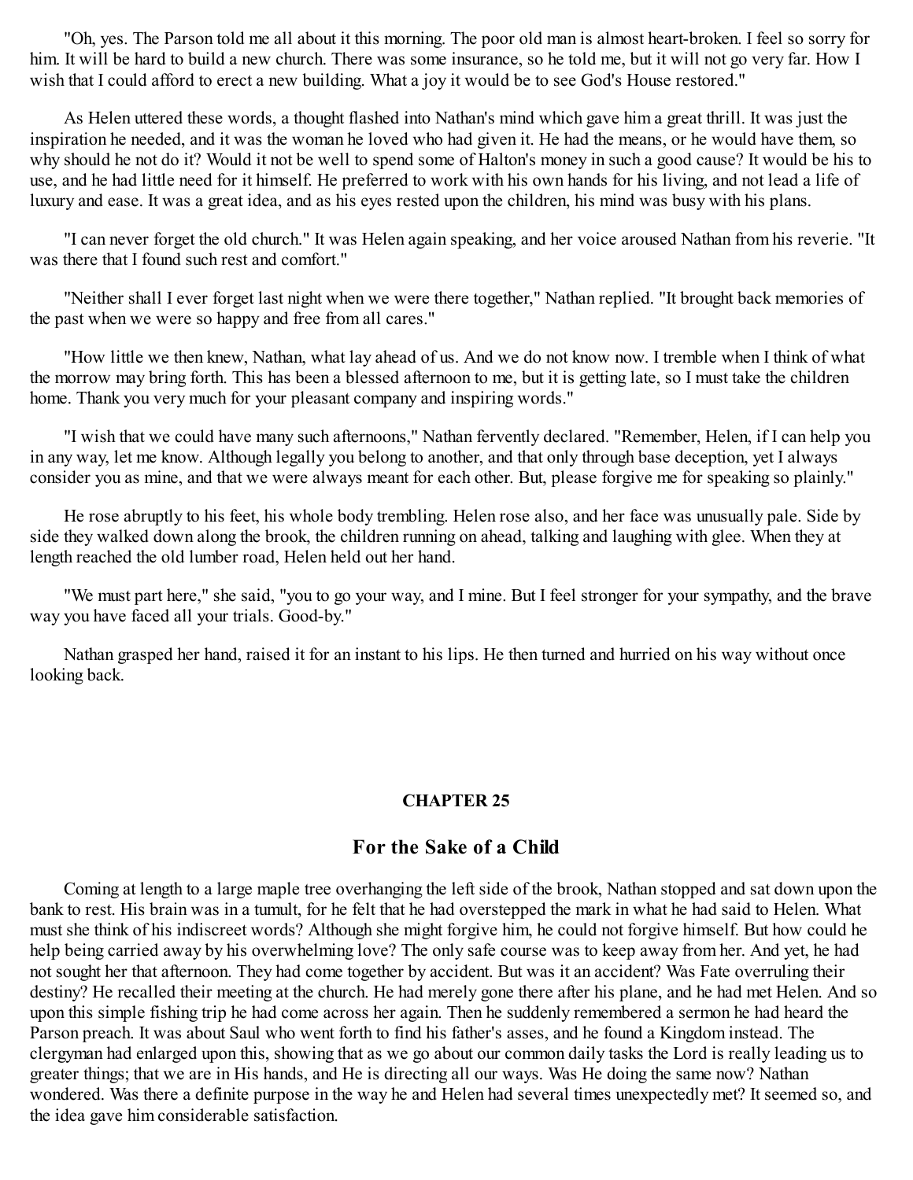"Oh, yes. The Parson told me all about it this morning. The poor old man is almost heart-broken. I feel so sorry for him. It will be hard to build a new church. There was some insurance, so he told me, but it will not go very far. How I wish that I could afford to erect a new building. What a joy it would be to see God's House restored."

As Helen uttered these words, a thought flashed into Nathan's mind which gave him a great thrill. It was just the inspiration he needed, and it was the woman he loved who had given it. He had the means, or he would have them, so why should he not do it? Would it not be well to spend some of Halton's money in such a good cause? It would be his to use, and he had little need for it himself. He preferred to work with his own hands for his living, and not lead a life of luxury and ease. It was a great idea, and as his eyes rested upon the children, his mind was busy with his plans.

"I can never forget the old church." It was Helen again speaking, and her voice aroused Nathan from his reverie. "It was there that I found such rest and comfort."

"Neither shall I ever forget last night when we were there together," Nathan replied. "It brought back memories of the past when we were so happy and free from all cares."

"How little we then knew, Nathan, what lay ahead of us. And we do not know now. I tremble when I think of what the morrow may bring forth. This has been a blessed afternoon to me, but it is getting late, so I must take the children home. Thank you very much for your pleasant company and inspiring words."

"I wish that we could have many such afternoons," Nathan fervently declared. "Remember, Helen, if I can help you in any way, let me know. Although legally you belong to another, and that only through base deception, yet I always consider you as mine, and that we were always meant for each other. But, please forgive me for speaking so plainly."

He rose abruptly to his feet, his whole body trembling. Helen rose also, and her face was unusually pale. Side by side they walked down along the brook, the children running on ahead, talking and laughing with glee. When they at length reached the old lumber road, Helen held out her hand.

"We must part here," she said, "you to go your way, and I mine. But I feel stronger for your sympathy, and the brave way you have faced all your trials. Good-by."

Nathan grasped her hand, raised it for an instant to his lips. He then turned and hurried on his way without once looking back.

#### CHAPTER 25

## For the Sake of a Child

Coming at length to a large maple tree overhanging the left side of the brook, Nathan stopped and sat down upon the bank to rest. His brain was in a tumult, for he felt that he had overstepped the mark in what he had said to Helen. What must she think of his indiscreet words? Although she might forgive him, he could not forgive himself. But how could he help being carried away by his overwhelming love? The only safe course was to keep away from her. And yet, he had not sought her that afternoon. They had come together by accident. But was it an accident? Was Fate overruling their destiny? He recalled their meeting at the church. He had merely gone there after his plane, and he had met Helen. And so upon this simple fishing trip he had come across her again. Then he suddenly remembered a sermon he had heard the Parson preach. It was about Saul who went forth to find his father's asses, and he found a Kingdom instead. The clergyman had enlarged upon this, showing that as we go about our common daily tasks the Lord is really leading us to greater things; that we are in His hands, and He is directing all our ways. Was He doing the same now? Nathan wondered. Was there a definite purpose in the way he and Helen had several times unexpectedly met? It seemed so, and the idea gave him considerable satisfaction.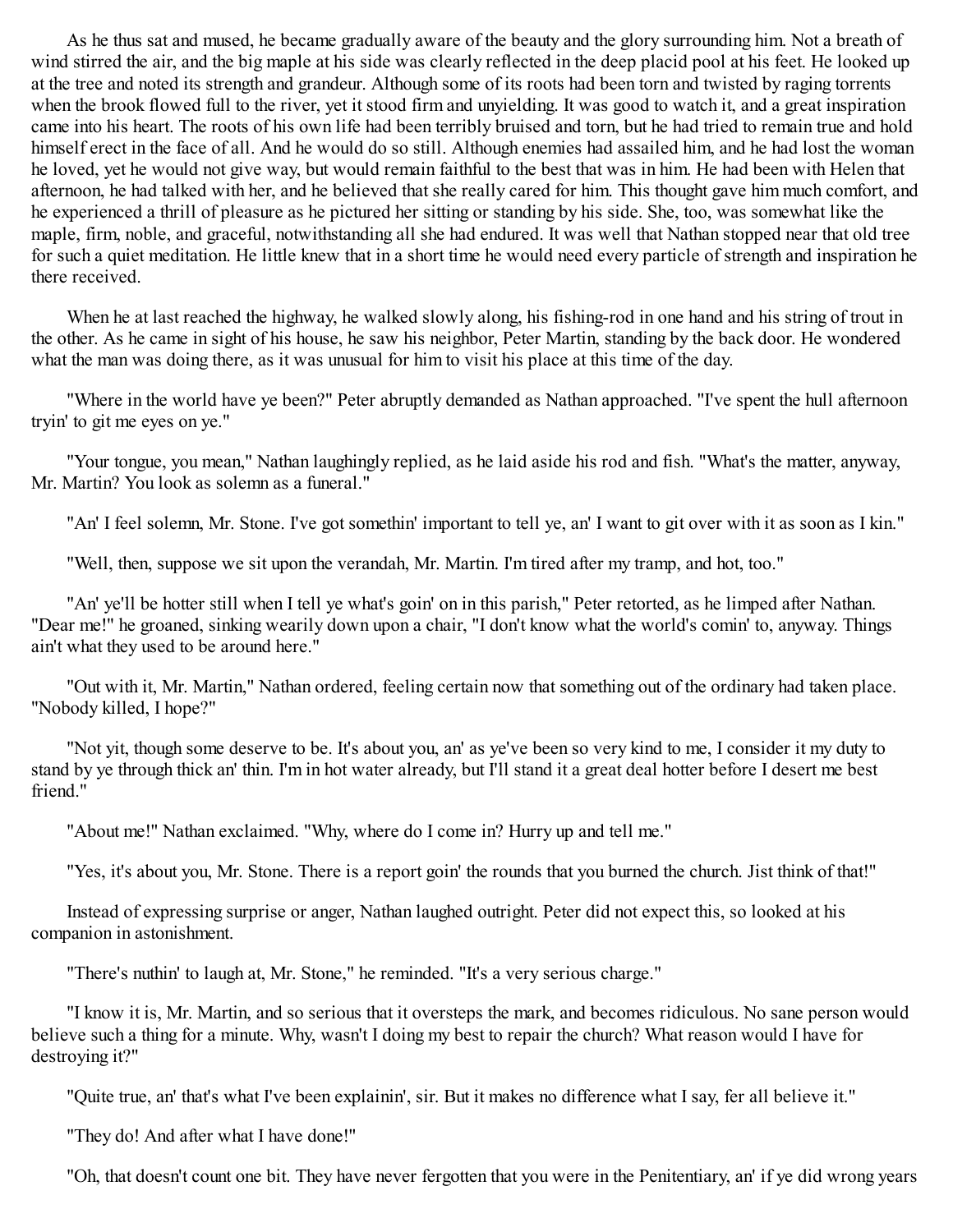As he thus sat and mused, he became gradually aware of the beauty and the glory surrounding him. Not a breath of wind stirred the air, and the big maple at his side was clearly reflected in the deep placid pool at his feet. He looked up at the tree and noted its strength and grandeur. Although some of its roots had been torn and twisted by raging torrents when the brook flowed full to the river, yet it stood firm and unyielding. It was good to watch it, and a great inspiration came into his heart. The roots of his own life had been terribly bruised and torn, but he had tried to remain true and hold himself erect in the face of all. And he would do so still. Although enemies had assailed him, and he had lost the woman he loved, yet he would not give way, but would remain faithful to the best that was in him. He had been with Helen that afternoon, he had talked with her, and he believed that she really cared for him. This thought gave him much comfort, and he experienced a thrill of pleasure as he pictured her sitting or standing by his side. She, too, was somewhat like the maple, firm, noble, and graceful, notwithstanding all she had endured. It was well that Nathan stopped near that old tree for such a quiet meditation. He little knew that in a short time he would need every particle of strength and inspiration he there received.

When he at last reached the highway, he walked slowly along, his fishing-rod in one hand and his string of trout in the other. As he came in sight of his house, he saw his neighbor, Peter Martin, standing by the back door. He wondered what the man was doing there, as it was unusual for him to visit his place at this time of the day.

"Where in the world have ye been?" Peter abruptly demanded as Nathan approached. "I've spent the hull afternoon tryin' to git me eyes on ye."

"Your tongue, you mean," Nathan laughingly replied, as he laid aside his rod and fish. "What's the matter, anyway, Mr. Martin? You look as solemn as a funeral."

"An' I feel solemn, Mr. Stone. I've got somethin' important to tell ye, an' I want to git over with it as soon as I kin."

"Well, then, suppose we sit upon the verandah, Mr. Martin. I'm tired after my tramp, and hot, too."

"An' ye'll be hotter still when I tell ye what's goin' on in this parish," Peter retorted, as he limped after Nathan. "Dear me!" he groaned, sinking wearily down upon a chair, "I don't know what the world's comin' to, anyway. Things ain't what they used to be around here."

"Out with it, Mr. Martin," Nathan ordered, feeling certain now that something out of the ordinary had taken place. "Nobody killed, I hope?"

"Not yit, though some deserve to be. It's about you, an' as ye've been so very kind to me, I consider it my duty to stand by ye through thick an' thin. I'm in hot water already, but I'll stand it a great deal hotter before I desert me best friend."

"About me!" Nathan exclaimed. "Why, where do I come in? Hurry up and tell me."

"Yes, it's about you, Mr. Stone. There is a report goin' the rounds that you burned the church. Jist think of that!"

Instead of expressing surprise or anger, Nathan laughed outright. Peter did not expect this, so looked at his companion in astonishment.

"There's nuthin' to laugh at, Mr. Stone," he reminded. "It's a very serious charge."

"I know it is, Mr. Martin, and so serious that it oversteps the mark, and becomes ridiculous. No sane person would believe such a thing for a minute. Why, wasn't I doing my best to repair the church? What reason would I have for destroying it?"

"Quite true, an' that's what I've been explainin', sir. But it makes no difference what I say, fer all believe it."

"They do! And after what I have done!"

"Oh, that doesn't count one bit. They have never fergotten that you were in the Penitentiary, an' if ye did wrong years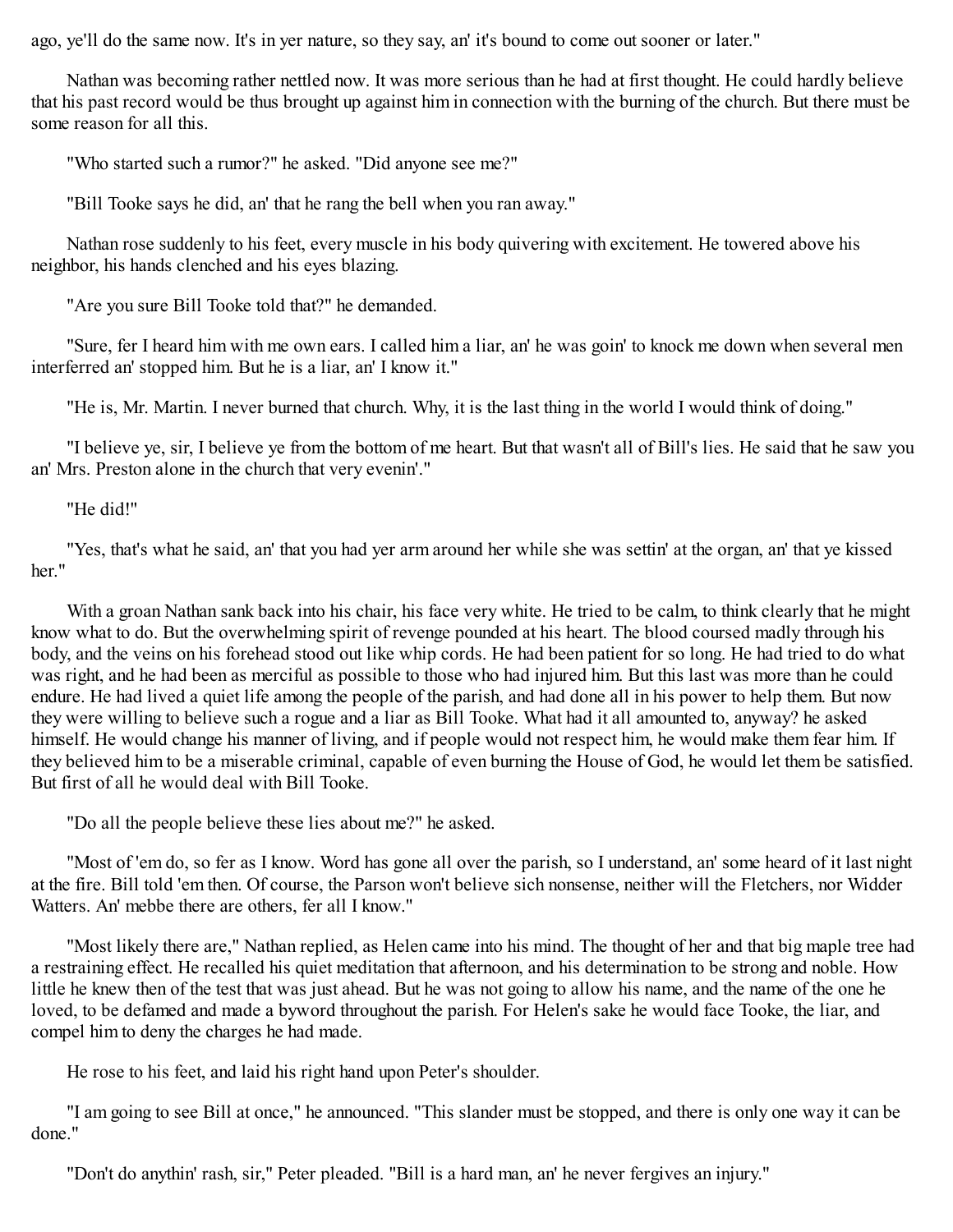ago, ye'll do the same now. It's in yer nature, so they say, an' it's bound to come out sooner or later."

Nathan was becoming rather nettled now. It was more serious than he had at first thought. He could hardly believe that his past record would be thus brought up against him in connection with the burning of the church. But there must be some reason for all this.

"Who started such a rumor?" he asked. "Did anyone see me?"

"Bill Tooke says he did, an' that he rang the bell when you ran away."

Nathan rose suddenly to his feet, every muscle in his body quivering with excitement. He towered above his neighbor, his hands clenched and his eyes blazing.

"Are you sure Bill Tooke told that?" he demanded.

"Sure, fer I heard him with me own ears. I called him a liar, an' he was goin' to knock me down when several men interferred an' stopped him. But he is a liar, an' I know it."

"He is, Mr. Martin. I never burned that church. Why, it is the last thing in the world I would think of doing."

"I believe ye, sir, I believe ye from the bottom of me heart. But that wasn't all of Bill's lies. He said that he saw you an' Mrs. Preston alone in the church that very evenin'."

"He did!"

"Yes, that's what he said, an' that you had yer arm around her while she was settin' at the organ, an' that ye kissed her."

With a groan Nathan sank back into his chair, his face very white. He tried to be calm, to think clearly that he might know what to do. But the overwhelming spirit of revenge pounded at his heart. The blood coursed madly through his body, and the veins on his forehead stood out like whip cords. He had been patient for so long. He had tried to do what was right, and he had been as merciful as possible to those who had injured him. But this last was more than he could endure. He had lived a quiet life among the people of the parish, and had done all in his power to help them. But now they were willing to believe such a rogue and a liar as Bill Tooke. What had it all amounted to, anyway? he asked himself. He would change his manner of living, and if people would not respect him, he would make them fear him. If they believed him to be a miserable criminal, capable of even burning the House of God, he would let them be satisfied. But first of all he would deal with Bill Tooke.

"Do all the people believe these lies about me?" he asked.

"Most of 'em do, so fer as I know. Word has gone all over the parish, so I understand, an' some heard of it last night at the fire. Bill told 'em then. Of course, the Parson won't believe sich nonsense, neither will the Fletchers, nor Widder Watters. An' mebbe there are others, fer all I know."

"Most likely there are," Nathan replied, as Helen came into his mind. The thought of her and that big maple tree had a restraining effect. He recalled his quiet meditation that afternoon, and his determination to be strong and noble. How little he knew then of the test that was just ahead. But he was not going to allow his name, and the name of the one he loved, to be defamed and made a byword throughout the parish. For Helen's sake he would face Tooke, the liar, and compel him to deny the charges he had made.

He rose to his feet, and laid his right hand upon Peter's shoulder.

"I am going to see Bill at once," he announced. "This slander must be stopped, and there is only one way it can be done."

"Don't do anythin' rash, sir," Peter pleaded. "Bill is a hard man, an' he never fergives an injury."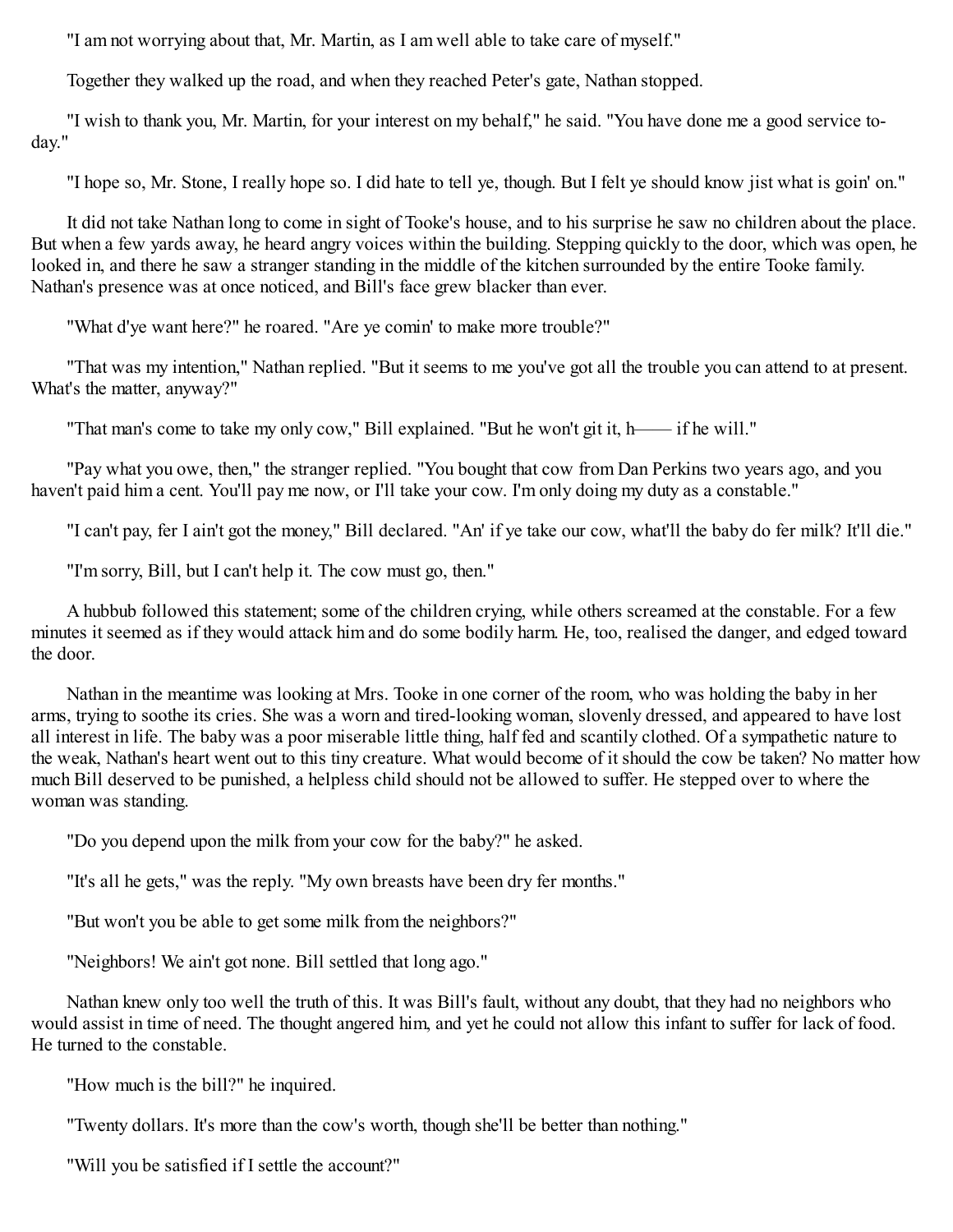"I am not worrying about that, Mr. Martin, as I am well able to take care of myself."

Together they walked up the road, and when they reached Peter's gate, Nathan stopped.

"I wish to thank you, Mr. Martin, for your interest on my behalf," he said. "You have done me a good service to-day."

"I hope so, Mr. Stone, I really hope so. I did hate to tell ye, though. But I felt ye should know jist what is goin' on."

It did not take Nathan long to come in sight of Tooke's house, and to his surprise he saw no children about the place. But when a few yards away, he heard angry voices within the building. Stepping quickly to the door, which was open, he looked in, and there he saw a stranger standing in the middle of the kitchen surrounded by the entire Tooke family. Nathan's presence was at once noticed, and Bill's face grew blacker than ever.

"What d'ye want here?" he roared. "Are ye comin' to make more trouble?"

"That was my intention," Nathan replied. "But it seems to me you've got all the trouble you can attend to at present. What's the matter, anyway?"

"That man's come to take my only cow," Bill explained. "But he won't git it, h—— if he will."

"Pay what you owe, then," the stranger replied. "You bought that cow from Dan Perkins two years ago, and you haven't paid him a cent. You'll pay me now, or I'll take your cow. I'm only doing my duty as a constable."

"I can't pay, fer I ain't got the money," Bill declared. "An' if ye take our cow, what'll the baby do fer milk? It'll die."

"I'm sorry, Bill, but I can't help it. The cow must go, then."

A hubbub followed this statement; some of the children crying, while others screamed at the constable. For a few minutes it seemed as if they would attack him and do some bodily harm. He, too, realised the danger, and edged toward the door.

Nathan in the meantime was looking at Mrs. Tooke in one corner of the room, who was holding the baby in her arms, trying to soothe its cries. She was a worn and tired-looking woman, slovenly dressed, and appeared to have lost all interest in life. The baby was a poor miserable little thing, half fed and scantily clothed. Of a sympathetic nature to the weak, Nathan's heart went out to this tiny creature. What would become of it should the cow be taken? No matter how much Bill deserved to be punished, a helpless child should not be allowed to suffer. He stepped over to where the woman was standing.

"Do you depend upon the milk from your cow for the baby?" he asked.

"It's all he gets," was the reply. "My own breasts have been dry fer months."

"But won't you be able to get some milk from the neighbors?"

"Neighbors! We ain't got none. Bill settled that long ago."

Nathan knew only too well the truth of this. It was Bill's fault, without any doubt, that they had no neighbors who would assist in time of need. The thought angered him, and yet he could not allow this infant to suffer for lack of food. He turned to the constable.

"How much is the bill?" he inquired.

"Twenty dollars. It's more than the cow's worth, though she'll be better than nothing."

"Will you be satisfied if I settle the account?"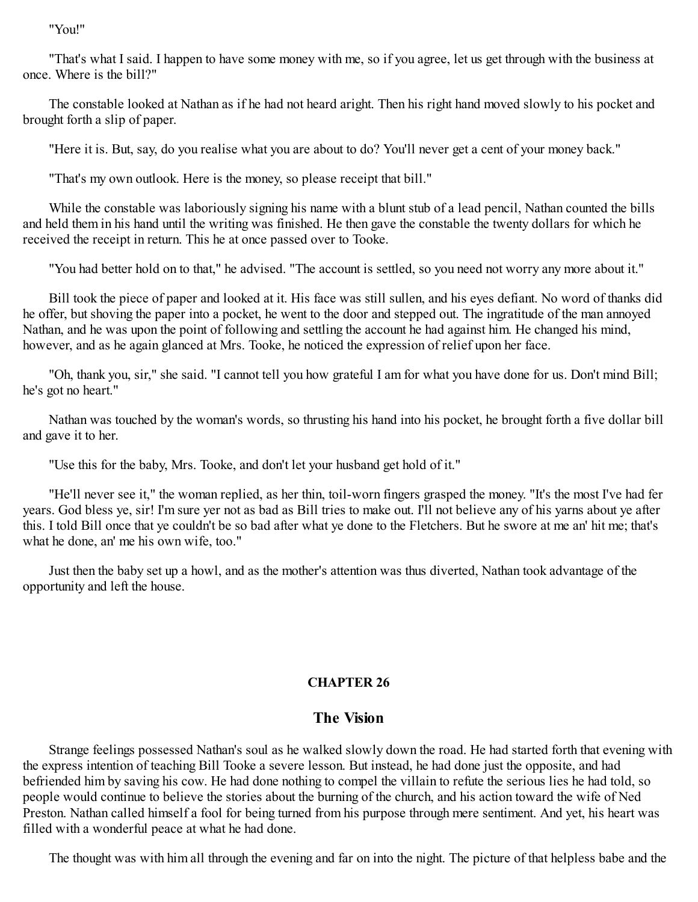"You!"

"That's what I said. I happen to have some money with me, so if you agree, let us get through with the business at once. Where is the bill?"

The constable looked at Nathan as if he had not heard aright. Then his right hand moved slowly to his pocket and brought forth a slip of paper.

"Here it is. But, say, do you realise what you are about to do? You'll never get a cent of your money back."

"That's my own outlook. Here is the money, so please receipt that bill."

While the constable was laboriously signing his name with a blunt stub of a lead pencil, Nathan counted the bills and held them in his hand until the writing was finished. He then gave the constable the twenty dollars for which he received the receipt in return. This he at once passed over to Tooke.

"You had better hold on to that," he advised. "The account is settled, so you need not worry any more about it."

Bill took the piece of paper and looked at it. His face was still sullen, and his eyes defiant. No word of thanks did he offer, but shoving the paper into a pocket, he went to the door and stepped out. The ingratitude of the man annoyed Nathan, and he was upon the point of following and settling the account he had against him. He changed his mind, however, and as he again glanced at Mrs. Tooke, he noticed the expression of relief upon her face.

"Oh, thank you, sir," she said. "I cannot tell you how grateful I am for what you have done for us. Don't mind Bill; he's got no heart."

Nathan was touched by the woman's words, so thrusting his hand into his pocket, he brought forth a five dollar bill and gave it to her.

"Use this for the baby, Mrs. Tooke, and don't let your husband get hold of it."

"He'll never see it," the woman replied, as her thin, toil-worn fingers grasped the money. "It's the most I've had fer years. God bless ye, sir! I'm sure yer not as bad as Bill tries to make out. I'll not believe any of his yarns about ye after this. I told Bill once that ye couldn't be so bad after what ye done to the Fletchers. But he swore at me an' hit me; that's what he done, an' me his own wife, too."

Just then the baby set up a howl, and as the mother's attention was thus diverted, Nathan took advantage of the opportunity and left the house.

## CHAPTER 26

### The Vision

Strange feelings possessed Nathan's soul as he walked slowly down the road. He had started forth that evening with the express intention of teaching Bill Tooke a severe lesson. But instead, he had done just the opposite, and had befriended him by saving his cow. He had done nothing to compel the villain to refute the serious lies he had told, so people would continue to believe the stories about the burning of the church, and his action toward the wife of Ned Preston. Nathan called himself a fool for being turned from his purpose through mere sentiment. And yet, his heart was filled with a wonderful peace at what he had done.

The thought was with him all through the evening and far on into the night. The picture of that helpless babe and the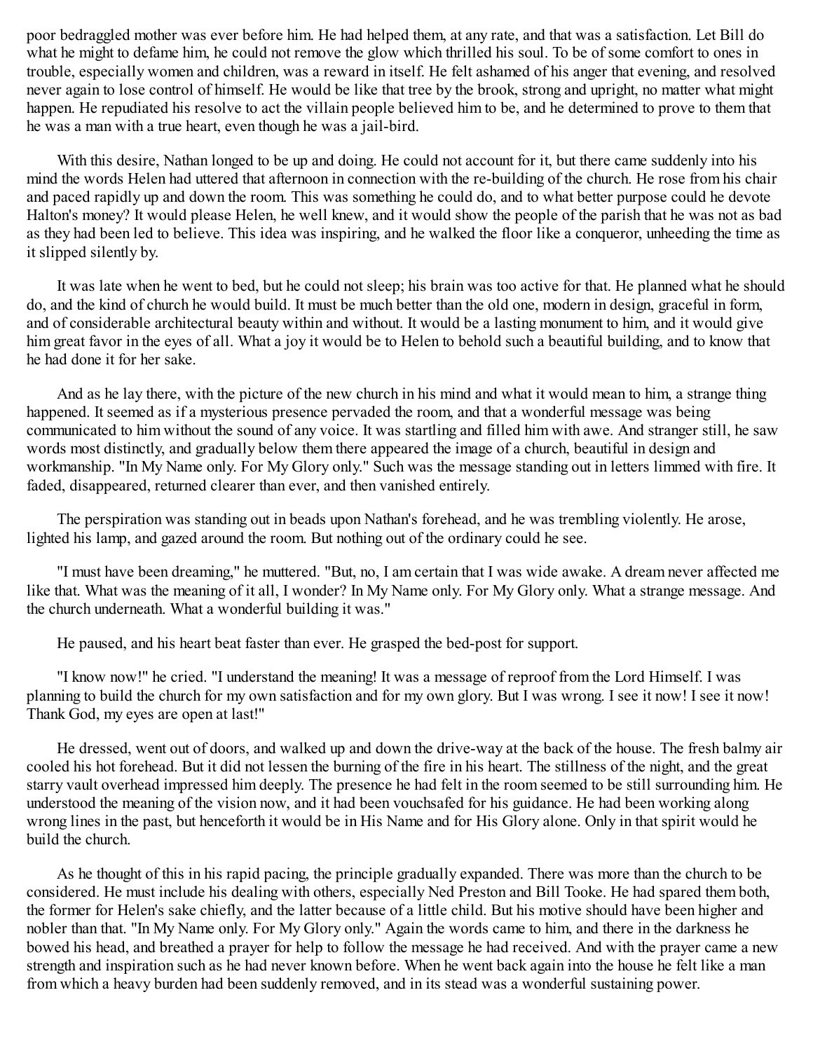poor bedraggled mother was ever before him. He had helped them, at any rate, and that was a satisfaction. Let Bill do what he might to defame him, he could not remove the glow which thrilled his soul. To be of some comfort to ones in trouble, especially women and children, was a reward in itself. He felt ashamed of his anger that evening, and resolved never again to lose control of himself. He would be like that tree by the brook, strong and upright, no matter what might happen. He repudiated his resolve to act the villain people believed him to be, and he determined to prove to them that he was a man with a true heart, even though he was a jail-bird.

With this desire, Nathan longed to be up and doing. He could not account for it, but there came suddenly into his mind the words Helen had uttered that afternoon in connection with the re-building of the church. He rose from his chair and paced rapidly up and down the room. This was something he could do, and to what better purpose could he devote Halton's money? It would please Helen, he well knew, and it would show the people of the parish that he was not as bad as they had been led to believe. This idea was inspiring, and he walked the floor like a conqueror, unheeding the time as it slipped silently by.

It was late when he went to bed, but he could not sleep; his brain was too active for that. He planned what he should do, and the kind of church he would build. It must be much better than the old one, modern in design, graceful in form, and of considerable architectural beauty within and without. It would be a lasting monument to him, and it would give him great favor in the eyes of all. What a joy it would be to Helen to behold such a beautiful building, and to know that he had done it for her sake.

And as he lay there, with the picture of the new church in his mind and what it would mean to him, a strange thing happened. It seemed as if a mysterious presence pervaded the room, and that a wonderful message was being communicated to him without the sound of any voice. It was startling and filled him with awe. And stranger still, he saw words most distinctly, and gradually below them there appeared the image of a church, beautiful in design and workmanship. "In My Name only. For My Glory only." Such was the message standing out in letters limmed with fire. It faded, disappeared, returned clearer than ever, and then vanished entirely.

The perspiration was standing out in beads upon Nathan's forehead, and he was trembling violently. He arose, lighted his lamp, and gazed around the room. But nothing out of the ordinary could he see.

"I must have been dreaming," he muttered. "But, no, I am certain that I was wide awake. A dream never affected me like that. What was the meaning of it all, I wonder? In My Name only. For My Glory only. What a strange message. And the church underneath. What a wonderful building it was."

He paused, and his heart beat faster than ever. He grasped the bed-post for support.

"I know now!" he cried. "I understand the meaning! It was a message of reproof from the Lord Himself. I was planning to build the church for my own satisfaction and for my own glory. But I was wrong. I see it now! I see it now! Thank God, my eyes are open at last!"

He dressed, went out of doors, and walked up and down the drive-way at the back of the house. The fresh balmy air cooled his hot forehead. But it did not lessen the burning of the fire in his heart. The stillness of the night, and the great starry vault overhead impressed him deeply. The presence he had felt in the room seemed to be still surrounding him. He understood the meaning of the vision now, and it had been vouchsafed for his guidance. He had been working along wrong lines in the past, but henceforth it would be in His Name and for His Glory alone. Only in that spirit would he build the church.

As he thought of this in his rapid pacing, the principle gradually expanded. There was more than the church to be considered. He must include his dealing with others, especially Ned Preston and Bill Tooke. He had spared them both, the former for Helen's sake chiefly, and the latter because of a little child. But his motive should have been higher and nobler than that. "In My Name only. For My Glory only." Again the words came to him, and there in the darkness he bowed his head, and breathed a prayer for help to follow the message he had received. And with the prayer came a new strength and inspiration such as he had never known before. When he went back again into the house he felt like a man from which a heavy burden had been suddenly removed, and in its stead was a wonderful sustaining power.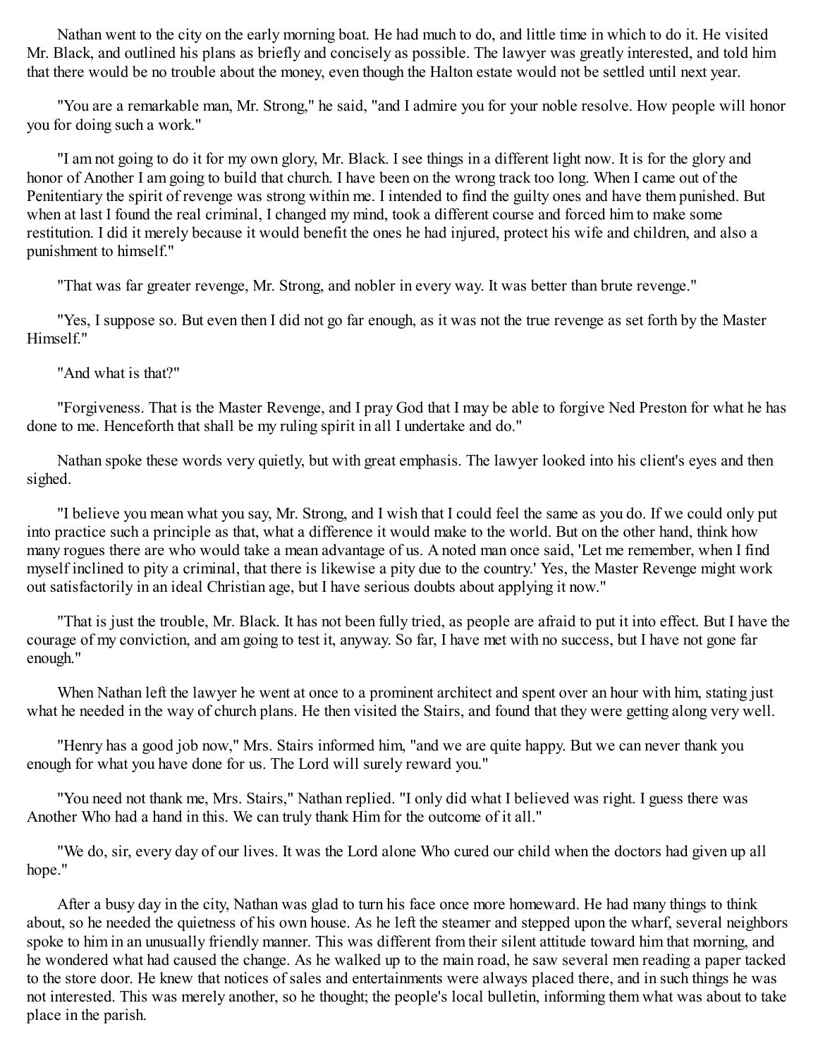Nathan went to the city on the early morning boat. He had much to do, and little time in which to do it. He visited Mr. Black, and outlined his plans as briefly and concisely as possible. The lawyer was greatly interested, and told him that there would be no trouble about the money, even though the Halton estate would not be settled until next year.

"You are a remarkable man, Mr. Strong," he said, "and I admire you for your noble resolve. How people will honor you for doing such a work."

"I am not going to do it for my own glory, Mr. Black. I see things in a different light now. It is for the glory and honor of Another I am going to build that church. I have been on the wrong track too long. When I came out of the Penitentiary the spirit of revenge was strong within me. I intended to find the guilty ones and have them punished. But when at last I found the real criminal, I changed my mind, took a different course and forced him to make some restitution. I did it merely because it would benefit the ones he had injured, protect his wife and children, and also a punishment to himself."

"That was far greater revenge, Mr. Strong, and nobler in every way. It was better than brute revenge."

"Yes, I suppose so. But even then I did not go far enough, as it was not the true revenge as set forth by the Master Himself."

"And what is that?"

"Forgiveness. That is the Master Revenge, and I pray God that I may be able to forgive Ned Preston for what he has done to me. Henceforth that shall be my ruling spirit in all I undertake and do."

Nathan spoke these words very quietly, but with great emphasis. The lawyer looked into his client's eyes and then sighed.

"I believe you mean what you say, Mr. Strong, and I wish that I could feel the same as you do. If we could only put into practice such a principle as that, what a difference it would make to the world. But on the other hand, think how many rogues there are who would take a mean advantage of us. A noted man once said, 'Let me remember, when I find myself inclined to pity a criminal, that there is likewise a pity due to the country.' Yes, the Master Revenge might work out satisfactorily in an ideal Christian age, but I have serious doubts about applying it now."

"That is just the trouble, Mr. Black. It has not been fully tried, as people are afraid to put it into effect. But I have the courage of my conviction, and am going to test it, anyway. So far, I have met with no success, but I have not gone far enough."

When Nathan left the lawyer he went at once to a prominent architect and spent over an hour with him, stating just what he needed in the way of church plans. He then visited the Stairs, and found that they were getting along very well.

"Henry has a good job now," Mrs. Stairs informed him, "and we are quite happy. But we can never thank you enough for what you have done for us. The Lord will surely reward you."

"You need not thank me, Mrs. Stairs," Nathan replied. "I only did what I believed was right. I guess there was Another Who had a hand in this. We can truly thank Him for the outcome of it all."

"We do, sir, every day of our lives. It was the Lord alone Who cured our child when the doctors had given up all hope."

After a busy day in the city, Nathan was glad to turn his face once more homeward. He had many things to think about, so he needed the quietness of his own house. As he left the steamer and stepped upon the wharf, several neighbors spoke to him in an unusually friendly manner. This was different from their silent attitude toward him that morning, and he wondered what had caused the change. As he walked up to the main road, he saw several men reading a paper tacked to the store door. He knew that notices of sales and entertainments were always placed there, and in such things he was not interested. This was merely another, so he thought; the people's local bulletin, informing them what was about to take place in the parish.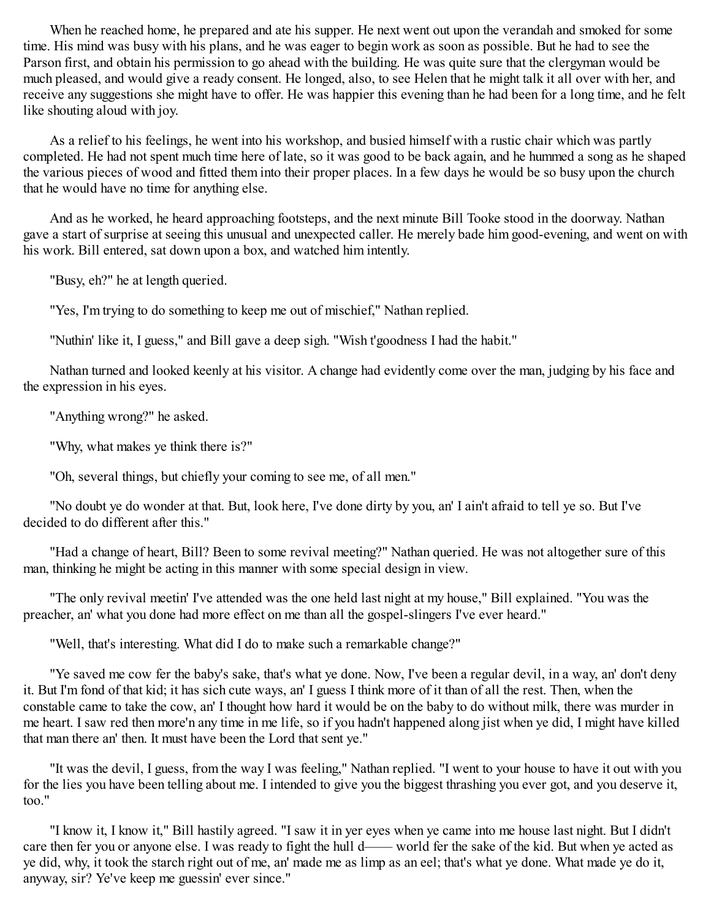When he reached home, he prepared and ate his supper. He next went out upon the verandah and smoked for some time. His mind was busy with his plans, and he was eager to begin work as soon as possible. But he had to see the Parson first, and obtain his permission to go ahead with the building. He was quite sure that the clergyman would be much pleased, and would give a ready consent. He longed, also, to see Helen that he might talk it all over with her, and receive any suggestions she might have to offer. He was happier this evening than he had been for a long time, and he felt like shouting aloud with joy.

As a relief to his feelings, he went into his workshop, and busied himself with a rustic chair which was partly completed. He had not spent much time here of late, so it was good to be back again, and he hummed a song as he shaped the various pieces of wood and fitted them into their proper places. In a few days he would be so busy upon the church that he would have no time for anything else.

And as he worked, he heard approaching footsteps, and the next minute Bill Tooke stood in the doorway. Nathan gave a start of surprise at seeing this unusual and unexpected caller. He merely bade him good-evening, and went on with his work. Bill entered, sat down upon a box, and watched him intently.

"Busy, eh?" he at length queried.

"Yes, I'm trying to do something to keep me out of mischief," Nathan replied.

"Nuthin' like it, I guess," and Bill gave a deep sigh. "Wish t'goodness I had the habit."

Nathan turned and looked keenly at his visitor. A change had evidently come over the man, judging by his face and the expression in his eyes.

"Anything wrong?" he asked.

"Why, what makes ye think there is?"

"Oh, several things, but chiefly your coming to see me, of all men."

"No doubt ye do wonder at that. But, look here, I've done dirty by you, an' I ain't afraid to tell ye so. But I've decided to do different after this."

"Had a change of heart, Bill? Been to some revival meeting?" Nathan queried. He was not altogether sure of this man, thinking he might be acting in this manner with some special design in view.

"The only revival meetin' I've attended was the one held last night at my house," Bill explained. "You was the preacher, an' what you done had more effect on me than all the gospel-slingers I've ever heard."

"Well, that's interesting. What did I do to make such a remarkable change?"

"Ye saved me cow fer the baby's sake, that's what ye done. Now, I've been a regular devil, in a way, an' don't deny it. But I'm fond of that kid; it has sich cute ways, an' I guess I think more of it than of all the rest. Then, when the constable came to take the cow, an' I thought how hard it would be on the baby to do without milk, there was murder in me heart. I saw red then more'n any time in me life, so if you hadn't happened along jist when ye did, I might have killed that man there an' then. It must have been the Lord that sent ye."

"It was the devil, I guess, from the way I was feeling," Nathan replied. "I went to your house to have it out with you for the lies you have been telling about me. I intended to give you the biggest thrashing you ever got, and you deserve it, too."

"I know it, I know it," Bill hastily agreed. "I saw it in yer eyes when ye came into me house last night. But I didn't care then fer you or anyone else. I was ready to fight the hull d—— world fer the sake of the kid. But when ye acted as ye did, why, it took the starch right out of me, an' made me as limp as an eel; that's what ye done. What made ye do it, anyway, sir? Ye've keep me guessin' ever since."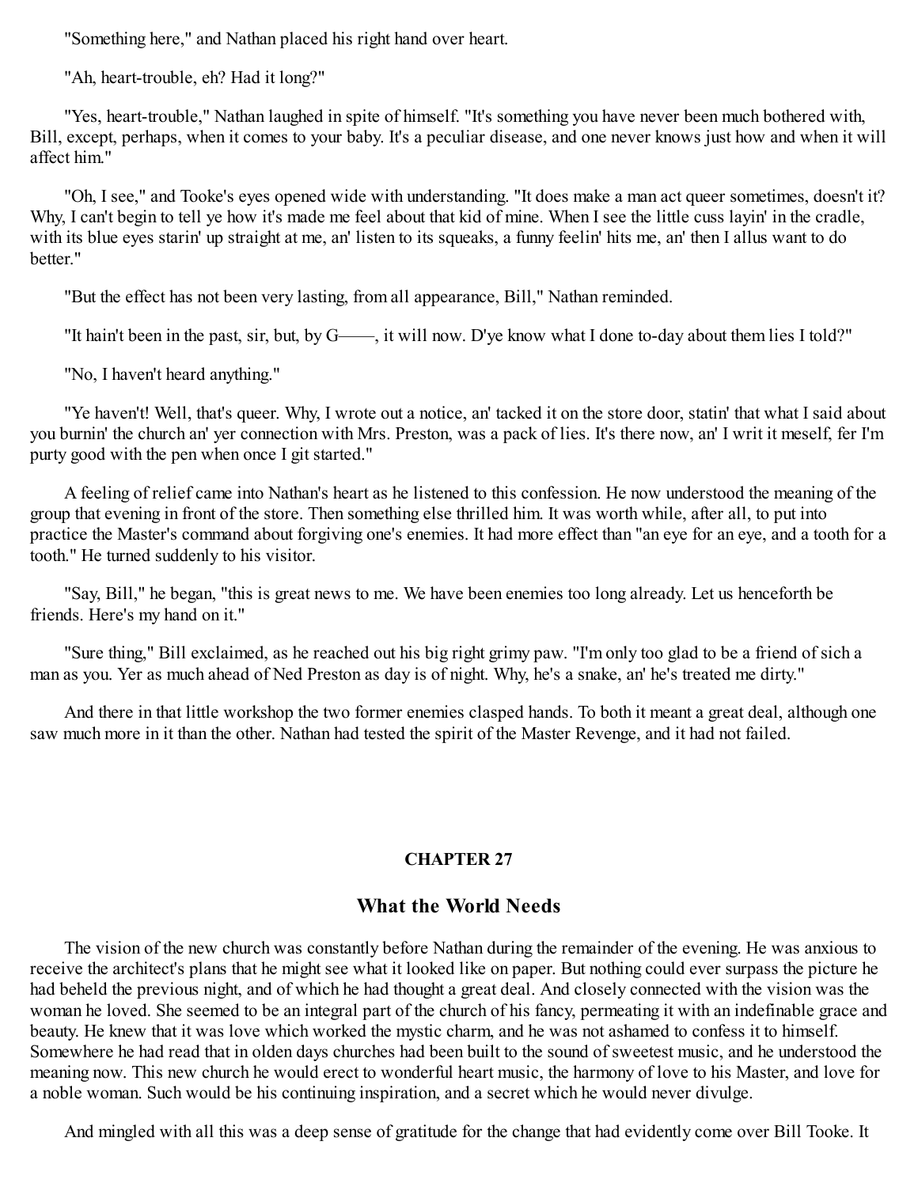"Something here," and Nathan placed his right hand over heart.

"Ah, heart-trouble, eh? Had it long?"

"Yes, heart-trouble," Nathan laughed in spite of himself. "It's something you have never been much bothered with, Bill, except, perhaps, when it comes to your baby. It's a peculiar disease, and one never knows just how and when it will affect him."

"Oh, I see," and Tooke's eyes opened wide with understanding. "It does make a man act queer sometimes, doesn't it? Why, I can't begin to tell ye how it's made me feel about that kid of mine. When I see the little cuss layin' in the cradle, with its blue eyes starin' up straight at me, an' listen to its squeaks, a funny feelin' hits me, an' then I allus want to do better."

"But the effect has not been very lasting, from all appearance, Bill," Nathan reminded.

"It hain't been in the past, sir, but, by G——, it will now. D'ye know what I done to-day about them lies I told?"

"No, I haven't heard anything."

"Ye haven't! Well, that's queer. Why, I wrote out a notice, an' tacked it on the store door, statin' that what I said about you burnin' the church an' yer connection with Mrs. Preston, was a pack of lies. It's there now, an' I writ it meself, fer I'm purty good with the pen when once I git started."

A feeling of relief came into Nathan's heart as he listened to this confession. He now understood the meaning of the group that evening in front of the store. Then something else thrilled him. It was worth while, after all, to put into practice the Master's command about forgiving one's enemies. It had more effect than "an eye for an eye, and a tooth for a tooth." He turned suddenly to his visitor.

"Say, Bill," he began, "this is great news to me. We have been enemies too long already. Let us henceforth be friends. Here's my hand on it."

"Sure thing," Bill exclaimed, as he reached out his big right grimy paw. "I'm only too glad to be a friend of sich a man as you. Yer as much ahead of Ned Preston as day is of night. Why, he's a snake, an' he's treated me dirty."

And there in that little workshop the two former enemies clasped hands. To both it meant a great deal, although one saw much more in it than the other. Nathan had tested the spirit of the Master Revenge, and it had not failed.

## CHAPTER 27

## What the World Needs

The vision of the new church was constantly before Nathan during the remainder of the evening. He was anxious to receive the architect's plans that he might see what it looked like on paper. But nothing could ever surpass the picture he had beheld the previous night, and of which he had thought a great deal. And closely connected with the vision was the woman he loved. She seemed to be an integral part of the church of his fancy, permeating it with an indefinable grace and beauty. He knew that it was love which worked the mystic charm, and he was not ashamed to confess it to himself. Somewhere he had read that in olden days churches had been built to the sound of sweetest music, and he understood the meaning now. This new church he would erect to wonderful heart music, the harmony of love to his Master, and love for a noble woman. Such would be his continuing inspiration, and a secret which he would never divulge.

And mingled with all this was a deep sense of gratitude for the change that had evidently come over Bill Tooke. It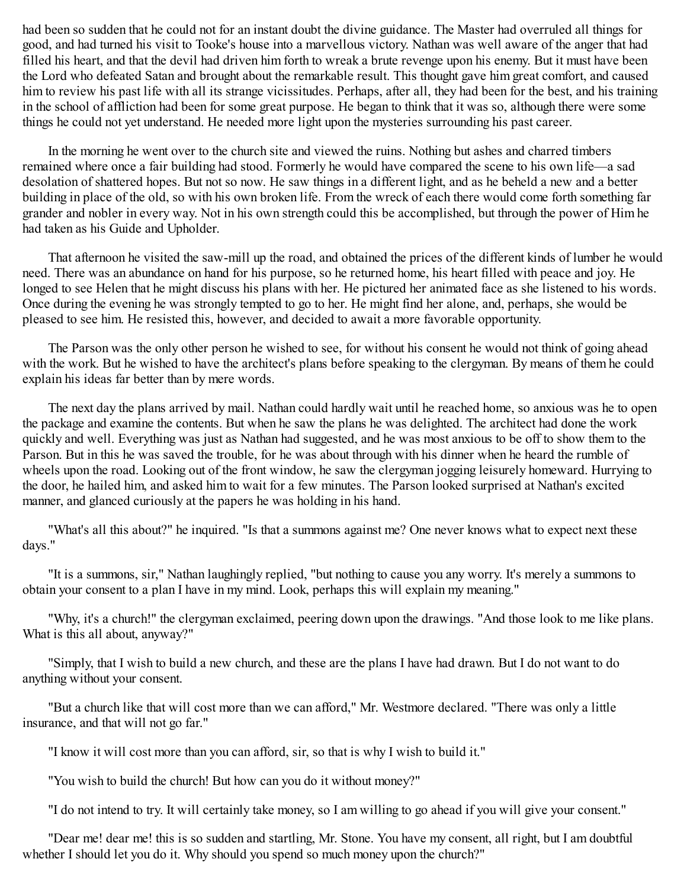had been so sudden that he could not for an instant doubt the divine guidance. The Master had overruled all things for good, and had turned his visit to Tooke's house into a marvellous victory. Nathan was well aware of the anger that had filled his heart, and that the devil had driven him forth to wreak a brute revenge upon his enemy. But it must have been the Lord who defeated Satan and brought about the remarkable result. This thought gave him great comfort, and caused him to review his past life with all its strange vicissitudes. Perhaps, after all, they had been for the best, and his training in the school of affliction had been for some great purpose. He began to think that it was so, although there were some things he could not yet understand. He needed more light upon the mysteries surrounding his past career.

In the morning he went over to the church site and viewed the ruins. Nothing but ashes and charred timbers remained where once a fair building had stood. Formerly he would have compared the scene to his own life—a sad desolation of shattered hopes. But not so now. He saw things in a different light, and as he beheld a new and a better building in place of the old, so with his own broken life. From the wreck of each there would come forth something far grander and nobler in every way. Not in his own strength could this be accomplished, but through the power of Him he had taken as his Guide and Upholder.

That afternoon he visited the saw-mill up the road, and obtained the prices of the different kinds of lumber he would need. There was an abundance on hand for his purpose, so he returned home, his heart filled with peace and joy. He longed to see Helen that he might discuss his plans with her. He pictured her animated face as she listened to his words. Once during the evening he was strongly tempted to go to her. He might find her alone, and, perhaps, she would be pleased to see him. He resisted this, however, and decided to await a more favorable opportunity.

The Parson was the only other person he wished to see, for without his consent he would not think of going ahead with the work. But he wished to have the architect's plans before speaking to the clergyman. By means of them he could explain his ideas far better than by mere words.

The next day the plans arrived by mail. Nathan could hardly wait until he reached home, so anxious was he to open the package and examine the contents. But when he saw the plans he was delighted. The architect had done the work quickly and well. Everything was just as Nathan had suggested, and he was most anxious to be off to show them to the Parson. But in this he was saved the trouble, for he was about through with his dinner when he heard the rumble of wheels upon the road. Looking out of the front window, he saw the clergyman jogging leisurely homeward. Hurrying to the door, he hailed him, and asked him to wait for a few minutes. The Parson looked surprised at Nathan's excited manner, and glanced curiously at the papers he was holding in his hand.

"What's all this about?" he inquired. "Is that a summons against me? One never knows what to expect next these days."

"It is a summons, sir," Nathan laughingly replied, "but nothing to cause you any worry. It's merely a summons to obtain your consent to a plan I have in my mind. Look, perhaps this will explain my meaning."

"Why, it's a church!" the clergyman exclaimed, peering down upon the drawings. "And those look to me like plans. What is this all about, anyway?"

"Simply, that I wish to build a new church, and these are the plans I have had drawn. But I do not want to do anything without your consent.

"But a church like that will cost more than we can afford," Mr. Westmore declared. "There was only a little insurance, and that will not go far."

"I know it will cost more than you can afford, sir, so that is why I wish to build it."

"You wish to build the church! But how can you do it without money?"

"I do not intend to try. It will certainly take money, so I am willing to go ahead if you will give your consent."

"Dear me! dear me! this is so sudden and startling, Mr. Stone. You have my consent, all right, but I am doubtful whether I should let you do it. Why should you spend so much money upon the church?"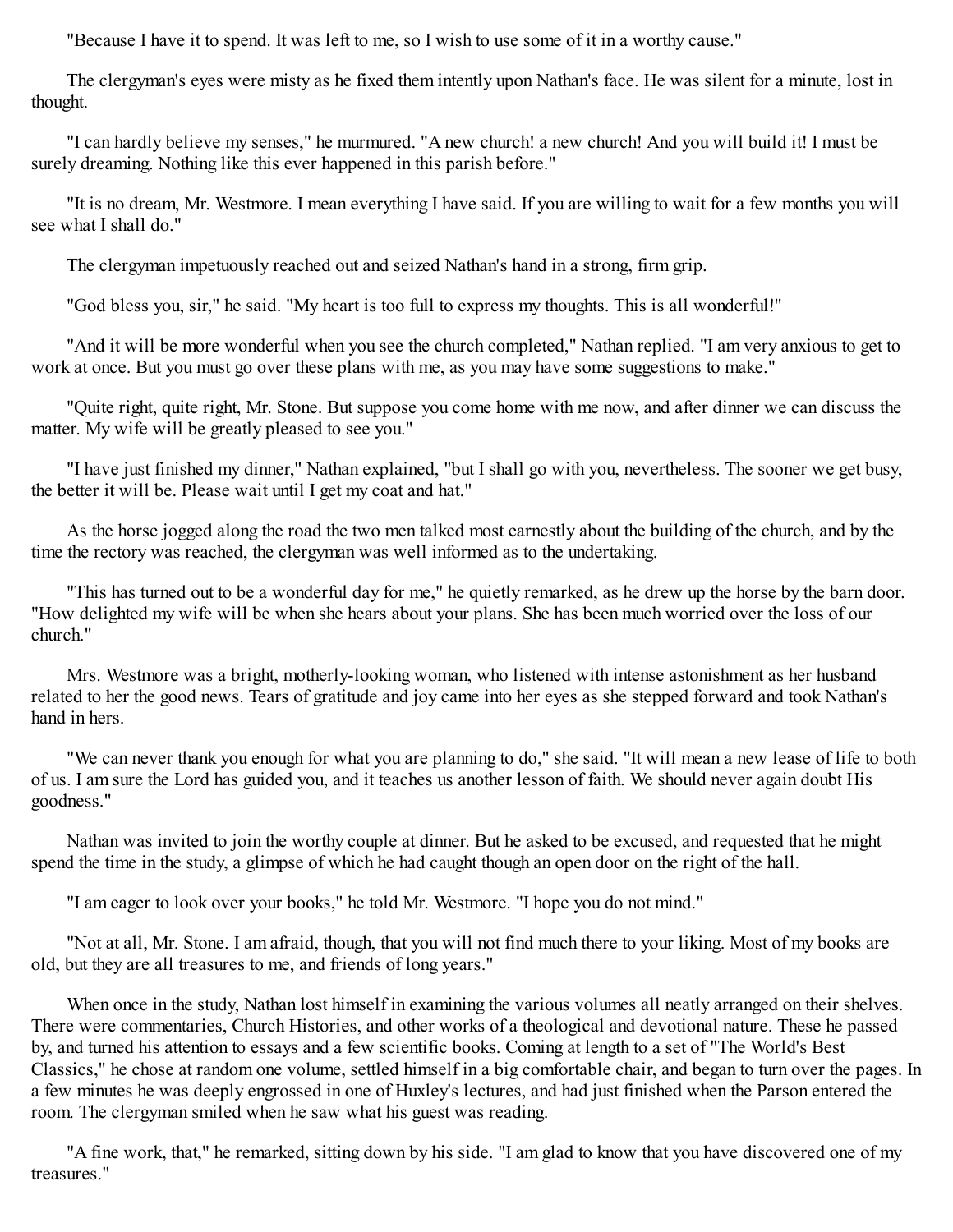"Because I have it to spend. It was left to me, so I wish to use some of it in a worthy cause."

The clergyman's eyes were misty as he fixed them intently upon Nathan's face. He was silent for a minute, lost in thought.

"I can hardly believe my senses," he murmured. "A new church! a new church! And you will build it! I must be surely dreaming. Nothing like this ever happened in this parish before."

"It is no dream, Mr. Westmore. I mean everything I have said. If you are willing to wait for a few months you will see what I shall do."

The clergyman impetuously reached out and seized Nathan's hand in a strong, firm grip.

"God bless you, sir," he said. "My heart is too full to express my thoughts. This is all wonderful!"

"And it will be more wonderful when you see the church completed," Nathan replied. "I am very anxious to get to work at once. But you must go over these plans with me, as you may have some suggestions to make."

"Quite right, quite right, Mr. Stone. But suppose you come home with me now, and after dinner we can discuss the matter. My wife will be greatly pleased to see you."

"I have just finished my dinner," Nathan explained, "but I shall go with you, nevertheless. The sooner we get busy, the better it will be. Please wait until I get my coat and hat."

As the horse jogged along the road the two men talked most earnestly about the building of the church, and by the time the rectory was reached, the clergyman was well informed as to the undertaking.

"This has turned out to be a wonderful day for me," he quietly remarked, as he drew up the horse by the barn door. "How delighted my wife will be when she hears about your plans. She has been much worried over the loss of our church."

Mrs. Westmore was a bright, motherly-looking woman, who listened with intense astonishment as her husband related to her the good news. Tears of gratitude and joy came into her eyes as she stepped forward and took Nathan's hand in hers.

"We can never thank you enough for what you are planning to do," she said. "It will mean a new lease of life to both of us. I am sure the Lord has guided you, and it teaches us another lesson of faith. We should never again doubt His goodness."

Nathan was invited to join the worthy couple at dinner. But he asked to be excused, and requested that he might spend the time in the study, a glimpse of which he had caught though an open door on the right of the hall.

"I am eager to look over your books," he told Mr. Westmore. "I hope you do not mind."

"Not at all, Mr. Stone. I am afraid, though, that you will not find much there to your liking. Most of my books are old, but they are all treasures to me, and friends of long years."

When once in the study, Nathan lost himself in examining the various volumes all neatly arranged on their shelves. There were commentaries, Church Histories, and other works of a theological and devotional nature. These he passed by, and turned his attention to essays and a few scientific books. Coming at length to a set of "The World's Best Classics," he chose at random one volume, settled himself in a big comfortable chair, and began to turn over the pages. In a few minutes he was deeply engrossed in one of Huxley's lectures, and had just finished when the Parson entered the room. The clergyman smiled when he saw what his guest was reading.

"A fine work, that," he remarked, sitting down by his side. "I am glad to know that you have discovered one of my treasures."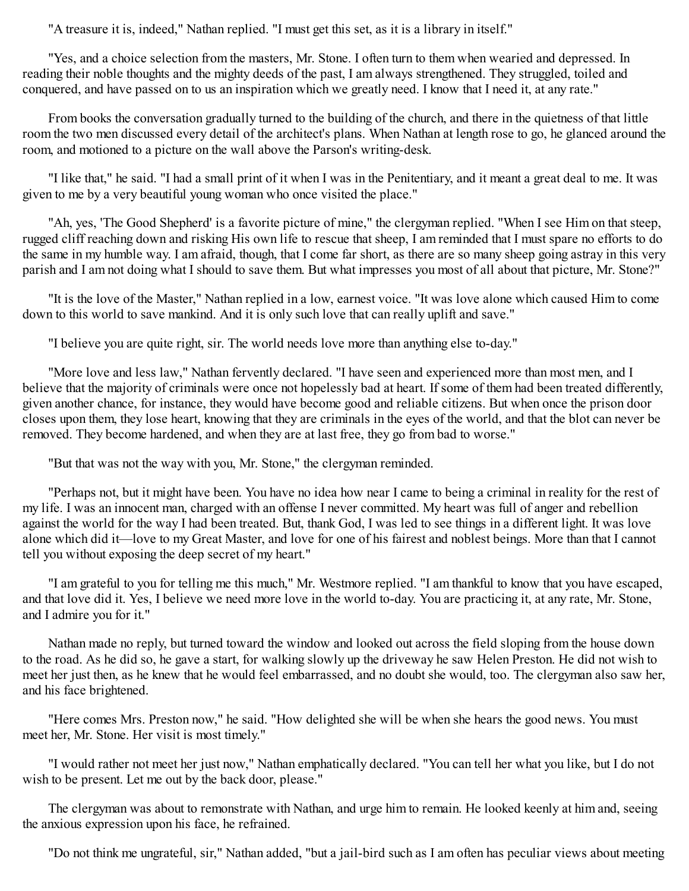"A treasure it is, indeed," Nathan replied. "I must get this set, as it is a library in itself."

"Yes, and a choice selection from the masters, Mr. Stone. I often turn to them when wearied and depressed. In reading their noble thoughts and the mighty deeds of the past, I am always strengthened. They struggled, toiled and conquered, and have passed on to us an inspiration which we greatly need. I know that I need it, at any rate."

From books the conversation gradually turned to the building of the church, and there in the quietness of that little room the two men discussed every detail of the architect's plans. When Nathan at length rose to go, he glanced around the room, and motioned to a picture on the wall above the Parson's writing-desk.

"I like that," he said. "I had a small print of it when I was in the Penitentiary, and it meant a great deal to me. It was given to me by a very beautiful young woman who once visited the place."

"Ah, yes, 'The Good Shepherd' is a favorite picture of mine," the clergyman replied. "When I see Him on that steep, rugged cliff reaching down and risking His own life to rescue that sheep, I am reminded that I must spare no efforts to do the same in my humble way. I am afraid, though, that I come far short, as there are so many sheep going astray in this very parish and I am not doing what I should to save them. But what impresses you most of all about that picture, Mr. Stone?"

"It is the love of the Master," Nathan replied in a low, earnest voice. "It was love alone which caused Him to come down to this world to save mankind. And it is only such love that can really uplift and save."

"I believe you are quite right, sir. The world needs love more than anything else to-day."

"More love and less law," Nathan fervently declared. "I have seen and experienced more than most men, and I believe that the majority of criminals were once not hopelessly bad at heart. If some of them had been treated differently, given another chance, for instance, they would have become good and reliable citizens. But when once the prison door closes upon them, they lose heart, knowing that they are criminals in the eyes of the world, and that the blot can never be removed. They become hardened, and when they are at last free, they go from bad to worse."

"But that was not the way with you, Mr. Stone," the clergyman reminded.

"Perhaps not, but it might have been. You have no idea how near I came to being a criminal in reality for the rest of my life. I was an innocent man, charged with an offense I never committed. My heart was full of anger and rebellion against the world for the way I had been treated. But, thank God, I was led to see things in a different light. It was love alone which did it—love to my Great Master, and love for one of his fairest and noblest beings. More than that I cannot tell you without exposing the deep secret of my heart."

"I am grateful to you for telling me this much," Mr. Westmore replied. "I am thankful to know that you have escaped, and that love did it. Yes, I believe we need more love in the world to-day. You are practicing it, at any rate, Mr. Stone, and I admire you for it."

Nathan made no reply, but turned toward the window and looked out across the field sloping from the house down to the road. As he did so, he gave a start, for walking slowly up the driveway he saw Helen Preston. He did not wish to meet her just then, as he knew that he would feel embarrassed, and no doubt she would, too. The clergyman also saw her, and his face brightened.

"Here comes Mrs. Preston now," he said. "How delighted she will be when she hears the good news. You must meet her, Mr. Stone. Her visit is most timely."

"I would rather not meet her just now," Nathan emphatically declared. "You can tell her what you like, but I do not wish to be present. Let me out by the back door, please."

The clergyman was about to remonstrate with Nathan, and urge him to remain. He looked keenly at him and, seeing the anxious expression upon his face, he refrained.

"Do not think me ungrateful, sir," Nathan added, "but a jail-bird such as I am often has peculiar views about meeting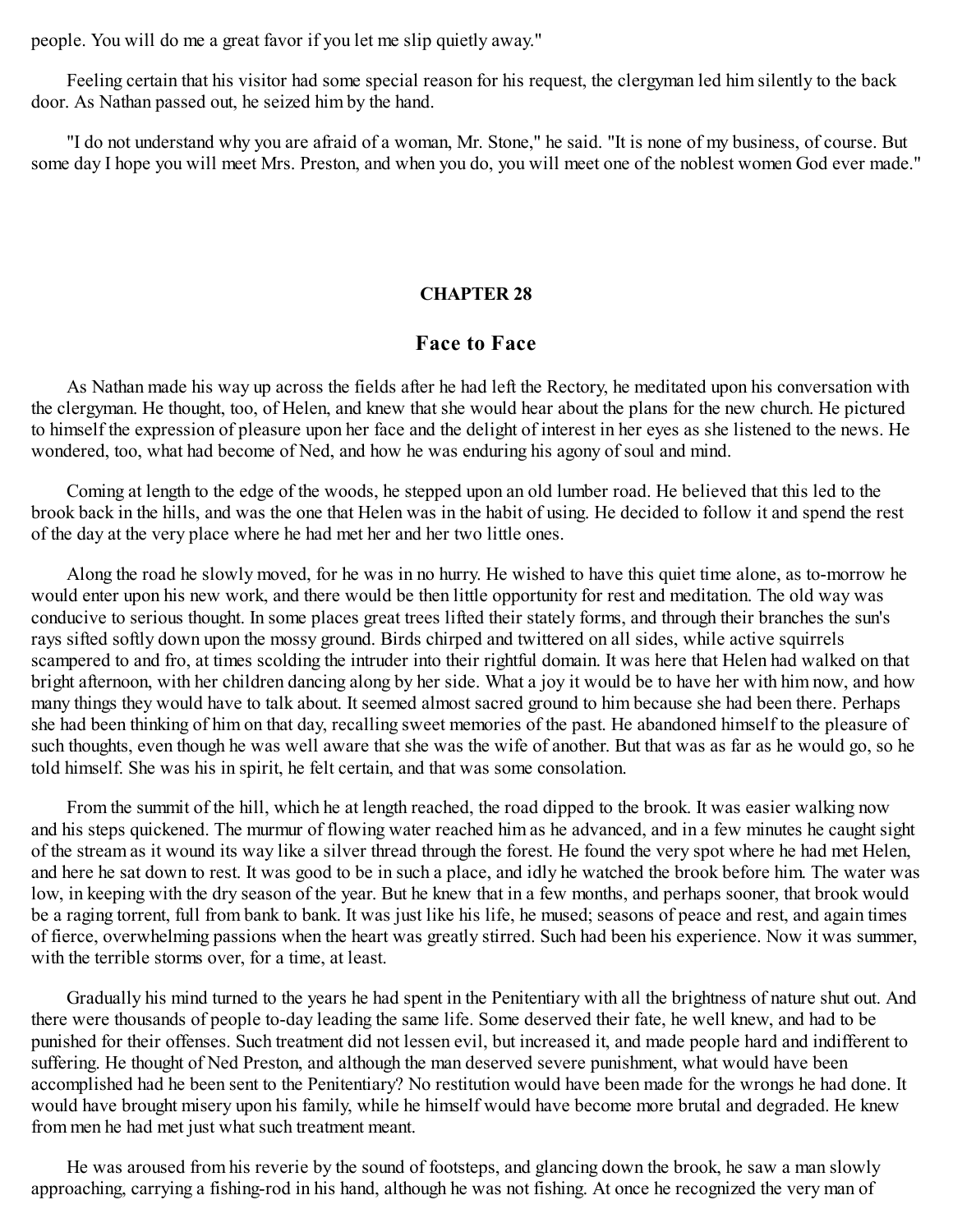people. You will do me a great favor if you let me slip quietly away."

Feeling certain that his visitor had some special reason for his request, the clergyman led him silently to the back door. As Nathan passed out, he seized him by the hand.

"I do not understand why you are afraid of a woman, Mr. Stone," he said. "It is none of my business, of course. But some day I hope you will meet Mrs. Preston, and when you do, you will meet one of the noblest women God ever made."

## CHAPTER 28

## Face to Face

As Nathan made his way up across the fields after he had left the Rectory, he meditated upon his conversation with the clergyman. He thought, too, of Helen, and knew that she would hear about the plans for the new church. He pictured to himself the expression of pleasure upon her face and the delight of interest in her eyes as she listened to the news. He wondered, too, what had become of Ned, and how he was enduring his agony of soul and mind.

Coming at length to the edge of the woods, he stepped upon an old lumber road. He believed that this led to the brook back in the hills, and was the one that Helen was in the habit of using. He decided to follow it and spend the rest of the day at the very place where he had met her and her two little ones.

Along the road he slowly moved, for he was in no hurry. He wished to have this quiet time alone, as to-morrow he would enter upon his new work, and there would be then little opportunity for rest and meditation. The old way was conducive to serious thought. In some places great trees lifted their stately forms, and through their branches the sun's rays sifted softly down upon the mossy ground. Birds chirped and twittered on all sides, while active squirrels scampered to and fro, at times scolding the intruder into their rightful domain. It was here that Helen had walked on that bright afternoon, with her children dancing along by her side. What a joy it would be to have her with him now, and how many things they would have to talk about. It seemed almost sacred ground to him because she had been there. Perhaps she had been thinking of him on that day, recalling sweet memories of the past. He abandoned himself to the pleasure of such thoughts, even though he was well aware that she was the wife of another. But that was as far as he would go, so he told himself. She was his in spirit, he felt certain, and that was some consolation.

From the summit of the hill, which he at length reached, the road dipped to the brook. It was easier walking now and his steps quickened. The murmur of flowing water reached him as he advanced, and in a few minutes he caught sight of the stream as it wound its way like a silver thread through the forest. He found the very spot where he had met Helen, and here he sat down to rest. It was good to be in such a place, and idly he watched the brook before him. The water was low, in keeping with the dry season of the year. But he knew that in a few months, and perhaps sooner, that brook would be a raging torrent, full from bank to bank. It was just like his life, he mused; seasons of peace and rest, and again times of fierce, overwhelming passions when the heart was greatly stirred. Such had been his experience. Now it was summer, with the terrible storms over, for a time, at least.

Gradually his mind turned to the years he had spent in the Penitentiary with all the brightness of nature shut out. And there were thousands of people to-day leading the same life. Some deserved their fate, he well knew, and had to be punished for their offenses. Such treatment did not lessen evil, but increased it, and made people hard and indifferent to suffering. He thought of Ned Preston, and although the man deserved severe punishment, what would have been accomplished had he been sent to the Penitentiary? No restitution would have been made for the wrongs he had done. It would have brought misery upon his family, while he himself would have become more brutal and degraded. He knew from men he had met just what such treatment meant.

He was aroused from his reverie by the sound of footsteps, and glancing down the brook, he saw a man slowly approaching, carrying a fishing-rod in his hand, although he was not fishing. At once he recognized the very man of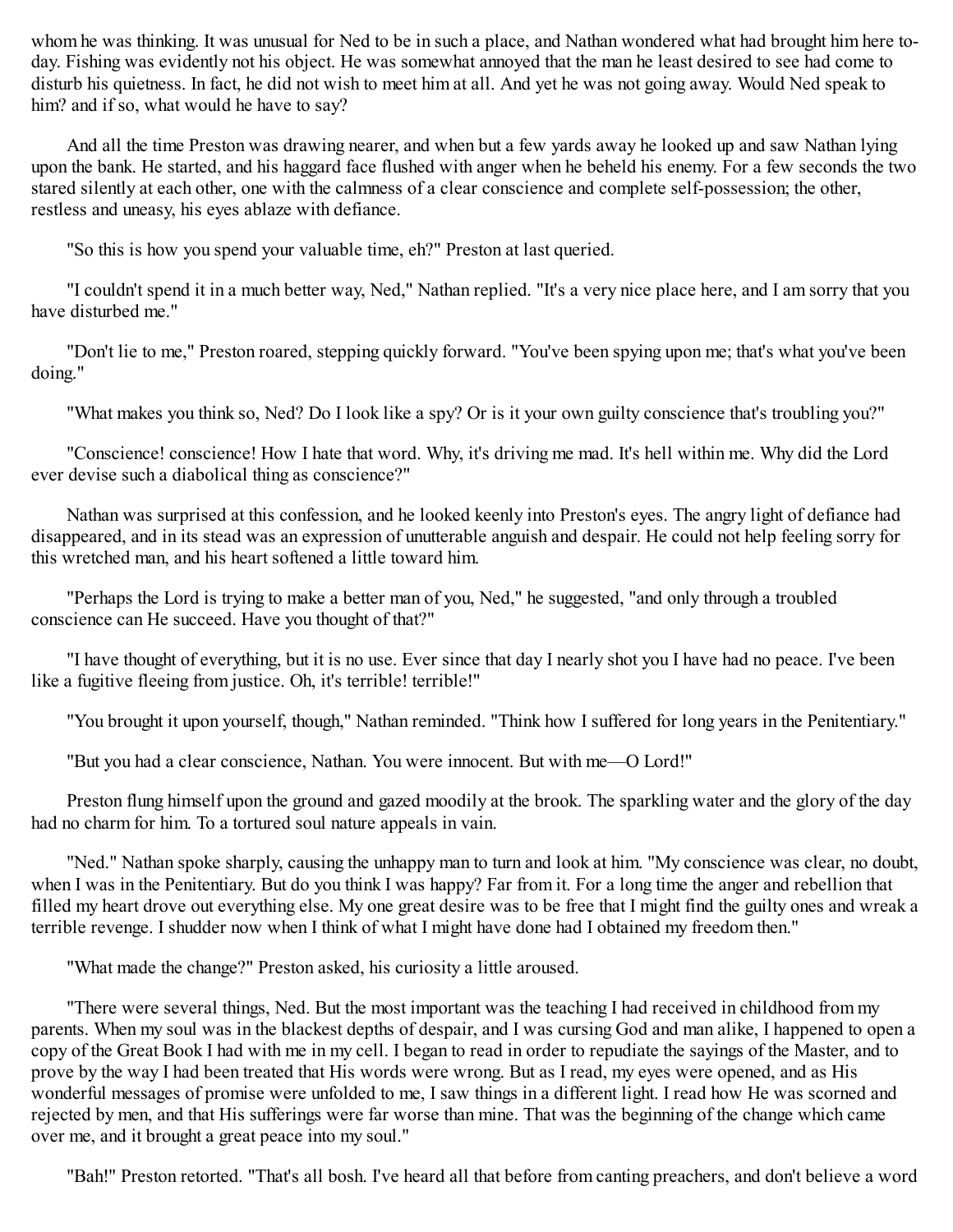whom he was thinking. It was unusual for Ned to be in such a place, and Nathan wondered what had brought him here to-day. Fishing was evidently not his object. He was somewhat annoyed that the man he least desired to see had come to disturb his quietness. In fact, he did not wish to meet him at all. And yet he was not going away. Would Ned speak to him? and if so, what would he have to say?

And all the time Preston was drawing nearer, and when but a few yards away he looked up and saw Nathan lying upon the bank. He started, and his haggard face flushed with anger when he beheld his enemy. For a few seconds the two stared silently at each other, one with the calmness of a clear conscience and complete self-possession; the other, restless and uneasy, his eyes ablaze with defiance.

"So this is how you spend your valuable time, eh?" Preston at last queried.

"I couldn't spend it in a much better way, Ned," Nathan replied. "It's a very nice place here, and I am sorry that you have disturbed me."

"Don't lie to me," Preston roared, stepping quickly forward. "You've been spying upon me; that's what you've been doing."

"What makes you think so, Ned? Do I look like a spy? Or is it your own guilty conscience that's troubling you?"

"Conscience! conscience! How I hate that word. Why, it's driving me mad. It's hell within me. Why did the Lord ever devise such a diabolical thing as conscience?"

Nathan was surprised at this confession, and he looked keenly into Preston's eyes. The angry light of defiance had disappeared, and in its stead was an expression of unutterable anguish and despair. He could not help feeling sorry for this wretched man, and his heart softened a little toward him.

"Perhaps the Lord is trying to make a better man of you, Ned," he suggested, "and only through a troubled conscience can He succeed. Have you thought of that?"

"I have thought of everything, but it is no use. Ever since that day I nearly shot you I have had no peace. I've been like a fugitive fleeing from justice. Oh, it's terrible! terrible!"

"You brought it upon yourself, though," Nathan reminded. "Think how I suffered for long years in the Penitentiary."

"But you had a clear conscience, Nathan. You were innocent. But with me—O Lord!"

Preston flung himself upon the ground and gazed moodily at the brook. The sparkling water and the glory of the day had no charm for him. To a tortured soul nature appeals in vain.

"Ned." Nathan spoke sharply, causing the unhappy man to turn and look at him. "My conscience was clear, no doubt, when I was in the Penitentiary. But do you think I was happy? Far from it. For a long time the anger and rebellion that filled my heart drove out everything else. My one great desire was to be free that I might find the guilty ones and wreak a terrible revenge. I shudder now when I think of what I might have done had I obtained my freedom then."

"What made the change?" Preston asked, his curiosity a little aroused.

"There were several things, Ned. But the most important was the teaching I had received in childhood from my parents. When my soul was in the blackest depths of despair, and I was cursing God and man alike, I happened to open a copy of the Great Book I had with me in my cell. I began to read in order to repudiate the sayings of the Master, and to prove by the way I had been treated that His words were wrong. But as I read, my eyes were opened, and as His wonderful messages of promise were unfolded to me, I saw things in a different light. I read how He was scorned and rejected by men, and that His sufferings were far worse than mine. That was the beginning of the change which came over me, and it brought a great peace into my soul."

"Bah!" Preston retorted. "That's all bosh. I've heard all that before from canting preachers, and don't believe a word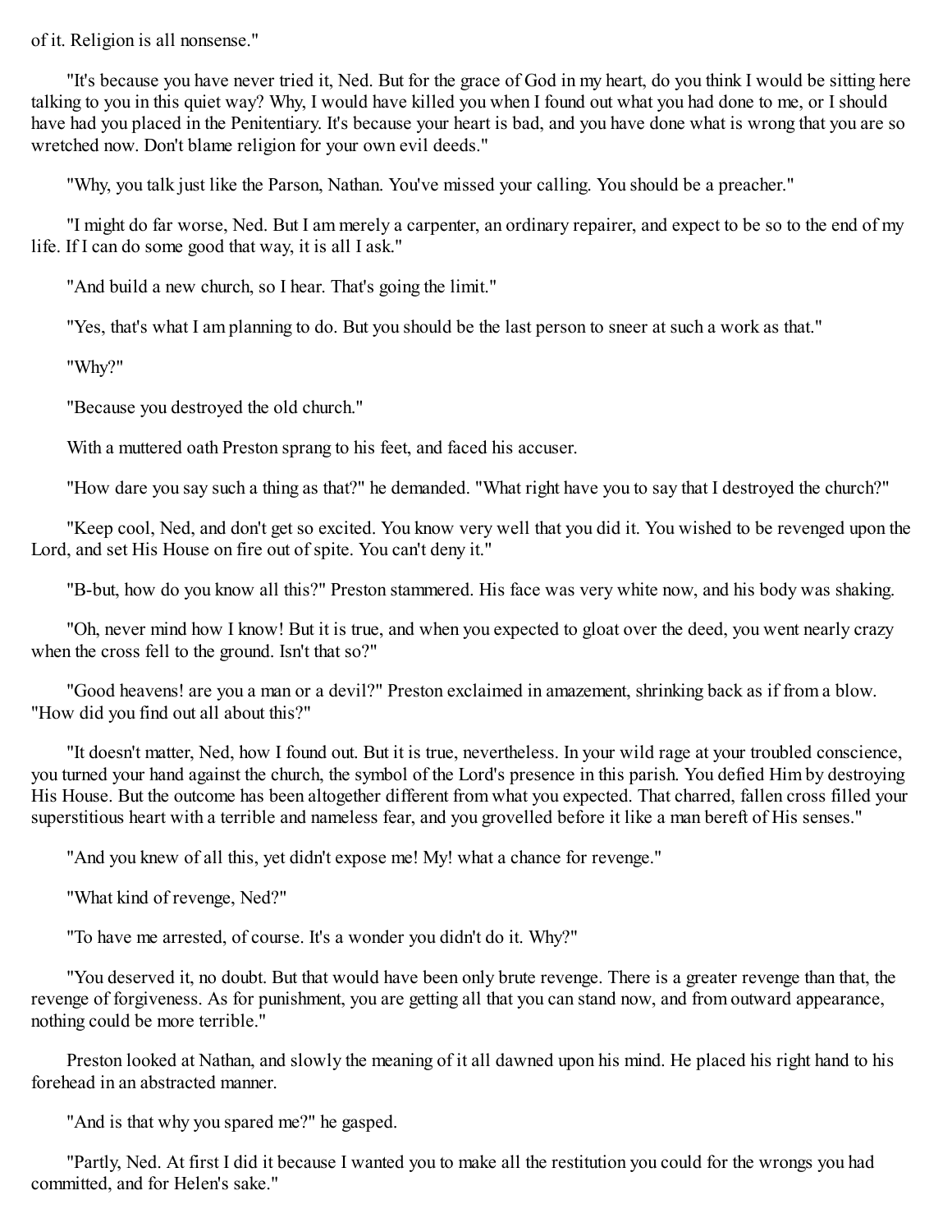of it. Religion is all nonsense."

"It's because you have never tried it, Ned. But for the grace of God in my heart, do you think I would be sitting here talking to you in this quiet way? Why, I would have killed you when I found out what you had done to me, or I should have had you placed in the Penitentiary. It's because your heart is bad, and you have done what is wrong that you are so wretched now. Don't blame religion for your own evil deeds."

"Why, you talk just like the Parson, Nathan. You've missed your calling. You should be a preacher."

"I might do far worse, Ned. But I am merely a carpenter, an ordinary repairer, and expect to be so to the end of my life. If I can do some good that way, it is all I ask."

"And build a new church, so I hear. That's going the limit."

"Yes, that's what I am planning to do. But you should be the last person to sneer at such a work as that."

"Why?"

"Because you destroyed the old church."

With a muttered oath Preston sprang to his feet, and faced his accuser.

"How dare you say such a thing as that?" he demanded. "What right have you to say that I destroyed the church?"

"Keep cool, Ned, and don't get so excited. You know very well that you did it. You wished to be revenged upon the Lord, and set His House on fire out of spite. You can't deny it."

"B-but, how do you know all this?" Preston stammered. His face was very white now, and his body was shaking.

"Oh, never mind how I know! But it is true, and when you expected to gloat over the deed, you went nearly crazy when the cross fell to the ground. Isn't that so?"

"Good heavens! are you a man or a devil?" Preston exclaimed in amazement, shrinking back as if from a blow. "How did you find out all about this?"

"It doesn't matter, Ned, how I found out. But it is true, nevertheless. In your wild rage at your troubled conscience, you turned your hand against the church, the symbol of the Lord's presence in this parish. You defied Him by destroying His House. But the outcome has been altogether different from what you expected. That charred, fallen cross filled your superstitious heart with a terrible and nameless fear, and you grovelled before it like a man bereft of His senses."

"And you knew of all this, yet didn't expose me! My! what a chance for revenge."

"What kind of revenge, Ned?"

"To have me arrested, of course. It's a wonder you didn't do it. Why?"

"You deserved it, no doubt. But that would have been only brute revenge. There is a greater revenge than that, the revenge of forgiveness. As for punishment, you are getting all that you can stand now, and from outward appearance, nothing could be more terrible."

Preston looked at Nathan, and slowly the meaning of it all dawned upon his mind. He placed his right hand to his forehead in an abstracted manner.

"And is that why you spared me?" he gasped.

"Partly, Ned. At first I did it because I wanted you to make all the restitution you could for the wrongs you had committed, and for Helen's sake."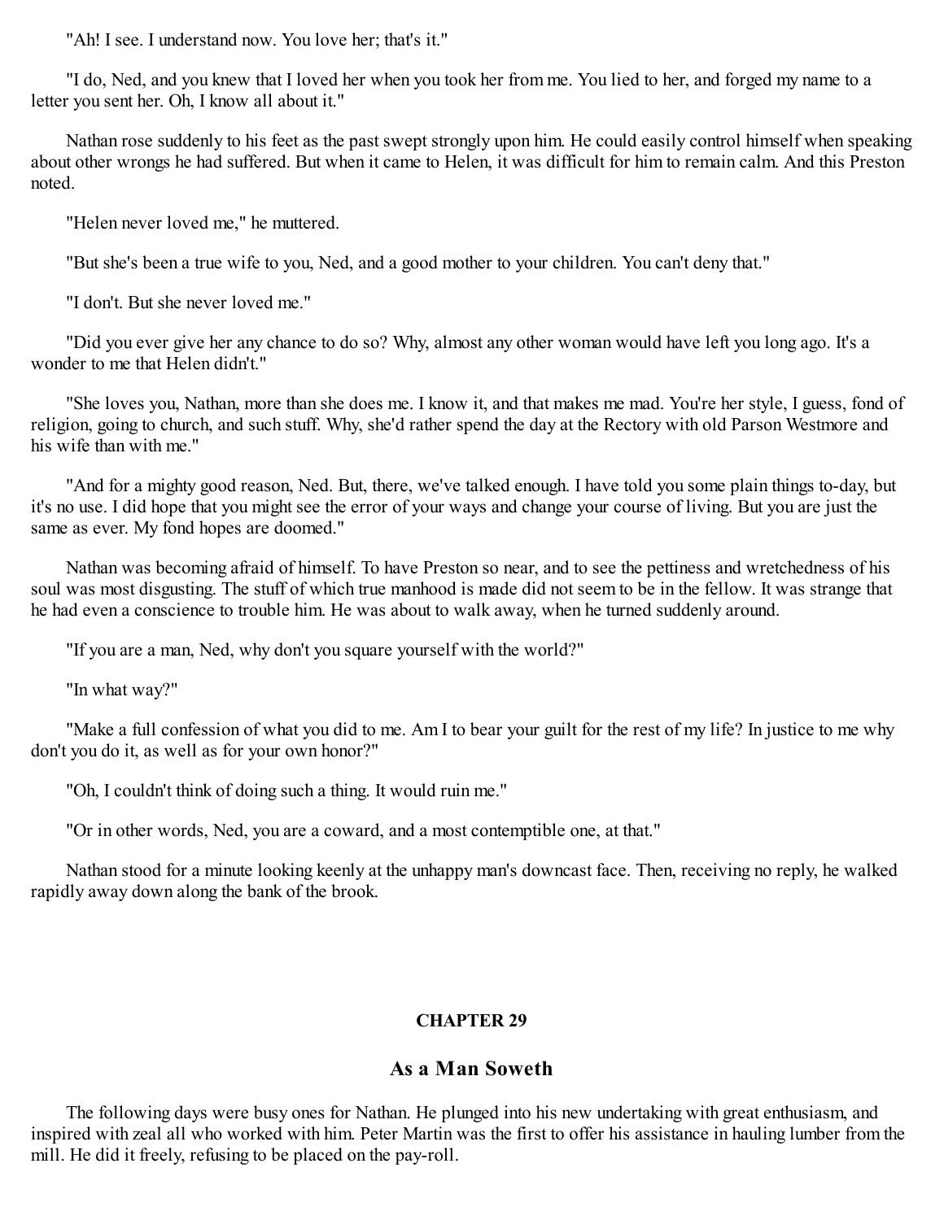"Ah! I see. I understand now. You love her; that's it."

"I do, Ned, and you knew that I loved her when you took her from me. You lied to her, and forged my name to a letter you sent her. Oh, I know all about it."

Nathan rose suddenly to his feet as the past swept strongly upon him. He could easily control himself when speaking about other wrongs he had suffered. But when it came to Helen, it was difficult for him to remain calm. And this Preston noted.

"Helen never loved me," he muttered.

"But she's been a true wife to you, Ned, and a good mother to your children. You can't deny that."

"I don't. But she never loved me."

"Did you ever give her any chance to do so? Why, almost any other woman would have left you long ago. It's a wonder to me that Helen didn't."

"She loves you, Nathan, more than she does me. I know it, and that makes me mad. You're her style, I guess, fond of religion, going to church, and such stuff. Why, she'd rather spend the day at the Rectory with old Parson Westmore and his wife than with me."

"And for a mighty good reason, Ned. But, there, we've talked enough. I have told you some plain things to-day, but it's no use. I did hope that you might see the error of your ways and change your course of living. But you are just the same as ever. My fond hopes are doomed."

Nathan was becoming afraid of himself. To have Preston so near, and to see the pettiness and wretchedness of his soul was most disgusting. The stuff of which true manhood is made did not seem to be in the fellow. It was strange that he had even a conscience to trouble him. He was about to walk away, when he turned suddenly around.

"If you are a man, Ned, why don't you square yourself with the world?"

"In what way?"

"Make a full confession of what you did to me. Am I to bear your guilt for the rest of my life? In justice to me why don't you do it, as well as for your own honor?"

"Oh, I couldn't think of doing such a thing. It would ruin me."

"Or in other words, Ned, you are a coward, and a most contemptible one, at that."

Nathan stood for a minute looking keenly at the unhappy man's downcast face. Then, receiving no reply, he walked rapidly away down along the bank of the brook.

## CHAPTER 29

## As a Man Soweth

The following days were busy ones for Nathan. He plunged into his new undertaking with great enthusiasm, and inspired with zeal all who worked with him. Peter Martin was the first to offer his assistance in hauling lumber from the mill. He did it freely, refusing to be placed on the pay-roll.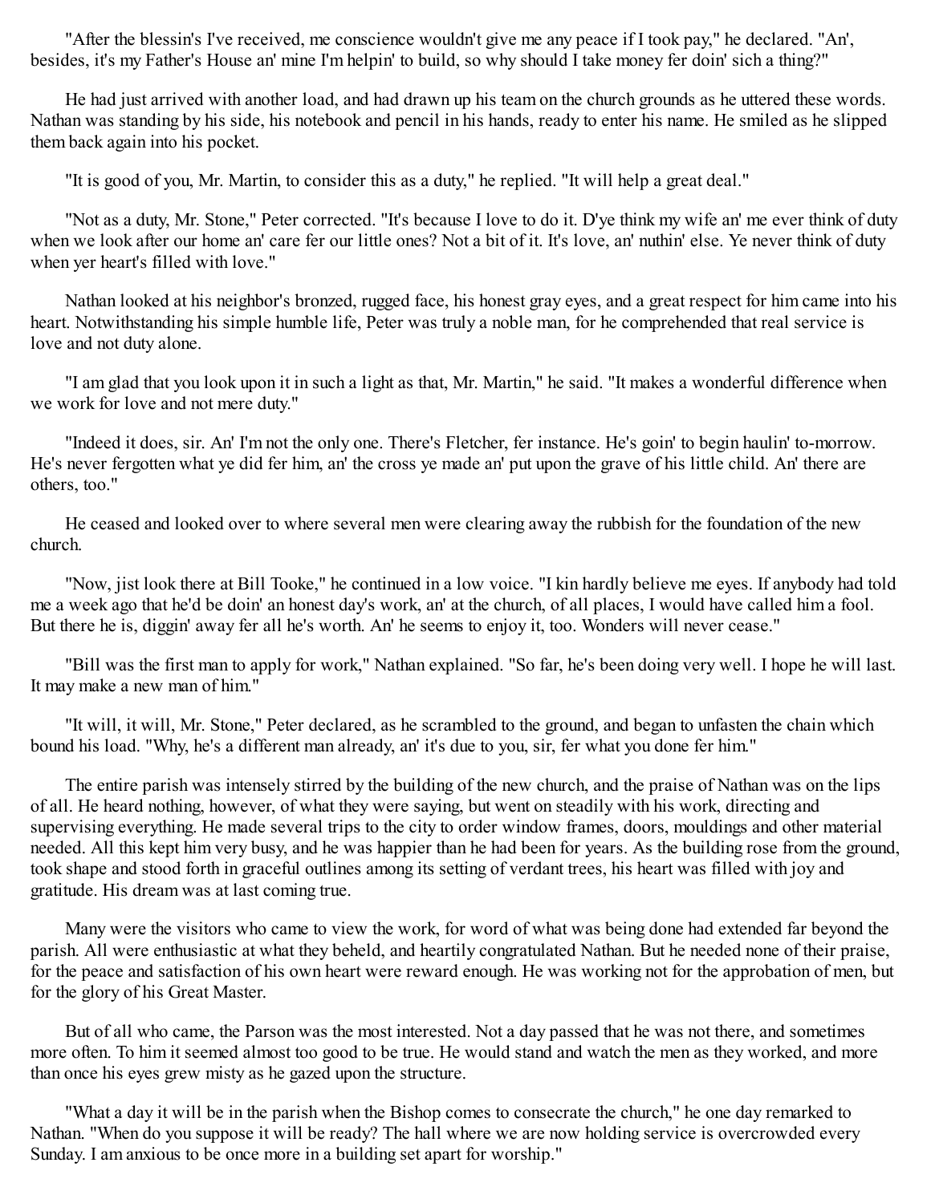"After the blessin's I've received, me conscience wouldn't give me any peace if I took pay," he declared. "An', besides, it's my Father's House an' mine I'm helpin' to build, so why should I take money fer doin' sich a thing?"

He had just arrived with another load, and had drawn up his team on the church grounds as he uttered these words. Nathan was standing by his side, his notebook and pencil in his hands, ready to enter his name. He smiled as he slipped them back again into his pocket.

"It is good of you, Mr. Martin, to consider this as a duty," he replied. "It will help a great deal."

"Not as a duty, Mr. Stone," Peter corrected. "It's because I love to do it. D'ye think my wife an' me ever think of duty when we look after our home an' care fer our little ones? Not a bit of it. It's love, an' nuthin' else. Ye never think of duty when yer heart's filled with love."

Nathan looked at his neighbor's bronzed, rugged face, his honest gray eyes, and a great respect for him came into his heart. Notwithstanding his simple humble life, Peter was truly a noble man, for he comprehended that real service is love and not duty alone.

"I am glad that you look upon it in such a light as that, Mr. Martin," he said. "It makes a wonderful difference when we work for love and not mere duty."

"Indeed it does, sir. An' I'm not the only one. There's Fletcher, fer instance. He's goin' to begin haulin' to-morrow. He's never fergotten what ye did fer him, an' the cross ye made an' put upon the grave of his little child. An' there are others, too."

He ceased and looked over to where several men were clearing away the rubbish for the foundation of the new church.

"Now, jist look there at Bill Tooke," he continued in a low voice. "I kin hardly believe me eyes. If anybody had told me a week ago that he'd be doin' an honest day's work, an' at the church, of all places, I would have called him a fool. But there he is, diggin' away fer all he's worth. An' he seems to enjoy it, too. Wonders will never cease."

"Bill was the first man to apply for work," Nathan explained. "So far, he's been doing very well. I hope he will last. It may make a new man of him."

"It will, it will, Mr. Stone," Peter declared, as he scrambled to the ground, and began to unfasten the chain which bound his load. "Why, he's a different man already, an' it's due to you, sir, fer what you done fer him."

The entire parish was intensely stirred by the building of the new church, and the praise of Nathan was on the lips of all. He heard nothing, however, of what they were saying, but went on steadily with his work, directing and supervising everything. He made several trips to the city to order window frames, doors, mouldings and other material needed. All this kept him very busy, and he was happier than he had been for years. As the building rose from the ground, took shape and stood forth in graceful outlines among its setting of verdant trees, his heart was filled with joy and gratitude. His dream was at last coming true.

Many were the visitors who came to view the work, for word of what was being done had extended far beyond the parish. All were enthusiastic at what they beheld, and heartily congratulated Nathan. But he needed none of their praise, for the peace and satisfaction of his own heart were reward enough. He was working not for the approbation of men, but for the glory of his Great Master.

But of all who came, the Parson was the most interested. Not a day passed that he was not there, and sometimes more often. To him it seemed almost too good to be true. He would stand and watch the men as they worked, and more than once his eyes grew misty as he gazed upon the structure.

"What a day it will be in the parish when the Bishop comes to consecrate the church," he one day remarked to Nathan. "When do you suppose it will be ready? The hall where we are now holding service is overcrowded every Sunday. I am anxious to be once more in a building set apart for worship."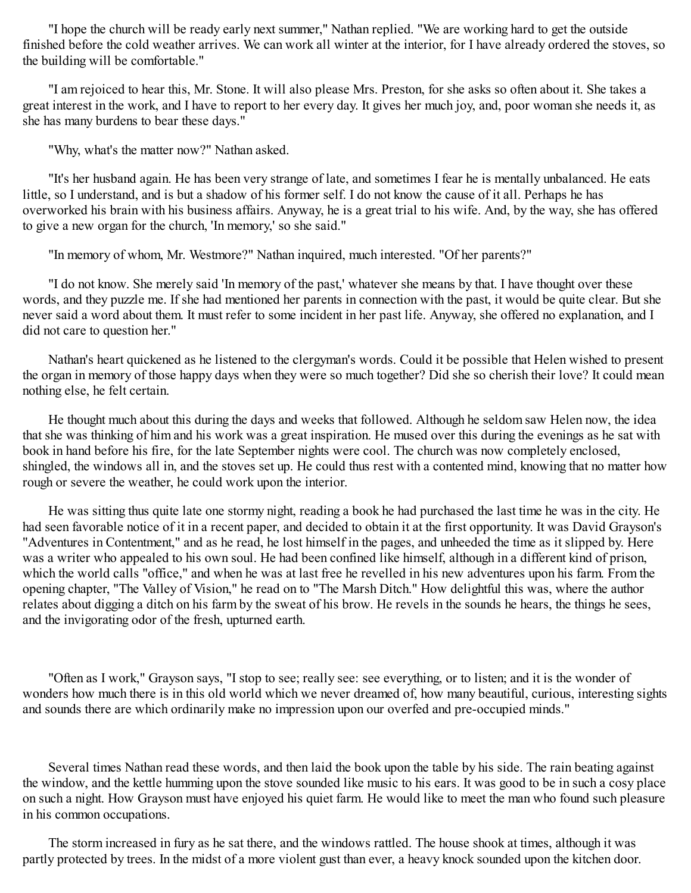"I hope the church will be ready early next summer," Nathan replied. "We are working hard to get the outside finished before the cold weather arrives. We can work all winter at the interior, for I have already ordered the stoves, so the building will be comfortable."

"I am rejoiced to hear this, Mr. Stone. It will also please Mrs. Preston, for she asks so often about it. She takes a great interest in the work, and I have to report to her every day. It gives her much joy, and, poor woman she needs it, as she has many burdens to bear these days."

"Why, what's the matter now?" Nathan asked.

"It's her husband again. He has been very strange of late, and sometimes I fear he is mentally unbalanced. He eats little, so I understand, and is but a shadow of his former self. I do not know the cause of it all. Perhaps he has overworked his brain with his business affairs. Anyway, he is a great trial to his wife. And, by the way, she has offered to give a new organ for the church, 'In memory,' so she said."

"In memory of whom, Mr. Westmore?" Nathan inquired, much interested. "Of her parents?"

"I do not know. She merely said 'In memory of the past,' whatever she means by that. I have thought over these words, and they puzzle me. If she had mentioned her parents in connection with the past, it would be quite clear. But she never said a word about them. It must refer to some incident in her past life. Anyway, she offered no explanation, and I did not care to question her."

Nathan's heart quickened as he listened to the clergyman's words. Could it be possible that Helen wished to present the organ in memory of those happy days when they were so much together? Did she so cherish their love? It could mean nothing else, he felt certain.

He thought much about this during the days and weeks that followed. Although he seldom saw Helen now, the idea that she was thinking of him and his work was a great inspiration. He mused over this during the evenings as he sat with book in hand before his fire, for the late September nights were cool. The church was now completely enclosed, shingled, the windows all in, and the stoves set up. He could thus rest with a contented mind, knowing that no matter how rough or severe the weather, he could work upon the interior.

He was sitting thus quite late one stormy night, reading a book he had purchased the last time he was in the city. He had seen favorable notice of it in a recent paper, and decided to obtain it at the first opportunity. It was David Grayson's "Adventures in Contentment," and as he read, he lost himself in the pages, and unheeded the time as it slipped by. Here was a writer who appealed to his own soul. He had been confined like himself, although in a different kind of prison, which the world calls "office," and when he was at last free he revelled in his new adventures upon his farm. From the opening chapter, "The Valley of Vision," he read on to "The Marsh Ditch." How delightful this was, where the author relates about digging a ditch on his farm by the sweat of his brow. He revels in the sounds he hears, the things he sees, and the invigorating odor of the fresh, upturned earth.

"Often as I work," Grayson says, "I stop to see; really see: see everything, or to listen; and it is the wonder of wonders how much there is in this old world which we never dreamed of, how many beautiful, curious, interesting sights and sounds there are which ordinarily make no impression upon our overfed and pre-occupied minds."

Several times Nathan read these words, and then laid the book upon the table by his side. The rain beating against the window, and the kettle humming upon the stove sounded like music to his ears. It was good to be in such a cosy place on such a night. How Grayson must have enjoyed his quiet farm. He would like to meet the man who found such pleasure in his common occupations.

The storm increased in fury as he sat there, and the windows rattled. The house shook at times, although it was partly protected by trees. In the midst of a more violent gust than ever, a heavy knock sounded upon the kitchen door.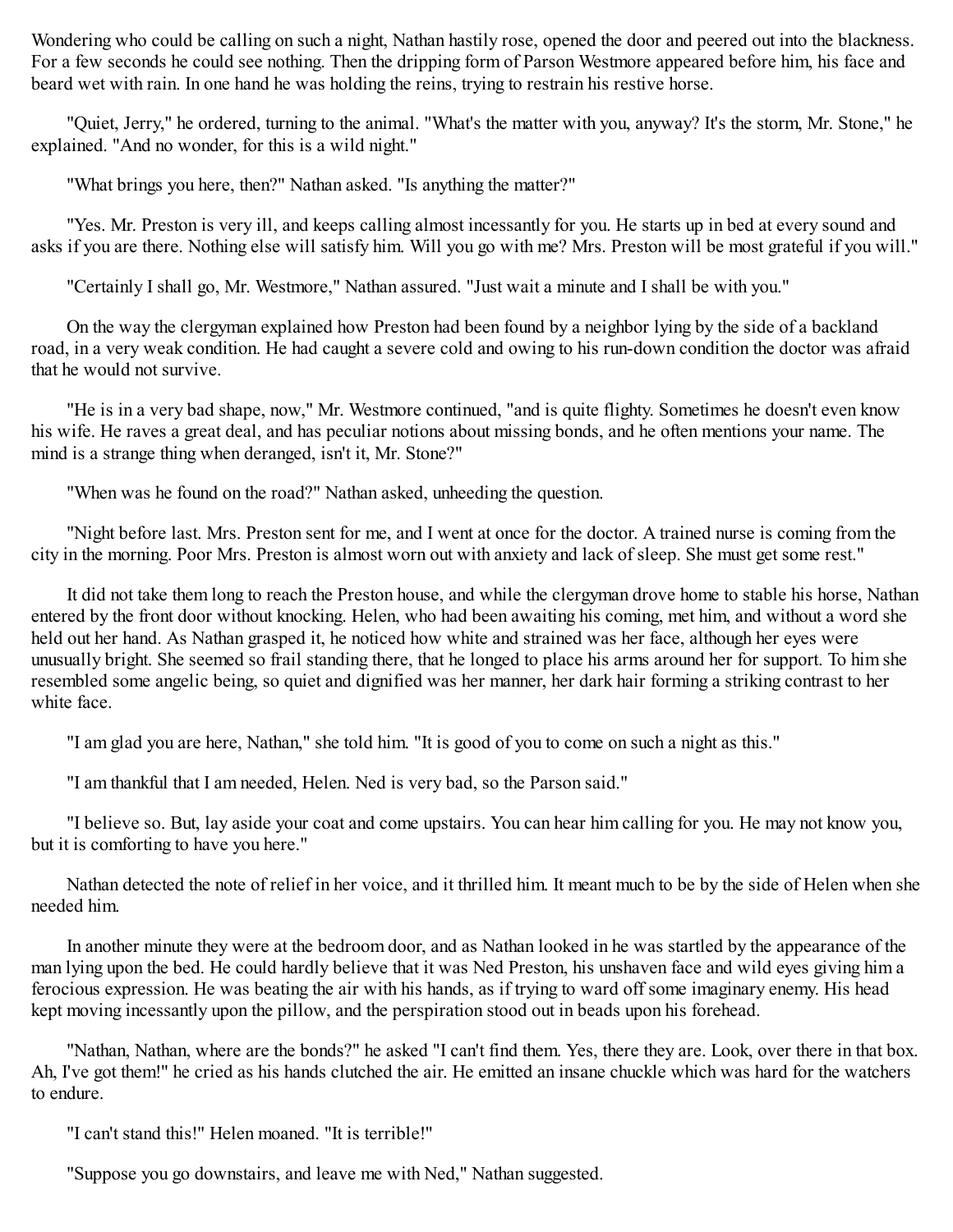Wondering who could be calling on such a night, Nathan hastily rose, opened the door and peered out into the blackness. For a few seconds he could see nothing. Then the dripping form of Parson Westmore appeared before him, his face and beard wet with rain. In one hand he was holding the reins, trying to restrain his restive horse.

"Quiet, Jerry," he ordered, turning to the animal. "What's the matter with you, anyway? It's the storm, Mr. Stone," he explained. "And no wonder, for this is a wild night."

"What brings you here, then?" Nathan asked. "Is anything the matter?"

"Yes. Mr. Preston is very ill, and keeps calling almost incessantly for you. He starts up in bed at every sound and asks if you are there. Nothing else will satisfy him. Will you go with me? Mrs. Preston will be most grateful if you will."

"Certainly I shall go, Mr. Westmore," Nathan assured. "Just wait a minute and I shall be with you."

On the way the clergyman explained how Preston had been found by a neighbor lying by the side of a backland road, in a very weak condition. He had caught a severe cold and owing to his run-down condition the doctor was afraid that he would not survive.

"He is in a very bad shape, now," Mr. Westmore continued, "and is quite flighty. Sometimes he doesn't even know his wife. He raves a great deal, and has peculiar notions about missing bonds, and he often mentions your name. The mind is a strange thing when deranged, isn't it, Mr. Stone?"

"When was he found on the road?" Nathan asked, unheeding the question.

"Night before last. Mrs. Preston sent for me, and I went at once for the doctor. A trained nurse is coming from the city in the morning. Poor Mrs. Preston is almost worn out with anxiety and lack of sleep. She must get some rest."

It did not take them long to reach the Preston house, and while the clergyman drove home to stable his horse, Nathan entered by the front door without knocking. Helen, who had been awaiting his coming, met him, and without a word she held out her hand. As Nathan grasped it, he noticed how white and strained was her face, although her eyes were unusually bright. She seemed so frail standing there, that he longed to place his arms around her for support. To him she resembled some angelic being, so quiet and dignified was her manner, her dark hair forming a striking contrast to her white face.

"I am glad you are here, Nathan," she told him. "It is good of you to come on such a night as this."

"I am thankful that I am needed, Helen. Ned is very bad, so the Parson said."

"I believe so. But, lay aside your coat and come upstairs. You can hear him calling for you. He may not know you, but it is comforting to have you here."

Nathan detected the note of relief in her voice, and it thrilled him. It meant much to be by the side of Helen when she needed him.

In another minute they were at the bedroom door, and as Nathan looked in he was startled by the appearance of the man lying upon the bed. He could hardly believe that it was Ned Preston, his unshaven face and wild eyes giving him a ferocious expression. He was beating the air with his hands, as if trying to ward off some imaginary enemy. His head kept moving incessantly upon the pillow, and the perspiration stood out in beads upon his forehead.

"Nathan, Nathan, where are the bonds?" he asked "I can't find them. Yes, there they are. Look, over there in that box. Ah, I've got them!" he cried as his hands clutched the air. He emitted an insane chuckle which was hard for the watchers to endure.

"I can't stand this!" Helen moaned. "It is terrible!"

"Suppose you go downstairs, and leave me with Ned," Nathan suggested.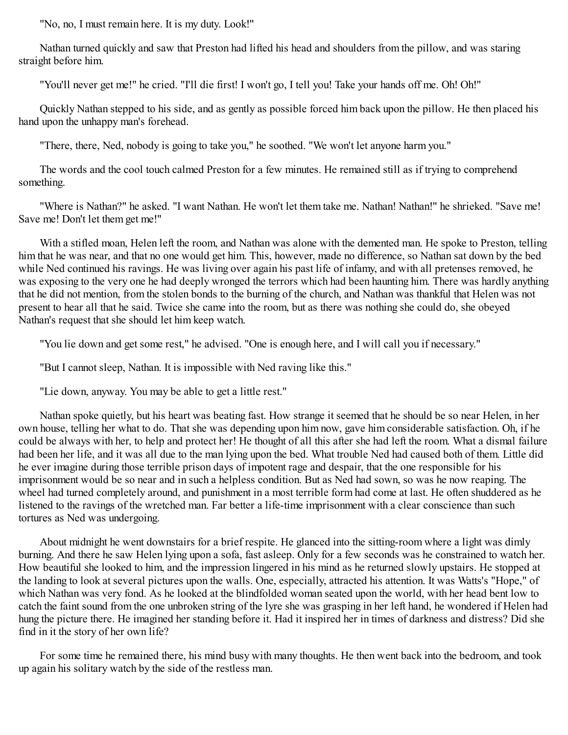"No, no, I must remain here. It is my duty. Look!"

Nathan turned quickly and saw that Preston had lifted his head and shoulders from the pillow, and was staring straight before him.

"You'll never get me!" he cried. "I'll die first! I won't go, I tell you! Take your hands off me. Oh! Oh!"

Quickly Nathan stepped to his side, and as gently as possible forced him back upon the pillow. He then placed his hand upon the unhappy man's forehead.

"There, there, Ned, nobody is going to take you," he soothed. "We won't let anyone harm you."

The words and the cool touch calmed Preston for a few minutes. He remained still as if trying to comprehend something.

"Where is Nathan?" he asked. "I want Nathan. He won't let them take me. Nathan! Nathan!" he shrieked. "Save me! Save me! Don't let them get me!"

With a stifled moan, Helen left the room, and Nathan was alone with the demented man. He spoke to Preston, telling him that he was near, and that no one would get him. This, however, made no difference, so Nathan sat down by the bed while Ned continued his ravings. He was living over again his past life of infamy, and with all pretenses removed, he was exposing to the very one he had deeply wronged the terrors which had been haunting him. There was hardly anything that he did not mention, from the stolen bonds to the burning of the church, and Nathan was thankful that Helen was not present to hear all that he said. Twice she came into the room, but as there was nothing she could do, she obeyed Nathan's request that she should let him keep watch.

"You lie down and get some rest," he advised. "One is enough here, and I will call you if necessary."

"But I cannot sleep, Nathan. It is impossible with Ned raving like this."

"Lie down, anyway. You may be able to get a little rest."

Nathan spoke quietly, but his heart was beating fast. How strange it seemed that he should be so near Helen, in her own house, telling her what to do. That she was depending upon him now, gave him considerable satisfaction. Oh, if he could be always with her, to help and protect her! He thought of all this after she had left the room. What a dismal failure had been her life, and it was all due to the man lying upon the bed. What trouble Ned had caused both of them. Little did he ever imagine during those terrible prison days of impotent rage and despair, that the one responsible for his imprisonment would be so near and in such a helpless condition. But as Ned had sown, so was he now reaping. The wheel had turned completely around, and punishment in a most terrible form had come at last. He often shuddered as he listened to the ravings of the wretched man. Far better a life-time imprisonment with a clear conscience than such tortures as Ned was undergoing.

About midnight he went downstairs for a brief respite. He glanced into the sitting-room where a light was dimly burning. And there he saw Helen lying upon a sofa, fast asleep. Only for a few seconds was he constrained to watch her. How beautiful she looked to him, and the impression lingered in his mind as he returned slowly upstairs. He stopped at the landing to look at several pictures upon the walls. One, especially, attracted his attention. It was Watts's "Hope," of which Nathan was very fond. As he looked at the blindfolded woman seated upon the world, with her head bent low to catch the faint sound from the one unbroken string of the lyre she was grasping in her left hand, he wondered if Helen had hung the picture there. He imagined her standing before it. Had it inspired her in times of darkness and distress? Did she find in it the story of her own life?

For some time he remained there, his mind busy with many thoughts. He then went back into the bedroom, and took up again his solitary watch by the side of the restless man.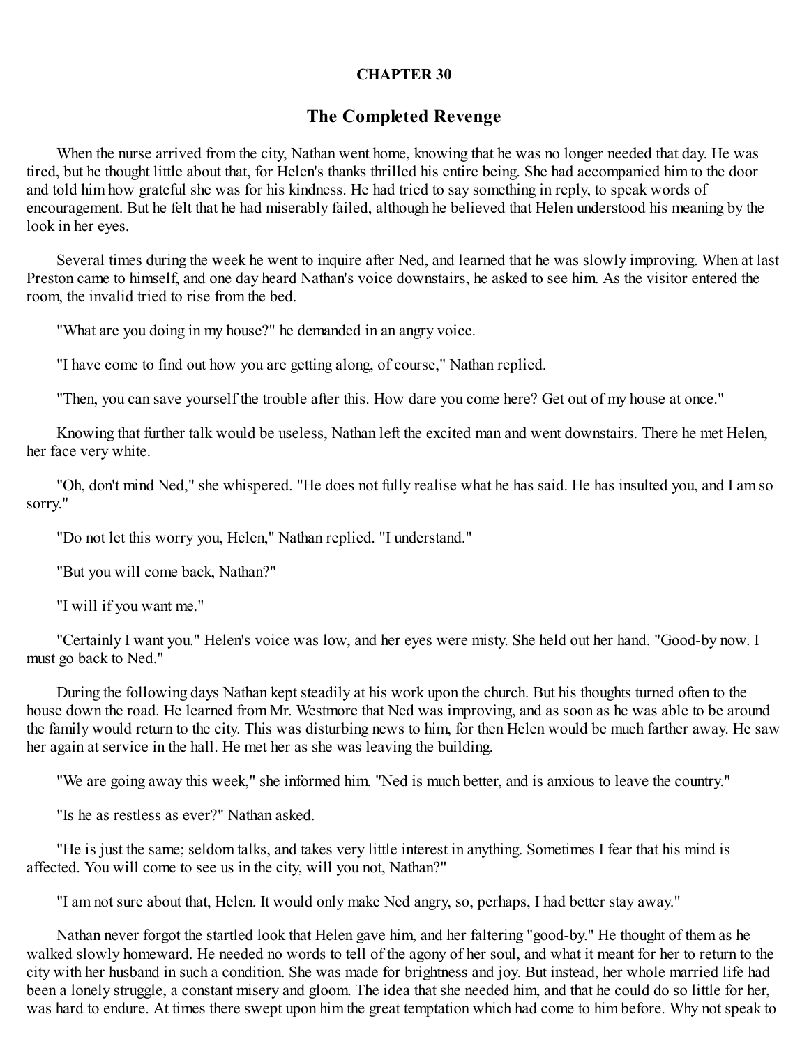## CHAPTER 30

## The Completed Revenge

When the nurse arrived from the city, Nathan went home, knowing that he was no longer needed that day. He was tired, but he thought little about that, for Helen's thanks thrilled his entire being. She had accompanied him to the door and told him how grateful she was for his kindness. He had tried to say something in reply, to speak words of encouragement. But he felt that he had miserably failed, although he believed that Helen understood his meaning by the look in her eyes.

Several times during the week he went to inquire after Ned, and learned that he was slowly improving. When at last Preston came to himself, and one day heard Nathan's voice downstairs, he asked to see him. As the visitor entered the room, the invalid tried to rise from the bed.

"What are you doing in my house?" he demanded in an angry voice.

"I have come to find out how you are getting along, of course," Nathan replied.

"Then, you can save yourself the trouble after this. How dare you come here? Get out of my house at once."

Knowing that further talk would be useless, Nathan left the excited man and went downstairs. There he met Helen, her face very white.

"Oh, don't mind Ned," she whispered. "He does not fully realise what he has said. He has insulted you, and I am so sorry."

"Do not let this worry you, Helen," Nathan replied. "I understand."

"But you will come back, Nathan?"

"I will if you want me."

"Certainly I want you." Helen's voice was low, and her eyes were misty. She held out her hand. "Good-by now. I must go back to Ned."

During the following days Nathan kept steadily at his work upon the church. But his thoughts turned often to the house down the road. He learned from Mr. Westmore that Ned was improving, and as soon as he was able to be around the family would return to the city. This was disturbing news to him, for then Helen would be much farther away. He saw her again at service in the hall. He met her as she was leaving the building.

"We are going away this week," she informed him. "Ned is much better, and is anxious to leave the country."

"Is he as restless as ever?" Nathan asked.

"He is just the same; seldom talks, and takes very little interest in anything. Sometimes I fear that his mind is affected. You will come to see us in the city, will you not, Nathan?"

"I am not sure about that, Helen. It would only make Ned angry, so, perhaps, I had better stay away."

Nathan never forgot the startled look that Helen gave him, and her faltering "good-by." He thought of them as he walked slowly homeward. He needed no words to tell of the agony of her soul, and what it meant for her to return to the city with her husband in such a condition. She was made for brightness and joy. But instead, her whole married life had been a lonely struggle, a constant misery and gloom. The idea that she needed him, and that he could do so little for her, was hard to endure. At times there swept upon him the great temptation which had come to him before. Why not speak to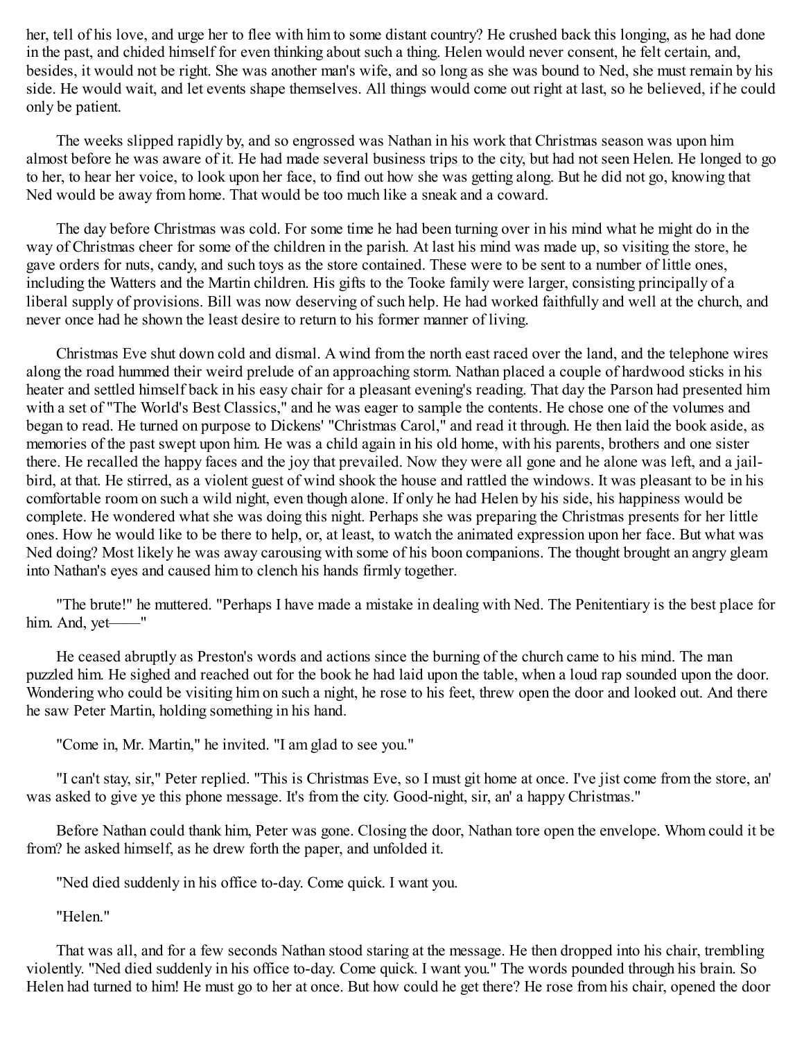her, tell of his love, and urge her to flee with him to some distant country? He crushed back this longing, as he had done in the past, and chided himself for even thinking about such a thing. Helen would never consent, he felt certain, and, besides, it would not be right. She was another man's wife, and so long as she was bound to Ned, she must remain by his side. He would wait, and let events shape themselves. All things would come out right at last, so he believed, if he could only be patient.

The weeks slipped rapidly by, and so engrossed was Nathan in his work that Christmas season was upon him almost before he was aware of it. He had made several business trips to the city, but had not seen Helen. He longed to go to her, to hear her voice, to look upon her face, to find out how she was getting along. But he did not go, knowing that Ned would be away from home. That would be too much like a sneak and a coward.

The day before Christmas was cold. For some time he had been turning over in his mind what he might do in the way of Christmas cheer for some of the children in the parish. At last his mind was made up, so visiting the store, he gave orders for nuts, candy, and such toys as the store contained. These were to be sent to a number of little ones, including the Watters and the Martin children. His gifts to the Tooke family were larger, consisting principally of a liberal supply of provisions. Bill was now deserving of such help. He had worked faithfully and well at the church, and never once had he shown the least desire to return to his former manner of living.

Christmas Eve shut down cold and dismal. A wind from the north east raced over the land, and the telephone wires along the road hummed their weird prelude of an approaching storm. Nathan placed a couple of hardwood sticks in his heater and settled himself back in his easy chair for a pleasant evening's reading. That day the Parson had presented him with a set of "The World's Best Classics," and he was eager to sample the contents. He chose one of the volumes and began to read. He turned on purpose to Dickens' "Christmas Carol," and read it through. He then laid the book aside, as memories of the past swept upon him. He was a child again in his old home, with his parents, brothers and one sister there. He recalled the happy faces and the joy that prevailed. Now they were all gone and he alone was left, and a jail-bird, at that. He stirred, as a violent guest of wind shook the house and rattled the windows. It was pleasant to be in his comfortable room on such a wild night, even though alone. If only he had Helen by his side, his happiness would be complete. He wondered what she was doing this night. Perhaps she was preparing the Christmas presents for her little ones. How he would like to be there to help, or, at least, to watch the animated expression upon her face. But what was Ned doing? Most likely he was away carousing with some of his boon companions. The thought brought an angry gleam into Nathan's eyes and caused him to clench his hands firmly together.

"The brute!" he muttered. "Perhaps I have made a mistake in dealing with Ned. The Penitentiary is the best place for him. And, yet——"

He ceased abruptly as Preston's words and actions since the burning of the church came to his mind. The man puzzled him. He sighed and reached out for the book he had laid upon the table, when a loud rap sounded upon the door. Wondering who could be visiting him on such a night, he rose to his feet, threw open the door and looked out. And there he saw Peter Martin, holding something in his hand.

"Come in, Mr. Martin," he invited. "I am glad to see you."

"I can't stay, sir," Peter replied. "This is Christmas Eve, so I must git home at once. I've jist come from the store, an' was asked to give ye this phone message. It's from the city. Good-night, sir, an' a happy Christmas."

Before Nathan could thank him, Peter was gone. Closing the door, Nathan tore open the envelope. Whom could it be from? he asked himself, as he drew forth the paper, and unfolded it.

"Ned died suddenly in his office to-day. Come quick. I want you.

"Helen."

That was all, and for a few seconds Nathan stood staring at the message. He then dropped into his chair, trembling violently. "Ned died suddenly in his office to-day. Come quick. I want you." The words pounded through his brain. So Helen had turned to him! He must go to her at once. But how could he get there? He rose from his chair, opened the door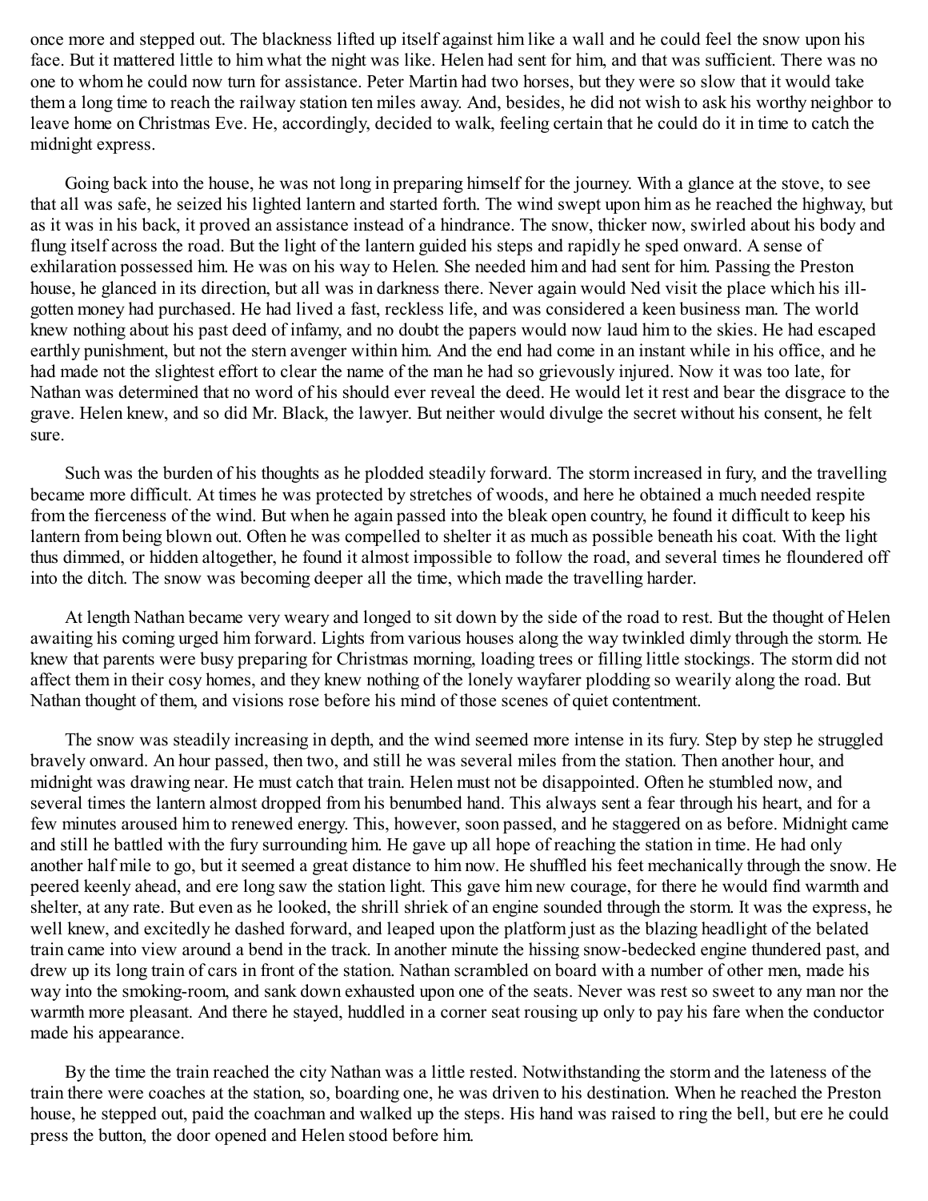once more and stepped out. The blackness lifted up itself against him like a wall and he could feel the snow upon his face. But it mattered little to him what the night was like. Helen had sent for him, and that was sufficient. There was no one to whom he could now turn for assistance. Peter Martin had two horses, but they were so slow that it would take them a long time to reach the railway station ten miles away. And, besides, he did not wish to ask his worthy neighbor to leave home on Christmas Eve. He, accordingly, decided to walk, feeling certain that he could do it in time to catch the midnight express.

Going back into the house, he was not long in preparing himself for the journey. With a glance at the stove, to see that all was safe, he seized his lighted lantern and started forth. The wind swept upon him as he reached the highway, but as it was in his back, it proved an assistance instead of a hindrance. The snow, thicker now, swirled about his body and flung itself across the road. But the light of the lantern guided his steps and rapidly he sped onward. A sense of exhilaration possessed him. He was on his way to Helen. She needed him and had sent for him. Passing the Preston house, he glanced in its direction, but all was in darkness there. Never again would Ned visit the place which his ill-gotten money had purchased. He had lived a fast, reckless life, and was considered a keen business man. The world knew nothing about his past deed of infamy, and no doubt the papers would now laud him to the skies. He had escaped earthly punishment, but not the stern avenger within him. And the end had come in an instant while in his office, and he had made not the slightest effort to clear the name of the man he had so grievously injured. Now it was too late, for Nathan was determined that no word of his should ever reveal the deed. He would let it rest and bear the disgrace to the grave. Helen knew, and so did Mr. Black, the lawyer. But neither would divulge the secret without his consent, he felt sure.

Such was the burden of his thoughts as he plodded steadily forward. The storm increased in fury, and the travelling became more difficult. At times he was protected by stretches of woods, and here he obtained a much needed respite from the fierceness of the wind. But when he again passed into the bleak open country, he found it difficult to keep his lantern from being blown out. Often he was compelled to shelter it as much as possible beneath his coat. With the light thus dimmed, or hidden altogether, he found it almost impossible to follow the road, and several times he floundered off into the ditch. The snow was becoming deeper all the time, which made the travelling harder.

At length Nathan became very weary and longed to sit down by the side of the road to rest. But the thought of Helen awaiting his coming urged him forward. Lights from various houses along the way twinkled dimly through the storm. He knew that parents were busy preparing for Christmas morning, loading trees or filling little stockings. The storm did not affect them in their cosy homes, and they knew nothing of the lonely wayfarer plodding so wearily along the road. But Nathan thought of them, and visions rose before his mind of those scenes of quiet contentment.

The snow was steadily increasing in depth, and the wind seemed more intense in its fury. Step by step he struggled bravely onward. An hour passed, then two, and still he was several miles from the station. Then another hour, and midnight was drawing near. He must catch that train. Helen must not be disappointed. Often he stumbled now, and several times the lantern almost dropped from his benumbed hand. This always sent a fear through his heart, and for a few minutes aroused him to renewed energy. This, however, soon passed, and he staggered on as before. Midnight came and still he battled with the fury surrounding him. He gave up all hope of reaching the station in time. He had only another half mile to go, but it seemed a great distance to him now. He shuffled his feet mechanically through the snow. He peered keenly ahead, and ere long saw the station light. This gave him new courage, for there he would find warmth and shelter, at any rate. But even as he looked, the shrill shriek of an engine sounded through the storm. It was the express, he well knew, and excitedly he dashed forward, and leaped upon the platform just as the blazing headlight of the belated train came into view around a bend in the track. In another minute the hissing snow-bedecked engine thundered past, and drew up its long train of cars in front of the station. Nathan scrambled on board with a number of other men, made his way into the smoking-room, and sank down exhausted upon one of the seats. Never was rest so sweet to any man nor the warmth more pleasant. And there he stayed, huddled in a corner seat rousing up only to pay his fare when the conductor made his appearance.

By the time the train reached the city Nathan was a little rested. Notwithstanding the storm and the lateness of the train there were coaches at the station, so, boarding one, he was driven to his destination. When he reached the Preston house, he stepped out, paid the coachman and walked up the steps. His hand was raised to ring the bell, but ere he could press the button, the door opened and Helen stood before him.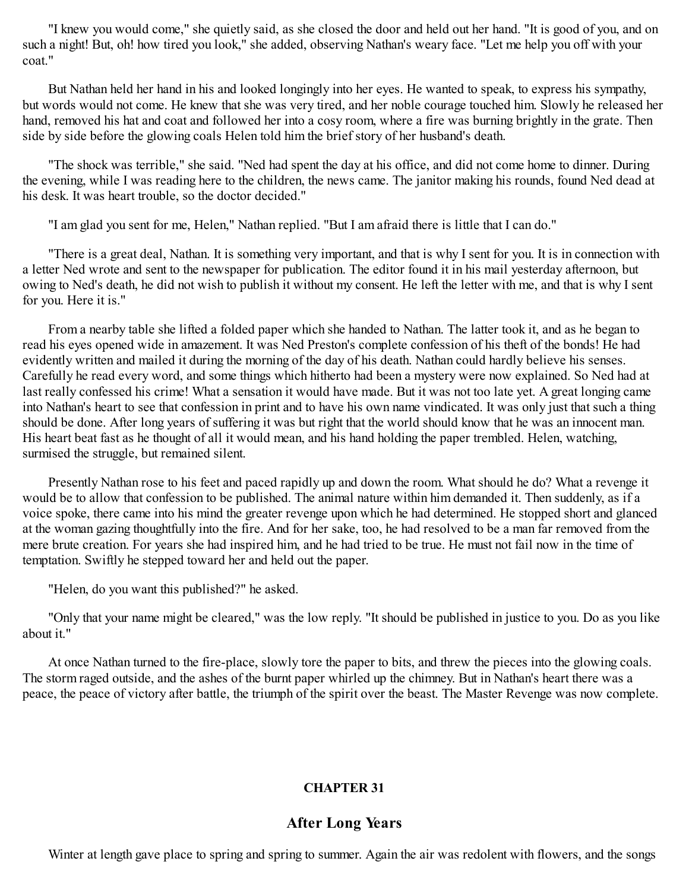"I knew you would come," she quietly said, as she closed the door and held out her hand. "It is good of you, and on such a night! But, oh! how tired you look," she added, observing Nathan's weary face. "Let me help you off with your coat."

But Nathan held her hand in his and looked longingly into her eyes. He wanted to speak, to express his sympathy, but words would not come. He knew that she was very tired, and her noble courage touched him. Slowly he released her hand, removed his hat and coat and followed her into a cosy room, where a fire was burning brightly in the grate. Then side by side before the glowing coals Helen told him the brief story of her husband's death.

"The shock was terrible," she said. "Ned had spent the day at his office, and did not come home to dinner. During the evening, while I was reading here to the children, the news came. The janitor making his rounds, found Ned dead at his desk. It was heart trouble, so the doctor decided."

"I am glad you sent for me, Helen," Nathan replied. "But I am afraid there is little that I can do."

"There is a great deal, Nathan. It is something very important, and that is why I sent for you. It is in connection with a letter Ned wrote and sent to the newspaper for publication. The editor found it in his mail yesterday afternoon, but owing to Ned's death, he did not wish to publish it without my consent. He left the letter with me, and that is why I sent for you. Here it is."

From a nearby table she lifted a folded paper which she handed to Nathan. The latter took it, and as he began to read his eyes opened wide in amazement. It was Ned Preston's complete confession of his theft of the bonds! He had evidently written and mailed it during the morning of the day of his death. Nathan could hardly believe his senses. Carefully he read every word, and some things which hitherto had been a mystery were now explained. So Ned had at last really confessed his crime! What a sensation it would have made. But it was not too late yet. A great longing came into Nathan's heart to see that confession in print and to have his own name vindicated. It was only just that such a thing should be done. After long years of suffering it was but right that the world should know that he was an innocent man. His heart beat fast as he thought of all it would mean, and his hand holding the paper trembled. Helen, watching, surmised the struggle, but remained silent.

Presently Nathan rose to his feet and paced rapidly up and down the room. What should he do? What a revenge it would be to allow that confession to be published. The animal nature within him demanded it. Then suddenly, as if a voice spoke, there came into his mind the greater revenge upon which he had determined. He stopped short and glanced at the woman gazing thoughtfully into the fire. And for her sake, too, he had resolved to be a man far removed from the mere brute creation. For years she had inspired him, and he had tried to be true. He must not fail now in the time of temptation. Swiftly he stepped toward her and held out the paper.

"Helen, do you want this published?" he asked.

"Only that your name might be cleared," was the low reply. "It should be published in justice to you. Do as you like about it."

At once Nathan turned to the fire-place, slowly tore the paper to bits, and threw the pieces into the glowing coals. The storm raged outside, and the ashes of the burnt paper whirled up the chimney. But in Nathan's heart there was a peace, the peace of victory after battle, the triumph of the spirit over the beast. The Master Revenge was now complete.

## CHAPTER 31

## After Long Years

Winter at length gave place to spring and spring to summer. Again the air was redolent with flowers, and the songs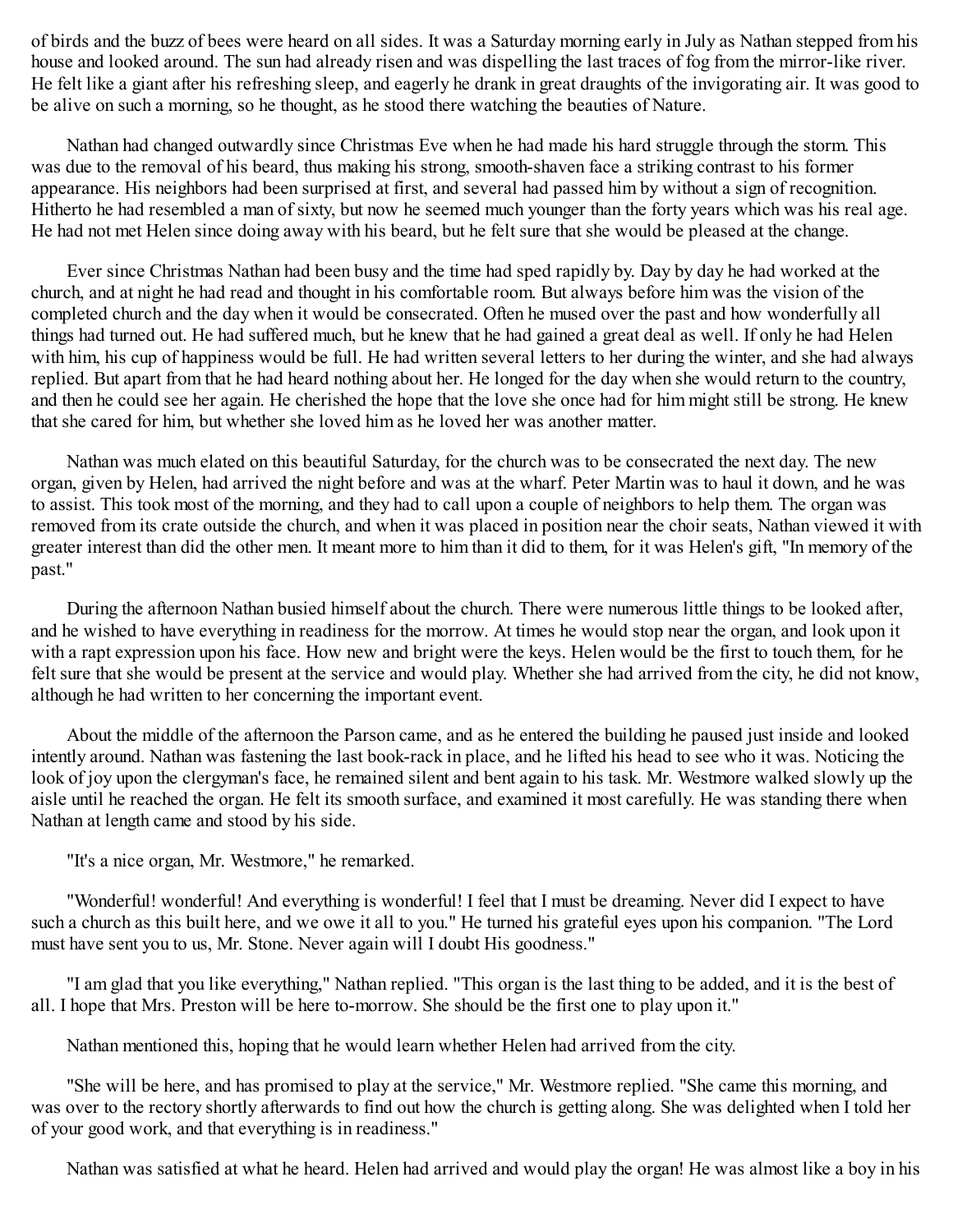of birds and the buzz of bees were heard on all sides. It was a Saturday morning early in July as Nathan stepped from his house and looked around. The sun had already risen and was dispelling the last traces of fog from the mirror-like river. He felt like a giant after his refreshing sleep, and eagerly he drank in great draughts of the invigorating air. It was good to be alive on such a morning, so he thought, as he stood there watching the beauties of Nature.

Nathan had changed outwardly since Christmas Eve when he had made his hard struggle through the storm. This was due to the removal of his beard, thus making his strong, smooth-shaven face a striking contrast to his former appearance. His neighbors had been surprised at first, and several had passed him by without a sign of recognition. Hitherto he had resembled a man of sixty, but now he seemed much younger than the forty years which was his real age. He had not met Helen since doing away with his beard, but he felt sure that she would be pleased at the change.

Ever since Christmas Nathan had been busy and the time had sped rapidly by. Day by day he had worked at the church, and at night he had read and thought in his comfortable room. But always before him was the vision of the completed church and the day when it would be consecrated. Often he mused over the past and how wonderfully all things had turned out. He had suffered much, but he knew that he had gained a great deal as well. If only he had Helen with him, his cup of happiness would be full. He had written several letters to her during the winter, and she had always replied. But apart from that he had heard nothing about her. He longed for the day when she would return to the country, and then he could see her again. He cherished the hope that the love she once had for him might still be strong. He knew that she cared for him, but whether she loved him as he loved her was another matter.

Nathan was much elated on this beautiful Saturday, for the church was to be consecrated the next day. The new organ, given by Helen, had arrived the night before and was at the wharf. Peter Martin was to haul it down, and he was to assist. This took most of the morning, and they had to call upon a couple of neighbors to help them. The organ was removed from its crate outside the church, and when it was placed in position near the choir seats, Nathan viewed it with greater interest than did the other men. It meant more to him than it did to them, for it was Helen's gift, "In memory of the past."

During the afternoon Nathan busied himself about the church. There were numerous little things to be looked after, and he wished to have everything in readiness for the morrow. At times he would stop near the organ, and look upon it with a rapt expression upon his face. How new and bright were the keys. Helen would be the first to touch them, for he felt sure that she would be present at the service and would play. Whether she had arrived from the city, he did not know, although he had written to her concerning the important event.

About the middle of the afternoon the Parson came, and as he entered the building he paused just inside and looked intently around. Nathan was fastening the last book-rack in place, and he lifted his head to see who it was. Noticing the look of joy upon the clergyman's face, he remained silent and bent again to his task. Mr. Westmore walked slowly up the aisle until he reached the organ. He felt its smooth surface, and examined it most carefully. He was standing there when Nathan at length came and stood by his side.

"It's a nice organ, Mr. Westmore," he remarked.

"Wonderful! wonderful! And everything is wonderful! I feel that I must be dreaming. Never did I expect to have such a church as this built here, and we owe it all to you." He turned his grateful eyes upon his companion. "The Lord must have sent you to us, Mr. Stone. Never again will I doubt His goodness."

"I am glad that you like everything," Nathan replied. "This organ is the last thing to be added, and it is the best of all. I hope that Mrs. Preston will be here to-morrow. She should be the first one to play upon it."

Nathan mentioned this, hoping that he would learn whether Helen had arrived from the city.

"She will be here, and has promised to play at the service," Mr. Westmore replied. "She came this morning, and was over to the rectory shortly afterwards to find out how the church is getting along. She was delighted when I told her of your good work, and that everything is in readiness."

Nathan was satisfied at what he heard. Helen had arrived and would play the organ! He was almost like a boy in his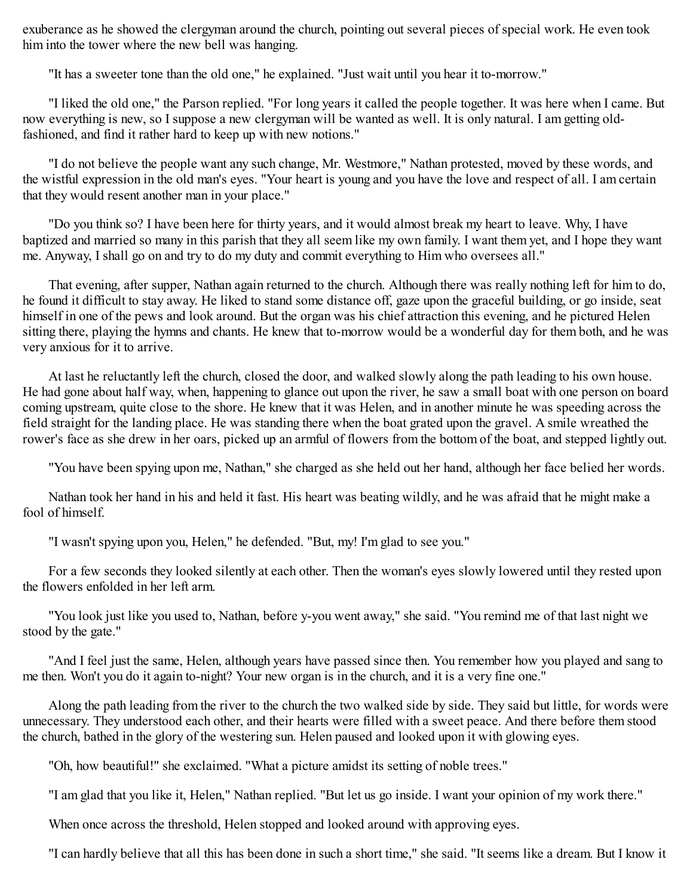exuberance as he showed the clergyman around the church, pointing out several pieces of special work. He even took him into the tower where the new bell was hanging.

"It has a sweeter tone than the old one," he explained. "Just wait until you hear it to-morrow."

"I liked the old one," the Parson replied. "For long years it called the people together. It was here when I came. But now everything is new, so I suppose a new clergyman will be wanted as well. It is only natural. I am getting old-fashioned, and find it rather hard to keep up with new notions."

"I do not believe the people want any such change, Mr. Westmore," Nathan protested, moved by these words, and the wistful expression in the old man's eyes. "Your heart is young and you have the love and respect of all. I am certain that they would resent another man in your place."

"Do you think so? I have been here for thirty years, and it would almost break my heart to leave. Why, I have baptized and married so many in this parish that they all seem like my own family. I want them yet, and I hope they want me. Anyway, I shall go on and try to do my duty and commit everything to Him who oversees all."

That evening, after supper, Nathan again returned to the church. Although there was really nothing left for him to do, he found it difficult to stay away. He liked to stand some distance off, gaze upon the graceful building, or go inside, seat himself in one of the pews and look around. But the organ was his chief attraction this evening, and he pictured Helen sitting there, playing the hymns and chants. He knew that to-morrow would be a wonderful day for them both, and he was very anxious for it to arrive.

At last he reluctantly left the church, closed the door, and walked slowly along the path leading to his own house. He had gone about half way, when, happening to glance out upon the river, he saw a small boat with one person on board coming upstream, quite close to the shore. He knew that it was Helen, and in another minute he was speeding across the field straight for the landing place. He was standing there when the boat grated upon the gravel. A smile wreathed the rower's face as she drew in her oars, picked up an armful of flowers from the bottom of the boat, and stepped lightly out.

"You have been spying upon me, Nathan," she charged as she held out her hand, although her face belied her words.

Nathan took her hand in his and held it fast. His heart was beating wildly, and he was afraid that he might make a fool of himself.

"I wasn't spying upon you, Helen," he defended. "But, my! I'm glad to see you."

For a few seconds they looked silently at each other. Then the woman's eyes slowly lowered until they rested upon the flowers enfolded in her left arm.

"You look just like you used to, Nathan, before y-you went away," she said. "You remind me of that last night we stood by the gate."

"And I feel just the same, Helen, although years have passed since then. You remember how you played and sang to me then. Won't you do it again to-night? Your new organ is in the church, and it is a very fine one."

Along the path leading from the river to the church the two walked side by side. They said but little, for words were unnecessary. They understood each other, and their hearts were filled with a sweet peace. And there before them stood the church, bathed in the glory of the westering sun. Helen paused and looked upon it with glowing eyes.

"Oh, how beautiful!" she exclaimed. "What a picture amidst its setting of noble trees."

"I am glad that you like it, Helen," Nathan replied. "But let us go inside. I want your opinion of my work there."

When once across the threshold, Helen stopped and looked around with approving eyes.

"I can hardly believe that all this has been done in such a short time," she said. "It seems like a dream. But I know it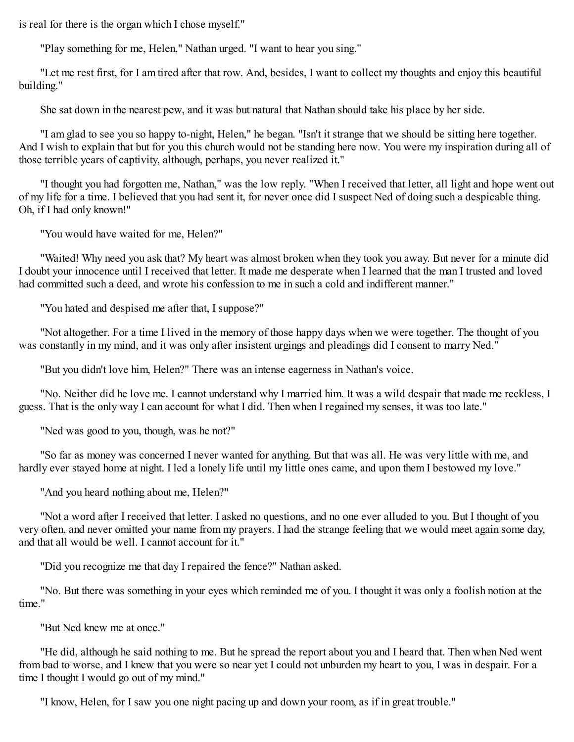is real for there is the organ which I chose myself."

"Play something for me, Helen," Nathan urged. "I want to hear you sing."

"Let me rest first, for I am tired after that row. And, besides, I want to collect my thoughts and enjoy this beautiful building."

She sat down in the nearest pew, and it was but natural that Nathan should take his place by her side.

"I am glad to see you so happy to-night, Helen," he began. "Isn't it strange that we should be sitting here together. And I wish to explain that but for you this church would not be standing here now. You were my inspiration during all of those terrible years of captivity, although, perhaps, you never realized it."

"I thought you had forgotten me, Nathan," was the low reply. "When I received that letter, all light and hope went out of my life for a time. I believed that you had sent it, for never once did I suspect Ned of doing such a despicable thing. Oh, if I had only known!"

"You would have waited for me, Helen?"

"Waited! Why need you ask that? My heart was almost broken when they took you away. But never for a minute did I doubt your innocence until I received that letter. It made me desperate when I learned that the man I trusted and loved had committed such a deed, and wrote his confession to me in such a cold and indifferent manner."

"You hated and despised me after that, I suppose?"

"Not altogether. For a time I lived in the memory of those happy days when we were together. The thought of you was constantly in my mind, and it was only after insistent urgings and pleadings did I consent to marry Ned."

"But you didn't love him, Helen?" There was an intense eagerness in Nathan's voice.

"No. Neither did he love me. I cannot understand why I married him. It was a wild despair that made me reckless, I guess. That is the only way I can account for what I did. Then when I regained my senses, it was too late."

"Ned was good to you, though, was he not?"

"So far as money was concerned I never wanted for anything. But that was all. He was very little with me, and hardly ever stayed home at night. I led a lonely life until my little ones came, and upon them I bestowed my love."

"And you heard nothing about me, Helen?"

"Not a word after I received that letter. I asked no questions, and no one ever alluded to you. But I thought of you very often, and never omitted your name from my prayers. I had the strange feeling that we would meet again some day, and that all would be well. I cannot account for it."

"Did you recognize me that day I repaired the fence?" Nathan asked.

"No. But there was something in your eyes which reminded me of you. I thought it was only a foolish notion at the time."

"But Ned knew me at once."

"He did, although he said nothing to me. But he spread the report about you and I heard that. Then when Ned went from bad to worse, and I knew that you were so near yet I could not unburden my heart to you, I was in despair. For a time I thought I would go out of my mind."

"I know, Helen, for I saw you one night pacing up and down your room, as if in great trouble."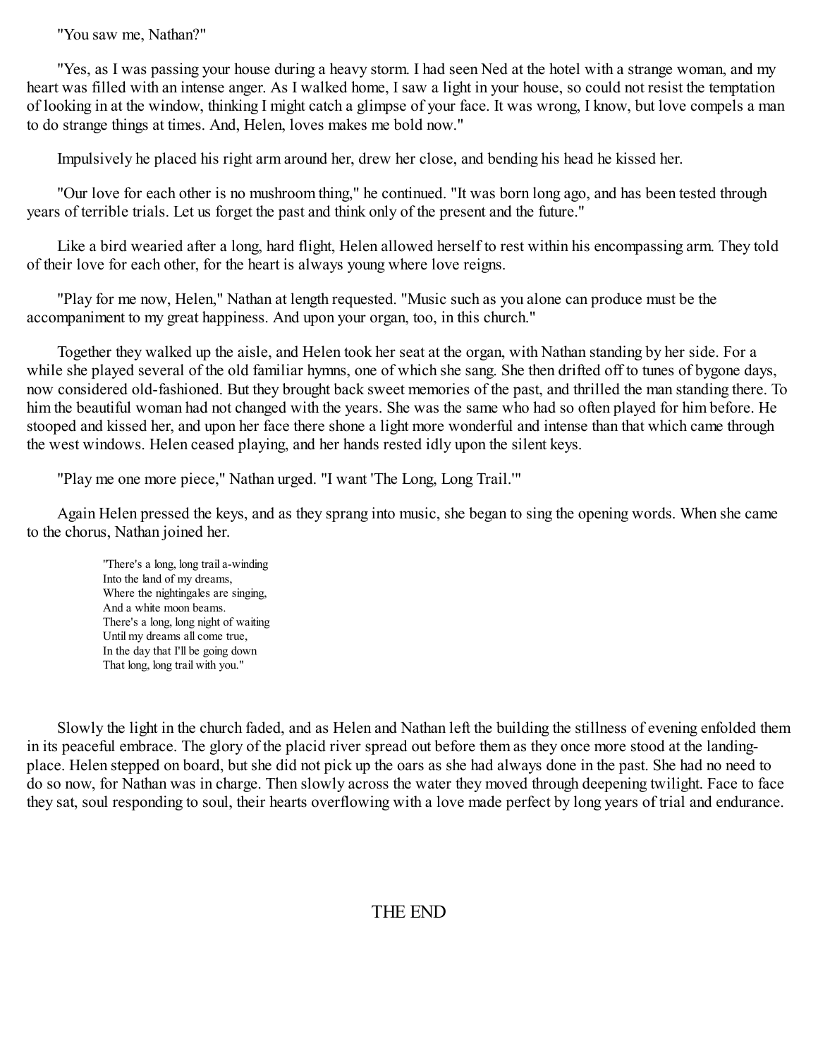"You saw me, Nathan?"

"Yes, as I was passing your house during a heavy storm. I had seen Ned at the hotel with a strange woman, and my heart was filled with an intense anger. As I walked home, I saw a light in your house, so could not resist the temptation of looking in at the window, thinking I might catch a glimpse of your face. It was wrong, I know, but love compels a man to do strange things at times. And, Helen, loves makes me bold now."

Impulsively he placed his right arm around her, drew her close, and bending his head he kissed her.

"Our love for each other is no mushroom thing," he continued. "It was born long ago, and has been tested through years of terrible trials. Let us forget the past and think only of the present and the future."

Like a bird wearied after a long, hard flight, Helen allowed herself to rest within his encompassing arm. They told of their love for each other, for the heart is always young where love reigns.

"Play for me now, Helen," Nathan at length requested. "Music such as you alone can produce must be the accompaniment to my great happiness. And upon your organ, too, in this church."

Together they walked up the aisle, and Helen took her seat at the organ, with Nathan standing by her side. For a while she played several of the old familiar hymns, one of which she sang. She then drifted off to tunes of bygone days, now considered old-fashioned. But they brought back sweet memories of the past, and thrilled the man standing there. To him the beautiful woman had not changed with the years. She was the same who had so often played for him before. He stooped and kissed her, and upon her face there shone a light more wonderful and intense than that which came through the west windows. Helen ceased playing, and her hands rested idly upon the silent keys.

"Play me one more piece," Nathan urged. "I want 'The Long, Long Trail.'"

Again Helen pressed the keys, and as they sprang into music, she began to sing the opening words. When she came to the chorus, Nathan joined her.

> "There's a long, long trail a-winding
> Into the land of my dreams,
> Where the nightingales are singing,
> And a white moon beams.
> There's a long, long night of waiting
> Until my dreams all come true,
> In the day that I'll be going down
> That long, long trail with you."

Slowly the light in the church faded, and as Helen and Nathan left the building the stillness of evening enfolded them in its peaceful embrace. The glory of the placid river spread out before them as they once more stood at the landing-place. Helen stepped on board, but she did not pick up the oars as she had always done in the past. She had no need to do so now, for Nathan was in charge. Then slowly across the water they moved through deepening twilight. Face to face they sat, soul responding to soul, their hearts overflowing with a love made perfect by long years of trial and endurance.

THE END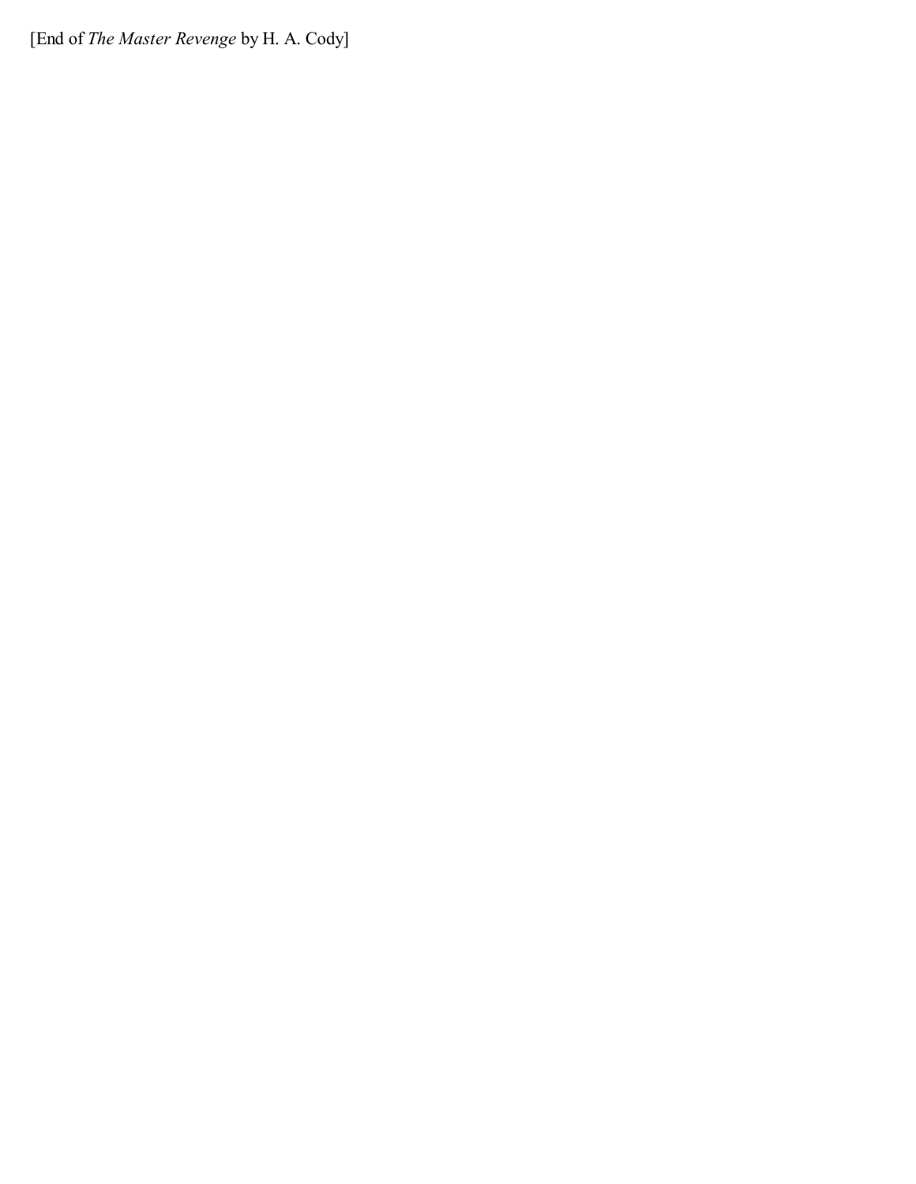[End of *The Master Revenge* by H. A. Cody]